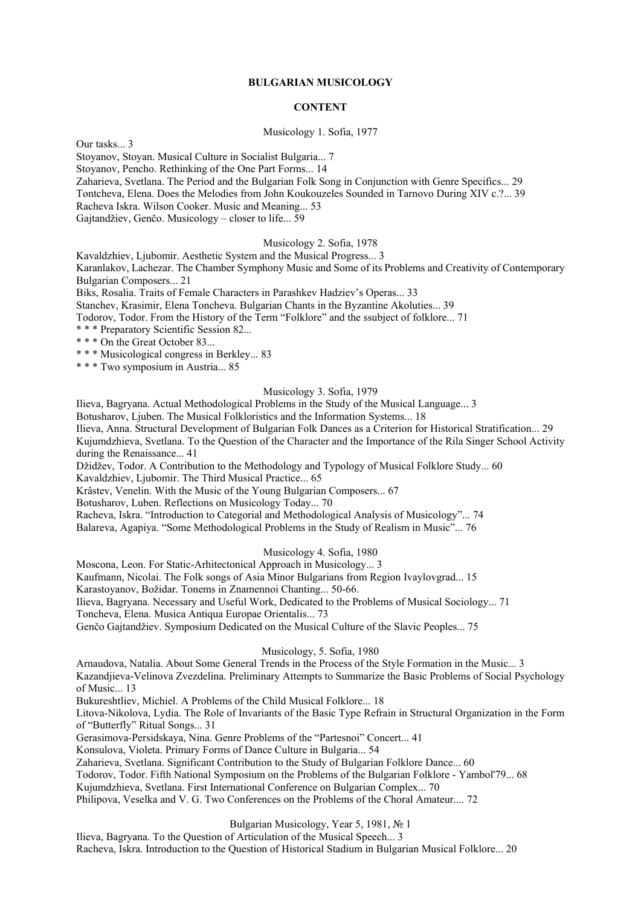**BULGARIAN MUSICOLOGY**

**CONTENT**

Musicology 1. Sofia, 1977

Our tasks... 3
Stoyanov, Stoyan. Musical Culture in Socialist Bulgaria... 7
Stoyanov, Pencho. Rethinking of the One Part Forms... 14
Zaharieva, Svetlana. The Period and the Bulgarian Folk Song in Conjunction with Genre Specifics... 29
Tontcheva, Elena. Does the Melodies from John Koukouzeles Sounded in Tarnovo During XIV c.?... 39
Racheva Iskra. Wilson Cooker. Music and Meaning... 53
Gajtandžiev, Genčo. Musicology – closer to life... 59

Musicology 2. Sofia, 1978

Kavaldzhiev, Ljubomir. Aesthetic System and the Musical Progress... 3
Karanlakov, Lachezar. The Chamber Symphony Music and Some of its Problems and Creativity of Contemporary Bulgarian Composers... 21
Biks, Rosalia. Traits of Female Characters in Parashkev Hadziev's Operas... 33
Stanchev, Krasimir, Elena Toncheva. Bulgarian Chants in the Byzantine Akoluties... 39
Todorov, Todor. From the History of the Term "Folklore" and the ssubject of folklore... 71
* * * Preparatory Scientific Session 82...
* * * On the Great October 83...
* * * Musicological congress in Berkley... 83
* * * Two symposium in Austria... 85

Musicology 3. Sofia, 1979

Ilieva, Bagryana. Actual Methodological Problems in the Study of the Musical Language... 3
Botusharov, Ljuben. The Musical Folkloristics and the Information Systems... 18
Ilieva, Anna. Structural Development of Bulgarian Folk Dances as a Criterion for Historical Stratification... 29
Kujumdzhieva, Svetlana. To the Question of the Character and the Importance of the Rila Singer School Activity during the Renaissance... 41
Džidžev, Todor. A Contribution to the Methodology and Typology of Musical Folklore Study... 60
Kavaldzhiev, Ljubomir. The Third Musical Practice... 65
Krâstev, Venelin. With the Music of the Young Bulgarian Composers... 67
Botusharov, Luben. Reflections on Musicology Today... 70
Racheva, Iskra. "Introduction to Categorial and Methodological Analysis of Musicology"... 74
Balareva, Agapiya. "Some Methodological Problems in the Study of Realism in Music"... 76

Musicology 4. Sofia, 1980

Moscona, Leon. For Static-Arhitectonical Approach in Musicology... 3
Kaufmann, Nicolai. The Folk songs of Asia Minor Bulgarians from Region Ivaylovgrad... 15
Karastoyanov, Božidar. Tonems in Znamennoi Chanting... 50-66.
Ilieva, Bagryana. Necessary and Useful Work, Dedicated to the Problems of Musical Sociology... 71
Toncheva, Elena. Musica Antiqua Europae Orientalis... 73
Genčo Gajtandžiev. Symposium Dedicated on the Musical Culture of the Slavic Peoples... 75

Musicology, 5. Sofia, 1980

Arnaudova, Natalia. About Some General Trends in the Process of the Style Formation in the Music... 3
Kazandjieva-Velinova Zvezdelina. Preliminary Attempts to Summarize the Basic Problems of Social Psychology of Music... 13
Bukureshtliev, Michiel. A Problems of the Child Musical Folklore... 18
Litova-Nikolova, Lydia. The Role of Invariants of the Basic Type Refrain in Structural Organization in the Form of "Butterfly" Ritual Songs... 31
Gerasimova-Persidskaya, Nina. Genre Problems of the "Partesnoi" Concert... 41
Konsulova, Violeta. Primary Forms of Dance Culture in Bulgaria... 54
Zaharieva, Svetlana. Significant Contribution to the Study of Bulgarian Folklore Dance... 60
Todorov, Todor. Fifth National Symposium on the Problems of the Bulgarian Folklore - Yambol'79... 68
Kujumdzhieva, Svetlana. First International Conference on Bulgarian Complex... 70
Philipova, Veselka and V. G. Two Conferences on the Problems of the Choral Amateur.... 72

Bulgarian Musicology, Year 5, 1981, № 1

Ilieva, Bagryana. To the Question of Articulation of the Musical Speech... 3
Racheva, Iskra. Introduction to the Question of Historical Stadium in Bulgarian Musical Folklore... 20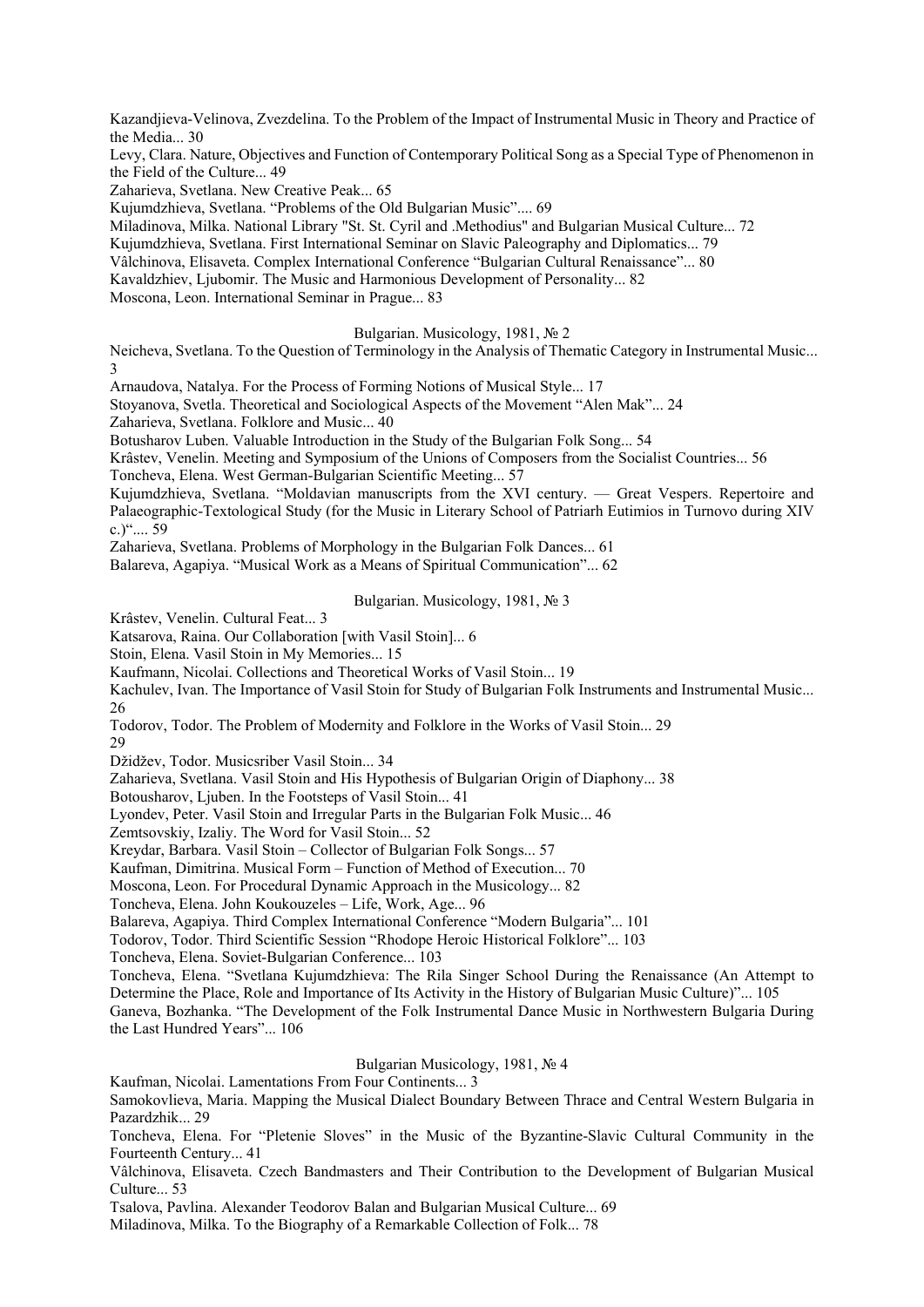Kazandjieva-Velinova, Zvezdelina. To the Problem of the Impact of Instrumental Music in Theory and Practice of the Media... 30

Levy, Clara. Nature, Objectives and Function of Contemporary Political Song as a Special Type of Phenomenon in the Field of the Culture... 49

Zaharieva, Svetlana. New Creative Peak... 65

Kujumdzhieva, Svetlana. “Problems of the Old Bulgarian Music”.... 69

Miladinova, Milka. National Library "St. St. Cyril and .Methodius" and Bulgarian Musical Culture... 72

Kujumdzhieva, Svetlana. First International Seminar on Slavic Paleography and Diplomatics... 79

Vâlchinova, Elisaveta. Complex International Conference “Bulgarian Cultural Renaissance”... 80

Kavaldzhiev, Ljubomir. The Music and Harmonious Development of Personality... 82

Moscona, Leon. International Seminar in Prague... 83

## Bulgarian. Musicology, 1981, № 2

Neicheva, Svetlana. To the Question of Terminology in the Analysis of Thematic Category in Instrumental Music... 3

Arnaudova, Natalya. For the Process of Forming Notions of Musical Style... 17

Stoyanova, Svetla. Theoretical and Sociological Aspects of the Movement “Alen Mak”... 24

Zaharieva, Svetlana. Folklore and Music... 40

Botusharov Luben. Valuable Introduction in the Study of the Bulgarian Folk Song... 54

Krâstev, Venelin. Meeting and Symposium of the Unions of Composers from the Socialist Countries... 56

Toncheva, Elena. West German-Bulgarian Scientific Meeting... 57

Kujumdzhieva, Svetlana. “Moldavian manuscripts from the XVI century. — Great Vespers. Repertoire and Palaeographic-Textological Study (for the Music in Literary School of Patriarh Eutimios in Turnovo during XIV c.)“.... 59

Zaharieva, Svetlana. Problems of Morphology in the Bulgarian Folk Dances... 61

Balareva, Agapiya. “Musical Work as a Means of Spiritual Communication”... 62

## Bulgarian. Musicology, 1981, № 3

Krâstev, Venelin. Cultural Feat... 3

Katsarova, Raina. Our Collaboration [with Vasil Stoin]... 6

Stoin, Elena. Vasil Stoin in My Memories... 15

Kaufmann, Nicolai. Collections and Theoretical Works of Vasil Stoin... 19

Kachulev, Ivan. The Importance of Vasil Stoin for Study of Bulgarian Folk Instruments and Instrumental Music... 26

Todorov, Todor. The Problem of Modernity and Folklore in the Works of Vasil Stoin... 29
29

Džidžev, Todor. Musicsriber Vasil Stoin... 34

Zaharieva, Svetlana. Vasil Stoin and His Hypothesis of Bulgarian Origin of Diaphony... 38

Botousharov, Ljuben. In the Footsteps of Vasil Stoin... 41

Lyondev, Peter. Vasil Stoin and Irregular Parts in the Bulgarian Folk Music... 46

Zemtsovskiy, Izaliy. The Word for Vasil Stoin... 52

Kreydar, Barbara. Vasil Stoin – Collector of Bulgarian Folk Songs... 57

Kaufman, Dimitrina. Musical Form – Function of Method of Execution... 70

Moscona, Leon. For Procedural Dynamic Approach in the Musicology... 82

Toncheva, Elena. John Koukouzeles – Life, Work, Age... 96

Balareva, Agapiya. Third Complex International Conference “Modern Bulgaria”... 101

Todorov, Todor. Third Scientific Session “Rhodope Heroic Historical Folklore”... 103

Toncheva, Elena. Soviet-Bulgarian Conference... 103

Toncheva, Elena. “Svetlana Kujumdzhieva: The Rila Singer School During the Renaissance (An Attempt to Determine the Place, Role and Importance of Its Activity in the History of Bulgarian Music Culture)”... 105

Ganeva, Bozhanka. “The Development of the Folk Instrumental Dance Music in Northwestern Bulgaria During the Last Hundred Years”... 106

## Bulgarian Musicology, 1981, № 4

Kaufman, Nicolai. Lamentations From Four Continents... 3

Samokovlieva, Maria. Mapping the Musical Dialect Boundary Between Thrace and Central Western Bulgaria in Pazardzhik... 29

Toncheva, Elena. For “Pletenie Sloves” in the Music of the Byzantine-Slavic Cultural Community in the Fourteenth Century... 41

Vâlchinova, Elisaveta. Czech Bandmasters and Their Contribution to the Development of Bulgarian Musical Culture... 53

Tsalova, Pavlina. Alexander Teodorov Balan and Bulgarian Musical Culture... 69

Miladinova, Milka. To the Biography of a Remarkable Collection of Folk... 78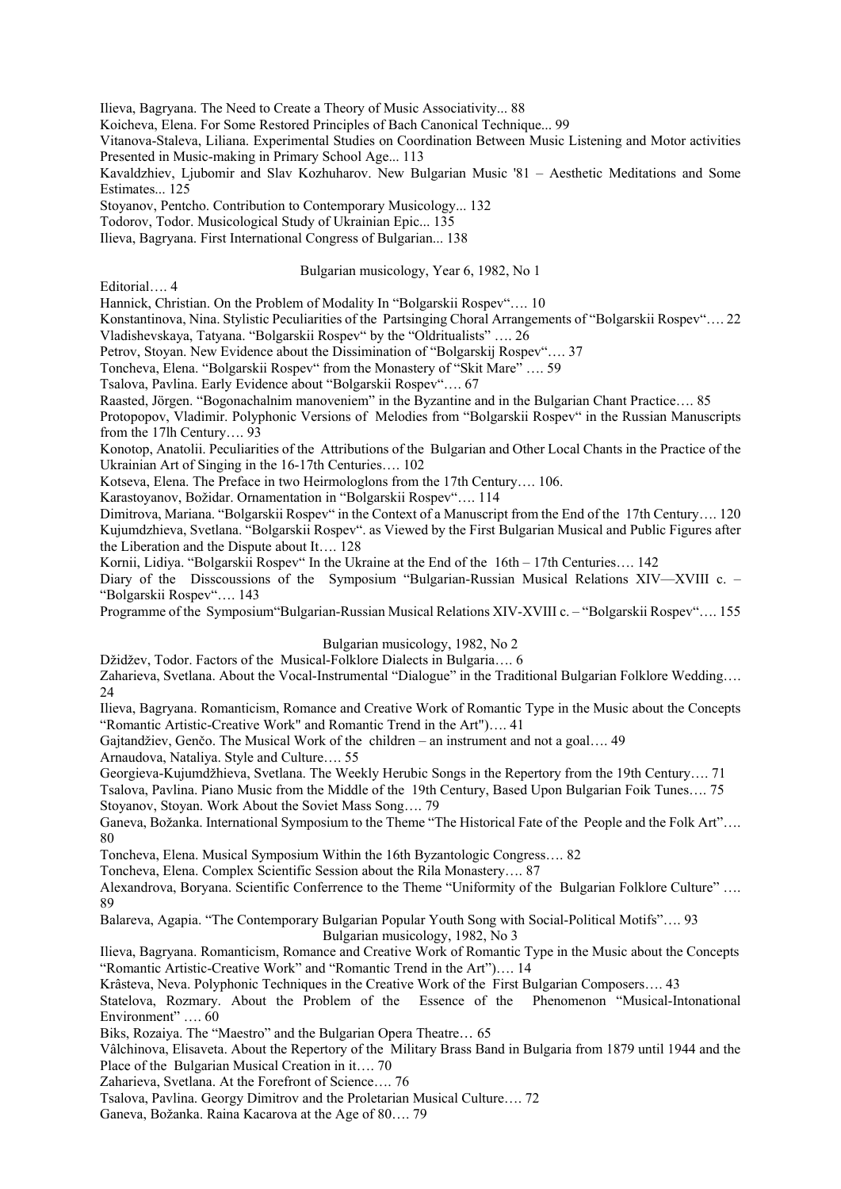Ilieva, Bagryana. The Need to Create a Theory of Music Associativity... 88

Koicheva, Elena. For Some Restored Principles of Bach Canonical Technique... 99

Vitanova-Staleva, Liliana. Experimental Studies on Coordination Between Music Listening and Motor activities Presented in Music-making in Primary School Age... 113

Kavaldzhiev, Ljubomir and Slav Kozhuharov. New Bulgarian Music '81 – Aesthetic Meditations and Some Estimates... 125

Stoyanov, Pentcho. Contribution to Contemporary Musicology... 132

Todorov, Todor. Musicological Study of Ukrainian Epic... 135

Ilieva, Bagryana. First International Congress of Bulgarian... 138

Bulgarian musicology, Year 6, 1982, No 1

Editorial…. 4

Hannick, Christian. On the Problem of Modality In "Bolgarskii Rospev"…. 10

Konstantinova, Nina. Stylistic Peculiarities of the Partsinging Choral Arrangements of "Bolgarskii Rospev"…. 22

Vladishevskaya, Tatyana. "Bolgarskii Rospev" by the "Oldritualists" …. 26

Petrov, Stoyan. New Evidence about the Dissimination of "Bolgarskij Rospev"…. 37

Toncheva, Elena. "Bolgarskii Rospev" from the Monastery of "Skit Mare" …. 59

Tsalova, Pavlina. Early Evidence about "Bolgarskii Rospev"…. 67

Raasted, Jörgen. "Bogonachalnim manoveniem" in the Byzantine and in the Bulgarian Chant Practice…. 85

Protopopov, Vladimir. Polyphonic Versions of Melodies from "Bolgarskii Rospev" in the Russian Manuscripts from the 17lh Century…. 93

Konotop, Anatolii. Peculiarities of the Attributions of the Bulgarian and Other Local Chants in the Practice of the Ukrainian Art of Singing in the 16-17th Centuries…. 102

Kotseva, Elena. The Preface in two Heirmologlons from the 17th Century…. 106.

Karastoyanov, Božidar. Ornamentation in "Bolgarskii Rospev"…. 114

Dimitrova, Mariana. "Bolgarskii Rospev" in the Context of a Manuscript from the End of the 17th Century…. 120

Kujumdzhieva, Svetlana. "Bolgarskii Rospev". as Viewed by the First Bulgarian Musical and Public Figures after the Liberation and the Dispute about It…. 128

Kornii, Lidiya. "Bolgarskii Rospev" In the Ukraine at the End of the 16th – 17th Centuries…. 142

Diary of the Disscoussions of the Symposium "Bulgarian-Russian Musical Relations XIV—XVIII c. – "Bolgarskii Rospev"…. 143

Programme of the Symposium"Bulgarian-Russian Musical Relations XIV-XVIII c. – "Bolgarskii Rospev"…. 155

Bulgarian musicology, 1982, No 2

Džidžev, Todor. Factors of the Musical-Folklore Dialects in Bulgaria…. 6

Zaharieva, Svetlana. About the Vocal-Instrumental "Dialogue" in the Traditional Bulgarian Folklore Wedding…. 24

Ilieva, Bagryana. Romanticism, Romance and Creative Work of Romantic Type in the Music about the Concepts "Romantic Artistic-Creative Work" and Romantic Trend in the Art")…. 41

Gajtandžiev, Genčo. The Musical Work of the children – an instrument and not a goal…. 49

Arnaudova, Nataliya. Style and Culture…. 55

Georgieva-Kujumdžhieva, Svetlana. The Weekly Herubic Songs in the Repertory from the 19th Century…. 71

Tsalova, Pavlina. Piano Music from the Middle of the 19th Century, Based Upon Bulgarian Foik Tunes…. 75

Stoyanov, Stoyan. Work About the Soviet Mass Song…. 79

Ganeva, Božanka. International Symposium to the Theme "The Historical Fate of the People and the Folk Art"…. 80

Toncheva, Elena. Musical Symposium Within the 16th Byzantologic Congress…. 82

Toncheva, Elena. Complex Scientific Session about the Rila Monastery…. 87

Alexandrova, Boryana. Scientific Conferrence to the Theme "Uniformity of the Bulgarian Folklore Culture" …. 89

Balareva, Agapia. "The Contemporary Bulgarian Popular Youth Song with Social-Political Motifs"…. 93

Bulgarian musicology, 1982, No 3

Ilieva, Bagryana. Romanticism, Romance and Creative Work of Romantic Type in the Music about the Concepts "Romantic Artistic-Creative Work" and "Romantic Trend in the Art")…. 14

Krâsteva, Neva. Polyphonic Techniques in the Creative Work of the First Bulgarian Composers…. 43

Statelova, Rozmary. About the Problem of the Essence of the Phenomenon "Musical-Intonational Environment" …. 60

Biks, Rozaiya. The "Maestro" and the Bulgarian Opera Theatre… 65

Vâlchinova, Elisaveta. About the Repertory of the Military Brass Band in Bulgaria from 1879 until 1944 and the Place of the Bulgarian Musical Creation in it…. 70

Zaharieva, Svetlana. At the Forefront of Science…. 76

Tsalova, Pavlina. Georgy Dimitrov and the Proletarian Musical Culture…. 72

Ganeva, Božanka. Raina Kacarova at the Age of 80…. 79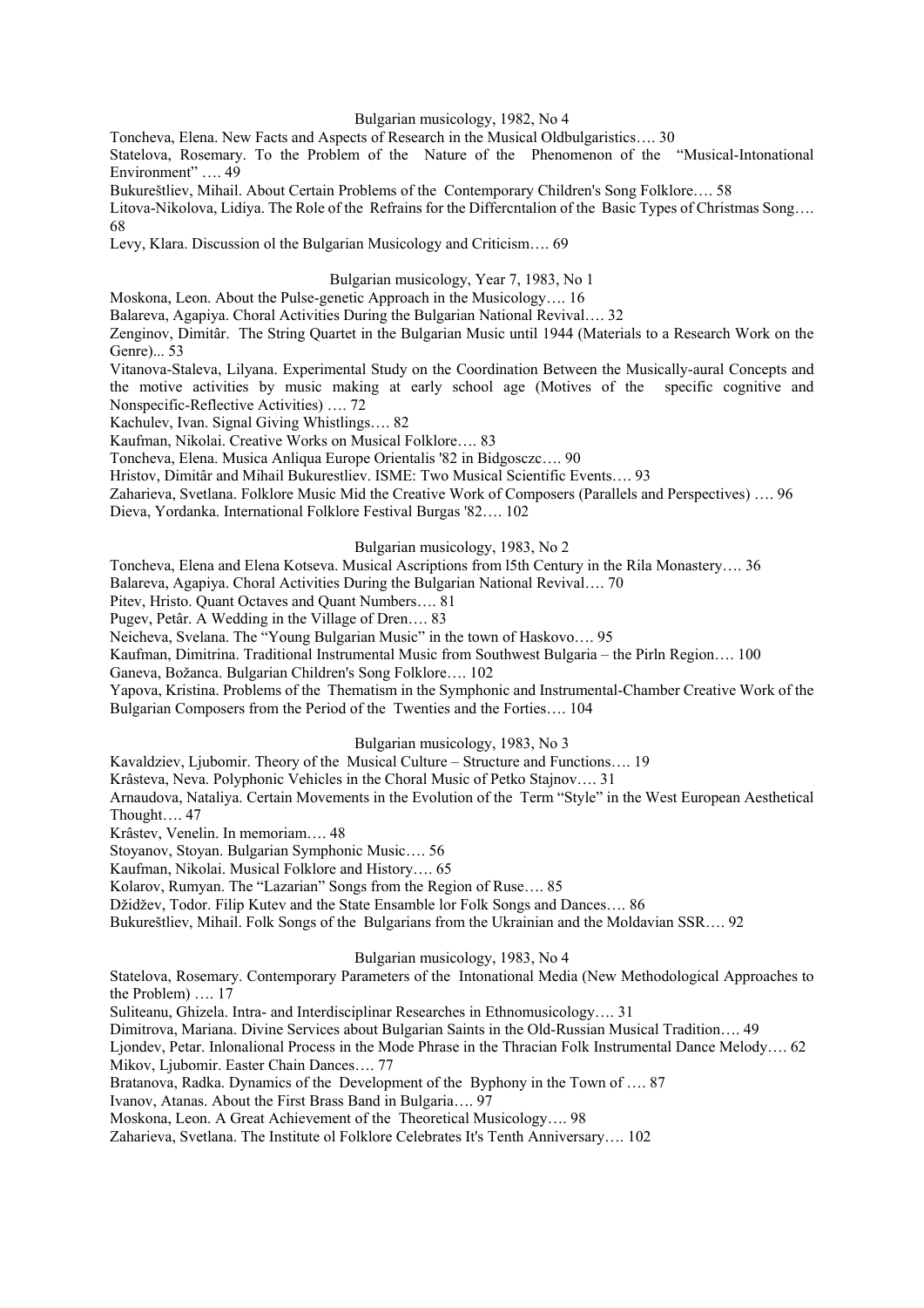### Bulgarian musicology, 1982, No 4

Toncheva, Elena. New Facts and Aspects of Research in the Musical Oldbulgaristics…. 30

Statelova, Rosemary. To the Problem of the Nature of the Phenomenon of the "Musical-Intonational Environment" …. 49

Bukureštliev, Mihail. About Certain Problems of the Contemporary Children's Song Folklore…. 58

Litova-Nikolova, Lidiya. The Role of the Refrains for the Differcntalion of the Basic Types of Christmas Song…. 68

Levy, Klara. Discussion ol the Bulgarian Musicology and Criticism…. 69

### Bulgarian musicology, Year 7, 1983, No 1

Moskona, Leon. About the Pulse-genetic Approach in the Musicology…. 16

Balareva, Agapiya. Choral Activities During the Bulgarian National Revival…. 32

Zenginov, Dimitâr. The String Quartet in the Bulgarian Music until 1944 (Materials to a Research Work on the Genre)... 53

Vitanova-Staleva, Lilyana. Experimental Study on the Coordination Between the Musically-aural Concepts and the motive activities by music making at early school age (Motives of the specific cognitive and Nonspecific-Reflective Activities) …. 72

Kachulev, Ivan. Signal Giving Whistlings…. 82

Kaufman, Nikolai. Creative Works on Musical Folklore…. 83

Toncheva, Elena. Musica Anliqua Europe Orientalis '82 in Bidgosczc…. 90

Hristov, Dimitâr and Mihail Bukurestliev. ISME: Two Musical Scientific Events…. 93

Zaharieva, Svetlana. Folklore Music Mid the Creative Work of Composers (Parallels and Perspectives) …. 96

Dieva, Yordanka. International Folklore Festival Burgas '82…. 102

### Bulgarian musicology, 1983, No 2

Toncheva, Elena and Elena Kotseva. Musical Ascriptions from l5th Century in the Rila Monastery…. 36

Balareva, Agapiya. Choral Activities During the Bulgarian National Revival…. 70

Pitev, Hristo. Quant Octaves and Quant Numbers…. 81

Pugev, Petâr. A Wedding in the Village of Dren…. 83

Neicheva, Svelana. The "Young Bulgarian Music" in the town of Haskovo…. 95

Kaufman, Dimitrina. Traditional Instrumental Music from Southwest Bulgaria – the Pirln Region…. 100

Ganeva, Božanca. Bulgarian Children's Song Folklore…. 102

Yapova, Kristina. Problems of the Thematism in the Symphonic and Instrumental-Chamber Creative Work of the Bulgarian Composers from the Period of the Twenties and the Forties…. 104

### Bulgarian musicology, 1983, No 3

Kavaldziev, Ljubomir. Theory of the Musical Culture – Structure and Functions…. 19

Krâsteva, Neva. Polyphonic Vehicles in the Choral Music of Petko Stajnov…. 31

Arnaudova, Nataliya. Certain Movements in the Evolution of the Term "Style" in the West European Aesthetical Thought…. 47

Krâstev, Venelin. In memoriam…. 48

Stoyanov, Stoyan. Bulgarian Symphonic Music…. 56

Kaufman, Nikolai. Musical Folklore and History…. 65

Kolarov, Rumyan. The "Lazarian" Songs from the Region of Ruse…. 85

Džidžev, Todor. Filip Kutev and the State Ensamble lor Folk Songs and Dances…. 86

Bukureštliev, Mihail. Folk Songs of the Bulgarians from the Ukrainian and the Moldavian SSR…. 92

### Bulgarian musicology, 1983, No 4

Statelova, Rosemary. Contemporary Parameters of the Intonational Media (New Methodological Approaches to the Problem) …. 17

Suliteanu, Ghizela. Intra- and Interdisciplinar Researches in Ethnomusicology…. 31

Dimitrova, Mariana. Divine Services about Bulgarian Saints in the Old-Russian Musical Tradition…. 49

Ljondev, Petar. Inlonalional Process in the Mode Phrase in the Thracian Folk Instrumental Dance Melody…. 62

Mikov, Ljubomir. Easter Chain Dances…. 77

Bratanova, Radka. Dynamics of the Development of the Byphony in the Town of …. 87

Ivanov, Atanas. About the First Brass Band in Bulgaria…. 97

Moskona, Leon. A Great Achievement of the Theoretical Musicology…. 98

Zaharieva, Svetlana. The Institute ol Folklore Celebrates It's Tenth Anniversary…. 102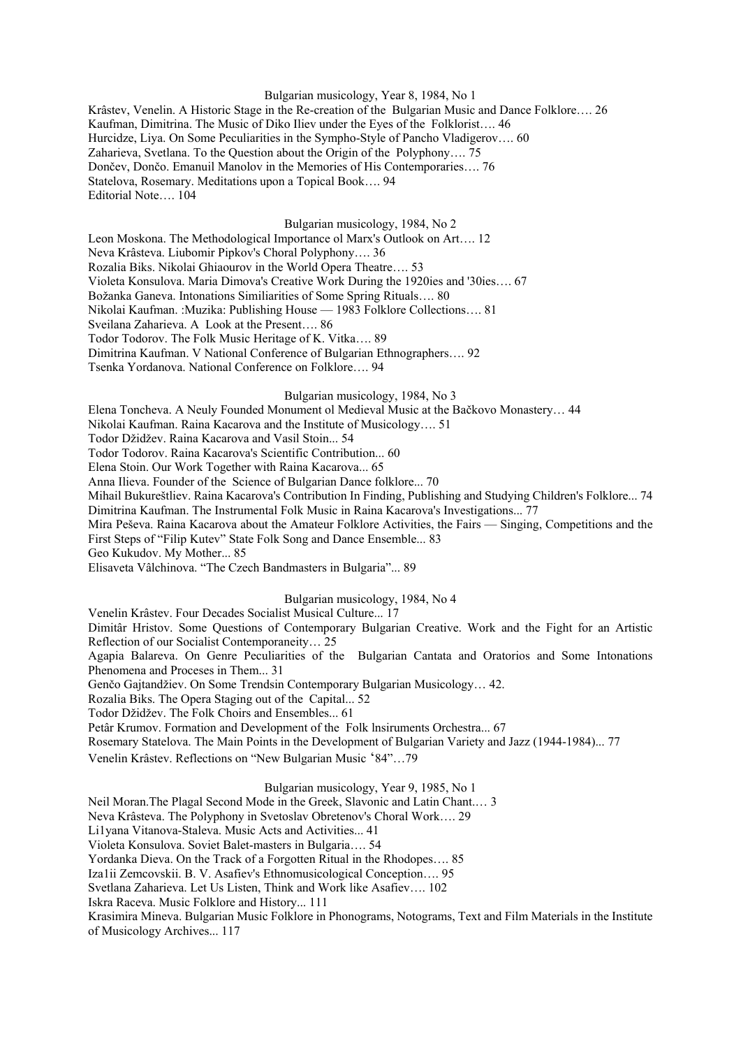### Bulgarian musicology, Year 8, 1984, No 1

Krâstev, Venelin. A Historic Stage in the Re-creation of the Bulgarian Music and Dance Folklore…. 26
Kaufman, Dimitrina. The Music of Diko Iliev under the Eyes of the Folklorist…. 46
Hurcidze, Liya. On Some Peculiarities in the Sympho-Style of Pancho Vladigerov…. 60
Zaharieva, Svetlana. To the Question about the Origin of the Polyphony…. 75
Dončev, Dončo. Emanuil Manolov in the Memories of His Contemporaries…. 76
Statelova, Rosemary. Meditations upon a Topical Book…. 94
Editorial Note…. 104

### Bulgarian musicology, 1984, No 2

Leon Moskona. The Methodological Importance ol Marx's Outlook on Art…. 12
Neva Krâsteva. Liubomir Pipkov's Choral Polyphony…. 36
Rozalia Biks. Nikolai Ghiaourov in the World Opera Theatre…. 53
Violeta Konsulova. Maria Dimova's Creative Work During the 1920ies and '30ies…. 67
Božanka Ganeva. Intonations Similiarities of Some Spring Rituals…. 80
Nikolai Kaufman. :Muzika: Publishing House — 1983 Folklore Collections…. 81
Sveilana Zaharieva. A Look at the Present…. 86
Todor Todorov. The Folk Music Heritage of K. Vitka…. 89
Dimitrina Kaufman. V National Conference of Bulgarian Ethnographers…. 92
Tsenka Yordanova. National Conference on Folklore…. 94

### Bulgarian musicology, 1984, No 3

Elena Toncheva. A Neuly Founded Monument ol Medieval Music at the Bačkovo Monastery… 44
Nikolai Kaufman. Raina Kacarova and the Institute of Musicology…. 51
Todor Džidžev. Raina Kacarova and Vasil Stoin... 54
Todor Todorov. Raina Kacarova's Scientific Contribution... 60
Elena Stoin. Our Work Together with Raina Kacarova... 65
Anna Ilieva. Founder of the Science of Bulgarian Dance folklore... 70
Mihail Bukureštliev. Raina Kacarova's Contribution In Finding, Publishing and Studying Children's Folklore... 74
Dimitrina Kaufman. The Instrumental Folk Music in Raina Kacarova's Investigations... 77
Mira Peševa. Raina Kacarova about the Amateur Folklore Activities, the Fairs — Singing, Competitions and the First Steps of "Filip Kutev" State Folk Song and Dance Ensemble... 83
Geo Kukudov. My Mother... 85
Elisaveta Vâlchinova. "The Czech Bandmasters in Bulgaria"... 89

### Bulgarian musicology, 1984, No 4

Venelin Krâstev. Four Decades Socialist Musical Culture... 17
Dimitâr Hristov. Some Questions of Contemporary Bulgarian Creative. Work and the Fight for an Artistic Reflection of our Socialist Contemporaneity… 25
Agapia Balareva. On Genre Peculiarities of the Bulgarian Cantata and Oratorios and Some Intonations Phenomena and Proceses in Them... 31
Genčo Gajtandžiev. On Some Trendsin Contemporary Bulgarian Musicology… 42.
Rozalia Biks. The Opera Staging out of the Capital... 52
Todor Džidžev. The Folk Choirs and Ensembles... 61
Petâr Krumov. Formation and Development of the Folk lnsiruments Orchestra... 67
Rosemary Statelova. The Main Points in the Development of Bulgarian Variety and Jazz (1944-1984)... 77
Venelin Krâstev. Reflections on "New Bulgarian Music '84"…79

### Bulgarian musicology, Year 9, 1985, No 1

Neil Moran.The Plagal Second Mode in the Greek, Slavonic and Latin Chant.… 3
Neva Krâsteva. The Polyphony in Svetoslav Obretenov's Choral Work…. 29
Li1yana Vitanova-Staleva. Music Acts and Activities... 41
Violeta Konsulova. Soviet Balet-masters in Bulgaria…. 54
Yordanka Dieva. On the Track of a Forgotten Ritual in the Rhodopes…. 85
Iza1ii Zemcovskii. B. V. Asafiev's Ethnomusicological Conception…. 95
Svetlana Zaharieva. Let Us Listen, Think and Work like Asafiev…. 102
Iskra Raceva. Music Folklore and History... 111
Krasimira Mineva. Bulgarian Music Folklore in Phonograms, Notograms, Text and Film Materials in the Institute of Musicology Archives... 117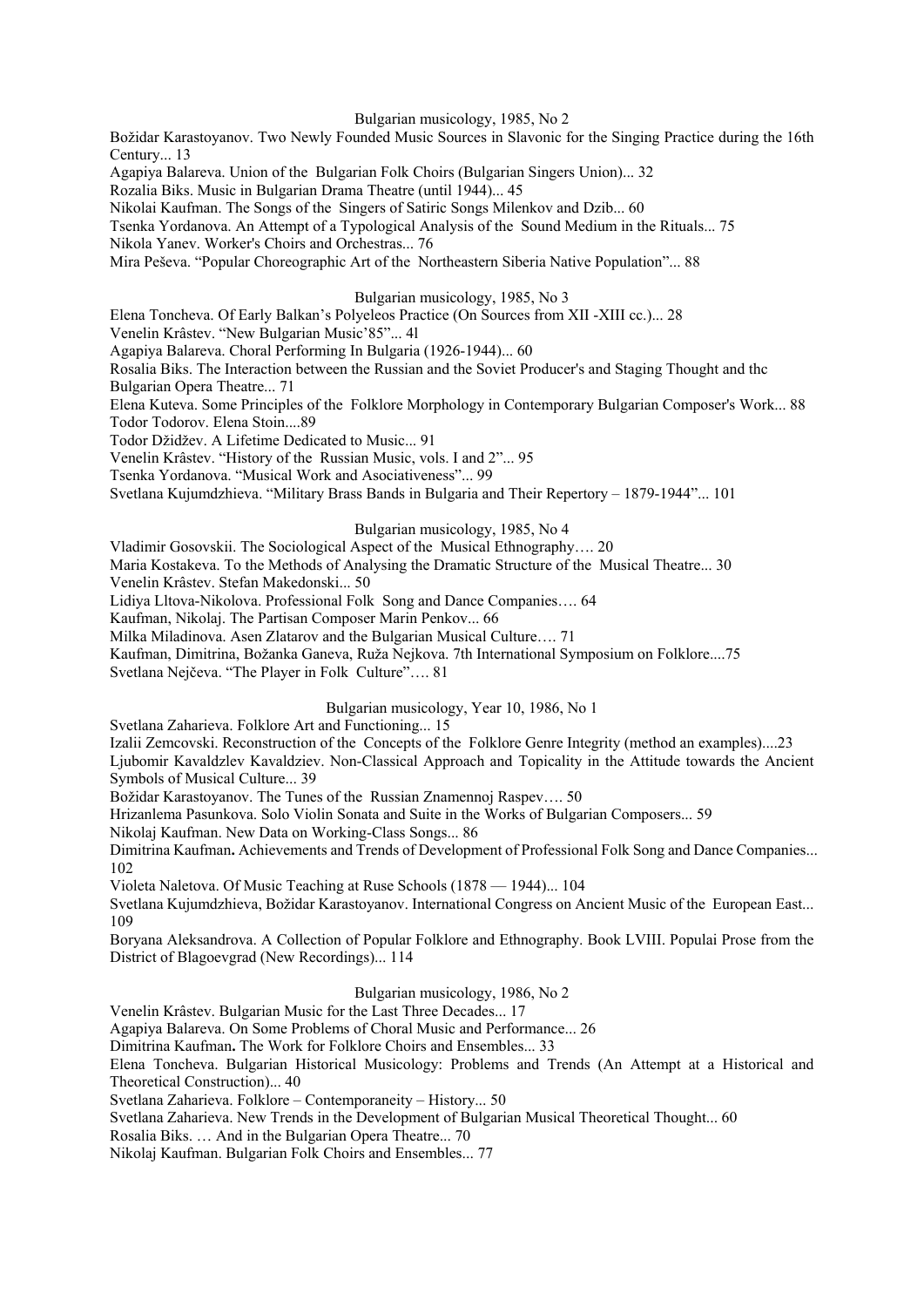Bulgarian musicology, 1985, No 2

Božidar Karastoyanov. Two Newly Founded Music Sources in Slavonic for the Singing Practice during the 16th Century... 13

Agapiya Balareva. Union of the  Bulgarian Folk Choirs (Bulgarian Singers Union)... 32

Rozalia Biks. Music in Bulgarian Drama Theatre (until 1944)... 45

Nikolai Kaufman. The Songs of the  Singers of Satiric Songs Milenkov and Dzib... 60

Tsenka Yordanova. An Attempt of a Typological Analysis of the  Sound Medium in the Rituals... 75

Nikola Yanev. Worker's Choirs and Orchestras... 76

Mira Peševa. "Popular Choreographic Art of the  Northeastern Siberia Native Population"... 88

Bulgarian musicology, 1985, No 3

Elena Toncheva. Of Early Balkan's Polyeleos Practice (On Sources from XII -XIII cc.)... 28

Venelin Krâstev. "New Bulgarian Music'85"... 4l

Agapiya Balareva. Choral Performing In Bulgaria (1926-1944)... 60

Rosalia Biks. The Interaction between the Russian and the Soviet Producer's and Staging Thought and thc Bulgarian Opera Theatre... 71

Elena Kuteva. Some Principles of the  Folklore Morphology in Contemporary Bulgarian Composer's Work... 88

Todor Todorov. Elena Stoin....89

Todor Džidžev. A Lifetime Dedicated to Music... 91

Venelin Krâstev. "History of the  Russian Music, vols. I and 2"... 95

Tsenka Yordanova. "Musical Work and Asociativeness"... 99

Svetlana Kujumdzhieva. "Military Brass Bands in Bulgaria and Their Repertory – 1879-1944"... 101

Bulgarian musicology, 1985, No 4

Vladimir Gosovskii. The Sociological Aspect of the  Musical Ethnography…. 20

Maria Kostakeva. To the Methods of Analysing the Dramatic Structure of the  Musical Theatre... 30

Venelin Krâstev. Stefan Makedonski... 50

Lidiya Lltova-Nikolova. Professional Folk  Song and Dance Companies…. 64

Kaufman, Nikolaj. The Partisan Composer Marin Penkov... 66

Milka Miladinova. Asen Zlatarov and the Bulgarian Musical Culture…. 71

Kaufman, Dimitrina, Božanka Ganeva, Ruža Nejkova. 7th International Symposium on Folklore....75

Svetlana Nejčeva. "The Player in Folk  Culture"…. 81

Bulgarian musicology, Year 10, 1986, No 1

Svetlana Zaharieva. Folklore Art and Functioning... 15

Izalii Zemcovski. Reconstruction of the  Concepts of the  Folklore Genre Integrity (method an examples)....23

Ljubomir Kavaldzlev Kavaldziev. Non-Classical Approach and Topicality in the Attitude towards the Ancient Symbols of Musical Culture... 39

Božidar Karastoyanov. The Tunes of the  Russian Znamennoj Raspev…. 50

Hrizanlema Pasunkova. Solo Violin Sonata and Suite in the Works of Bulgarian Composers... 59

Nikolaj Kaufman. New Data on Working-Class Songs... 86

Dimitrina Kaufman**.** Achievements and Trends of Development of Professional Folk Song and Dance Companies... 102

Violeta Naletova. Of Music Teaching at Ruse Schools (1878 — 1944)... 104

Svetlana Kujumdzhieva, Božidar Karastoyanov. International Congress on Ancient Music of the  European East... 109

Boryana Aleksandrova. A Collection of Popular Folklore and Ethnography. Book LVIII. Populai Prose from the District of Blagoevgrad (New Recordings)... 114

Bulgarian musicology, 1986, No 2

Venelin Krâstev. Bulgarian Music for the Last Three Decades... 17

Agapiya Balareva. On Some Problems of Choral Music and Performance... 26

Dimitrina Kaufman**.** The Work for Folklore Choirs and Ensembles... 33

Elena Toncheva. Bulgarian Historical Musicology: Problems and Trends (An Attempt at a Historical and Theoretical Construction)... 40

Svetlana Zaharieva. Folklore – Contemporaneity – History... 50

Svetlana Zaharieva. New Trends in the Development of Bulgarian Musical Theoretical Thought... 60

Rosalia Biks. … And in the Bulgarian Opera Theatre... 70

Nikolaj Kaufman. Bulgarian Folk Choirs and Ensembles... 77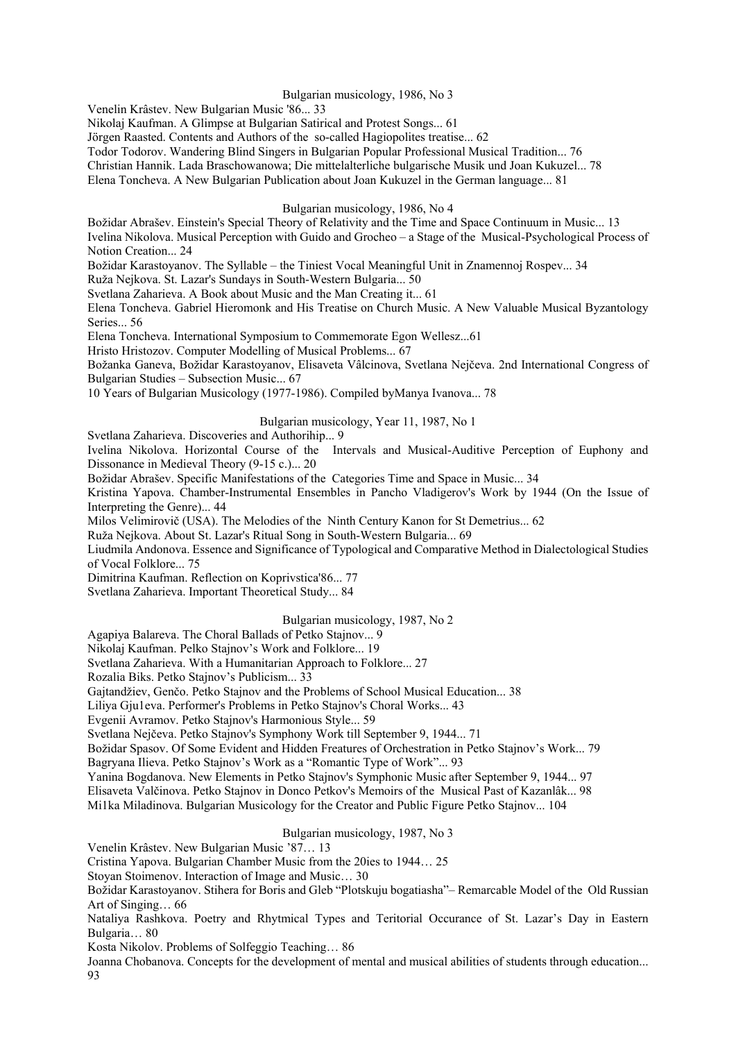### Bulgarian musicology, 1986, No 3

Venelin Krâstev. New Bulgarian Music '86... 33

Nikolaj Kaufman. A Glimpse at Bulgarian Satirical and Protest Songs... 61

Jörgen Raasted. Contents and Authors of the so-called Hagiopolites treatise... 62

Todor Todorov. Wandering Blind Singers in Bulgarian Popular Professional Musical Tradition... 76

Christian Hannik. Lada Braschowanowa; Die mittelalterliche bulgarische Musik und Joan Kukuzel... 78

Elena Toncheva. A New Bulgarian Publication about Joan Kukuzel in the German language... 81

### Bulgarian musicology, 1986, No 4

Božidar Abrašev. Einstein's Special Theory of Relativity and the Time and Space Continuum in Music... 13

Ivelina Nikolova. Musical Perception with Guido and Grocheo – a Stage of the Musical-Psychological Process of Notion Creation... 24

Božidar Karastoyanov. The Syllable – the Tiniest Vocal Meaningful Unit in Znamennoj Rospev... 34

Ruža Nejkova. St. Lazar's Sundays in South-Western Bulgaria... 50

Svetlana Zaharieva. A Book about Music and the Man Creating it... 61

Elena Toncheva. Gabriel Hieromonk and His Treatise on Church Music. A New Valuable Musical Byzantology Series... 56

Elena Toncheva. International Symposium to Commemorate Egon Wellesz...61

Hristo Hristozov. Computer Modelling of Musical Problems... 67

Božanka Ganeva, Božidar Karastoyanov, Elisaveta Vâlcinova, Svetlana Nejčeva. 2nd International Congress of Bulgarian Studies – Subsection Music... 67

10 Years of Bulgarian Musicology (1977-1986). Compiled byManya Ivanova... 78

### Bulgarian musicology, Year 11, 1987, No 1

Svetlana Zaharieva. Discoveries and Authorihip... 9

Ivelina Nikolova. Horizontal Course of the Intervals and Musical-Auditive Perception of Euphony and Dissonance in Medieval Theory (9-15 c.)... 20

Božidar Abrašev. Specific Manifestations of the Categories Time and Space in Music... 34

Kristina Yapova. Chamber-Instrumental Ensembles in Pancho Vladigerov's Work by 1944 (On the Issue of Interpreting the Genre)... 44

Milos Velimirovič (USA). The Melodies of the Ninth Century Kanon for St Demetrius... 62

Ruža Nejkova. About St. Lazar's Ritual Song in South-Western Bulgaria... 69

Liudmila Andonova. Essence and Significance of Typological and Comparative Method in Dialectological Studies of Vocal Folklore... 75

Dimitrina Kaufman. Reflection on Koprivstica'86... 77

Svetlana Zaharieva. Important Theoretical Study... 84

### Bulgarian musicology, 1987, No 2

Agapiya Balareva. The Choral Ballads of Petko Stajnov... 9

Nikolaj Kaufman. Pelko Stajnov's Work and Folklore... 19

Svetlana Zaharieva. With a Humanitarian Approach to Folklore... 27

Rozalia Biks. Petko Stajnov's Publicism... 33

Gajtandžiev, Genčo. Petko Stajnov and the Problems of School Musical Education... 38

Liliya Gju1eva. Performer's Problems in Petko Stajnov's Choral Works... 43

Evgenii Avramov. Petko Stajnov's Harmonious Style... 59

Svetlana Nejčeva. Petko Stajnov's Symphony Work till September 9, 1944... 71

Božidar Spasov. Of Some Evident and Hidden Freatures of Orchestration in Petko Stajnov's Work... 79

Bagryana Ilieva. Petko Stajnov's Work as a "Romantic Type of Work"... 93

Yanina Bogdanova. New Elements in Petko Stajnov's Symphonic Music after September 9, 1944... 97

Elisaveta Valčinova. Petko Stajnov in Donco Petkov's Memoirs of the Musical Past of Kazanlâk... 98

Mi1ka Miladinova. Bulgarian Musicology for the Creator and Public Figure Petko Stajnov... 104

### Bulgarian musicology, 1987, No 3

Venelin Krâstev. New Bulgarian Music '87… 13

Cristina Yapova. Bulgarian Chamber Music from the 20ies to 1944… 25

Stoyan Stoimenov. Interaction of Image and Music… 30

Božidar Karastoyanov. Stihera for Boris and Gleb "Plotskuju bogatiasha"– Remarcable Model of the Old Russian Art of Singing… 66

Nataliya Rashkova. Poetry and Rhytmical Types and Teritorial Occurance of St. Lazar's Day in Eastern Bulgaria… 80

Kosta Nikolov. Problems of Solfeggio Teaching… 86

Joanna Chobanova. Concepts for the development of mental and musical abilities of students through education... 93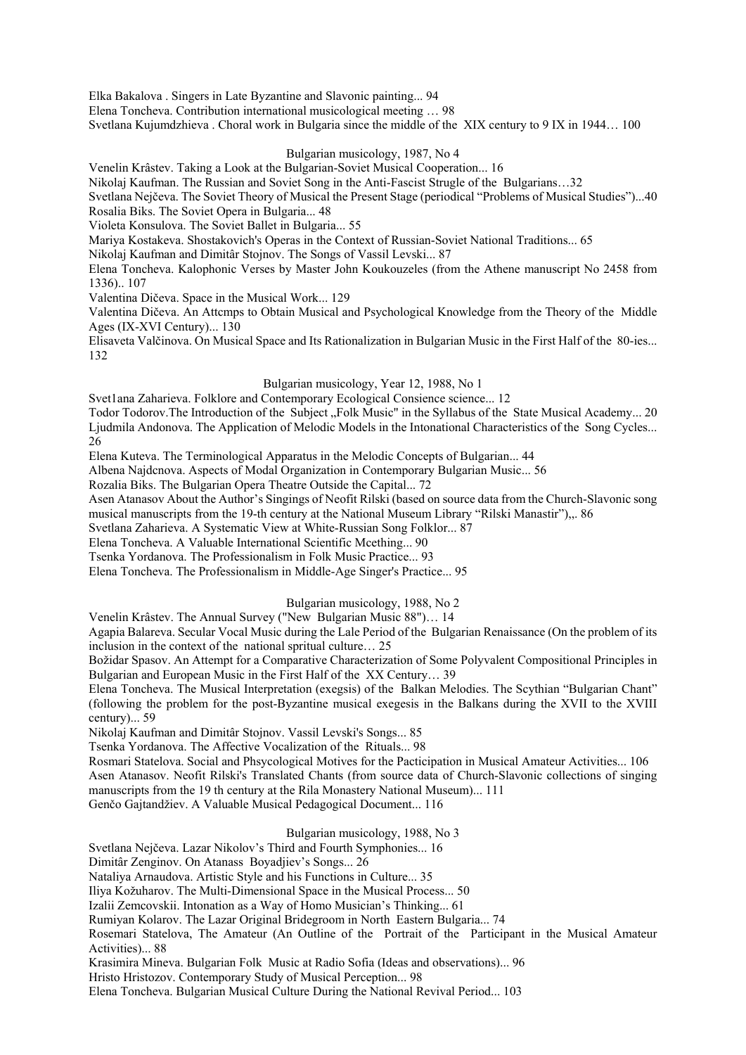Elka Bakalova . Singers in Late Byzantine and Slavonic painting... 94

Elena Toncheva. Contribution international musicological meeting … 98

Svetlana Kujumdzhieva . Choral work in Bulgaria since the middle of the XIX century to 9 IX in 1944… 100

### Bulgarian musicology, 1987, No 4

Venelin Krâstev. Taking a Look at the Bulgarian-Soviet Musical Cooperation... 16

Nikolaj Kaufman. The Russian and Soviet Song in the Anti-Fascist Strugle of the Bulgarians…32

Svetlana Nejčeva. The Soviet Theory of Musical the Present Stage (periodical "Problems of Musical Studies")...40

Rosalia Biks. The Soviet Opera in Bulgaria... 48

Violeta Konsulova. The Soviet Ballet in Bulgaria... 55

Mariya Kostakeva. Shostakovich's Operas in the Context of Russian-Soviet National Traditions... 65

Nikolaj Kaufman and Dimitâr Stojnov. The Songs of Vassil Levski... 87

Elena Toncheva. Kalophonic Verses by Master John Koukouzeles (from the Athene manuscript No 2458 from 1336).. 107

Valentina Dičeva. Space in the Musical Work... 129

Valentina Dičeva. An Attcmps to Obtain Musical and Psychological Knowledge from the Theory of the Middle Ages (IX-XVI Century)... 130

Elisaveta Valčinova. On Musical Space and Its Rationalization in Bulgarian Music in the First Half of the 80-ies... 132

### Bulgarian musicology, Year 12, 1988, No 1

Svet1ana Zaharieva. Folklore and Contemporary Ecological Consience science... 12

Todor Todorov.The Introduction of the Subject „Folk Music" in the Syllabus of the State Musical Academy... 20

Ljudmila Andonova. The Application of Melodic Models in the Intonational Characteristics of the Song Cycles... 26

Elena Kuteva. The Terminological Apparatus in the Melodic Concepts of Bulgarian... 44

Albena Najdcnova. Aspects of Modal Organization in Contemporary Bulgarian Music... 56

Rozalia Biks. The Bulgarian Opera Theatre Outside the Capital... 72

Asen Atanasov About the Author's Singings of Neofit Rilski (based on source data from the Church-Slavonic song musical manuscripts from the 19-th century at the National Museum Library "Rilski Manastir"),,. 86

Svetlana Zaharieva. A Systematic View at White-Russian Song Folklor... 87

Elena Toncheva. A Valuable International Scientific Mcething... 90

Tsenka Yordanova. The Professionalism in Folk Music Practice... 93

Elena Toncheva. The Professionalism in Middle-Age Singer's Practice... 95

### Bulgarian musicology, 1988, No 2

Venelin Krâstev. The Annual Survey ("New Bulgarian Music 88")… 14

Agapia Balareva. Secular Vocal Music during the Lale Period of the Bulgarian Renaissance (On the problem of its inclusion in the context of the national spritual culture… 25

Božidar Spasov. An Attempt for a Comparative Characterization of Some Polyvalent Compositional Principles in Bulgarian and European Music in the First Half of the XX Century… 39

Elena Toncheva. The Musical Interpretation (exegsis) of the Balkan Melodies. The Scythian "Bulgarian Chant" (following the problem for the post-Byzantine musical exegesis in the Balkans during the XVII to the XVIII century)... 59

Nikolaj Kaufman and Dimitâr Stojnov. Vassil Levski's Songs... 85

Tsenka Yordanova. The Affective Vocalization of the Rituals... 98

Rosmari Statelova. Social and Phsycological Motives for the Pacticipation in Musical Amateur Activities... 106

Asen Atanasov. Neofit Rilski's Translated Chants (from source data of Church-Slavonic collections of singing manuscripts from the 19 th century at the Rila Monastery National Museum)... 111

Genčo Gajtandžiev. A Valuable Musical Pedagogical Document... 116

### Bulgarian musicology, 1988, No 3

Svetlana Nejčeva. Lazar Nikolov's Third and Fourth Symphonies... 16

Dimitâr Zenginov. On Atanass Boyadjiev's Songs... 26

Nataliya Arnaudova. Artistic Style and his Functions in Culture... 35

Iliya Kožuharov. The Multi-Dimensional Space in the Musical Process... 50

Izalii Zemcovskii. Intonation as a Way of Homo Musician's Thinking... 61

Rumiyan Kolarov. The Lazar Original Bridegroom in North Eastern Bulgaria... 74

Rosemari Statelova, The Amateur (An Outline of the Portrait of the Participant in the Musical Amateur Activities)... 88

Krasimira Mineva. Bulgarian Folk Music at Radio Sofia (Ideas and observations)... 96

Hristo Hristozov. Contemporary Study of Musical Perception... 98

Elena Toncheva. Bulgarian Musical Culture During the National Revival Period... 103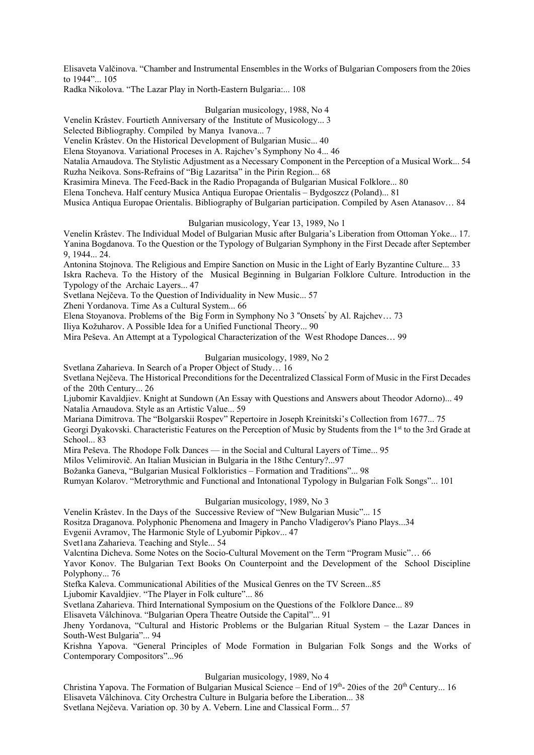Elisaveta Valčinova. “Chamber and Instrumental Ensembles in the Works of Bulgarian Composers from the 20ies to 1944”... 105

Radka Nikolova. “The Lazar Play in North-Eastern Bulgaria:... 108

Bulgarian musicology, 1988, No 4

Venelin Krâstev. Fourtieth Anniversary of the Institute of Musicology... 3

Selected Bibliography. Compiled by Manya Ivanova... 7

Venelin Krâstev. On the Historical Development of Bulgarian Music... 40

Elena Stoyanova. Variational Proceses in A. Rajchev’s Symphony No 4... 46

Natalia Arnaudova. The Stylistic Adjustment as a Necessary Component in the Perception of a Musical Work... 54

Ruzha Neikova. Sons-Refrains of “Big Lazaritsa” in the Pirin Region... 68

Krasimira Mineva. The Feed-Back in the Radio Propaganda of Bulgarian Musical Folklore... 80

Elena Toncheva. Half century Musica Antiqua Europae Orientalis – Bydgoszcz (Poland)... 81

Musica Antiqua Europae Orientalis. Bibliography of Bulgarian participation. Compiled by Asen Atanasov… 84

Bulgarian musicology, Year 13, 1989, No 1

Venelin Krâstev. The Individual Model of Bulgarian Music after Bulgaria’s Liberation from Ottoman Yoke... 17.

Yanina Bogdanova. To the Question or the Typology of Bulgarian Symphony in the First Decade after September 9, 1944... 24.

Antonina Stojnova. The Religious and Empire Sanction on Music in the Light of Early Byzantine Culture... 33

Iskra Racheva. To the History of the Musical Beginning in Bulgarian Folklore Culture. Introduction in the Typology of the Archaic Layers... 47

Svetlana Nejčeva. To the Question of Individuality in New Music... 57

Zheni Yordanova. Time As a Cultural System... 66

Elena Stoyanova. Problems of the Big Form in Symphony No 3 “Onsets” by Al. Rajchev… 73

Iliya Kožuharov. A Possible Idea for a Unified Functional Theory... 90

Mira Peševa. An Attempt at a Typological Characterization of the West Rhodope Dances… 99

Bulgarian musicology, 1989, No 2

Svetlana Zaharieva. In Search of a Proper Object of Study… 16

Svetlana Nejčeva. The Historical Preconditions for the Decentralized Classical Form of Music in the First Decades of the 20th Century... 26

Ljubomir Kavaldjiev. Knight at Sundown (An Essay with Questions and Answers about Theodor Adorno)... 49

Natalia Arnaudova. Style as an Artistic Value... 59

Mariana Dimitrova. The “Bolgarskii Rospev” Repertoire in Joseph Kreinitski’s Collection from 1677... 75

Georgi Dyakovski. Characteristic Features on the Perception of Music by Students from the 1st to the 3rd Grade at School... 83

Mira Peševa. The Rhodope Folk Dances — in the Social and Cultural Layers of Time... 95

Milos Velimirovič. An Italian Musician in Bulgaria in the 18thc Century?...97

Božanka Ganeva, “Bulgarian Musical Folkloristics – Formation and Traditions”... 98

Rumyan Kolarov. “Metrorythmic and Functional and Intonational Typology in Bulgarian Folk Songs”... 101

Bulgarian musicology, 1989, No 3

Venelin Krâstev. In the Days of the Successive Review of “New Bulgarian Music”... 15

Rositza Draganova. Polyphonic Phenomena and Imagery in Pancho Vladigerov's Piano Plays...34

Evgenii Avramov, The Harmonic Style of Lyubomir Pipkov... 47

Svet1ana Zaharieva. Teaching and Style... 54

Valcntina Dicheva. Some Notes on the Socio-Cultural Movement on the Term “Program Music”… 66

Yavor Konov. The Bulgarian Text Books On Counterpoint and the Development of the School Discipline Polyphony... 76

Stefka Kaleva. Communicational Abilities of the Musical Genres on the TV Screen...85

Ljubomir Kavaldjiev. “The Player in Folk culture”... 86

Svetlana Zaharieva. Third International Symposium on the Questions of the Folklore Dance... 89

Elisaveta Vâlchinova. “Bulgarian Opera Theatre Outside the Capital”... 91

Jheny Yordanova, “Cultural and Historic Problems or the Bulgarian Ritual System – the Lazar Dances in South-West Bulgaria”... 94

Krishna Yapova. “General Principles of Mode Formation in Bulgarian Folk Songs and the Works of Contemporary Compositors”...96

Bulgarian musicology, 1989, No 4

Christina Yapova. The Formation of Bulgarian Musical Science – End of 19th- 20ies of the 20th Century... 16

Elisaveta Vâlchinova. City Orchestra Culture in Bulgaria before the Liberation... 38

Svetlana Nejčeva. Variation op. 30 by A. Vebern. Line and Classical Form... 57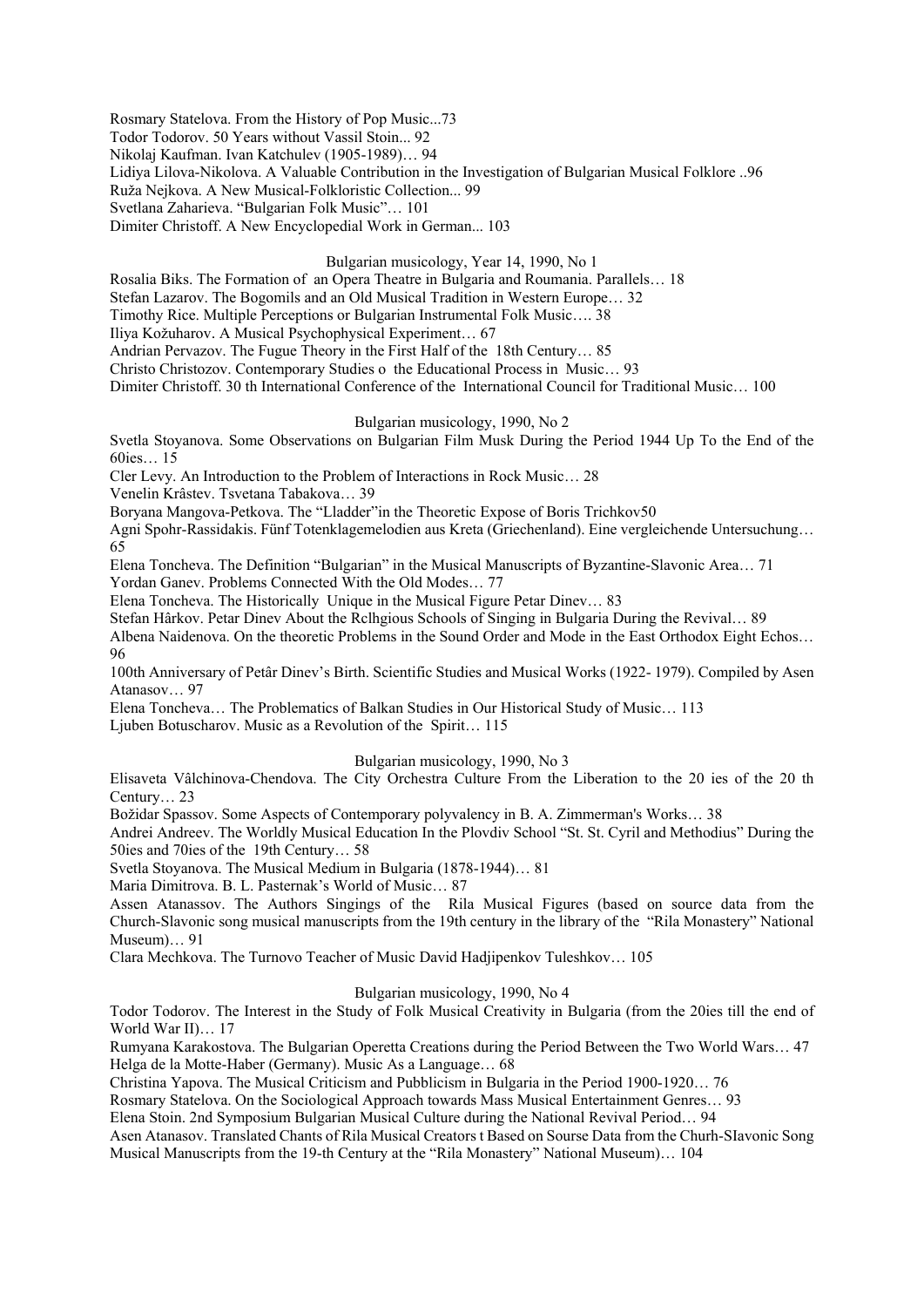Rosmary Statelova. From the History of Pop Music...73
Todor Todorov. 50 Years without Vassil Stoin... 92
Nikolaj Kaufman. Ivan Katchulev (1905-1989)… 94
Lidiya Lilova-Nikolova. A Valuable Contribution in the Investigation of Bulgarian Musical Folklore ..96
Ruža Nejkova. A New Musical-Folkloristic Collection... 99
Svetlana Zaharieva. “Bulgarian Folk Music”… 101
Dimiter Christoff. A New Encyclopedial Work in German... 103

Bulgarian musicology, Year 14, 1990, No 1

Rosalia Biks. The Formation of an Opera Theatre in Bulgaria and Roumania. Parallels… 18
Stefan Lazarov. The Bogomils and an Old Musical Tradition in Western Europe… 32
Timothy Rice. Multiple Perceptions or Bulgarian Instrumental Folk Music…. 38
Iliya Kožuharov. A Musical Psychophysical Experiment… 67
Andrian Pervazov. The Fugue Theory in the First Half of the 18th Century… 85
Christo Christozov. Contemporary Studies o the Educational Process in Music… 93
Dimiter Christoff. 30 th International Conference of the International Council for Traditional Music… 100

Bulgarian musicology, 1990, No 2

Svetla Stoyanova. Some Observations on Bulgarian Film Musk During the Period 1944 Up To the End of the 60ies… 15
Cler Levy. An Introduction to the Problem of Interactions in Rock Music… 28
Venelin Krâstev. Tsvetana Tabakova… 39
Boryana Mangova-Petkova. The “Lladder”in the Theoretic Expose of Boris Trichkov50
Agni Spohr-Rassidakis. Fünf Totenklagemelodien aus Kreta (Griechenland). Eine vergleichende Untersuchung… 65
Elena Toncheva. The Definition “Bulgarian” in the Musical Manuscripts of Byzantine-Slavonic Area… 71
Yordan Ganev. Problems Connected With the Old Modes… 77
Elena Toncheva. The Historically Unique in the Musical Figure Petar Dinev… 83
Stefan Hârkov. Petar Dinev About the Rclhgious Schools of Singing in Bulgaria During the Revival… 89
Albena Naidenova. On the theoretic Problems in the Sound Order and Mode in the East Orthodox Eight Echos… 96
100th Anniversary of Petâr Dinev’s Birth. Scientific Studies and Musical Works (1922- 1979). Compiled by Asen Atanasov… 97
Elena Toncheva… The Problematics of Balkan Studies in Our Historical Study of Music… 113
Ljuben Botuscharov. Music as a Revolution of the Spirit… 115

Bulgarian musicology, 1990, No 3

Elisaveta Vâlchinova-Chendova. The City Orchestra Culture From the Liberation to the 20 ies of the 20 th Century… 23
Božidar Spassov. Some Aspects of Contemporary polyvalency in B. A. Zimmerman's Works… 38
Andrei Andreev. The Worldly Musical Education In the Plovdiv School “St. St. Cyril and Methodius” During the 50ies and 70ies of the 19th Century… 58
Svetla Stoyanova. The Musical Medium in Bulgaria (1878-1944)… 81
Maria Dimitrova. B. L. Pasternak’s World of Music… 87
Assen Atanassov. The Authors Singings of the Rila Musical Figures (based on source data from the Church-Slavonic song musical manuscripts from the 19th century in the library of the “Rila Monastery” National Museum)… 91
Clara Mechkova. The Turnovo Teacher of Music David Hadjipenkov Tuleshkov… 105

Bulgarian musicology, 1990, No 4

Todor Todorov. The Interest in the Study of Folk Musical Creativity in Bulgaria (from the 20ies till the end of World War II)… 17
Rumyana Karakostova. The Bulgarian Operetta Creations during the Period Between the Two World Wars… 47
Helga de la Motte-Haber (Germany). Music As a Language… 68
Christina Yapova. The Musical Criticism and Pubblicism in Bulgaria in the Period 1900-1920… 76
Rosmary Statelova. On the Sociological Approach towards Mass Musical Entertainment Genres… 93
Elena Stoin. 2nd Symposium Bulgarian Musical Culture during the National Revival Period… 94
Asen Atanasov. Translated Chants of Rila Musical Creators t Based on Sourse Data from the Churh-SIavonic Song Musical Manuscripts from the 19-th Century at the “Rila Monastery” National Museum)… 104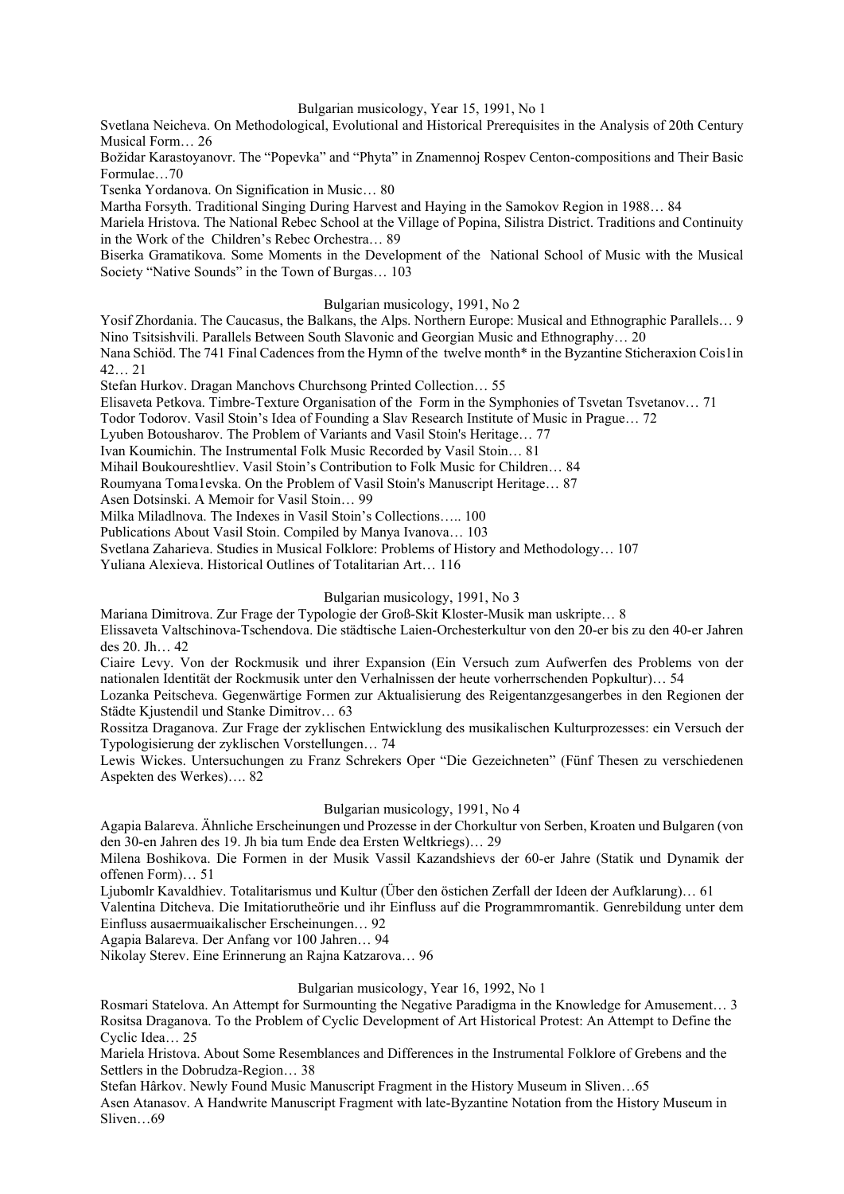### Bulgarian musicology, Year 15, 1991, No 1

Svetlana Neicheva. On Methodological, Evolutional and Historical Prerequisites in the Analysis of 20th Century Musical Form… 26

Božidar Karastoyanovr. The "Popevka" and "Phyta" in Znamennoj Rospev Centon-compositions and Their Basic Formulae…70

Tsenka Yordanova. On Signification in Music… 80

Martha Forsyth. Traditional Singing During Harvest and Haying in the Samokov Region in 1988… 84

Mariela Hristova. The National Rebec School at the Village of Popina, Silistra District. Traditions and Continuity in the Work of the Children's Rebec Orchestra… 89

Biserka Gramatikova. Some Moments in the Development of the National School of Music with the Musical Society "Native Sounds" in the Town of Burgas… 103

### Bulgarian musicology, 1991, No 2

Yosif Zhordania. The Caucasus, the Balkans, the Alps. Northern Europe: Musical and Ethnographic Parallels… 9

Nino Tsitsishvili. Parallels Between South Slavonic and Georgian Music and Ethnography… 20

Nana Schiöd. The 741 Final Cadences from the Hymn of the twelve month* in the Byzantine Sticheraxion Cois1in 42… 21

Stefan Hurkov. Dragan Manchovs Churchsong Printed Collection… 55

Elisaveta Petkova. Timbre-Texture Organisation of the Form in the Symphonies of Tsvetan Tsvetanov… 71

Todor Todorov. Vasil Stoin's Idea of Founding a Slav Research Institute of Music in Prague… 72

Lyuben Botousharov. The Problem of Variants and Vasil Stoin's Heritage… 77

Ivan Koumichin. The Instrumental Folk Music Recorded by Vasil Stoin… 81

Mihail Boukoureshtliev. Vasil Stoin's Contribution to Folk Music for Children… 84

Roumyana Toma1evska. On the Problem of Vasil Stoin's Manuscript Heritage… 87

Asen Dotsinski. A Memoir for Vasil Stoin… 99

Milka Miladlnova. The Indexes in Vasil Stoin's Collections….. 100

Publications About Vasil Stoin. Compiled by Manya Ivanova… 103

Svetlana Zaharieva. Studies in Musical Folklore: Problems of History and Methodology… 107

Yuliana Alexieva. Historical Outlines of Totalitarian Art… 116

### Bulgarian musicology, 1991, No 3

Mariana Dimitrova. Zur Frage der Typologie der Groß-Skit Kloster-Musik man uskripte… 8

Elissaveta Valtschinova-Tschendova. Die städtische Laien-Orchesterkultur von den 20-er bis zu den 40-er Jahren des 20. Jh… 42

Ciaire Levy. Von der Rockmusik und ihrer Expansion (Ein Versuch zum Aufwerfen des Problems von der nationalen Identität der Rockmusik unter den Verhalnissen der heute vorherrschenden Popkultur)… 54

Lozanka Peitscheva. Gegenwärtige Formen zur Aktualisierung des Reigentanzgesangerbes in den Regionen der Städte Kjustendil und Stanke Dimitrov… 63

Rossitza Draganova. Zur Frage der zyklischen Entwicklung des musikalischen Kulturprozesses: ein Versuch der Typologisierung der zyklischen Vorstellungen… 74

Lewis Wickes. Untersuchungen zu Franz Schrekers Oper "Die Gezeichneten" (Fünf Thesen zu verschiedenen Aspekten des Werkes)…. 82

### Bulgarian musicology, 1991, No 4

Agapia Balareva. Ähnliche Erscheinungen und Prozesse in der Chorkultur von Serben, Kroaten und Bulgaren (von den 30-en Jahren des 19. Jh bia tum Ende dea Ersten Weltkriegs)… 29

Milena Boshikova. Die Formen in der Musik Vassil Kazandshievs der 60-er Jahre (Statik und Dynamik der offenen Form)… 51

Ljubomlr Kavaldhiev. Totalitarismus und Kultur (Über den östichen Zerfall der Ideen der Aufklarung)… 61

Valentina Ditcheva. Die Imitatiorutheórie und ihr Einfluss auf die Programmromantik. Genrebildung unter dem Einfluss ausaermuaikalischer Erscheinungen… 92

Agapia Balareva. Der Anfang vor 100 Jahren… 94

Nikolay Sterev. Eine Erinnerung an Rajna Katzarova… 96

### Bulgarian musicology, Year 16, 1992, No 1

Rosmari Statelova. An Attempt for Surmounting the Negative Paradigma in the Knowledge for Amusement… 3

Rositsa Draganova. To the Problem of Cyclic Development of Art Historical Protest: An Attempt to Define the Cyclic Idea… 25

Mariela Hristova. About Some Resemblances and Differences in the Instrumental Folklore of Grebens and the Settlers in the Dobrudza-Region… 38

Stefan Hârkov. Newly Found Music Manuscript Fragment in the History Museum in Sliven…65

Asen Atanasov. A Handwrite Manuscript Fragment with late-Byzantine Notation from the History Museum in Sliven…69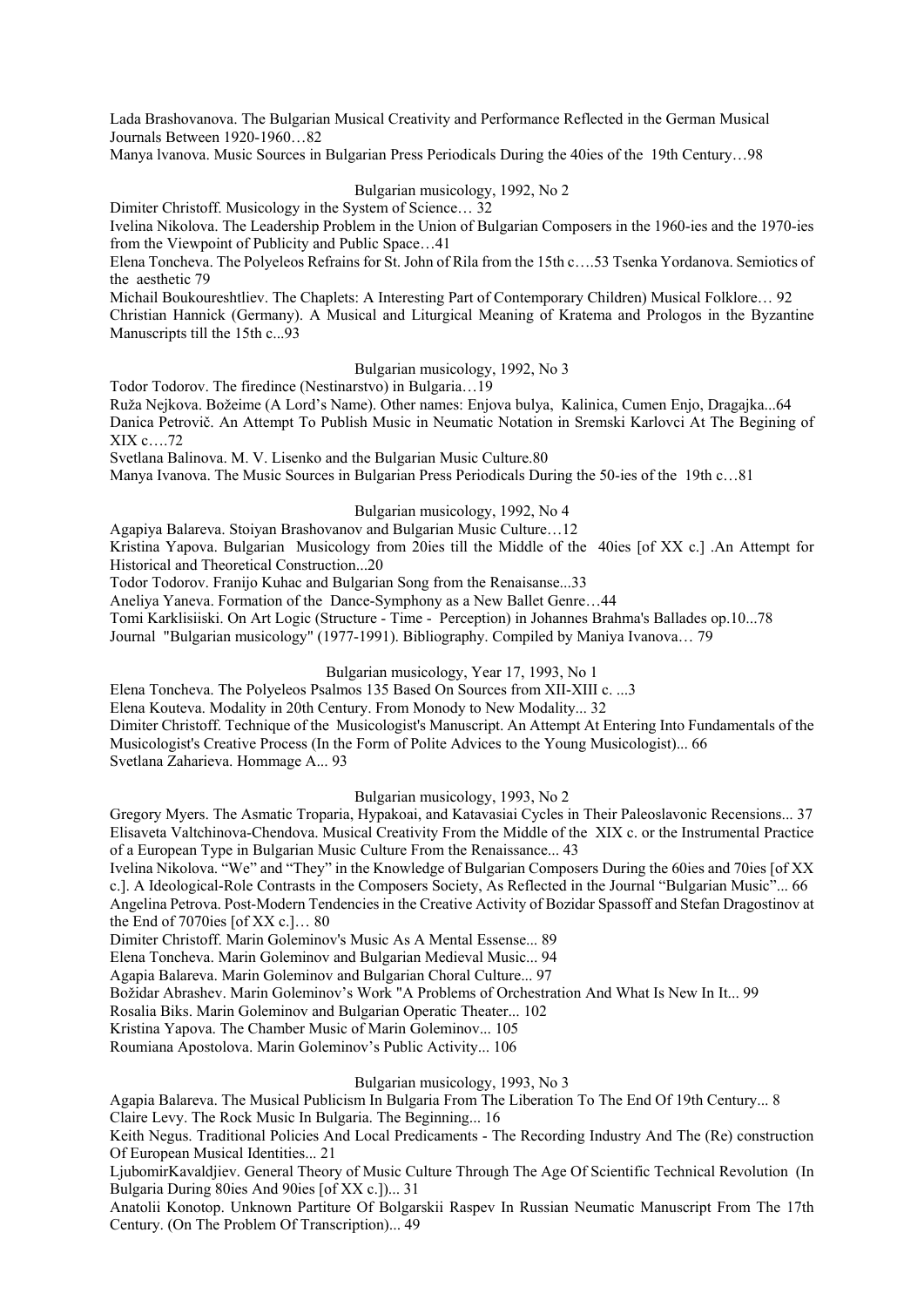Lada Brashovanova. The Bulgarian Musical Creativity and Performance Reflected in the German Musical Journals Between 1920-1960…82

Manya lvanova. Music Sources in Bulgarian Press Periodicals During the 40ies of the 19th Century…98

Bulgarian musicology, 1992, No 2

Dimiter Christoff. Musicology in the System of Science… 32

Ivelina Nikolova. The Leadership Problem in the Union of Bulgarian Composers in the 1960-ies and the 1970-ies from the Viewpoint of Publicity and Public Space…41

Elena Toncheva. The Polyeleos Refrains for St. John of Rila from the 15th c….53 Tsenka Yordanova. Semiotics of the aesthetic 79

Michail Boukoureshtliev. The Chaplets: A Interesting Part of Contemporary Children) Musical Folklore… 92

Christian Hannick (Germany). A Musical and Liturgical Meaning of Kratema and Prologos in the Byzantine Manuscripts till the 15th c...93

Bulgarian musicology, 1992, No 3

Todor Todorov. The firedince (Nestinarstvo) in Bulgaria…19

Ruža Nejkova. Božeime (A Lord's Name). Other names: Enjova bulya, Kalinica, Cumen Enjo, Dragajka...64

Danica Petrovič. An Attempt To Publish Music in Neumatic Notation in Sremski Karlovci At The Begining of XIX c….72

Svetlana Balinova. M. V. Lisenko and the Bulgarian Music Culture.80

Manya Ivanova. The Music Sources in Bulgarian Press Periodicals During the 50-ies of the 19th c…81

Bulgarian musicology, 1992, No 4

Agapiya Balareva. Stoiyan Brashovanov and Bulgarian Music Culture…12

Kristina Yapova. Bulgarian Musicology from 20ies till the Middle of the 40ies [of XX c.] .An Attempt for Historical and Theoretical Construction...20

Todor Todorov. Franijo Kuhac and Bulgarian Song from the Renaisanse...33

Aneliya Yaneva. Formation of the Dance-Symphony as a New Ballet Genre…44

Tomi Karklisiiski. On Art Logic (Structure - Time - Perception) in Johannes Brahma's Ballades op.10...78

Journal "Bulgarian musicology" (1977-1991). Bibliography. Compiled by Maniya Ivanova… 79

Bulgarian musicology, Year 17, 1993, No 1

Elena Toncheva. The Polyeleos Psalmos 135 Based On Sources from XII-XIII c. ...3

Elena Kouteva. Modality in 20th Century. From Monody to New Modality... 32

Dimiter Christoff. Technique of the Musicologist's Manuscript. An Attempt At Entering Into Fundamentals of the Musicologist's Creative Process (In the Form of Polite Advices to the Young Musicologist)... 66

Svetlana Zaharieva. Hommage A... 93

Bulgarian musicology, 1993, No 2

Gregory Myers. The Asmatic Troparia, Hypakoai, and Katavasiai Cycles in Their Paleoslavonic Recensions... 37

Elisaveta Valtchinova-Chendova. Musical Creativity From the Middle of the XIX c. or the Instrumental Practice of a European Type in Bulgarian Music Culture From the Renaissance... 43

Ivelina Nikolova. "We" and "They" in the Knowledge of Bulgarian Composers During the 60ies and 70ies [of XX c.]. A Ideological-Role Contrasts in the Composers Society, As Reflected in the Journal "Bulgarian Music"... 66

Angelina Petrova. Post-Modern Tendencies in the Creative Activity of Bozidar Spassoff and Stefan Dragostinov at the End of 7070ies [of XX c.]… 80

Dimiter Christoff. Marin Goleminov's Music As A Mental Essense... 89

Elena Toncheva. Marin Goleminov and Bulgarian Medieval Music... 94

Agapia Balareva. Marin Goleminov and Bulgarian Choral Culture... 97

Božidar Abrashev. Marin Goleminov's Work "A Problems of Orchestration And What Is New In It... 99

Rosalia Biks. Marin Goleminov and Bulgarian Operatic Theater... 102

Kristina Yapova. The Chamber Music of Marin Goleminov... 105

Roumiana Apostolova. Marin Goleminov's Public Activity... 106

Bulgarian musicology, 1993, No 3

Agapia Balareva. The Musical Publicism In Bulgaria From The Liberation To The End Of 19th Century... 8

Claire Levy. The Rock Music In Bulgaria. The Beginning... 16

Keith Negus. Traditional Policies And Local Predicaments - The Recording Industry And The (Re) construction Of European Musical Identities... 21

LjubomirKavaldjiev. General Theory of Music Culture Through The Age Of Scientific Technical Revolution (In Bulgaria During 80ies And 90ies [of XX c.])... 31

Anatolii Konotop. Unknown Partiture Of Bolgarskii Raspev In Russian Neumatic Manuscript From The 17th Century. (On The Problem Of Transcription)... 49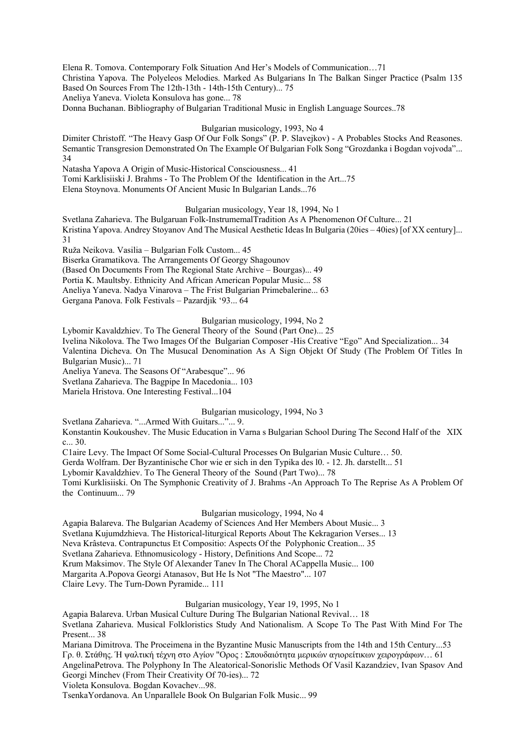Elena R. Tomova. Contemporary Folk Situation And Her's Models of Communication…71
Christina Yapova. The Polyeleos Melodies. Marked As Bulgarians In The Balkan Singer Practice (Psalm 135 Based On Sources From The 12th-13th - 14th-15th Century)... 75
Aneliya Yaneva. Violeta Konsulova has gone... 78
Donna Buchanan. Bibliography of Bulgarian Traditional Music in English Language Sources..78

### Bulgarian musicology, 1993, No 4

Dimiter Christoff. "The Heavy Gasp Of Our Folk Songs" (P. P. Slavejkov) - A Probables Stocks And Reasones. Semantic Transgresion Demonstrated On The Example Of Bulgarian Folk Song "Grozdanka i Bogdan vojvoda"... 34
Natasha Yapova A Origin of Music-Historical Consciousness... 41
Tomi Karklisiiski J. Brahms - To The Problem Of the Identification in the Art...75
Elena Stoynova. Monuments Of Ancient Music In Bulgarian Lands...76

### Bulgarian musicology, Year 18, 1994, No 1

Svetlana Zaharieva. The Bulgaruan Folk-InstrumemalTradition As A Phenomenon Of Culture... 21
Kristina Yapova. Andrey Stoyanov And The Musical Aesthetic Ideas In Bulgaria (20ies – 40ies) [of XX century]... 31
Ruža Neikova. Vasilia – Bulgarian Folk Custom... 45
Biserka Gramatikova. The Arrangements Of Georgy Shagounov
(Based On Documents From The Regional State Archive – Bourgas)... 49
Portia K. Maultsby. Ethnicity And African American Popular Music... 58
Aneliya Yaneva. Nadya Vinarova – The Frist Bulgarian Primebalerine... 63
Gergana Panova. Folk Festivals – Pazardjik '93... 64

### Bulgarian musicology, 1994, No 2

Lybomir Kavaldzhiev. To The General Theory of the Sound (Part One)... 25
Ivelina Nikolova. The Two Images Of the Bulgarian Composer -His Creative "Ego" And Specialization... 34
Valentina Dicheva. On The Musucal Denomination As A Sign Objekt Of Study (The Problem Of Titles In Bulgarian Music)... 71
Aneliya Yaneva. The Seasons Of "Arabesque"... 96
Svetlana Zaharieva. The Bagpipe In Macedonia... 103
Mariela Hristova. One Interesting Festival...104

### Bulgarian musicology, 1994, No 3

Svetlana Zaharieva. "...Armed With Guitars..."... 9.
Konstantin Koukoushev. The Music Education in Varna s Bulgarian School During The Second Half of the XIX c... 30.
C1aire Levy. The Impact Of Some Social-Cultural Processes On Bulgarian Music Culture… 50.
Gerda Wolfram. Der Byzantinische Chor wie er sich in den Typika des l0. - 12. Jh. darstellt... 51
Lybomir Kavaldzhiev. To The General Theory of the Sound (Part Two)... 78
Tomi Kurklisiiski. On The Symphonic Creativity of J. Brahms -An Approach To The Reprise As A Problem Of the Continuum... 79

### Bulgarian musicology, 1994, No 4

Agapia Balareva. The Bulgarian Academy of Sciences And Her Members About Music... 3
Svetlana Kujumdzhieva. The Historical-liturgical Reports About The Kekragarion Verses... 13
Neva Krâsteva. Contrapunctus Et Compositio: Aspects Of the Polyphonic Creation... 35
Svetlana Zaharieva. Ethnomusicology - History, Definitions And Scope... 72
Krum Maksimov. The Style Of Alexander Tanev In The Choral ACappella Music... 100
Margarita A.Popova Georgi Atanasov, But He Is Not "The Maestro"... 107
Claire Levy. The Turn-Down Pyramide... 111

### Bulgarian musicology, Year 19, 1995, No 1

Agapia Balareva. Urban Musical Culture During The Bulgarian National Revival… 18
Svetlana Zaharieva. Musical Folkloristics Study And Nationalism. A Scope To The Past With Mind For The Present... 38
Mariana Dimitrova. The Proceimena in the Byzantine Music Manuscripts from the 14th and 15th Century...53
Γρ. θ. Στάθης. Ἡ ψαλτική τέχνη στο Αγίον "Ορος : Σπουδαιότητα μερικών αγιορείτικων χειρογράφων… 61
AngelinaPetrova. The Polyphony In The Aleatorical-Sonorislic Methods Of Vasil Kazandziev, Ivan Spasov And Georgi Minchev (From Their Creativity Of 70-ies)... 72
Violeta Konsulova. Bogdan Kovachev...98.
TsenkaYordanova. An Unparallele Book On Bulgarian Folk Music... 99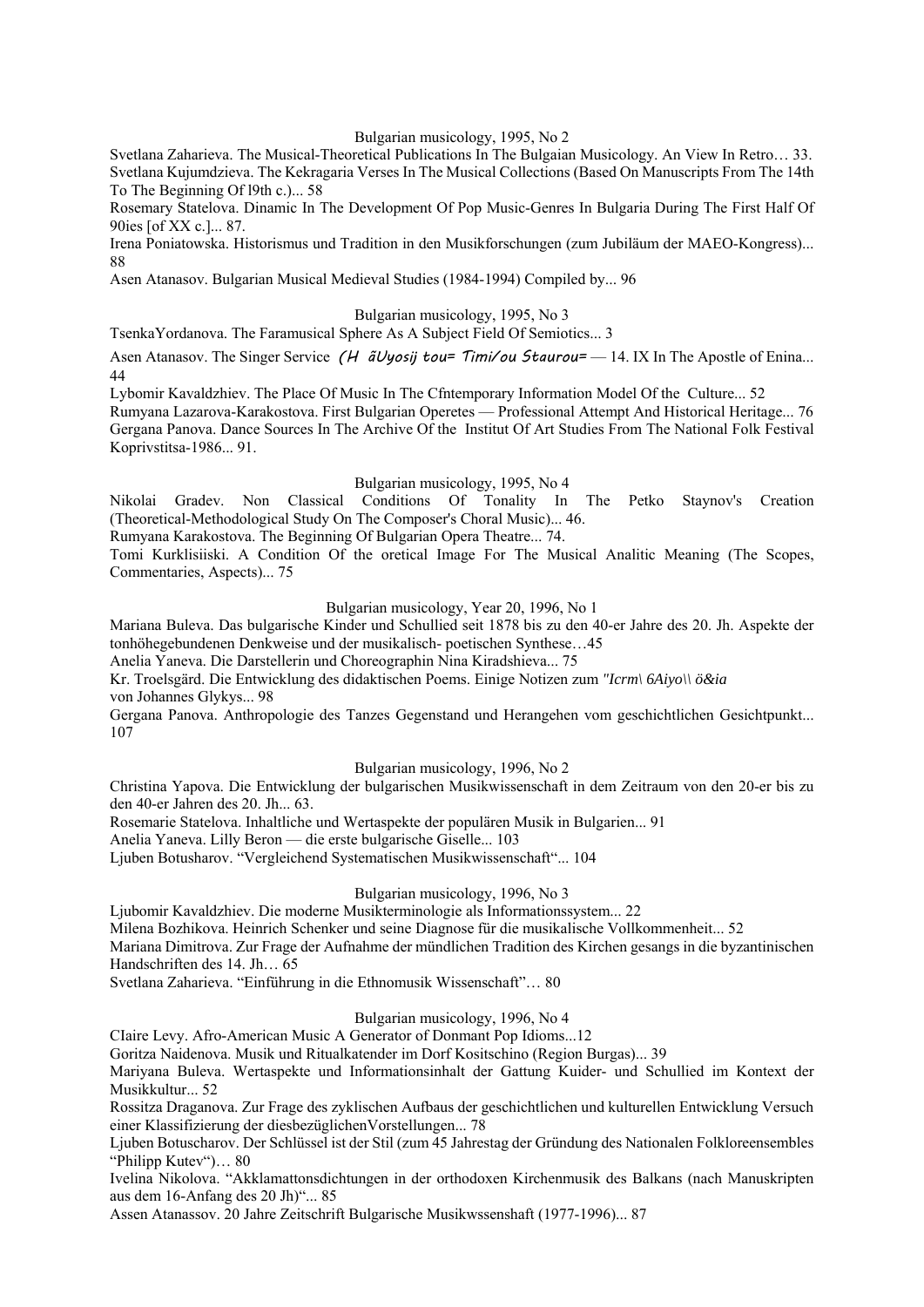Bulgarian musicology, 1995, No 2

Svetlana Zaharieva. The Musical-Theoretical Publications In The Bulgaian Musicology. An View In Retro… 33.

Svetlana Kujumdzieva. The Kekragaria Verses In The Musical Collections (Based On Manuscripts From The 14th To The Beginning Of l9th c.)... 58

Rosemary Statelova. Dinamic In The Development Of Pop Music-Genres In Bulgaria During The First Half Of 90ies [of XX c.]... 87.

Irena Poniatowska. Historismus und Tradition in den Musikforschungen (zum Jubiläum der MAEO-Kongress)... 88

Asen Atanasov. Bulgarian Musical Medieval Studies (1984-1994) Compiled by... 96

Bulgarian musicology, 1995, No 3

TsenkaYordanova. The Faramusical Sphere As A Subject Field Of Semiotics... 3

Asen Atanasov. The Singer Service *(H âUyosij tou= Timi/ou Staurou=* — 14. IX In The Apostle of Enina... 44

Lybomir Kavaldzhiev. The Place Of Music In The Cfntemporary Information Model Of the Culture... 52

Rumyana Lazarova-Karakostova. First Bulgarian Operetes — Professional Attempt And Historical Heritage... 76

Gergana Panova. Dance Sources In The Archive Of the Institut Of Art Studies From The National Folk Festival Koprivstitsa-1986... 91.

Bulgarian musicology, 1995, No 4

Nikolai Gradev. Non Classical Conditions Of Tonality In The Petko Staynov's Creation (Theoretical-Methodological Study On The Composer's Choral Music)... 46.

Rumyana Karakostova. The Beginning Of Bulgarian Opera Theatre... 74.

Tomi Kurklisiiski. A Condition Of the oretical Image For The Musical Analitic Meaning (The Scopes, Commentaries, Aspects)... 75

Bulgarian musicology, Year 20, 1996, No 1

Mariana Buleva. Das bulgarische Kinder und Schullied seit 1878 bis zu den 40-er Jahre des 20. Jh. Aspekte der tonhöhegebundenen Denkweise und der musikalisch- poetischen Synthese…45

Anelia Yaneva. Die Darstellerin und Choreographin Nina Kiradshieva... 75

Kr. Troelsgärd. Die Entwicklung des didaktischen Poems. Einige Notizen zum *"Icrm\ 6Aiyo\\ ö&ia*
von Johannes Glykys... 98

Gergana Panova. Anthropologie des Tanzes Gegenstand und Herangehen vom geschichtlichen Gesichtpunkt... 107

Bulgarian musicology, 1996, No 2

Christina Yapova. Die Entwicklung der bulgarischen Musikwissenschaft in dem Zeitraum von den 20-er bis zu den 40-er Jahren des 20. Jh... 63.

Rosemarie Statelova. Inhaltliche und Wertaspekte der populären Musik in Bulgarien... 91

Anelia Yaneva. Lilly Beron — die erste bulgarische Giselle... 103

Ljuben Botusharov. "Vergleichend Systematischen Musikwissenschaft"... 104

Bulgarian musicology, 1996, No 3

Ljubomir Kavaldzhiev. Die moderne Musikterminologie als Informationssystem... 22

Milena Bozhikova. Heinrich Schenker und seine Diagnose für die musikalische Vollkommenheit... 52

Mariana Dimitrova. Zur Frage der Aufnahme der mündlichen Tradition des Kirchen gesangs in die byzantinischen Handschriften des 14. Jh… 65

Svetlana Zaharieva. "Einführung in die Ethnomusik Wissenschaft"… 80

Bulgarian musicology, 1996, No 4

CIaire Levy. Afro-American Music A Generator of Donmant Pop Idioms...12

Goritza Naidenova. Musik und Ritualkatender im Dorf Kositschino (Region Burgas)... 39

Mariyana Buleva. Wertaspekte und Informationsinhalt der Gattung Kuider- und Schullied im Kontext der Musikkultur... 52

Rossitza Draganova. Zur Frage des zyklischen Aufbaus der geschichtlichen und kulturellen Entwicklung Versuch einer Klassifizierung der diesbezüglichenVorstellungen... 78

Ljuben Botuscharov. Der Schlüssel ist der Stil (zum 45 Jahrestag der Gründung des Nationalen Folkloreensembles "Philipp Kutev")… 80

Ivelina Nikolova. "Akklamattonsdichtungen in der orthodoxen Kirchenmusik des Balkans (nach Manuskripten aus dem 16-Anfang des 20 Jh)"... 85

Assen Atanassov. 20 Jahre Zeitschrift Bulgarische Musikwssenshaft (1977-1996)... 87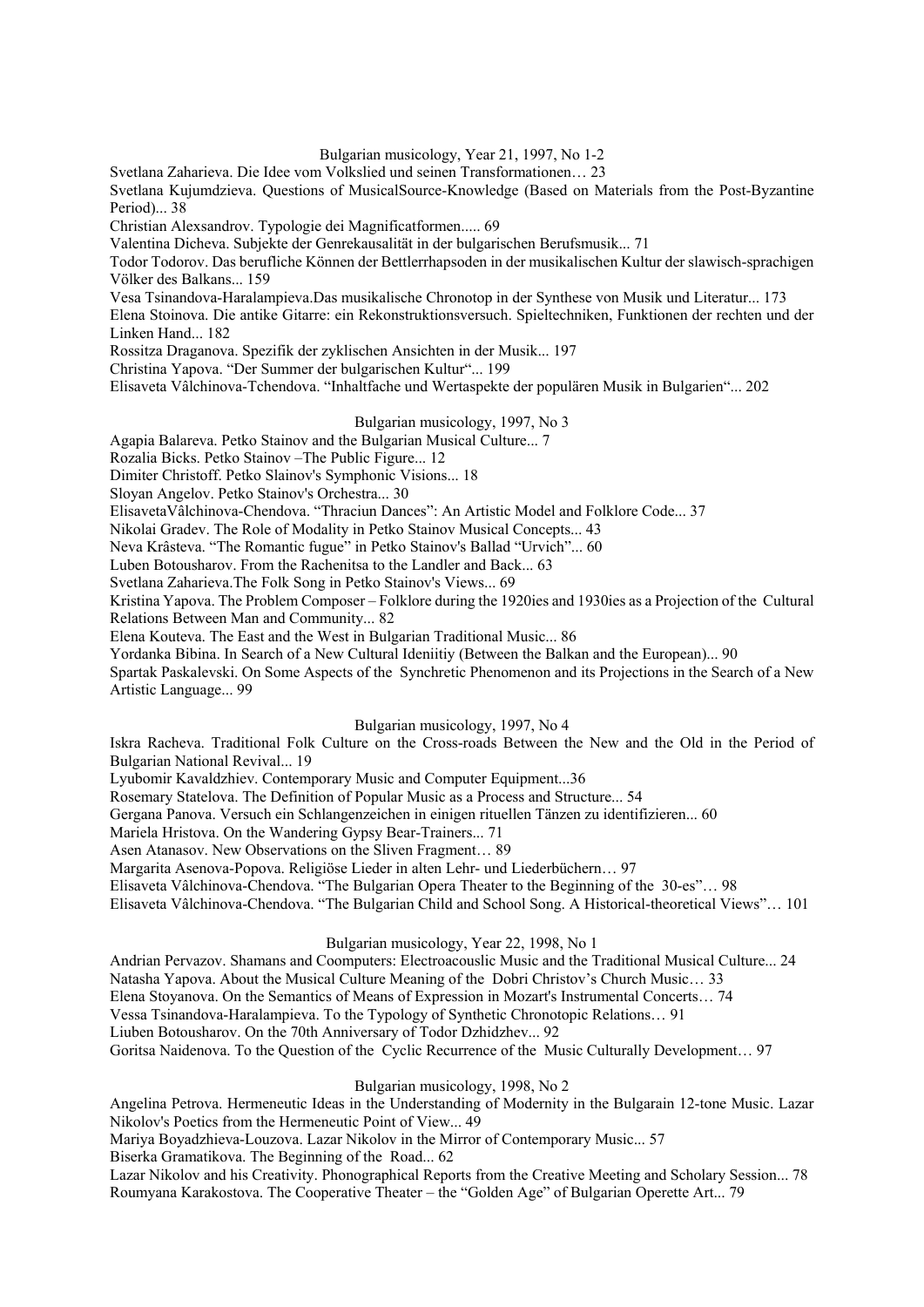Bulgarian musicology, Year 21, 1997, No 1-2

Svetlana Zaharieva. Die Idee vom Volkslied und seinen Transformationen… 23

Svetlana Kujumdzieva. Questions of MusicalSource-Knowledge (Based on Materials from the Post-Byzantine Period)... 38

Christian Alexsandrov. Typologie dei Magnificatformen..... 69

Valentina Dicheva. Subjekte der Genrekausalität in der bulgarischen Berufsmusik... 71

Todor Todorov. Das berufliche Können der Bettlerrhapsoden in der musikalischen Kultur der slawisch-sprachigen Völker des Balkans... 159

Vesa Tsinandova-Haralampieva.Das musikalische Chronotop in der Synthese von Musik und Literatur... 173

Elena Stoinova. Die antike Gitarre: ein Rekonstruktionsversuch. Spieltechniken, Funktionen der rechten und der Linken Hand... 182

Rossitza Draganova. Spezifik der zyklischen Ansichten in der Musik... 197

Christina Yapova. "Der Summer der bulgarischen Kultur"... 199

Elisaveta Vâlchinova-Tchendova. "Inhaltfache und Wertaspekte der populären Musik in Bulgarien"... 202

Bulgarian musicology, 1997, No 3

Agapia Balareva. Petko Stainov and the Bulgarian Musical Culture... 7

Rozalia Bicks. Petko Stainov –The Public Figure... 12

Dimiter Christoff. Petko Slainov's Symphonic Visions... 18

Sloyan Angelov. Petko Stainov's Orchestra... 30

ElisavetaVâlchinova-Chendova. "Thraciun Dances": An Artistic Model and Folklore Code... 37

Nikolai Gradev. The Role of Modality in Petko Stainov Musical Concepts... 43

Neva Krâsteva. "The Romantic fugue" in Petko Stainov's Ballad "Urvich"... 60

Luben Botousharov. From the Rachenitsa to the Landler and Back... 63

Svetlana Zaharieva.The Folk Song in Petko Stainov's Views... 69

Kristina Yapova. The Problem Composer – Folklore during the 1920ies and 1930ies as a Projection of the Cultural Relations Between Man and Community... 82

Elena Kouteva. The East and the West in Bulgarian Traditional Music... 86

Yordanka Bibina. In Search of a New Cultural Ideniitiy (Between the Balkan and the European)... 90

Spartak Paskalevski. On Some Aspects of the Synchretic Phenomenon and its Projections in the Search of a New Artistic Language... 99

Bulgarian musicology, 1997, No 4

Iskra Racheva. Traditional Folk Culture on the Cross-roads Between the New and the Old in the Period of Bulgarian National Revival... 19

Lyubomir Kavaldzhiev. Contemporary Music and Computer Equipment...36

Rosemary Statelova. The Definition of Popular Music as a Process and Structure... 54

Gergana Panova. Versuch ein Schlangenzeichen in einigen rituellen Tänzen zu identifizieren... 60

Mariela Hristova. On the Wandering Gypsy Bear-Trainers... 71

Asen Atanasov. New Observations on the Sliven Fragment… 89

Margarita Asenova-Popova. Religiöse Lieder in alten Lehr- und Liederbüchern… 97

Elisaveta Vâlchinova-Chendova. "The Bulgarian Opera Theater to the Beginning of the 30-es"… 98

Elisaveta Vâlchinova-Chendova. "The Bulgarian Child and School Song. A Historical-theoretical Views"… 101

Bulgarian musicology, Year 22, 1998, No 1

Andrian Pervazov. Shamans and Coomputers: Electroacouslic Music and the Traditional Musical Culture... 24

Natasha Yapova. About the Musical Culture Meaning of the Dobri Christov's Church Music… 33

Elena Stoyanova. On the Semantics of Means of Expression in Mozart's Instrumental Concerts… 74

Vessa Tsinandova-Haralampieva. To the Typology of Synthetic Chronotopic Relations… 91

Liuben Botousharov. On the 70th Anniversary of Todor Dzhidzhev... 92

Goritsa Naidenova. To the Question of the Cyclic Recurrence of the Music Culturally Development… 97

Bulgarian musicology, 1998, No 2

Angelina Petrova. Hermeneutic Ideas in the Understanding of Modernity in the Bulgarain 12-tone Music. Lazar Nikolov's Poetics from the Hermeneutic Point of View... 49

Mariya Boyadzhieva-Louzova. Lazar Nikolov in the Mirror of Contemporary Music... 57

Biserka Gramatikova. The Beginning of the Road... 62

Lazar Nikolov and his Creativity. Phonographical Reports from the Creative Meeting and Scholary Session... 78

Roumyana Karakostova. The Cooperative Theater – the "Golden Age" of Bulgarian Operette Art... 79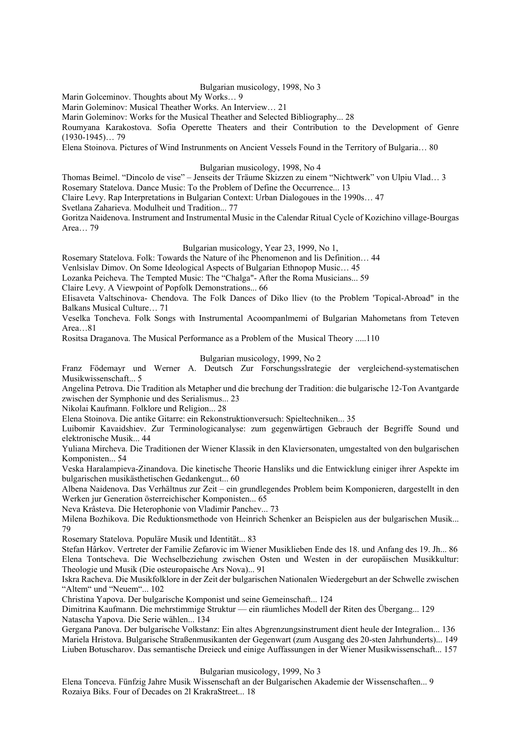Bulgarian musicology, 1998, No 3

Marin Golceminov. Thoughts about My Works… 9

Marin Goleminov: Musical Theather Works. An Interview… 21

Marin Goleminov: Works for the Musical Theather and Selected Bibliography... 28

Roumyana Karakostova. Sofia Operette Theaters and their Contribution to the Development of Genre (1930-1945)… 79

Elena Stoinova. Pictures of Wind Instrunments on Ancient Vessels Found in the Territory of Bulgaria… 80

Bulgarian musicology, 1998, No 4

Thomas Beimel. "Dincolo de vise" – Jenseits der Träume Skizzen zu einem "Nichtwerk" von Ulpiu Vlad… 3

Rosemary Statelova. Dance Music: To the Problem of Define the Occurrence... 13

Claire Levy. Rap Interpretations in Bulgarian Context: Urban Dialogoues in the 1990s… 47

Svetlana Zaharieva. Modulheit und Tradition... 77

Goritza Naidenova. Instrument and Instrumental Music in the Calendar Ritual Cycle of Kozichino village-Bourgas Area… 79

Bulgarian musicology, Year 23, 1999, No 1,

Rosemary Statelova. Folk: Towards the Nature of ihc Phenomenon and lis Definition… 44

Venlsislav Dimov. On Some Ideological Aspects of Bulgarian Ethnopop Music… 45

Lozanka Peicheva. The Tempted Music: The "Chalga"- After the Roma Musicians... 59

Claire Levy. A Viewpoint of Popfolk Demonstrations... 66

Elisaveta Valtschinova- Chendova. The Folk Dances of Diko lliev (to the Problem 'Topical-Abroad" in the Balkans Musical Culture… 71

Veselka Toncheva. Folk Songs with Instrumental Acoompanlmemi of Bulgarian Mahometans from Teteven Area…81

Rositsa Draganova. The Musical Performance as a Problem of the Musical Theory .....110

Bulgarian musicology, 1999, No 2

Franz Födemayr und Werner A. Deutsch Zur Forschungsslrategie der vergleichend-systematischen Musikwissenschaft... 5

Angelina Petrova. Die Tradition als Metapher und die brechung der Tradition: die bulgarische 12-Ton Avantgarde zwischen der Symphonie und des Serialismus... 23

Nikolai Kaufmann. Folklore und Religion... 28

Elena Stoinova. Die antike Gitarre: ein Rekonstruktionversuch: Spieltechniken... 35

Luibomir Kavaidshiev. Zur Terminologicanalyse: zum gegenwärtigen Gebrauch der Begriffe Sound und elektronische Musik... 44

Yuliana Mircheva. Die Traditionen der Wiener Klassik in den Klaviersonaten, umgestalted von den bulgarischen Komponisten... 54

Veska Haralampieva-Zinandova. Die kinetische Theorie Hansliks und die Entwicklung einiger ihrer Aspekte im bulgarischen musikästhetischen Gedankengut... 60

Albena Naidenova. Das Verhältnus zur Zeit – ein grundlegendes Problem beim Komponieren, dargestellt in den Werken jur Generation österreichischer Komponisten... 65

Neva Krâsteva. Die Heterophonie von Vladimir Panchev... 73

Milena Bozhikova. Die Reduktionsmethode von Heinrich Schenker an Beispielen aus der bulgarischen Musik... 79

Rosemary Statelova. Populäre Musik und Identität... 83

Stefan Hârkov. Vertreter der Familie Zefarovic im Wiener Musiklieben Ende des 18. und Anfang des 19. Jh... 86

Elena Tontscheva. Die Wechselbeziehung zwischen Osten und Westen in der europäischen Musikkultur: Theologie und Musik (Die osteuropaische Ars Nova)... 91

Iskra Racheva. Die Musikfolklore in der Zeit der bulgarischen Nationalen Wiedergeburt an der Schwelle zwischen "Altem" und "Neuem"... 102

Christina Yapova. Der bulgarische Komponist und seine Gemeinschaft... 124

Dimitrina Kaufmann. Die mehrstimmige Struktur — ein räumliches Modell der Riten des Übergang... 129

Natascha Yapova. Die Serie wählen... 134

Gergana Panova. Der bulgarische Volkstanz: Ein altes Abgrenzungsinstrument dient heule der Integralion... 136

Mariela Hristova. Bulgarische Straßenmusikanten der Gegenwart (zum Ausgang des 20-sten Jahrhunderts)... 149

Liuben Botuscharov. Das semantische Dreieck und einige Auffassungen in der Wiener Musikwissenschaft... 157

Bulgarian musicology, 1999, No 3

Elena Tonceva. Fünfzig Jahre Musik Wissenschaft an der Bulgarischen Akademie der Wissenschaften... 9

Rozaiya Biks. Four of Decades on 2l KrakraStreet... 18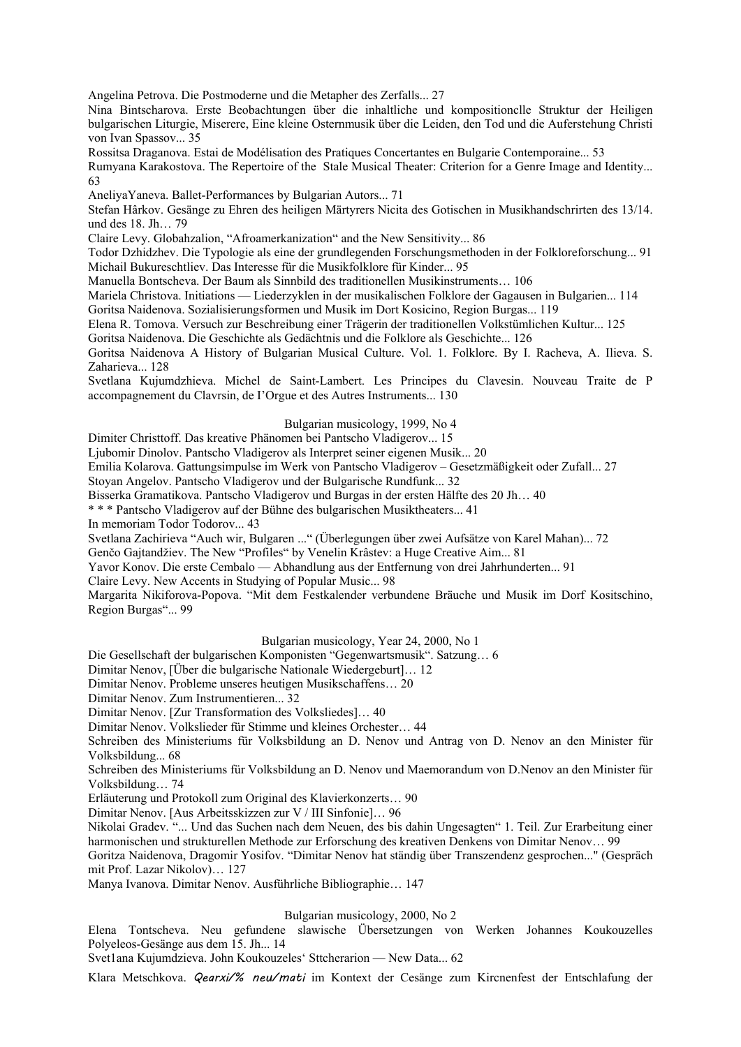Angelina Petrova. Die Postmoderne und die Metapher des Zerfalls... 27

Nina Bintscharova. Erste Beobachtungen über die inhaltliche und kompositionclle Struktur der Heiligen bulgarischen Liturgie, Miserere, Eine kleine Osternmusik über die Leiden, den Tod und die Auferstehung Christi von Ivan Spassov... 35

Rossitsa Draganova. Estai de Modélisation des Pratiques Concertantes en Bulgarie Contemporaine... 53

Rumyana Karakostova. The Repertoire of the Stale Musical Theater: Criterion for a Genre Image and Identity... 63

AneliyaYaneva. Ballet-Performances by Bulgarian Autors... 71

Stefan Hârkov. Gesänge zu Ehren des heiligen Märtyrers Nicita des Gotischen in Musikhandschrirten des 13/14. und des 18. Jh… 79

Claire Levy. Globahzalion, "Afroamerkanization" and the New Sensitivity... 86

Todor Dzhidzhev. Die Typologie als eine der grundlegenden Forschungsmethoden in der Folkloreforschung... 91

Michail Bukureschtliev. Das Interesse für die Musikfolklore für Kinder... 95

Manuella Bontscheva. Der Baum als Sinnbild des traditionellen Musikinstruments… 106

Mariela Christova. Initiations — Liederzyklen in der musikalischen Folklore der Gagausen in Bulgarien... 114

Goritsa Naidenova. Sozialisierungsformen und Musik im Dort Kosicino, Region Burgas... 119

Elena R. Tomova. Versuch zur Beschreibung einer Trägerin der traditionellen Volkstümlichen Kultur... 125

Goritsa Naidenova. Die Geschichte als Gedächtnis und die Folklore als Geschichte... 126

Goritsa Naidenova A History of Bulgarian Musical Culture. Vol. 1. Folklore. By I. Racheva, A. Ilieva. S. Zaharieva... 128

Svetlana Kujumdzhieva. Michel de Saint-Lambert. Les Principes du Clavesin. Nouveau Traite de P accompagnement du Clavrsin, de I'Orgue et des Autres Instruments... 130

Bulgarian musicology, 1999, No 4

Dimiter Christtoff. Das kreative Phänomen bei Pantscho Vladigerov... 15

Ljubomir Dinolov. Pantscho Vladigerov als Interpret seiner eigenen Musik... 20

Emilia Kolarova. Gattungsimpulse im Werk von Pantscho Vladigerov – Gesetzmäßigkeit oder Zufall... 27

Stoyan Angelov. Pantscho Vladigerov und der Bulgarische Rundfunk... 32

Bisserka Gramatikova. Pantscho Vladigerov und Burgas in der ersten Hälfte des 20 Jh… 40

* * * Pantscho Vladigerov auf der Bühne des bulgarischen Musiktheaters... 41

In memoriam Todor Todorov... 43

Svetlana Zachirieva "Auch wir, Bulgaren ..." (Überlegungen über zwei Aufsätze von Karel Mahan)... 72

Genčo Gajtandžiev. The New "Profiles" by Venelin Krâstev: a Huge Creative Aim... 81

Yavor Konov. Die erste Cembalo — Abhandlung aus der Entfernung von drei Jahrhunderten... 91

Claire Levy. New Accents in Studying of Popular Music... 98

Margarita Nikiforova-Popova. "Mit dem Festkalender verbundene Bräuche und Musik im Dorf Kositschino, Region Burgas"... 99

Bulgarian musicology, Year 24, 2000, No 1

Die Gesellschaft der bulgarischen Komponisten "Gegenwartsmusik". Satzung… 6

Dimitar Nenov, [Über die bulgarische Nationale Wiedergeburt]… 12

Dimitar Nenov. Probleme unseres heutigen Musikschaffens… 20

Dimitar Nenov. Zum Instrumentieren... 32

Dimitar Nenov. [Zur Transformation des Volksliedes]… 40

Dimitar Nenov. Volkslieder für Stimme und kleines Orchester… 44

Schreiben des Ministeriums für Volksbildung an D. Nenov und Antrag von D. Nenov an den Minister für Volksbildung... 68

Schreiben des Ministeriums für Volksbildung an D. Nenov und Maemorandum von D.Nenov an den Minister für Volksbildung… 74

Erläuterung und Protokoll zum Original des Klavierkonzerts… 90

Dimitar Nenov. [Aus Arbeitsskizzen zur V / III Sinfonie]… 96

Nikolai Gradev. "... Und das Suchen nach dem Neuen, des bis dahin Ungesagten" 1. Teil. Zur Erarbeitung einer harmonischen und strukturellen Methode zur Erforschung des kreativen Denkens von Dimitar Nenov… 99

Goritza Naidenova, Dragomir Yosifov. "Dimitar Nenov hat ständig über Transzendenz gesprochen..." (Gespräch mit Prof. Lazar Nikolov)… 127

Manya Ivanova. Dimitar Nenov. Ausführliche Bibliographie… 147

Bulgarian musicology, 2000, No 2

Elena Tontscheva. Neu gefundene slawische Übersetzungen von Werken Johannes Koukouzelles Polyeleos-Gesänge aus dem 15. Jh... 14

Svet1ana Kujumdzieva. John Koukouzeles' Sttcherarion — New Data... 62

Klara Metschkova. *Qearxi/% neu/mati* im Kontext der Cesänge zum Kircnenfest der Entschlafung der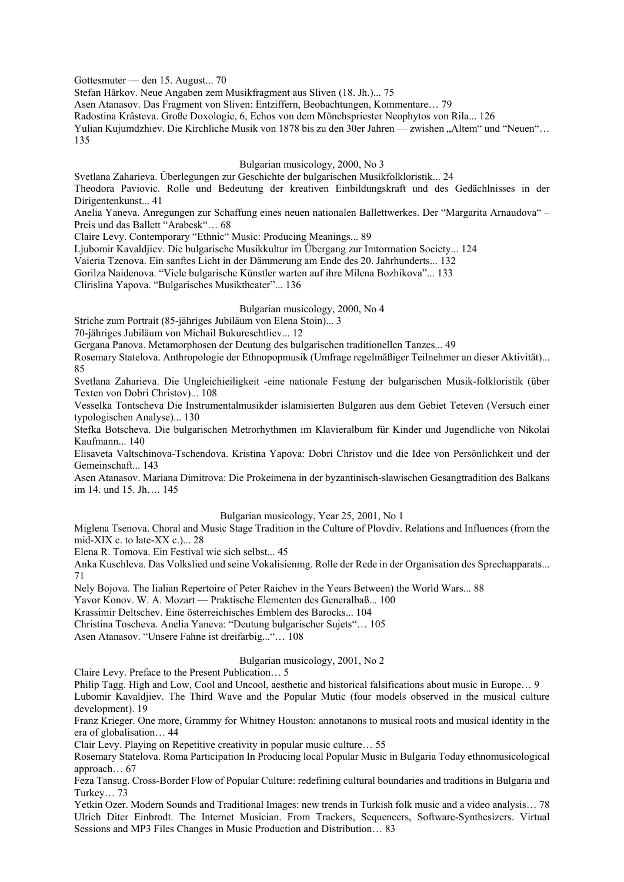Gottesmuter — den 15. August... 70

Stefan Hârkov. Neue Angaben zem Musikfragment aus Sliven (18. Jh.)... 75

Asen Atanasov. Das Fragment von Sliven: Entziffern, Beobachtungen, Kommentare… 79

Radostina Krâsteva. Große Doxologie, 6, Echos von dem Mönchspriester Neophytos von Rila... 126

Yulian Kujumdzhiev. Die Kirchliche Musik von 1878 bis zu den 30er Jahren — zwishen „Altem“ und “Neuen“… 135

## Bulgarian musicology, 2000, No 3

Svetlana Zaharieva. Überlegungen zur Geschichte der bulgarischen Musikfolkloristik... 24

Theodora Paviovic. Rolle und Bedeutung der kreativen Einbildungskraft und des Gedächlnisses in der Dirigentenkunst... 41

Anelia Yaneva. Anregungen zur Schaffung eines neuen nationalen Ballettwerkes. Der “Margarita Arnaudova“ – Preis und das Ballett “Arabesk“… 68

Claire Levy. Contemporary “Ethnic“ Music: Producing Meanings... 89

Ljubomir Kavaldjiev. Die bulgarische Musikkultur im Übergang zur Imtormation Society... 124

Vaieria Tzenova. Ein sanftes Licht in der Dämmerung am Ende des 20. Jahrhunderts... 132

Gorilza Naidenova. “Viele bulgarische Künstler warten auf ihre Milena Bozhikova”... 133

Clirislina Yapova. “Bulgarisches Musiktheater”... 136

## Bulgarian musicology, 2000, No 4

Striche zum Portrait (85-jähriges Jubiläum von Elena Stoin)... 3

70-jähriges Jubiläum von Michail Bukureschtliev... 12

Gergana Panova. Metamorphosen der Deutung des bulgarischen traditionellen Tanzes... 49

Rosemary Statelova. Anthropologie der Ethnopopmusik (Umfrage regelmäßiger Teilnehmer an dieser Aktivität)... 85

Svetlana Zaharieva. Die Ungleichieiligkeit -eine nationale Festung der bulgarischen Musik-folkloristik (über Texten von Dobri Christov)... 108

Vesselka Tontscheva Die Instrumentalmusikder islamisierten Bulgaren aus dem Gebiet Teteven (Versuch einer typologischen Analyse)... 130

Stefka Botscheva. Die bulgarischen Metrorhythmen im Klavieralbum für Kinder und Jugendliche von Nikolai Kaufmann... 140

Elisaveta Valtschinova-Tschendova. Kristina Yapova: Dobri Christov und die Idee von Persönlichkeit und der Gemeinschaft... 143

Asen Atanasov. Mariana Dimitrova: Die Prokeimena in der byzantinisch-slawischen Gesangtradition des Balkans im 14. und 15. Jh…. 145

## Bulgarian musicology, Year 25, 2001, No 1

Miglena Tsenova. Choral and Music Stage Tradition in the Culture of Plovdiv. Relations and Influences (from the mid-XIX c. to late-XX c.)... 28

Elena R. Tomova. Ein Festival wie sich selbst... 45

Anka Kuschleva. Das Volkslied und seine Vokalisienmg. Rolle der Rede in der Organisation des Sprechapparats... 71

Nely Bojova. The Iialian Repertoire of Peter Raichev in the Years Between) the World Wars... 88

Yavor Konov. W. A. Mozart — Praktische Elementen des Generalbaß... 100

Krassimir Deltschev. Eine österreichisches Emblem des Barocks... 104

Christina Toscheva. Anelia Yaneva: “Deutung bulgarischer Sujets“… 105

Asen Atanasov. “Unsere Fahne ist dreifarbig...“… 108

## Bulgarian musicology, 2001, No 2

Claire Levy. Preface to the Present Publication… 5

Philip Tagg. High and Low, Cool and Uncool, aesthetic and historical falsifications about music in Europe… 9

Lubomir Kavaldjiev. The Third Wave and the Popular Mutic (four models observed in the musical culture development). 19

Franz Krieger. One more, Grammy for Whitney Houston: annotanons to musical roots and musical identity in the era of globalisation… 44

Clair Levy. Playing on Repetitive creativity in popular music culture… 55

Rosemary Statelova. Roma Participation In Producing local Popular Music in Bulgaria Today ethnomusicological approach… 67

Feza Tansug. Cross-Border Flow of Popular Culture: redefining cultural boundaries and traditions in Bulgaria and Turkey… 73

Yetkin Ozer. Modern Sounds and Traditional Images: new trends in Turkish folk music and a video analysis… 78

Ulrich Diter Einbrodt. The Internet Musician. From Trackers, Sequencers, Software-Synthesizers. Virtual Sessions and MP3 Files Changes in Music Production and Distribution… 83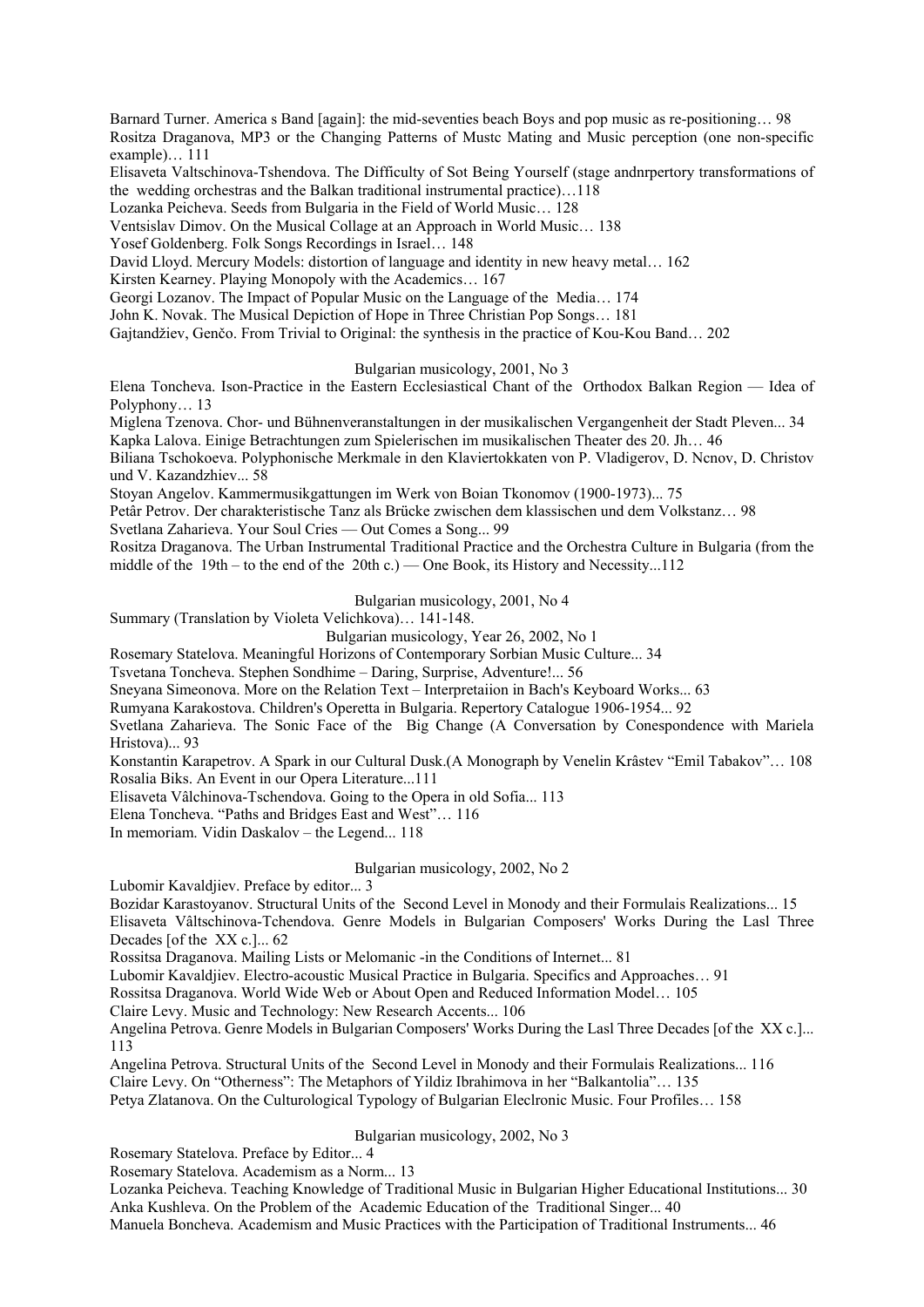Barnard Turner. America s Band [again]: the mid-seventies beach Boys and pop music as re-positioning… 98

Rositza Draganova, MP3 or the Changing Patterns of Mustc Mating and Music perception (one non-specific example)… 111

Elisaveta Valtschinova-Tshendova. The Difficulty of Sot Being Yourself (stage andnrpertory transformations of the wedding orchestras and the Balkan traditional instrumental practice)…118

Lozanka Peicheva. Seeds from Bulgaria in the Field of World Music… 128

Ventsislav Dimov. On the Musical Collage at an Approach in World Music… 138

Yosef Goldenberg. Folk Songs Recordings in Israel… 148

David Lloyd. Mercury Models: distortion of language and identity in new heavy metal… 162

Kirsten Kearney. Playing Monopoly with the Academics… 167

Georgi Lozanov. The Impact of Popular Music on the Language of the Media… 174

John K. Novak. The Musical Depiction of Hope in Three Christian Pop Songs… 181

Gajtandžiev, Genčo. From Trivial to Original: the synthesis in the practice of Kou-Kou Band… 202

Bulgarian musicology, 2001, No 3

Elena Toncheva. Ison-Practice in the Eastern Ecclesiastical Chant of the Orthodox Balkan Region — Idea of Polyphony… 13

Miglena Tzenova. Chor- und Bühnenveranstaltungen in der musikalischen Vergangenheit der Stadt Pleven... 34

Kapka Lalova. Einige Betrachtungen zum Spielerischen im musikalischen Theater des 20. Jh… 46

Biliana Tschokoeva. Polyphonische Merkmale in den Klaviertokkaten von P. Vladigerov, D. Ncnov, D. Christov und V. Kazandzhiev... 58

Stoyan Angelov. Kammermusikgattungen im Werk von Boian Tkonomov (1900-1973)... 75

Petâr Petrov. Der charakteristische Tanz als Brücke zwischen dem klassischen und dem Volkstanz… 98

Svetlana Zaharieva. Your Soul Cries — Out Comes a Song... 99

Rositza Draganova. The Urban Instrumental Traditional Practice and the Orchestra Culture in Bulgaria (from the middle of the 19th – to the end of the 20th c.) — One Book, its History and Necessity...112

Bulgarian musicology, 2001, No 4

Summary (Translation by Violeta Velichkova)… 141-148.

Bulgarian musicology, Year 26, 2002, No 1

Rosemary Statelova. Meaningful Horizons of Contemporary Sorbian Music Culture... 34

Tsvetana Toncheva. Stephen Sondhime – Daring, Surprise, Adventure!... 56

Sneyana Simeonova. More on the Relation Text – Interpretaiion in Bach's Keyboard Works... 63

Rumyana Karakostova. Children's Operetta in Bulgaria. Repertory Catalogue 1906-1954... 92

Svetlana Zaharieva. The Sonic Face of the Big Change (A Conversation by Conespondence with Mariela Hristova)... 93

Konstantin Karapetrov. A Spark in our Cultural Dusk.(A Monograph by Venelin Krâstev "Emil Tabakov"… 108

Rosalia Biks. An Event in our Opera Literature...111

Elisaveta Vâlchinova-Tschendova. Going to the Opera in old Sofia... 113

Elena Toncheva. "Paths and Bridges East and West"… 116

In memoriam. Vidin Daskalov – the Legend... 118

Bulgarian musicology, 2002, No 2

Lubomir Kavaldjiev. Preface by editor... 3

Bozidar Karastoyanov. Structural Units of the Second Level in Monody and their Formulais Realizations... 15

Elisaveta Vâltschinova-Tchendova. Genre Models in Bulgarian Composers' Works During the Lasl Three Decades [of the XX c.]... 62

Rossitsa Draganova. Mailing Lists or Melomanic -in the Conditions of Internet... 81

Lubomir Kavaldjiev. Electro-acoustic Musical Practice in Bulgaria. Specifics and Approaches… 91

Rossitsa Draganova. World Wide Web or About Open and Reduced Information Model… 105

Claire Levy. Music and Technology: New Research Accents... 106

Angelina Petrova. Genre Models in Bulgarian Composers' Works During the Lasl Three Decades [of the XX c.]... 113

Angelina Petrova. Structural Units of the Second Level in Monody and their Formulais Realizations... 116

Claire Levy. On "Otherness": The Metaphors of Yildiz Ibrahimova in her "Balkantolia"… 135

Petya Zlatanova. On the Culturological Typology of Bulgarian Eleclronic Music. Four Profiles… 158

Bulgarian musicology, 2002, No 3

Rosemary Statelova. Preface by Editor... 4

Rosemary Statelova. Academism as a Norm... 13

Lozanka Peicheva. Teaching Knowledge of Traditional Music in Bulgarian Higher Educational Institutions... 30

Anka Kushleva. On the Problem of the Academic Education of the Traditional Singer... 40

Manuela Boncheva. Academism and Music Practices with the Participation of Traditional Instruments... 46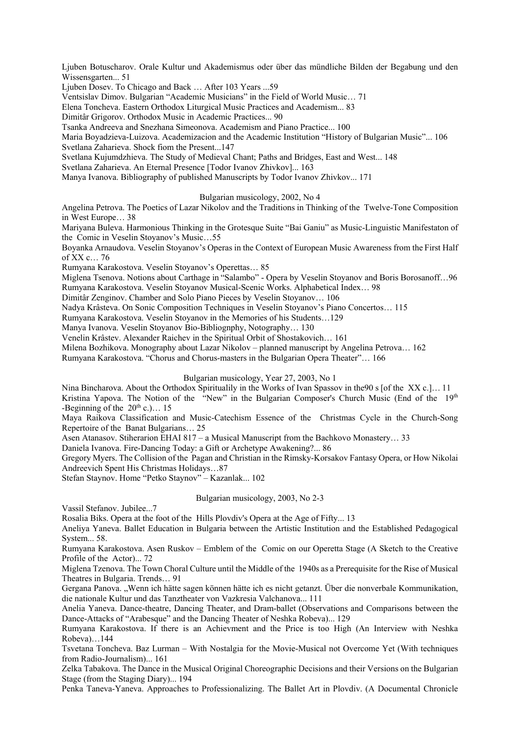Ljuben Botuscharov. Orale Kultur und Akademismus oder über das mündliche Bilden der Begabung und den Wissensgarten... 51

Ljuben Dosev. To Chicago and Back … After 103 Years ...59

Ventsislav Dimov. Bulgarian "Academic Musicians" in the Field of World Music… 71

Elena Toncheva. Eastern Orthodox Liturgical Music Practices and Academism... 83

Dimitâr Grigorov. Orthodox Music in Academic Practices... 90

Tsanka Andreeva and Snezhana Simeonova. Academism and Piano Practice... 100

Maria Boyadzieva-Luizova. Academizacion and the Academic Institution "History of Bulgarian Music"... 106

Svetlana Zaharieva. Shock fiom the Present...147

Svetlana Kujumdzhieva. The Study of Medieval Chant; Paths and Bridges, East and West... 148

Svetlana Zaharieva. An Eternal Presence [Todor Ivanov Zhivkov]... 163

Manya Ivanova. Bibliography of published Manuscripts by Todor Ivanov Zhivkov... 171

Bulgarian musicology, 2002, No 4

Angelina Petrova. The Poetics of Lazar Nikolov and the Traditions in Thinking of the Twelve-Tone Composition in West Europe… 38

Mariyana Buleva. Harmonious Thinking in the Grotesque Suite "Bai Ganiu" as Music-Linguistic Manifestaton of the Comic in Veselin Stoyanov's Music…55

Boyanka Arnaudova. Veselin Stoyanov's Operas in the Context of European Music Awareness from the First Half of XX c… 76

Rumyana Karakostova. Veselin Stoyanov's Operettas… 85

Miglena Tsenova. Notions about Carthage in "Salambo" - Opera by Veselin Stoyanov and Boris Borosanoff…96

Rumyana Karakostova. Veselin Stoyanov Musical-Scenic Works. Alphabetical Index… 98

Dimitâr Zenginov. Chamber and Solo Piano Pieces by Veselin Stoyanov… 106

Nadya Krâsteva. On Sonic Composition Techniques in Veselin Stoyanov's Piano Concertos… 115

Rumyana Karakostova. Veselin Stoyanov in the Memories of his Students…129

Manya Ivanova. Veselin Stoyanov Bio-Bibliognphy, Notography… 130

Venelin Krâstev. Alexander Raichev in the Spiritual Orbit of Shostakovich… 161

Milena Bozhikova. Monography about Lazar Nikolov – planned manuscript by Angelina Petrova… 162

Rumyana Karakostova. "Chorus and Chorus-masters in the Bulgarian Opera Theater"… 166

Bulgarian musicology, Year 27, 2003, No 1

Nina Bincharova. About the Orthodox Spiritualily in the Works of Ivan Spassov in the90 s [of the XX c.]… 11

Kristina Yapova. The Notion of the "New" in the Bulgarian Composer's Church Music (End of the 19th -Beginning of the 20th c.)… 15

Maya Raikova Classification and Music-Catechism Essence of the Christmas Cycle in the Church-Song Repertoire of the Banat Bulgarians… 25

Asen Atanasov. Stiherarion EHAI 817 – a Musical Manuscript from the Bachkovo Monastery… 33

Daniela Ivanova. Fire-Dancing Today: a Gift or Archetype Awakening?... 86

Gregory Myers. The Collision of the Pagan and Christian in the Rimsky-Korsakov Fantasy Opera, or How Nikolai Andreevich Spent His Christmas Holidays…87

Stefan Staynov. Home "Petko Staynov" – Kazanlak... 102

Bulgarian musicology, 2003, No 2-3

Vassil Stefanov. Jubilee...7

Rosalia Biks. Opera at the foot of the Hills Plovdiv's Opera at the Age of Fifty... 13

Aneliya Yaneva. Ballet Education in Bulgaria between the Artistic Institution and the Established Pedagogical System... 58.

Rumyana Karakostova. Asen Ruskov – Emblem of the Comic on our Operetta Stage (A Sketch to the Creative Profile of the Actor)... 72

Miglena Tzenova. The Town Choral Culture until the Middle of the 1940s as a Prerequisite for the Rise of Musical Theatres in Bulgaria. Trends… 91

Gergana Panova. „Wenn ich hätte sagen können hätte ich es nicht getanzt. Über die nonverbale Kommunikation, die nationale Kultur und das Tanztheater von Vazkresia Valchanova... 111

Anelia Yaneva. Dance-theatre, Dancing Theater, and Dram-ballet (Observations and Comparisons between the Dance-Attacks of "Arabesque" and the Dancing Theater of Neshka Robeva)... 129

Rumyana Karakostova. If there is an Achievment and the Price is too High (An Interview with Neshka Robeva)…144

Tsvetana Toncheva. Baz Lurman – With Nostalgia for the Movie-Musical not Overcome Yet (With techniques from Radio-Journalism)... 161

Zelka Tabakova. The Dance in the Musical Original Choreographic Decisions and their Versions on the Bulgarian Stage (from the Staging Diary)... 194

Penka Taneva-Yaneva. Approaches to Professionalizing. The Ballet Art in Plovdiv. (A Documental Chronicle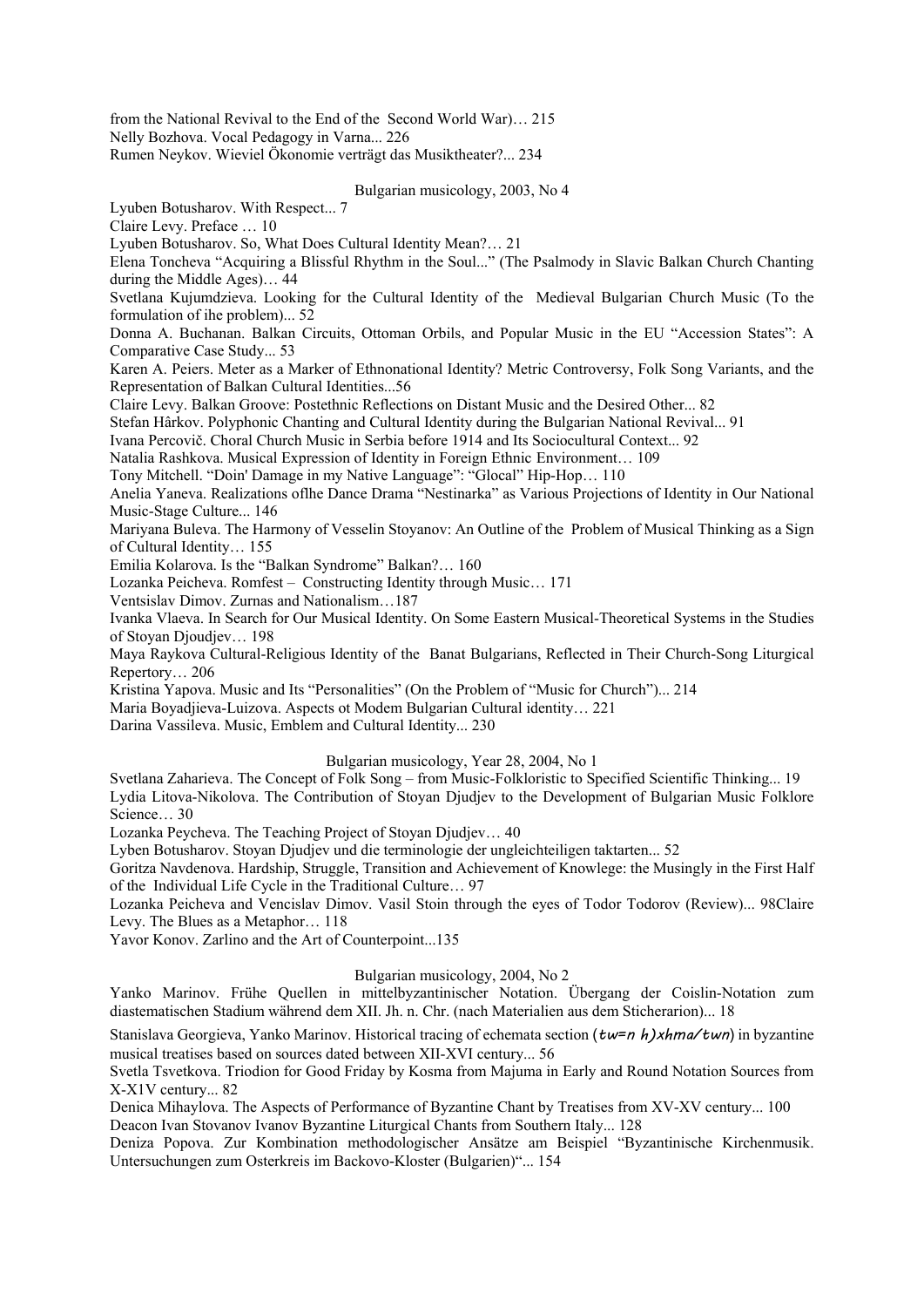from the National Revival to the End of the  Second World War)… 215
Nelly Bozhova. Vocal Pedagogy in Varna... 226
Rumen Neykov. Wieviel Ökonomie verträgt das Musiktheater?... 234

Bulgarian musicology, 2003, No 4

Lyuben Botusharov. With Respect... 7
Claire Levy. Preface … 10
Lyuben Botusharov. So, What Does Cultural Identity Mean?… 21
Elena Toncheva “Acquiring a Blissful Rhythm in the Soul...” (The Psalmody in Slavic Balkan Church Chanting during the Middle Ages)… 44
Svetlana Kujumdzieva. Looking for the Cultural Identity of the  Medieval Bulgarian Church Music (To the formulation of ihe problem)... 52
Donna A. Buchanan. Balkan Circuits, Ottoman Orbils, and Popular Music in the EU “Accession States”: A Comparative Case Study... 53
Karen A. Peiers. Meter as a Marker of Ethnonational Identity? Metric Controversy, Folk Song Variants, and the Representation of Balkan Cultural Identities...56
Claire Levy. Balkan Groove: Postethnic Reflections on Distant Music and the Desired Other... 82
Stefan Hârkov. Polyphonic Chanting and Cultural Identity during the Bulgarian National Revival... 91
Ivana Percovič. Choral Church Music in Serbia before 1914 and Its Sociocultural Context... 92
Natalia Rashkova. Musical Expression of Identity in Foreign Ethnic Environment… 109
Tony Mitchell. “Doin' Damage in my Native Language”: “Glocal” Hip-Hop… 110
Anelia Yaneva. Realizations oflhe Dance Drama “Nestinarka” as Various Projections of Identity in Our National Music-Stage Culture... 146
Mariyana Buleva. The Harmony of Vesselin Stoyanov: An Outline of the  Problem of Musical Thinking as a Sign of Cultural Identity… 155
Emilia Kolarova. Is the “Balkan Syndrome” Balkan?… 160
Lozanka Peicheva. Romfest –  Constructing Identity through Music… 171
Ventsislav Dimov. Zurnas and Nationalism…187
Ivanka Vlaeva. In Search for Our Musical Identity. On Some Eastern Musical-Theoretical Systems in the Studies of Stoyan Djoudjev… 198
Maya Raykova Cultural-Religious Identity of the  Banat Bulgarians, Reflected in Their Church-Song Liturgical Repertory… 206
Kristina Yapova. Music and Its “Personalities” (On the Problem of “Music for Church”)... 214
Maria Boyadjieva-Luizova. Aspects ot Modem Bulgarian Cultural identity… 221
Darina Vassileva. Music, Emblem and Cultural Identity... 230

Bulgarian musicology, Year 28, 2004, No 1

Svetlana Zaharieva. The Concept of Folk Song – from Music-Folkloristic to Specified Scientific Thinking... 19
Lydia Litova-Nikolova. The Contribution of Stoyan Djudjev to the Development of Bulgarian Music Folklore Science… 30
Lozanka Peycheva. The Teaching Project of Stoyan Djudjev… 40
Lyben Botusharov. Stoyan Djudjev und die terminologie der ungleichteiligen taktarten... 52
Goritza Navdenova. Hardship, Struggle, Transition and Achievement of Knowlege: the Musingly in the First Half of the  Individual Life Cycle in the Traditional Culture… 97
Lozanka Peicheva and Vencislav Dimov. Vasil Stoin through the eyes of Todor Todorov (Review)... 98Claire Levy. The Blues as a Metaphor… 118
Yavor Konov. Zarlino and the Art of Counterpoint...135

Bulgarian musicology, 2004, No 2

Yanko Marinov. Frühe Quellen in mittelbyzantinischer Notation. Übergang der Coislin-Notation zum diastematischen Stadium während dem XII. Jh. n. Chr. (nach Materialien aus dem Sticherarion)... 18
Stanislava Georgieva, Yanko Marinov. Historical tracing of echemata section (*tw=n h)xhma/twn*) in byzantine musical treatises based on sources dated between XII-XVI century... 56
Svetla Tsvetkova. Triodion for Good Friday by Kosma from Majuma in Early and Round Notation Sources from X-X1V century... 82
Denica Mihaylova. The Aspects of Performance of Byzantine Chant by Treatises from XV-XV century... 100
Deacon Ivan Stovanov Ivanov Byzantine Liturgical Chants from Southern Italy... 128
Deniza Popova. Zur Kombination methodologischer Ansätze am Beispiel “Byzantinische Kirchenmusik. Untersuchungen zum Osterkreis im Backovo-Kloster (Bulgarien)“... 154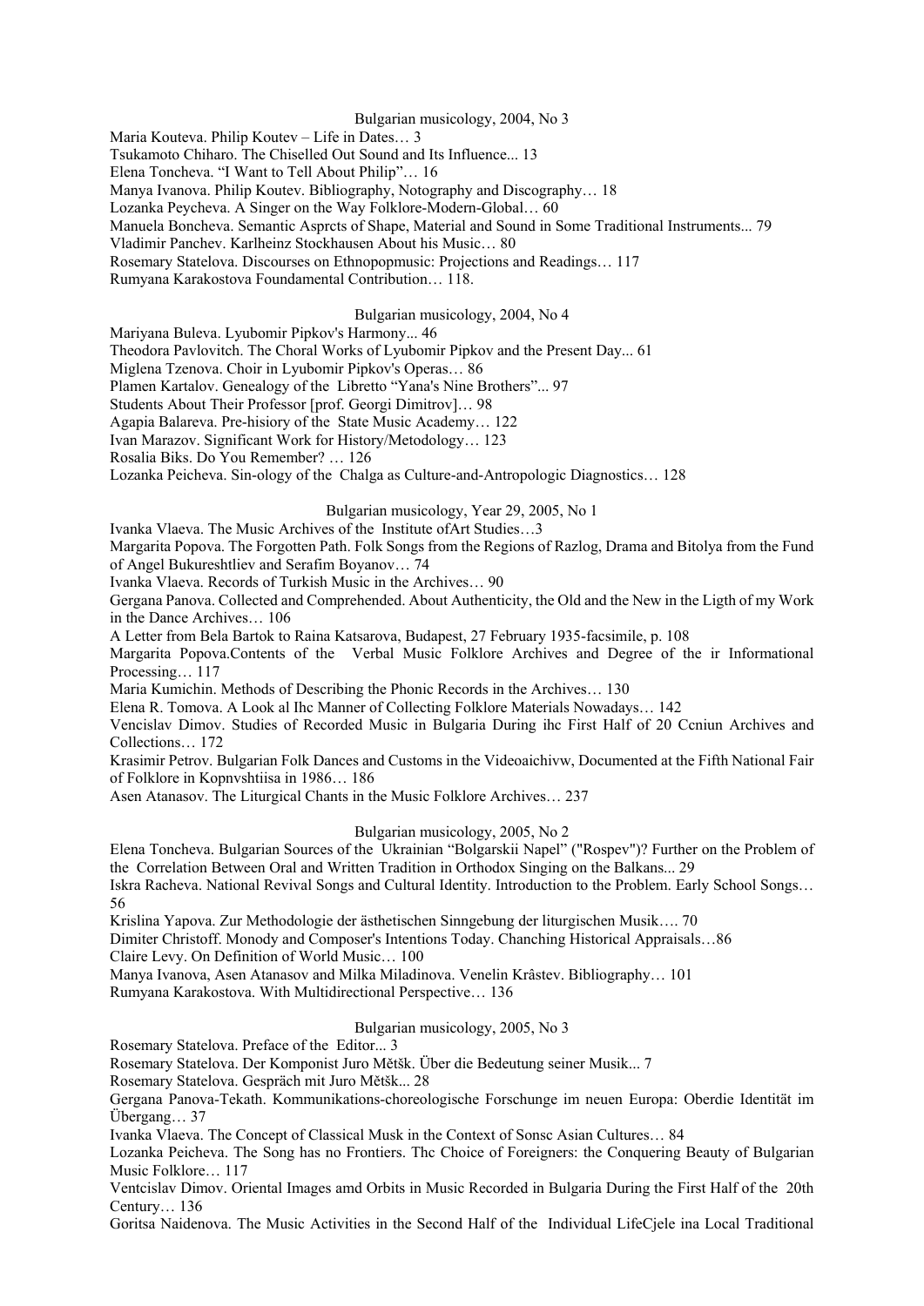### Bulgarian musicology, 2004, No 3

Maria Kouteva. Philip Koutev – Life in Dates… 3
Tsukamoto Chiharo. The Chiselled Out Sound and Its Influence... 13
Elena Toncheva. "I Want to Tell About Philip"… 16
Manya Ivanova. Philip Koutev. Bibliography, Notography and Discography… 18
Lozanka Peycheva. A Singer on the Way Folklore-Modern-Global… 60
Manuela Boncheva. Semantic Asprcts of Shape, Material and Sound in Some Traditional Instruments... 79
Vladimir Panchev. Karlheinz Stockhausen About his Music… 80
Rosemary Statelova. Discourses on Ethnopopmusic: Projections and Readings… 117
Rumyana Karakostova Foundamental Contribution… 118.

### Bulgarian musicology, 2004, No 4

Mariyana Buleva. Lyubomir Pipkov's Harmony... 46
Theodora Pavlovitch. The Choral Works of Lyubomir Pipkov and the Present Day... 61
Miglena Tzenova. Choir in Lyubomir Pipkov's Operas… 86
Plamen Kartalov. Genealogy of the Libretto "Yana's Nine Brothers"... 97
Students About Their Professor [prof. Georgi Dimitrov]… 98
Agapia Balareva. Pre-hisiory of the State Music Academy… 122
Ivan Marazov. Significant Work for History/Metodology… 123
Rosalia Biks. Do You Remember? … 126
Lozanka Peicheva. Sin-ology of the Chalga as Culture-and-Antropologic Diagnostics… 128

### Bulgarian musicology, Year 29, 2005, No 1

Ivanka Vlaeva. The Music Archives of the Institute ofArt Studies…3
Margarita Popova. The Forgotten Path. Folk Songs from the Regions of Razlog, Drama and Bitolya from the Fund of Angel Bukureshtliev and Serafim Boyanov… 74
Ivanka Vlaeva. Records of Turkish Music in the Archives… 90
Gergana Panova. Collected and Comprehended. About Authenticity, the Old and the New in the Ligth of my Work in the Dance Archives… 106
A Letter from Bela Bartok to Raina Katsarova, Budapest, 27 February 1935-facsimile, p. 108
Margarita Popova.Contents of the Verbal Music Folklore Archives and Degree of the ir Informational Processing… 117
Maria Kumichin. Methods of Describing the Phonic Records in the Archives… 130
Elena R. Tomova. A Look al Ihc Manner of Collecting Folklore Materials Nowadays… 142
Vencislav Dimov. Studies of Recorded Music in Bulgaria During ihc First Half of 20 Ccniun Archives and Collections… 172
Krasimir Petrov. Bulgarian Folk Dances and Customs in the Videoaichivw, Documented at the Fifth National Fair of Folklore in Kopnvshtiisa in 1986… 186
Asen Atanasov. The Liturgical Chants in the Music Folklore Archives… 237

### Bulgarian musicology, 2005, No 2

Elena Toncheva. Bulgarian Sources of the Ukrainian "Bolgarskii Napel" ("Rospev")? Further on the Problem of the Correlation Between Oral and Written Tradition in Orthodox Singing on the Balkans... 29
Iskra Racheva. National Revival Songs and Cultural Identity. Introduction to the Problem. Early School Songs… 56
Krislina Yapova. Zur Methodologie der ästhetischen Sinngebung der liturgischen Musik…. 70
Dimiter Christoff. Monody and Composer's Intentions Today. Chanching Historical Appraisals…86
Claire Levy. On Definition of World Music… 100
Manya Ivanova, Asen Atanasov and Milka Miladinova. Venelin Krâstev. Bibliography… 101
Rumyana Karakostova. With Multidirectional Perspective… 136

### Bulgarian musicology, 2005, No 3

Rosemary Statelova. Preface of the Editor... 3
Rosemary Statelova. Der Komponist Juro Mětšk. Über die Bedeutung seiner Musik... 7
Rosemary Statelova. Gespräch mit Juro Mětšk... 28
Gergana Panova-Tekath. Kommunikations-choreologische Forschunge im neuen Europa: Oberdie Identität im Übergang… 37
Ivanka Vlaeva. The Concept of Classical Musk in the Context of Sonsc Asian Cultures… 84
Lozanka Peicheva. The Song has no Frontiers. Thc Choice of Foreigners: the Conquering Beauty of Bulgarian Music Folklore… 117
Ventcislav Dimov. Oriental Images amd Orbits in Music Recorded in Bulgaria During the First Half of the 20th Century… 136
Goritsa Naidenova. The Music Activities in the Second Half of the Individual LifeCjele ina Local Traditional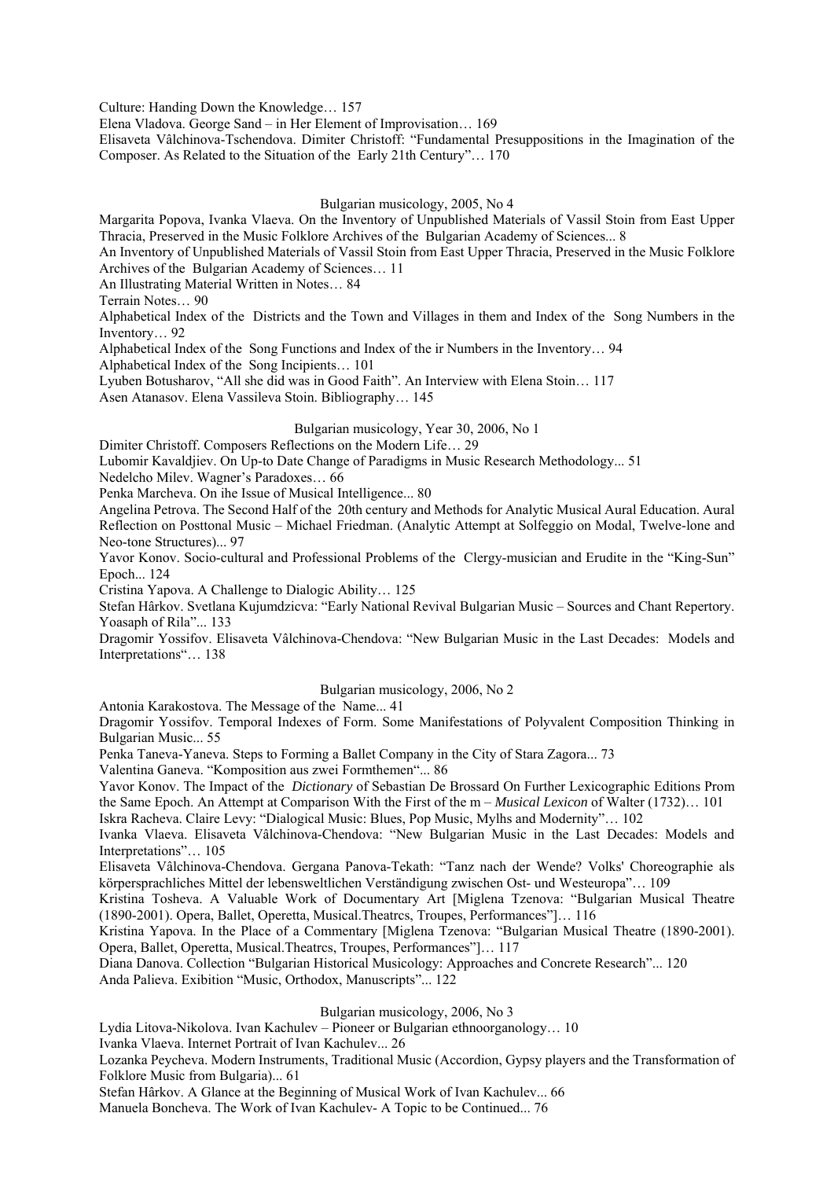Culture: Handing Down the Knowledge… 157

Elena Vladova. George Sand – in Her Element of Improvisation… 169

Elisaveta Vâlchinova-Tschendova. Dimiter Christoff: "Fundamental Presuppositions in the Imagination of the Composer. As Related to the Situation of the Early 21th Century"… 170

### Bulgarian musicology, 2005, No 4

Margarita Popova, Ivanka Vlaeva. On the Inventory of Unpublished Materials of Vassil Stoin from East Upper Thracia, Preserved in the Music Folklore Archives of the Bulgarian Academy of Sciences... 8

An Inventory of Unpublished Materials of Vassil Stoin from East Upper Thracia, Preserved in the Music Folklore Archives of the Bulgarian Academy of Sciences… 11

An Illustrating Material Written in Notes… 84

Terrain Notes… 90

Alphabetical Index of the Districts and the Town and Villages in them and Index of the Song Numbers in the Inventory… 92

Alphabetical Index of the Song Functions and Index of the ir Numbers in the Inventory… 94

Alphabetical Index of the Song Incipients… 101

Lyuben Botusharov, "All she did was in Good Faith". An Interview with Elena Stoin… 117

Asen Atanasov. Elena Vassileva Stoin. Bibliography… 145

### Bulgarian musicology, Year 30, 2006, No 1

Dimiter Christoff. Composers Reflections on the Modern Life… 29

Lubomir Kavaldjiev. On Up-to Date Change of Paradigms in Music Research Methodology... 51

Nedelcho Milev. Wagner's Paradoxes… 66

Penka Marcheva. On ihe Issue of Musical Intelligence... 80

Angelina Petrova. The Second Half of the 20th century and Methods for Analytic Musical Aural Education. Aural Reflection on Posttonal Music – Michael Friedman. (Analytic Attempt at Solfeggio on Modal, Twelve-lone and Neo-tone Structures)... 97

Yavor Konov. Socio-cultural and Professional Problems of the Clergy-musician and Erudite in the "King-Sun" Epoch... 124

Cristina Yapova. A Challenge to Dialogic Ability… 125

Stefan Hârkov. Svetlana Kujumdzicva: "Early National Revival Bulgarian Music – Sources and Chant Repertory. Yoasaph of Rila"... 133

Dragomir Yossifov. Elisaveta Vâlchinova-Chendova: "New Bulgarian Music in the Last Decades: Models and Interpretations"… 138

### Bulgarian musicology, 2006, No 2

Antonia Karakostova. The Message of the Name... 41

Dragomir Yossifov. Temporal Indexes of Form. Some Manifestations of Polyvalent Composition Thinking in Bulgarian Music... 55

Penka Taneva-Yaneva. Steps to Forming a Ballet Company in the City of Stara Zagora... 73

Valentina Ganeva. "Komposition aus zwei Formthemen"... 86

Yavor Konov. The Impact of the *Dictionary* of Sebastian De Brossard On Further Lexicographic Editions Prom the Same Epoch. An Attempt at Comparison With the First of the m – *Musical Lexicon* of Walter (1732)… 101

Iskra Racheva. Claire Levy: "Dialogical Music: Blues, Pop Music, Mylhs and Modernity"… 102

Ivanka Vlaeva. Elisaveta Vâlchinova-Chendova: "New Bulgarian Music in the Last Decades: Models and Interpretations"… 105

Elisaveta Vâlchinova-Chendova. Gergana Panova-Tekath: "Tanz nach der Wende? Volks' Choreographie als körpersprachliches Mittel der lebensweltlichen Verständigung zwischen Ost- und Westeuropa"… 109

Kristina Tosheva. A Valuable Work of Documentary Art [Miglena Tzenova: "Bulgarian Musical Theatre (1890-2001). Opera, Ballet, Operetta, Musical.Theatrcs, Troupes, Performances"]… 116

Kristina Yapova. In the Place of a Commentary [Miglena Tzenova: "Bulgarian Musical Theatre (1890-2001). Opera, Ballet, Operetta, Musical.Theatrcs, Troupes, Performances"]… 117

Diana Danova. Collection "Bulgarian Historical Musicology: Approaches and Concrete Research"... 120

Anda Palieva. Exibition "Music, Orthodox, Manuscripts"... 122

### Bulgarian musicology, 2006, No 3

Lydia Litova-Nikolova. Ivan Kachulev – Pioneer or Bulgarian ethnoorganology… 10

Ivanka Vlaeva. Internet Portrait of Ivan Kachulev... 26

Lozanka Peycheva. Modern Instruments, Traditional Music (Accordion, Gypsy players and the Transformation of Folklore Music from Bulgaria)... 61

Stefan Hârkov. A Glance at the Beginning of Musical Work of Ivan Kachulev... 66

Manuela Boncheva. The Work of Ivan Kachulev- A Topic to be Continued... 76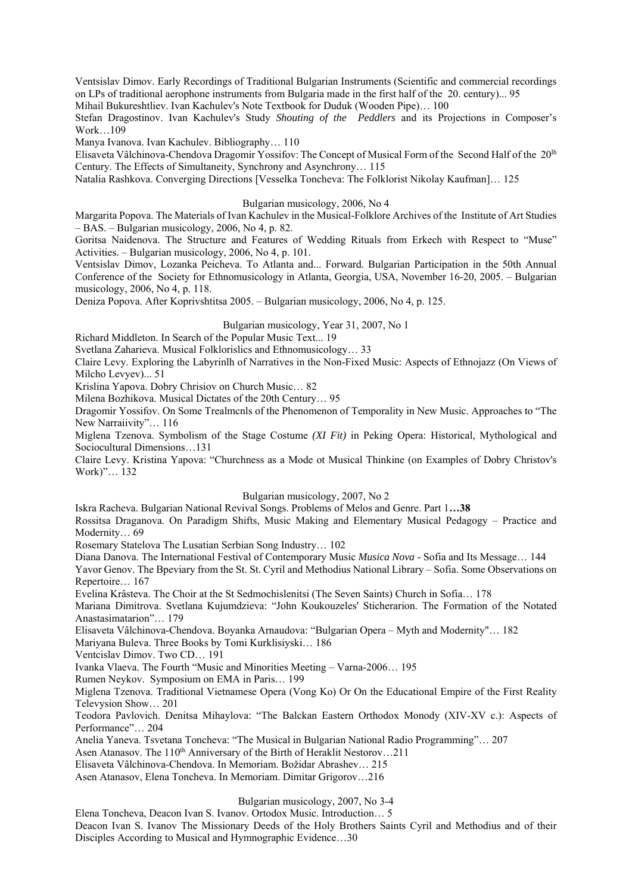Ventsislav Dimov. Early Recordings of Traditional Bulgarian Instruments (Scientific and commercial recordings on LPs of traditional aerophone instruments from Bulgaria made in the first half of the 20. century)... 95

Mihail Bukureshtliev. Ivan Kachulev's Note Textbook for Duduk (Wooden Pipe)… 100

Stefan Dragostinov. Ivan Kachulev's Study *Shouting of the Peddlers* and its Projections in Composer's Work…109

Manya Ivanova. Ivan Kachulev. Bibliography… 110

Elisaveta Vâlchinova-Chendova Dragomir Yossifov: The Concept of Musical Form of the Second Half of the 20[th] Century. The Effects of Simultaneity, Synchrony and Asynchrony… 115

Natalia Rashkova. Converging Directions [Vesselka Toncheva: The Folklorist Nikolay Kaufman]… 125

Bulgarian musicology, 2006, No 4

Margarita Popova. The Materials of Ivan Kachulev in the Musical-Folklore Archives of the Institute of Art Studies – BAS. – Bulgarian musicology, 2006, No 4, p. 82.

Goritsa Naidenova. The Structure and Features of Wedding Rituals from Erkech with Respect to "Muse" Activities. – Bulgarian musicology, 2006, No 4, p. 101.

Ventsislav Dimov, Lozanka Peicheva. To Atlanta and... Forward. Bulgarian Participation in the 50th Annual Conference of the Society for Ethnomusicology in Atlanta, Georgia, USA, November 16-20, 2005. – Bulgarian musicology, 2006, No 4, p. 118.

Deniza Popova. After Koprivshtitsa 2005. – Bulgarian musicology, 2006, No 4, p. 125.

Bulgarian musicology, Year 31, 2007, No 1

Richard Middleton. In Search of the Popular Music Text... 19

Svetlana Zaharieva. Musical Folklorislics and Ethnomusicology… 33

Claire Levy. Exploring the Labyrinlh of Narratives in the Non-Fixed Music: Aspects of Ethnojazz (On Views of Milcho Levyev)... 51

Krislina Yapova. Dobry Chrisiov on Church Music… 82

Milena Bozhikova. Musical Dictates of the 20th Century… 95

Dragomir Yossifov. On Some Trealmcnls of the Phenomenon of Temporality in New Music. Approaches to "The New Narraiivity"… 116

Miglena Tzenova. Symbolism of the Stage Costume *(XI Fit)* in Peking Opera: Historical, Mythological and Sociocultural Dimensions…131

Claire Levy. Kristina Yapova: "Churchness as a Mode ot Musical Thinkine (on Examples of Dobry Christov's Work)"… 132

Bulgarian musicology, 2007, No 2

Iskra Racheva. Bulgarian National Revival Songs. Problems of Melos and Genre. Part 1**…38**

Rossitsa Draganova. On Paradigm Shifts, Music Making and Elementary Musical Pedagogy – Practice and Modernity… 69

Rosemary Statelova The Lusatian Serbian Song Industry… 102

Diana Danova. The International Festival of Contemporary Music *Musica Nova* - Sofia and Its Message… 144

Yavor Genov. The Bpeviary from the St. St. Cyril and Methodius National Library – Sofia. Some Observations on Repertoire… 167

Evelina Krâsteva. The Choir at the St Sedmochislenitsi (The Seven Saints) Church in Sofia… 178

Mariana Dimitrova. Svetlana Kujumdzieva: "John Koukouzeles' Sticherarion. The Formation of the Notated Anastasimatarion"… 179

Elisaveta Vâlchinova-Chendova. Boyanka Arnaudova: "Bulgarian Opera – Myth and Modernity"… 182

Mariyana Buleva. Three Books by Tomi Kurklisiyski… 186

Ventcislav Dimov. Two CD… 191

Ivanka Vlaeva. The Fourth "Music and Minorities Meeting – Varna-2006… 195

Rumen Neykov. Symposium on EMA in Paris… 199

Miglena Tzenova. Traditional Vietnamese Opera (Vong Ko) Or On the Educational Empire of the First Reality Televysion Show… 201

Teodora Pavlovich. Denitsa Mihaylova: "The Balckan Eastern Orthodox Monody (XIV-XV c.): Aspects of Performance"… 204

Anelia Yaneva. Tsvetana Toncheva: "The Musical in Bulgarian National Radio Programming"… 207

Asen Atanasov. The 110[th] Anniversary of the Birth of Heraklit Nestorov…211

Elisaveta Vâlchinova-Chendova. In Memoriam. Božidar Abrashev… 215

Asen Atanasov, Elena Toncheva. In Memoriam. Dimitar Grigorov…216

Bulgarian musicology, 2007, No 3-4

Elena Toncheva, Deacon Ivan S. Ivanov. Ortodox Music. Introduction… 5

Deacon Ivan S. Ivanov The Missionary Deeds of the Holy Brothers Saints Cyril and Methodius and of their Disciples According to Musical and Hymnographic Evidence…30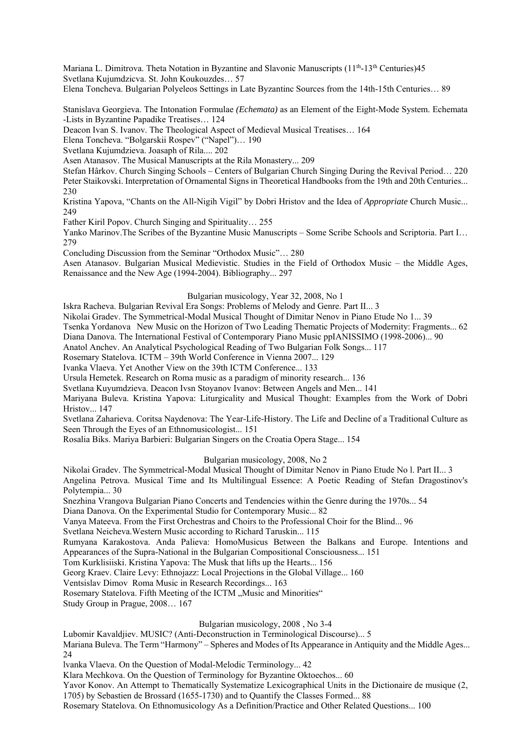Mariana L. Dimitrova. Theta Notation in Byzantine and Slavonic Manuscripts (11th-13th Centuries)45
Svetlana Kujumdzicva. St. John Koukouzdes… 57
Elena Toncheva. Bulgarian Polyeleos Settings in Late Byzantinc Sources from the 14th-15th Centuries… 89

Stanislava Georgieva. The Intonation Formulae *(Echemata)* as an Element of the Eight-Mode System. Echemata -Lists in Byzantine Papadike Treatises… 124
Deacon Ivan S. Ivanov. The Theological Aspect of Medieval Musical Treatises… 164
Elena Toncheva. "Bolgarskii Rospev" ("Napel")… 190
Svetlana Kujumdzieva. Joasaph of Rila.... 202
Asen Atanasov. The Musical Manuscripts at the Rila Monastery... 209
Stefan Hârkov. Church Singing Schools – Centers of Bulgarian Church Singing During the Revival Period… 220
Peter Staikovski. Interpretation of Ornamental Signs in Theoretical Handbooks from the 19th and 20th Centuries... 230
Kristina Yapova, "Chants on the All-Nigih Vigil" by Dobri Hristov and the Idea of *Appropriate* Church Music... 249
Father Kiril Popov. Church Singing and Spirituality… 255
Yanko Marinov.The Scribes of the Byzantine Music Manuscripts – Some Scribe Schools and Scriptoria. Part I… 279
Concluding Discussion from the Seminar "Orthodox Music"… 280
Asen Atanasov. Bulgarian Musical Medievistic. Studies in the Field of Orthodox Music – the Middle Ages, Renaissance and the New Age (1994-2004). Bibliography... 297

Bulgarian musicology, Year 32, 2008, No 1

Iskra Racheva. Bulgarian Revival Era Songs: Problems of Melody and Genre. Part II... 3
Nikolai Gradev. The Symmetrical-Modal Musical Thought of Dimitar Nenov in Piano Etude No 1... 39
Tsenka Yordanova New Music on the Horizon of Two Leading Thematic Projects of Modernity: Fragments... 62
Diana Danova. The International Festival of Contemporary Piano Music ppIANISSIMO (1998-2006)... 90
Anatol Anchev. An Analytical Psychological Reading of Two Bulgarian Folk Songs... 117
Rosemary Statelova. ICTM – 39th World Conference in Vienna 2007... 129
Ivanka Vlaeva. Yet Another View on the 39th ICTM Conference... 133
Ursula Hemetek. Research on Roma music as a paradigm of minority research... 136
Svetlana Kuyumdzieva. Deacon Ivsn Stoyanov Ivanov: Between Angels and Men... 141
Mariyana Buleva. Kristina Yapova: Liturgicality and Musical Thought: Examples from the Work of Dobri Hristov... 147
Svetlana Zaharieva. Coritsa Naydenova: The Year-Life-History. The Life and Decline of a Traditional Culture as Seen Through the Eyes of an Ethnomusicologist... 151
Rosalia Biks. Mariya Barbieri: Bulgarian Singers on the Croatia Opera Stage... 154

Bulgarian musicology, 2008, No 2

Nikolai Gradev. The Symmetrical-Modal Musical Thought of Dimitar Nenov in Piano Etude No l. Part II... 3
Angelina Petrova. Musical Time and Its Multilingual Essence: A Poetic Reading of Stefan Dragostinov's Polytempia... 30
Snezhina Vrangova Bulgarian Piano Concerts and Tendencies within the Genre during the 1970s... 54
Diana Danova. On the Experimental Studio for Contemporary Music... 82
Vanya Mateeva. From the First Orchestras and Choirs to the Professional Choir for the Blind... 96
Svetlana Neicheva.Western Music according to Richard Taruskin... 115
Rumyana Karakostova. Anda Palieva: HomoMusicus Between the Balkans and Europe. Intentions and Appearances of the Supra-National in the Bulgarian Compositional Consciousness... 151
Tom Kurklisiiski. Kristina Yapova: The Musk that lifts up the Hearts... 156
Georg Kraev. Claire Levy: Ethnojazz: Local Projections in the Global Village... 160
Ventsislav Dimov Roma Music in Research Recordings... 163
Rosemary Statelova. Fifth Meeting of the ICTM „Music and Minorities"
Study Group in Prague, 2008… 167

Bulgarian musicology, 2008 , No 3-4

Lubomir Kavaldjiev. MUSIC? (Anti-Deconstruction in Terminological Discourse)... 5
Mariana Buleva. The Term "Harmony" – Spheres and Modes of Its Appearance in Antiquity and the Middle Ages... 24
lvanka Vlaeva. On the Question of Modal-Melodic Terminology... 42
Klara Mechkova. On the Question of Terminology for Byzantine Oktoechos... 60
Yavor Konov. An Attempt to Thematically Systematize Lexicographical Units in the Dictionaire de musique (2, 1705) by Sebastien de Brossard (1655-1730) and to Quantify the Classes Formed... 88
Rosemary Statelova. On Ethnomusicology As a Definition/Practice and Other Related Questions... 100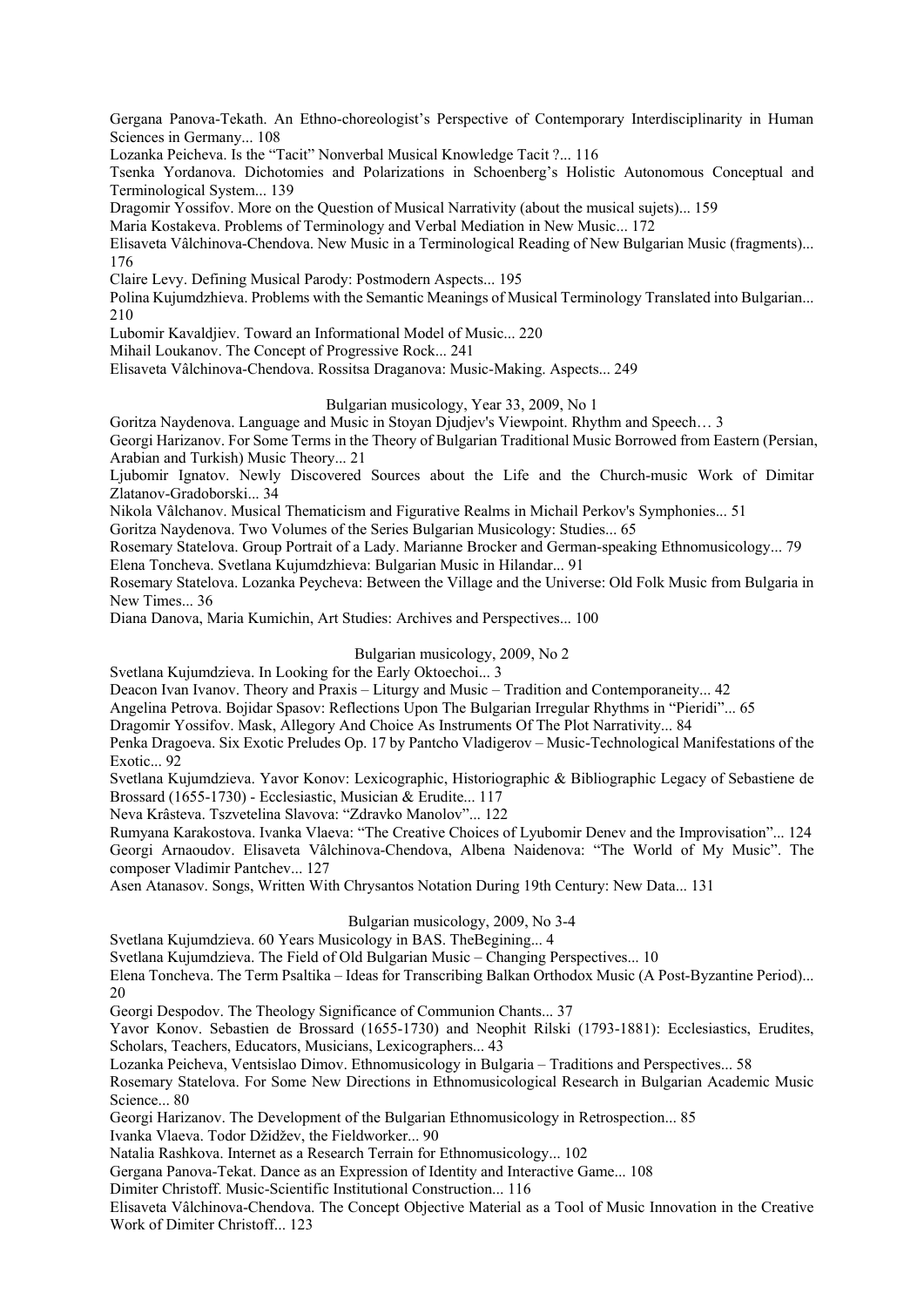Gergana Panova-Tekath. An Ethno-choreologist's Perspective of Contemporary Interdisciplinarity in Human Sciences in Germany... 108

Lozanka Peicheva. Is the "Tacit" Nonverbal Musical Knowledge Tacit ?... 116

Tsenka Yordanova. Dichotomies and Polarizations in Schoenberg's Holistic Autonomous Conceptual and Terminological System... 139

Dragomir Yossifov. More on the Question of Musical Narrativity (about the musical sujets)... 159

Maria Kostakeva. Problems of Terminology and Verbal Mediation in New Music... 172

Elisaveta Vâlchinova-Chendova. New Music in a Terminological Reading of New Bulgarian Music (fragments)... 176

Claire Levy. Defining Musical Parody: Postmodern Aspects... 195

Polina Kujumdzhieva. Problems with the Semantic Meanings of Musical Terminology Translated into Bulgarian... 210

Lubomir Kavaldjiev. Toward an Informational Model of Music... 220

Mihail Loukanov. The Concept of Progressive Rock... 241

Elisaveta Vâlchinova-Chendova. Rossitsa Draganova: Music-Making. Aspects... 249

### Bulgarian musicology, Year 33, 2009, No 1

Goritza Naydenova. Language and Music in Stoyan Djudjev's Viewpoint. Rhythm and Speech… 3

Georgi Harizanov. For Some Terms in the Theory of Bulgarian Traditional Music Borrowed from Eastern (Persian, Arabian and Turkish) Music Theory... 21

Ljubomir Ignatov. Newly Discovered Sources about the Life and the Church-music Work of Dimitar Zlatanov-Gradoborski... 34

Nikola Vâlchanov. Musical Thematicism and Figurative Realms in Michail Perkov's Symphonies... 51

Goritza Naydenova. Two Volumes of the Series Bulgarian Musicology: Studies... 65

Rosemary Statelova. Group Portrait of a Lady. Marianne Brocker and German-speaking Ethnomusicology... 79

Elena Toncheva. Svetlana Kujumdzhieva: Bulgarian Music in Hilandar... 91

Rosemary Statelova. Lozanka Peycheva: Between the Village and the Universe: Old Folk Music from Bulgaria in New Times... 36

Diana Danova, Maria Kumichin, Art Studies: Archives and Perspectives... 100

### Bulgarian musicology, 2009, No 2

Svetlana Kujumdzieva. In Looking for the Early Oktoechoi... 3

Deacon Ivan Ivanov. Theory and Praxis – Liturgy and Music – Tradition and Contemporaneity... 42

Angelina Petrova. Bojidar Spasov: Reflections Upon The Bulgarian Irregular Rhythms in "Pieridi"... 65

Dragomir Yossifov. Mask, Allegory And Choice As Instruments Of The Plot Narrativity... 84

Penka Dragoeva. Six Exotic Preludes Op. 17 by Pantcho Vladigerov – Music-Technological Manifestations of the Exotic... 92

Svetlana Kujumdzieva. Yavor Konov: Lexicographic, Historiographic & Bibliographic Legacy of Sebastiene de Brossard (1655-1730) - Ecclesiastic, Musician & Erudite... 117

Neva Krâsteva. Tszvetelina Slavova: "Zdravko Manolov"... 122

Rumyana Karakostova. Ivanka Vlaeva: "The Creative Choices of Lyubomir Denev and the Improvisation"... 124

Georgi Arnaoudov. Elisaveta Vâlchinova-Chendova, Albena Naidenova: "The World of My Music". The composer Vladimir Pantchev... 127

Asen Atanasov. Songs, Written With Chrysantos Notation During 19th Century: New Data... 131

### Bulgarian musicology, 2009, No 3-4

Svetlana Kujumdzieva. 60 Years Musicology in BAS. TheBegining... 4

Svetlana Kujumdzieva. The Field of Old Bulgarian Music – Changing Perspectives... 10

Elena Toncheva. The Term Psaltika – Ideas for Transcribing Balkan Orthodox Music (A Post-Byzantine Period)... 20

Georgi Despodov. The Theology Significance of Communion Chants... 37

Yavor Konov. Sebastien de Brossard (1655-1730) and Neophit Rilski (1793-1881): Ecclesiastics, Erudites, Scholars, Teachers, Educators, Musicians, Lexicographers... 43

Lozanka Peicheva, Ventsislao Dimov. Ethnomusicology in Bulgaria – Traditions and Perspectives... 58

Rosemary Statelova. For Some New Directions in Ethnomusicological Research in Bulgarian Academic Music Science... 80

Georgi Harizanov. The Development of the Bulgarian Ethnomusicology in Retrospection... 85

Ivanka Vlaeva. Todor Džidžev, the Fieldworker... 90

Natalia Rashkova. Internet as a Research Terrain for Ethnomusicology... 102

Gergana Panova-Tekat. Dance as an Expression of Identity and Interactive Game... 108

Dimiter Christoff. Music-Scientific Institutional Construction... 116

Elisaveta Vâlchinova-Chendova. The Concept Objective Material as a Tool of Music Innovation in the Creative Work of Dimiter Christoff... 123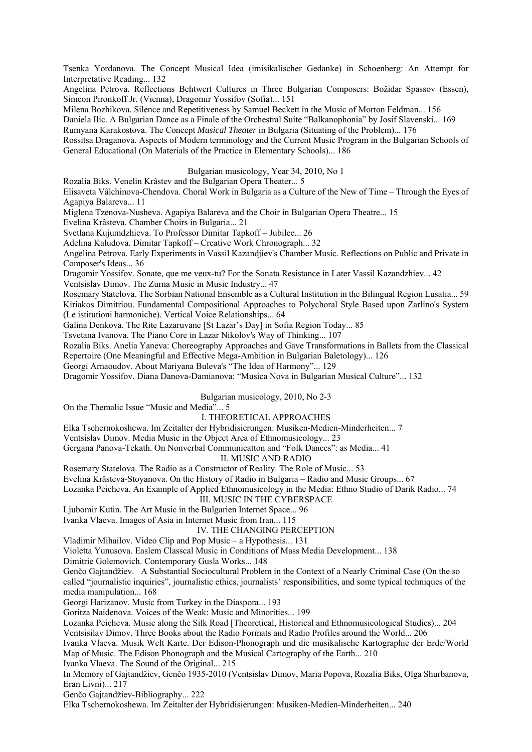Tsenka Yordanova. The Concept Musical Idea (imisikalischer Gedanke) in Schoenberg: An Attempt for Interpretative Reading... 132

Angelina Petrova. Reflections Behtwert Cultures in Three Bulgarian Composers: Božidar Spassov (Essen), Simeon Pironkoff Jr. (Vienna), Dragomir Yossifov (Sofia)... 151

Milena Bozhikova. Silence and Repetitiveness by Samuel Beckett in the Music of Morton Feldman... 156

Daniela Ilic. A Bulgarian Dance as a Finale of the Orchestral Suite "Balkanophonia" by Josif Slavenski... 169

Rumyana Karakostova. The Concept *Musical Theater* in Bulgaria (Situating of the Problem)... 176

Rossitsa Draganova. Aspects of Modern terminology and the Current Music Program in the Bulgarian Schools of General Educational (On Materials of the Practice in Elementary Schools)... 186

Bulgarian musicology, Year 34, 2010, No 1

Rozalia Biks. Venelin Krâstev and the Bulgarian Opera Theater... 5

Elisaveta Vâlchinova-Chendova. Choral Work in Bulgaria as a Culture of the New of Time – Through the Eyes of Agapiya Balareva... 11

Miglena Tzenova-Nusheva. Agapiya Balareva and the Choir in Bulgarian Opera Theatre... 15

Evelina Krâsteva. Chamber Choirs in Bulgaria... 21

Svetlana Kujumdzhieva. To Professor Dimitar Tapkoff – Jubilee... 26

Adelina Kaludova. Dimitar Tapkoff – Creative Work Chronograph... 32

Angelina Petrova. Early Experiments in Vassil Kazandjiev's Chamber Music. Reflections on Public and Private in Composer's Ideas... 36

Dragomir Yossifov. Sonate, que me veux-tu? For the Sonata Resistance in Later Vassil Kazandzhiev... 42

Ventsislav Dimov. The Zurna Music in Music Industry... 47

Rosemary Statelova. The Sorbian National Ensemble as a Cultural Institution in the Bilingual Region Lusatia... 59

Kiriakos Dimitriou. Fundamental Compositional Approaches to Polychoral Style Based upon Zarlino's System (Le istitutioni harmoniche). Vertical Voice Relationships... 64

Galina Denkova. The Rite Lazaruvane [St Lazar's Day] in Sofia Region Today... 85

Tsvetana Ivanova. The Piano Core in Lazar Nikolov's Way of Thinking... 107

Rozalia Biks. Anelia Yaneva: Choreography Approaches and Gave Transformations in Ballets from the Classical Repertoire (One Meaningful and Effective Mega-Ambition in Bulgarian Baletology)... 126

Georgi Arnaoudov. About Mariyana Buleva's "The Idea of Harmony"... 129

Dragomir Yossifov. Diana Danova-Damianova: "Musica Nova in Bulgarian Musical Culture"... 132

Bulgarian musicology, 2010, No 2-3

On the Themalic Issue "Music and Media"... 5

I. THEORETICAL APPROACHES

Elka Tschernokoshewa. Im Zeitalter der Hybridisierungen: Musiken-Medien-Minderheiten... 7

Ventsislav Dimov. Media Music in the Object Area of Ethnomusicology... 23

Gergana Panova-Tekath. On Nonverbal Communicatton and "Folk Dances": as Media... 41

II. MUSIC AND RADIO

Rosemary Statelova. The Radio as a Constructor of Reality. The Role of Music... 53

Evelina Krâsteva-Stoyanova. On the History of Radio in Bulgaria – Radio and Music Groups... 67

Lozanka Peicheva. An Example of Applied Ethnomusicology in the Media: Ethno Studio of Darik Radio... 74

III. MUSIC IN THE CYBERSPACE

Ljubomir Kutin. The Art Music in the Bulgarien Internet Space... 96

Ivanka Vlaeva. Images of Asia in Internet Music from Iran... 115

IV. THE CHANGING PERCEPTION

Vladimir Mihailov. Video Clip and Pop Music – a Hypothesis... 131

Violetta Yunusova. Easlem Classcal Music in Conditions of Mass Media Development... 138

Dimitrie Golemovich. Contemporary Gusla Works... 148

Genčo Gajtandžiev. A Substantial Sociocultural Problem in the Context of a Nearly Criminal Case (On the so called "journalistic inquiries", journalistic ethics, journalists' responsibilities, and some typical techniques of the media manipulation... 168

Georgi Harizanov. Music from Turkey in the Diaspora... 193

Goritza Naidenova. Voices of the Weak: Music and Minorities... 199

Lozanka Peicheva. Music along the Silk Road [Theoretical, Historical and Ethnomusicological Studies)... 204

Ventsisilav Dimov. Three Books about the Radio Formats and Radio Profiles around the World... 206

Ivanka Vlaeva. Musik Welt Karte. Der Edison-Phonograph und die musikalische Kartographie der Erde/World Map of Music. The Edison Phonograph and the Musical Cartography of the Earth... 210

Ivanka Vlaeva. The Sound of the Original... 215

In Memory of Gajtandžiev, Genčo 1935-2010 (Ventsislav Dimov, Maria Popova, Rozalia Biks, Olga Shurbanova, Eran Livni)... 217

Genčo Gajtandžiev-Bibliography... 222

Elka Tschernokoshewa. Im Zeitalter der Hybridisierungen: Musiken-Medien-Minderheiten... 240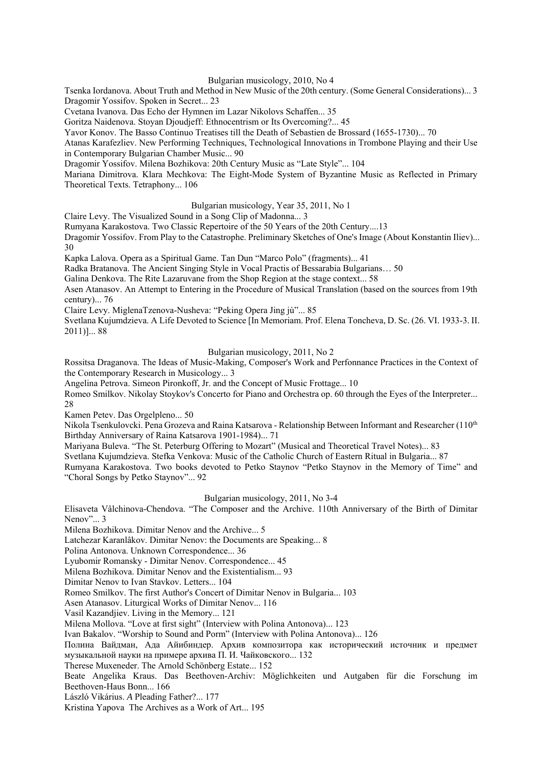## Bulgarian musicology, 2010, No 4

Tsenka Iordanova. About Truth and Method in New Music of the 20th century. (Some General Considerations)... 3
Dragomir Yossifov. Spoken in Secret... 23
Cvetana Ivanova. Das Echo der Hymnen im Lazar Nikolovs Schaffen... 35
Goritza Naidenova. Stoyan Djoudjeff: Ethnocentrism or Its Overcoming?... 45
Yavor Konov. The Basso Continuo Treatises till the Death of Sebastien de Brossard (1655-1730)... 70
Atanas Karafezliev. New Performing Techniques, Technological Innovations in Trombone Playing and their Use in Contemporary Bulgarian Chamber Music... 90
Dragomir Yossifov. Milena Bozhikova: 20th Century Music as "Late Style"... 104
Mariana Dimitrova. Klara Mechkova: The Eight-Mode System of Byzantine Music as Reflected in Primary Theoretical Texts. Tetraphony... 106

## Bulgarian musicology, Year 35, 2011, No 1

Claire Levy. The Visualized Sound in a Song Clip of Madonna... 3
Rumyana Karakostova. Two Classic Repertoire of the 50 Years of the 20th Century....13
Dragomir Yossifov. From Play to the Catastrophe. Preliminary Sketches of One's Image (About Konstantin Iliev)... 30
Kapka Lalova. Opera as a Spiritual Game. Tan Dun "Marco Polo" (fragments)... 41
Radka Bratanova. The Ancient Singing Style in Vocal Practis of Bessarabia Bulgarians… 50
Galina Denkova. The Rite Lazaruvane from the Shop Region at the stage context... 58
Asen Atanasov. An Attempt to Entering in the Procedure of Musical Translation (based on the sources from 19th century)... 76
Claire Levy. MiglenaTzenova-Nusheva: "Peking Opera Jing jù"... 85
Svetlana Kujumdzieva. A Life Devoted to Science [In Memoriam. Prof. Elena Toncheva, D. Sc. (26. VI. 1933-3. II. 2011)]... 88

## Bulgarian musicology, 2011, No 2

Rossitsa Draganova. The Ideas of Music-Making, Composer's Work and Perfonnance Practices in the Context of the Contemporary Research in Musicology... 3
Angelina Petrova. Simeon Pironkoff, Jr. and the Concept of Music Frottage... 10
Romeo Smilkov. Nikolay Stoykov's Concerto for Piano and Orchestra op. 60 through the Eyes of the Interpreter... 28
Kamen Petev. Das Orgelpleno... 50
Nikola Tsenkulovcki. Pena Grozeva and Raina Katsarova - Relationship Between Informant and Researcher (110th Birthday Anniversary of Raina Katsarova 1901-1984)... 71
Mariyana Buleva. "The St. Peterburg Offering to Mozart" (Musical and Theoretical Travel Notes)... 83
Svetlana Kujumdzieva. Stefka Venkova: Music of the Catholic Church of Eastern Ritual in Bulgaria... 87
Rumyana Karakostova. Two books devoted to Petko Staynov "Petko Staynov in the Memory of Time" and "Choral Songs by Petko Staynov"... 92

## Bulgarian musicology, 2011, No 3-4

Elisaveta Vâlchinova-Chendova. "The Composer and the Archive. 110th Anniversary of the Birth of Dimitar Nenov"... 3
Milena Bozhikova. Dimitar Nenov and the Archive... 5
Latchezar Karanlâkov. Dimitar Nenov: the Documents are Speaking... 8
Polina Antonova. Unknown Correspondence... 36
Lyubomir Romansky - Dimitar Nenov. Correspondence... 45
Milena Bozhikova. Dimitar Nenov and the Existentialism... 93
Dimitar Nenov to Ivan Stavkov. Letters... 104
Romeo Smilkov. The first Author's Concert of Dimitar Nenov in Bulgaria... 103
Asen Atanasov. Liturgical Works of Dimitar Nenov... 116
Vasil Kazandjiev. Living in the Memory... 121
Milena Mollova. "Love at first sight" (Interview with Polina Antonova)... 123
Ivan Bakalov. "Worship to Sound and Porm" (Interview with Polina Antonova)... 126
Полина Вайдман, Ада Айибиндер. Архив композитора как исторический источник и предмет музыкальной науки на примере архива П. И. Чайковского... 132
Therese Muxeneder. The Arnold Schönberg Estate... 152
Beate Angelika Kraus. Das Beethoven-Archiv: Möglichkeiten und Autgaben für die Forschung im Beethoven-Haus Bonn... 166
László Vikárius. *A* Pleading Father?... 177
Kristina Yapova The Archives as a Work of Art... 195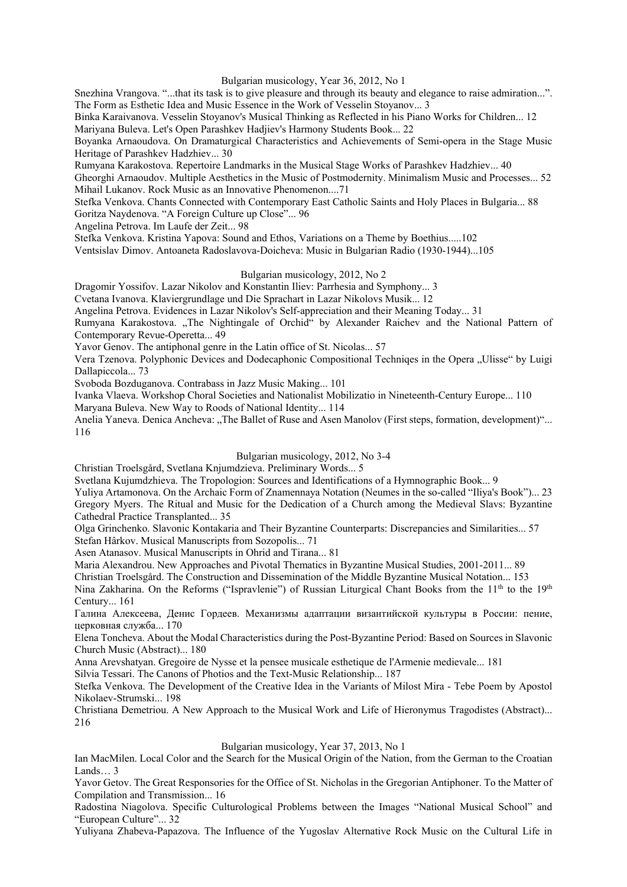### Bulgarian musicology, Year 36, 2012, No 1

Snezhina Vrangova. "...that its task is to give pleasure and through its beauty and elegance to raise admiration...". The Form as Esthetic Idea and Music Essence in the Work of Vesselin Stoyanov... 3

Binka Karaivanova. Vesselin Stoyanov's Musical Thinking as Reflected in his Piano Works for Children... 12

Mariyana Buleva. Let's Open Parashkev Hadjiev's Harmony Students Book... 22

Boyanka Arnaoudova. On Dramaturgical Characteristics and Achievements of Semi-opera in the Stage Music Heritage of Parashkev Hadzhiev... 30

Rumyana Karakostova. Repertoire Landmarks in the Musical Stage Works of Parashkev Hadzhiev... 40

Gheorghi Arnaoudov. Multiple Aesthetics in the Music of Postmodernity. Minimalism Music and Processes... 52

Mihail Lukanov. Rock Music as an Innovative Phenomenon....71

Stefka Venkova. Chants Connected with Contemporary East Catholic Saints and Holy Places in Bulgaria... 88

Goritza Naydenova. "A Foreign Culture up Close"... 96

Angelina Petrova. Im Laufe der Zeit... 98

Stefka Venkova. Kristina Yapova: Sound and Ethos, Variations on a Theme by Boethius.....102

Ventsislav Dimov. Antoaneta Radoslavova-Doicheva: Music in Bulgarian Radio (1930-1944)...105

### Bulgarian musicology, 2012, No 2

Dragomir Yossifov. Lazar Nikolov and Konstantin Iliev: Parrhesia and Symphony... 3

Cvetana Ivanova. Klaviergrundlage und Die Sprachart in Lazar Nikolovs Musik... 12

Angelina Petrova. Evidences in Lazar Nikolov's Self-appreciation and their Meaning Today... 31

Rumyana Karakostova. „The Nightingale of Orchid“ by Alexander Raichev and the National Pattern of Contemporary Revue-Operetta... 49

Yavor Genov. The antiphonal genre in the Latin office of St. Nicolas... 57

Vera Tzenova. Polyphonic Devices and Dodecaphonic Compositional Techniqes in the Opera „Ulisse“ by Luigi Dallapiccola... 73

Svoboda Bozduganova. Contrabass in Jazz Music Making... 101

Ivanka Vlaeva. Workshop Choral Societies and Nationalist Mobilizatio in Nineteenth-Century Europe... 110

Maryana Buleva. New Way to Roods of National Identity... 114

Anelia Yaneva. Denica Ancheva: „The Ballet of Ruse and Asen Manolov (First steps, formation, development)“... 116

### Bulgarian musicology, 2012, No 3-4

Christian Troelsgård, Svetlana Knjumdzieva. Preliminary Words... 5

Svetlana Kujumdzhieva. The Tropologion: Sources and Identifications of a Hymnographic Book... 9

Yuliya Artamonova. On the Archaic Form of Znamennaya Notation (Neumes in the so-called "Iliya's Book")... 23

Gregory Myers. The Ritual and Music for the Dedication of a Church among the Medieval Slavs: Byzantine Cathedral Practice Transplanted... 35

Olga Grinchenko. Slavonic Kontakaria and Their Byzantine Counterparts: Discrepancies and Similarities... 57

Stefan Hârkov. Musical Manuscripts from Sozopolis... 71

Asen Atanasov. Musical Manuscripts in Ohrid and Tirana... 81

Maria Alexandrou. New Approaches and Pivotal Thematics in Byzantine Musical Studies, 2001-2011... 89

Christian Troelsgård. The Construction and Dissemination of the Middle Byzantine Musical Notation... 153

Nina Zakharina. On the Reforms ("Ispravlenie") of Russian Liturgical Chant Books from the 11th to the 19th Century... 161

Галина Алексеева, Денис Гордеев. Механизмы адаптации византийской культуры в России: пение, церковная служба... 170

Elena Toncheva. About the Modal Characteristics during the Post-Byzantine Period: Based on Sources in Slavonic Church Music (Abstract)... 180

Anna Arevshatyan. Gregoire de Nysse et la pensee musicale esthetique de l'Armenie medievale... 181

Silvia Tessari. The Canons of Photios and the Text-Music Relationship... 187

Stefka Venkova. The Development of the Creative Idea in the Variants of Milost Mira - Tebe Poem by Apostol Nikolaev-Strumski... 198

Christiana Demetriou. A New Approach to the Musical Work and Life of Hieronymus Tragodistes (Abstract)... 216

### Bulgarian musicology, Year 37, 2013, No 1

Ian MacMilen. Local Color and the Search for the Musical Origin of the Nation, from the German to the Croatian Lands… 3

Yavor Getov. The Great Responsories for the Office of St. Nicholas in the Gregorian Antiphoner. To the Matter of Compilation and Transmission... 16

Radostina Niagolova. Specific Culturological Problems between the Images "National Musical School" and "European Culture"... 32

Yuliyana Zhabeva-Papazova. The Influence of the Yugoslav Alternative Rock Music on the Cultural Life in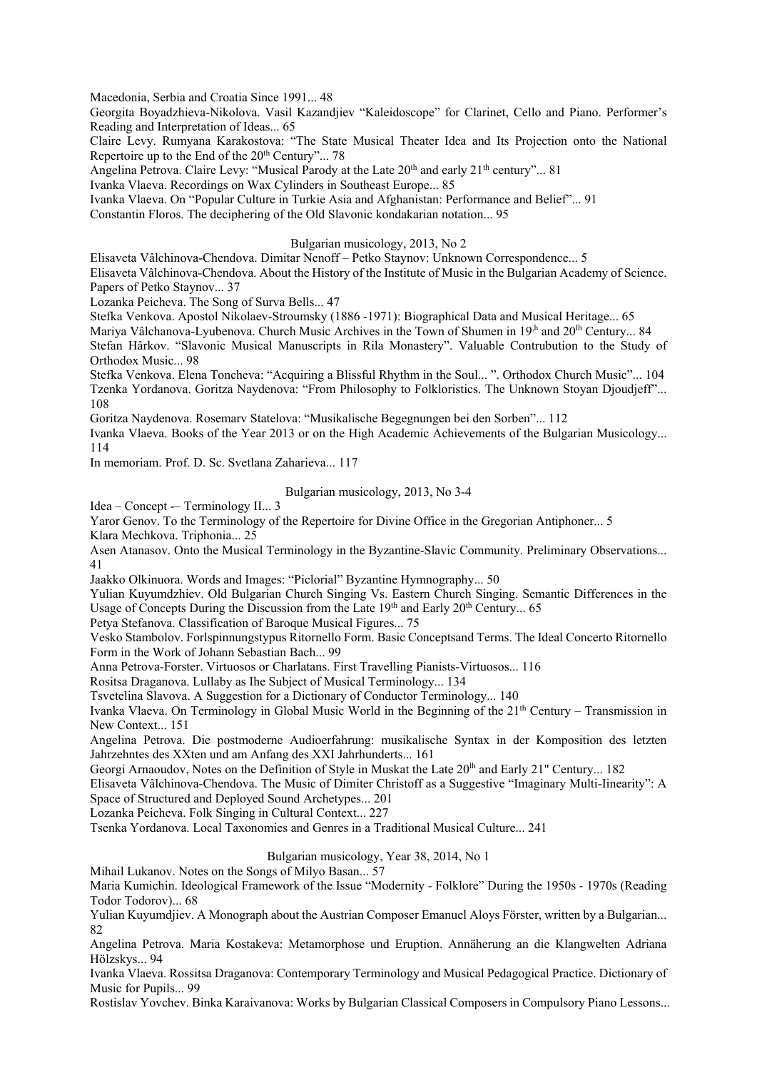Macedonia, Serbia and Croatia Since 1991... 48

Georgita Boyadzhieva-Nikolova. Vasil Kazandjiev "Kaleidoscope" for Clarinet, Cello and Piano. Performer's Reading and Interpretation of Ideas... 65

Claire Levy. Rumyana Karakostova: "The State Musical Theater Idea and Its Projection onto the National Repertoire up to the End of the 20th Century"... 78

Angelina Petrova. Claire Levy: "Musical Parody at the Late 20th and early 21th century"... 81

Ivanka Vlaeva. Recordings on Wax Cylinders in Southeast Europe... 85

Ivanka Vlaeva. On "Popular Culture in Turkie Asia and Afghanistan: Performance and Belief"... 91

Constantin Floros. The deciphering of the Old Slavonic kondakarian notation... 95

## Bulgarian musicology, 2013, No 2

Elisaveta Vâlchinova-Chendova. Dimitar Nenoff – Petko Staynov: Unknown Correspondence... 5

Elisaveta Vâlchinova-Chendova. About the History of the Institute of Music in the Bulgarian Academy of Science. Papers of Petko Staynov... 37

Lozanka Peicheva. The Song of Surva Bells... 47

Stefka Venkova. Apostol Nikolaev-Stroumsky (1886 -1971): Biographical Data and Musical Heritage... 65

Mariya Vâlchanova-Lyubenova. Church Music Archives in the Town of Shumen in 19th and 20th Century... 84

Stefan Hârkov. "Slavonic Musical Manuscripts in Rila Monastery". Valuable Contrubution to the Study of Orthodox Music... 98

Stefka Venkova. Elena Toncheva: "Acquiring a Blissful Rhythm in the Soul... ". Orthodox Church Music"... 104

Tzenka Yordanova. Goritza Naydenova: "From Philosophy to Folkloristics. The Unknown Stoyan Djoudjeff"... 108

Goritza Naydenova. Rosemarv Statelova: "Musikalische Begegnungen bei den Sorben"... 112

Ivanka Vlaeva. Books of the Year 2013 or on the High Academic Achievements of the Bulgarian Musicology... 114

In memoriam. Prof. D. Sc. Svetlana Zaharieva... 117

## Bulgarian musicology, 2013, No 3-4

Idea – Concept -– Terminology II... 3

Yaror Genov. To thc Terminology of the Repertoire for Divine Office in the Gregorian Antiphoner... 5

Klara Mechkova. Triphonia... 25

Asen Atanasov. Onto the Musical Terminology in the Byzantine-Slavic Community. Preliminary Observations... 41

Jaakko Olkinuora. Words and Images: "Piclorial" Byzantine Hymnography... 50

Yulian Kuyumdzhiev. Old Bulgarian Church Singing Vs. Eastern Church Singing. Semantic Differences in the Usage of Concepts During the Discussion from the Late 19th and Early 20th Century... 65

Petya Stefanova. Classification of Baroque Musical Figures... 75

Vesko Stambolov. Forlspinnungstypus Ritornello Form. Basic Conceptsand Terms. The Ideal Concerto Ritornello Form in the Work of Johann Sebastian Bach... 99

Anna Petrova-Forster. Virtuosos or Charlatans. First Travelling Pianists-Virtuosos... 116

Rositsa Draganova. Lullaby as Ihe Subject of Musical Terminology... 134

Tsvetelina Slavova. A Suggestion for a Dictionary of Conductor Terminology... 140

Ivanka Vlaeva. On Terminology in Global Music World in the Beginning of the 21th Century – Transmission in New Context... 151

Angelina Petrova. Die postmoderne Audioerfahrung: musikalische Syntax in der Komposition des letzten Jahrzehntes des XXten und am Anfang des XXI Jahrhunderts... 161

Georgi Arnaoudov, Notes on the Definition of Style in Muskat the Late 20th and Early 21" Century... 182

Elisaveta Vâlchinova-Chendova. The Music of Dimiter Christoff as a Suggestive "Imaginary Multi-Iinearity": A Space of Structured and Deployed Sound Archetypes... 201

Lozanka Peicheva. Folk Singing in Cultural Context... 227

Tsenka Yordanova. Local Taxonomies and Genres in a Traditional Musical Culture... 241

## Bulgarian musicology, Year 38, 2014, No 1

Mihail Lukanov. Notes on the Songs of Milyo Basan... 57

Maria Kumichin. Ideological Framework of the Issue "Modernity - Folklore" During the 1950s - 1970s (Reading Todor Todorov)... 68

Yulian Kuyumdjiev. A Monograph about the Austrian Composer Emanuel Aloys Förster, written by a Bulgarian... 82

Angelina Petrova. Maria Kostakeva: Metamorphose und Eruption. Annäherung an die Klangwelten Adriana Hölzskys... 94

Ivanka Vlaeva. Rossitsa Draganova: Contemporary Terminology and Musical Pedagogical Practice. Dictionary of Music for Pupils... 99

Rostislav Yovchev. Binka Karaivanova: Works by Bulgarian Classical Composers in Compulsory Piano Lessons...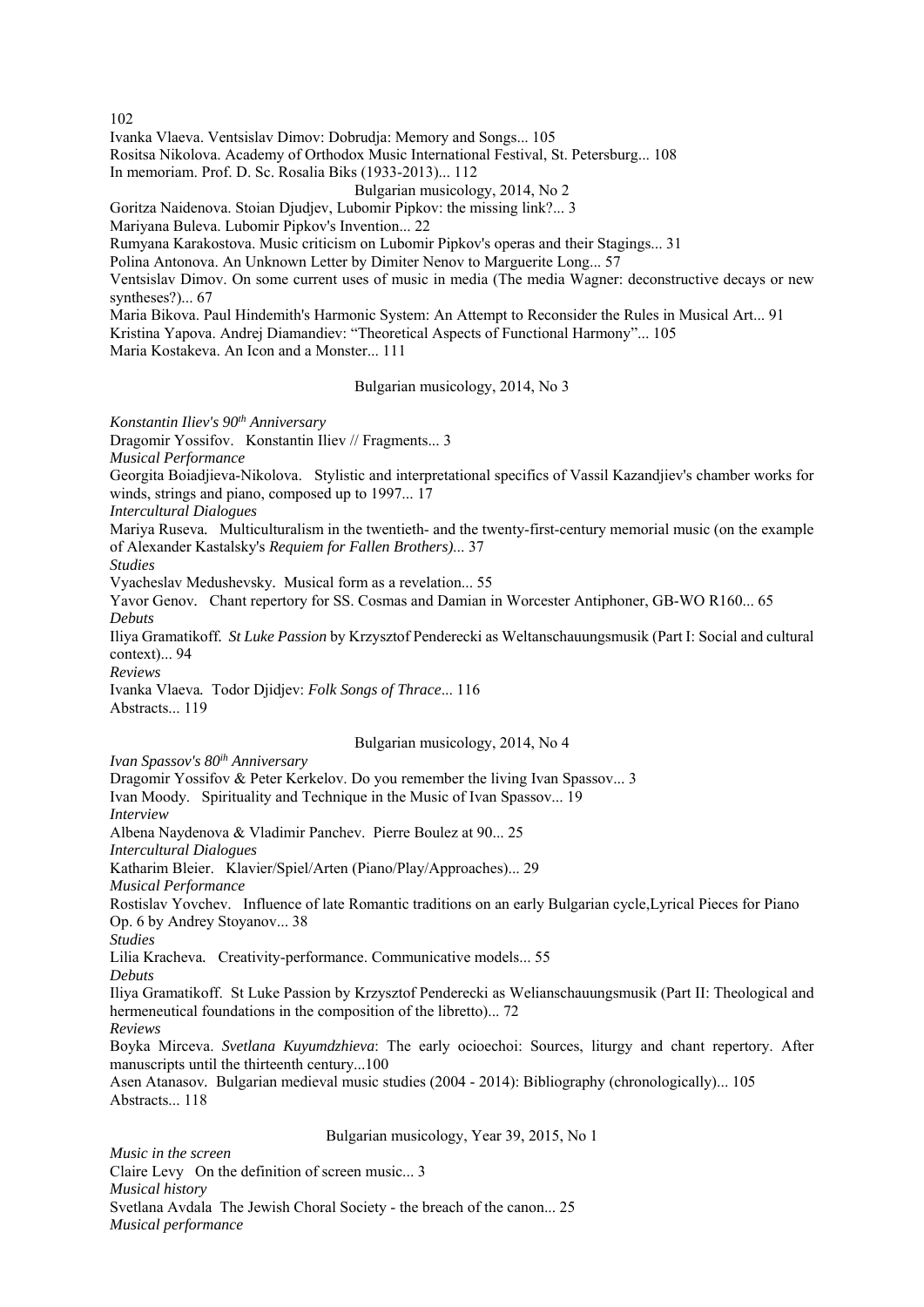Ivanka Vlaeva. Ventsislav Dimov: Dobrudja: Memory and Songs... 105
Rositsa Nikolova. Academy of Orthodox Music International Festival, St. Petersburg... 108
In memoriam. Prof. D. Sc. Rosalia Biks (1933-2013)... 112

## Bulgarian musicology, 2014, No 2

Goritza Naidenova. Stoian Djudjev, Lubomir Pipkov: the missing link?... 3
Mariyana Buleva. Lubomir Pipkov's Invention... 22
Rumyana Karakostova. Music criticism on Lubomir Pipkov's operas and their Stagings... 31
Polina Antonova. An Unknown Letter by Dimiter Nenov to Marguerite Long... 57
Ventsislav Dimov. On some current uses of music in media (The media Wagner: deconstructive decays or new syntheses?)... 67
Maria Bikova. Paul Hindemith's Harmonic System: An Attempt to Reconsider the Rules in Musical Art... 91
Kristina Yapova. Andrej Diamandiev: "Theoretical Aspects of Functional Harmony"... 105
Maria Kostakeva. An Icon and a Monster... 111

## Bulgarian musicology, 2014, No 3

*Konstantin Iliev's 90th Anniversary*
Dragomir Yossifov. Konstantin Iliev // Fragments... 3
*Musical Performance*
Georgita Boiadjieva-Nikolova. Stylistic and interpretational specifics of Vassil Kazandjiev's chamber works for winds, strings and piano, composed up to 1997... 17
*Intercultural Dialogues*
Mariya Ruseva. Multiculturalism in the twentieth- and the twenty-first-century memorial music (on the example of Alexander Kastalsky's *Requiem for Fallen Brothers)*... 37
*Studies*
Vyacheslav Medushevsky. Musical form as a revelation... 55
Yavor Genov. Chant repertory for SS. Cosmas and Damian in Worcester Antiphoner, GB-WO R160... 65
*Debuts*
Iliya Gramatikoff. *St Luke Passion* by Krzysztof Penderecki as Weltanschauungsmusik (Part I: Social and cultural context)... 94
*Reviews*
Ivanka Vlaeva. Todor Djidjev: *Folk Songs of Thrace*... 116
Abstracts... 119

## Bulgarian musicology, 2014, No 4

*Ivan Spassov's 80ith Anniversary*
Dragomir Yossifov & Peter Kerkelov. Do you remember the living Ivan Spassov... 3
Ivan Moody. Spirituality and Technique in the Music of Ivan Spassov... 19
*Interview*
Albena Naydenova & Vladimir Panchev. Pierre Boulez at 90... 25
*Intercultural Dialogues*
Katharim Bleier. Klavier/Spiel/Arten (Piano/Play/Approaches)... 29
*Musical Performance*
Rostislav Yovchev. Influence of late Romantic traditions on an early Bulgarian cycle,Lyrical Pieces for Piano Op. 6 by Andrey Stoyanov... 38
*Studies*
Lilia Kracheva. Creativity-performance. Communicative models... 55
*Debuts*
Iliya Gramatikoff. St Luke Passion by Krzysztof Penderecki as Welianschauungsmusik (Part II: Theological and hermeneutical foundations in the composition of the libretto)... 72
*Reviews*
Boyka Mirceva. *Svetlana Kuyumdzhieva*: The early ocioechoi: Sources, liturgy and chant repertory. After manuscripts until the thirteenth century...100
Asen Atanasov. Bulgarian medieval music studies (2004 - 2014): Bibliography (chronologically)... 105
Abstracts... 118

## Bulgarian musicology, Year 39, 2015, No 1

*Music in the screen*
Claire Levy On the definition of screen music... 3
*Musical history*
Svetlana Avdala The Jewish Choral Society - the breach of the canon... 25
*Musical performance*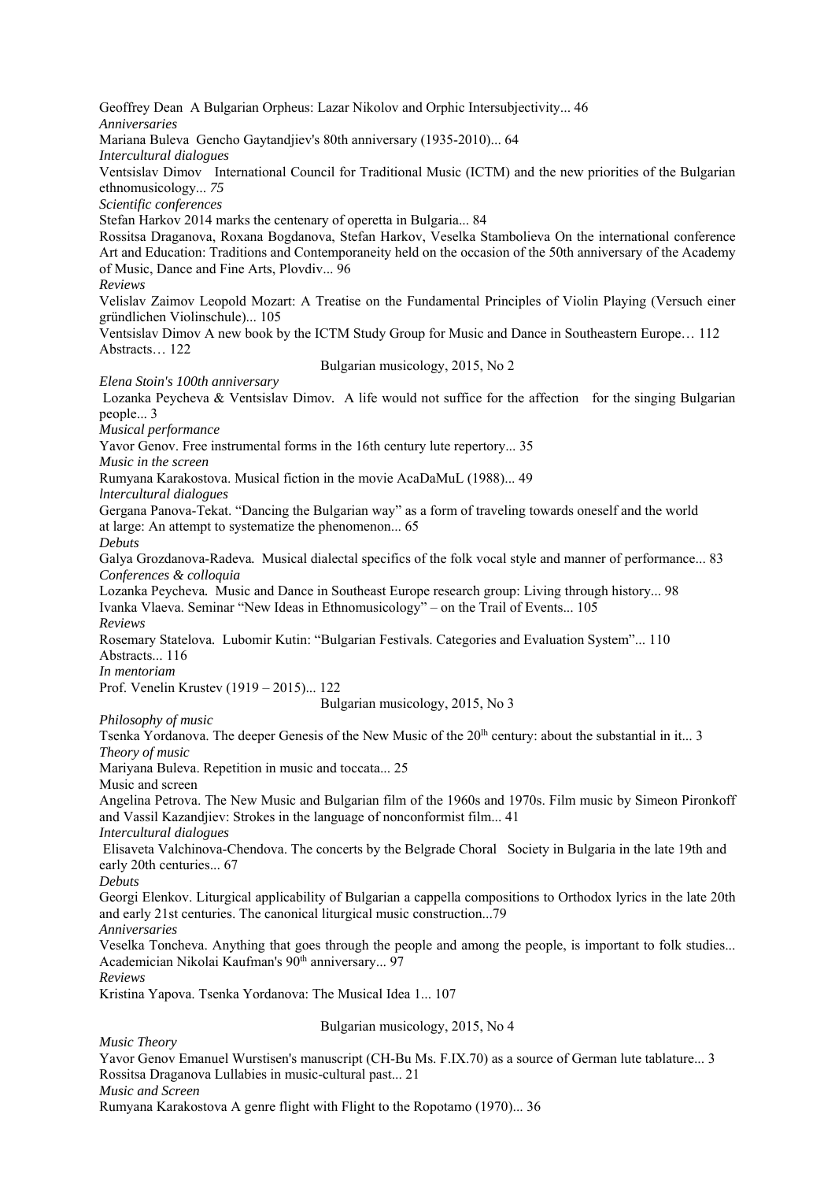Geoffrey Dean A Bulgarian Orpheus: Lazar Nikolov and Orphic Intersubjectivity... 46

*Anniversaries*

Mariana Buleva Gencho Gaytandjiev's 80th anniversary (1935-2010)... 64

*Intercultural dialogues*

Ventsislav Dimov International Council for Traditional Music (ICTM) and the new priorities of the Bulgarian ethnomusicology... *75*

*Scientific conferences*

Stefan Harkov 2014 marks the centenary of operetta in Bulgaria... 84

Rossitsa Draganova, Roxana Bogdanova, Stefan Harkov, Veselka Stambolieva On the international conference Art and Education: Traditions and Contemporaneity held on the occasion of the 50th anniversary of the Academy of Music, Dance and Fine Arts, Plovdiv... 96

*Reviews*

Velislav Zaimov Leopold Mozart: A Treatise on the Fundamental Principles of Violin Playing (Versuch einer gründlichen Violinschule)... 105

Ventsislav Dimov A new book by the ICTM Study Group for Music and Dance in Southeastern Europe… 112

Abstracts… 122

## Bulgarian musicology, 2015, No 2

*Elena Stoin's 100th anniversary*

Lozanka Peycheva & Ventsislav Dimov. A life would not suffice for the affection for the singing Bulgarian people... 3

*Musical performance*

Yavor Genov. Free instrumental forms in the 16th century lute repertory... 35

*Music in the screen*

Rumyana Karakostova. Musical fiction in the movie AcaDaMuL (1988)... 49

*lntercultural dialogues*

Gergana Panova-Tekat. “Dancing the Bulgarian way” as a form of traveling towards oneself and the world at large: An attempt to systematize the phenomenon... 65

*Debuts*

Galya Grozdanova-Radeva. Musical dialectal specifics of the folk vocal style and manner of performance... 83

*Conferences & colloquia*

Lozanka Peycheva. Music and Dance in Southeast Europe research group: Living through history... 98

Ivanka Vlaeva. Seminar “New Ideas in Ethnomusicology” – on the Trail of Events... 105

*Reviews*

Rosemary Statelova. Lubomir Kutin: “Bulgarian Festivals. Categories and Evaluation System”... 110

Abstracts... 116

*In mentoriam*

Prof. Venelin Krustev (1919 – 2015)... 122

## Bulgarian musicology, 2015, No 3

*Philosophy of music*

Tsenka Yordanova. The deeper Genesis of the New Music of the 20th century: about the substantial in it... 3

*Theory of music*

Mariyana Buleva. Repetition in music and toccata... 25

Music and screen

Angelina Petrova. The New Music and Bulgarian film of the 1960s and 1970s. Film music by Simeon Pironkoff and Vassil Kazandjiev: Strokes in the language of nonconformist film... 41

*Intercultural dialogues*

Elisaveta Valchinova-Chendova. The concerts by the Belgrade Choral Society in Bulgaria in the late 19th and early 20th centuries... 67

*Debuts*

Georgi Elenkov. Liturgical applicability of Bulgarian a cappella compositions to Orthodox lyrics in the late 20th and early 21st centuries. The canonical liturgical music construction...79

*Anniversaries*

Veselka Toncheva. Anything that goes through the people and among the people, is important to folk studies... Academician Nikolai Kaufman's 90th anniversary... 97

*Reviews*

Kristina Yapova. Tsenka Yordanova: The Musical Idea 1... 107

## Bulgarian musicology, 2015, No 4

*Music Theory*

Yavor Genov Emanuel Wurstisen's manuscript (CH-Bu Ms. F.IX.70) as a source of German lute tablature... 3

Rossitsa Draganova Lullabies in music-cultural past... 21

*Music and Screen*

Rumyana Karakostova A genre flight with Flight to the Ropotamo (1970)... 36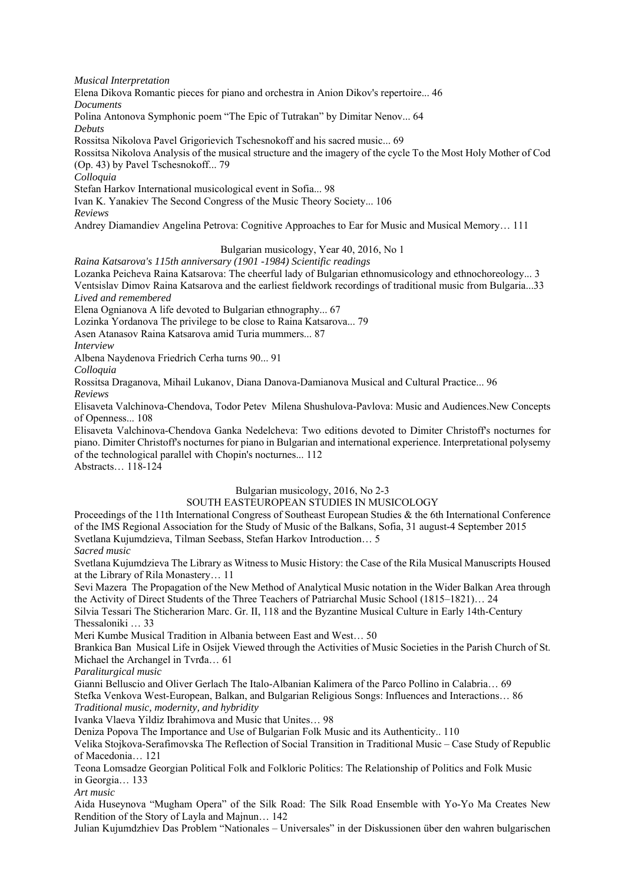*Musical Interpretation*

Elena Dikova Romantic pieces for piano and orchestra in Anion Dikov's repertoire... 46

*Documents*

Polina Antonova Symphonic poem “The Epic of Tutrakan” by Dimitar Nenov... 64

*Debuts*

Rossitsa Nikolova Pavel Grigorievich Tschesnokoff and his sacred music... 69

Rossitsa Nikolova Analysis of the musical structure and the imagery of the cycle To the Most Holy Mother of Cod (Op. 43) by Pavel Tschesnokoff... 79

*Colloquia*

Stefan Harkov International musicological event in Sofia... 98

Ivan K. Yanakiev The Second Congress of the Music Theory Society... 106

*Reviews*

Andrey Diamandiev Angelina Petrova: Cognitive Approaches to Ear for Music and Musical Memory… 111

Bulgarian musicology, Year 40, 2016, No 1

*Raina Katsarova's 115th anniversary (1901 -1984) Scientific readings*

Lozanka Peicheva Raina Katsarova: The cheerful lady of Bulgarian ethnomusicology and ethnochoreology... 3

Ventsislav Dimov Raina Katsarova and the earliest fieldwork recordings of traditional music from Bulgaria...33

*Lived and remembered*

Elena Ognianova A life devoted to Bulgarian ethnography... 67

Lozinka Yordanova The privilege to be close to Raina Katsarova... 79

Asen Atanasov Raina Katsarova amid Turia mummers... 87

*Interview*

Albena Naydenova Friedrich Cerha turns 90... 91

*Colloquia*

Rossitsa Draganova, Mihail Lukanov, Diana Danova-Damianova Musical and Cultural Practice... 96

*Reviews*

Elisaveta Valchinova-Chendova, Todor Petev Milena Shushulova-Pavlova: Music and Audiences.New Concepts of Openness... 108

Elisaveta Valchinova-Chendova Ganka Nedelcheva: Two editions devoted to Dimiter Christoff's nocturnes for piano. Dimiter Christoff's nocturnes for piano in Bulgarian and international experience. Interpretational polysemy of the technological parallel with Chopin's nocturnes... 112

Abstracts… 118-124

Bulgarian musicology, 2016, No 2-3

SOUTH EASTEUROPEAN STUDIES IN MUSICOLOGY

Proceedings of the 11th International Congress of Southeast European Studies & the 6th International Conference of the IMS Regional Association for the Study of Music of the Balkans, Sofia, 31 august-4 September 2015

Svetlana Kujumdzieva, Tilman Seebass, Stefan Harkov Introduction… 5

*Sacred music*

Svetlana Kujumdzieva The Library as Witness to Music History: the Case of the Rila Musical Manuscripts Housed at the Library of Rila Monastery… 11

Sevi Mazera The Propagation of the New Method of Analytical Music notation in the Wider Balkan Area through the Activity of Direct Students of the Three Teachers of Patriarchal Music School (1815–1821)… 24

Silvia Tessari The Sticherarion Marc. Gr. II, 118 and the Byzantine Musical Culture in Early 14th-Century Thessaloniki … 33

Meri Kumbe Musical Tradition in Albania between East and West… 50

Brankica Ban Musical Life in Osijek Viewed through the Activities of Music Societies in the Parish Church of St. Michael the Archangel in Tvrđa… 61

*Paraliturgical music*

Gianni Belluscio and Oliver Gerlach The Italo-Albanian Kalimera of the Parco Pollino in Calabria… 69

Stefka Venkova West-European, Balkan, and Bulgarian Religious Songs: Influences and Interactions… 86

*Traditional music, modernity, and hybridity*

Ivanka Vlaeva Yildiz Ibrahimova and Music that Unites… 98

Deniza Popova The Importance and Use of Bulgarian Folk Music and its Authenticity.. 110

Velika Stojkova-Serafimovska The Reflection of Social Transition in Traditional Music – Case Study of Republic of Macedonia… 121

Teona Lomsadze Georgian Political Folk and Folkloric Politics: The Relationship of Politics and Folk Music in Georgia… 133

*Art music*

Aida Huseynova “Mugham Opera” of the Silk Road: The Silk Road Ensemble with Yo-Yo Ma Creates New Rendition of the Story of Layla and Majnun… 142

Julian Kujumdzhiev Das Problem “Nationales – Universales” in der Diskussionen über den wahren bulgarischen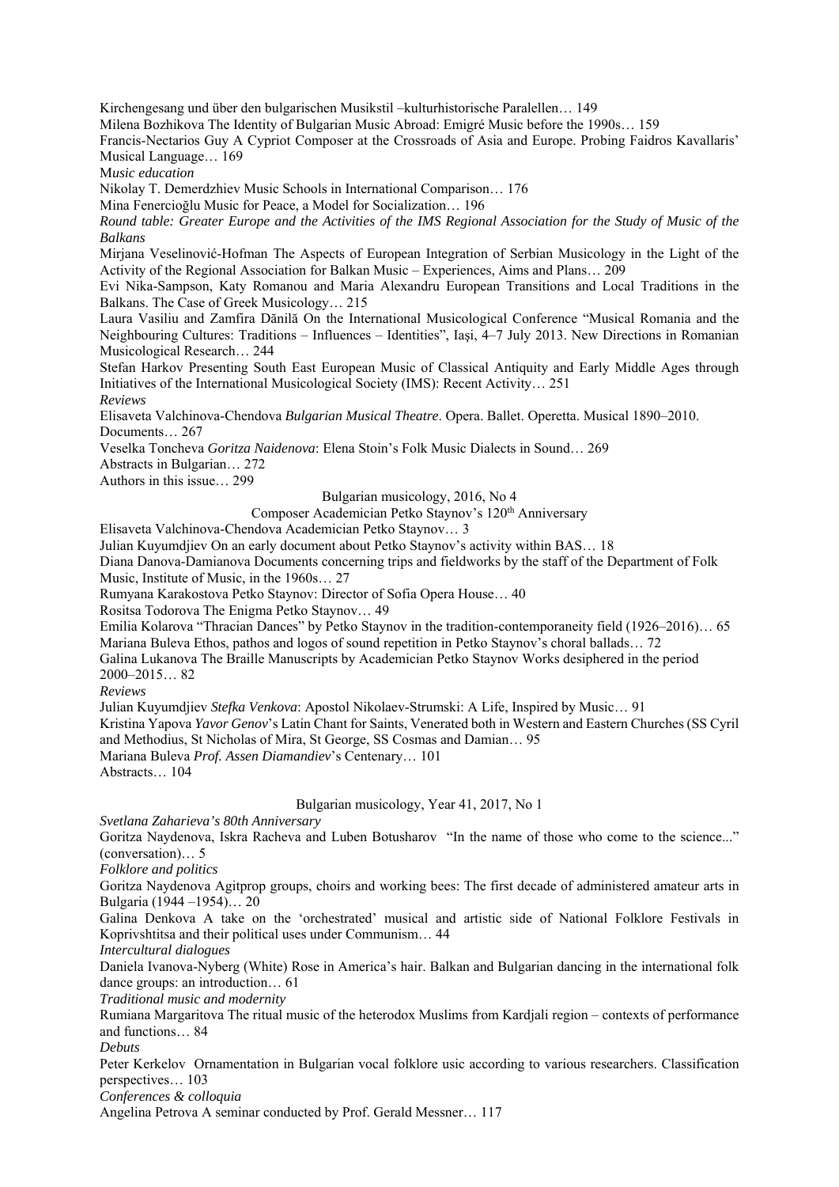Kirchengesang und über den bulgarischen Musikstil –kulturhistorische Paralellen… 149

Milena Bozhikova The Identity of Bulgarian Music Abroad: Emigré Music before the 1990s… 159

Francis-Nectarios Guy A Cypriot Composer at the Crossroads of Asia and Europe. Probing Faidros Kavallaris' Musical Language… 169

M*usic education*

Nikolay T. Demerdzhiev Music Schools in International Comparison… 176

Mina Fenercioğlu Music for Peace, a Model for Socialization… 196

*Round table: Greater Europe and the Activities of the IMS Regional Association for the Study of Music of the Balkans*

Mirjana Veselinović-Hofman The Aspects of European Integration of Serbian Musicology in the Light of the Activity of the Regional Association for Balkan Music – Experiences, Aims and Plans… 209

Evi Nika-Sampson, Katy Romanou and Maria Alexandru European Transitions and Local Traditions in the Balkans. The Case of Greek Musicology… 215

Laura Vasiliu and Zamfira Dănilă On the International Musicological Conference "Musical Romania and the Neighbouring Cultures: Traditions – Influences – Identities", Iaşi, 4–7 July 2013. New Directions in Romanian Musicological Research… 244

Stefan Harkov Presenting South East European Music of Classical Antiquity and Early Middle Ages through Initiatives of the International Musicological Society (IMS): Recent Activity… 251

*Reviews*

Elisaveta Valchinova-Chendova *Bulgarian Musical Theatre*. Opera. Ballet. Operetta. Musical 1890–2010. Documents… 267

Veselka Toncheva *Goritza Naidenova*: Elena Stoin's Folk Music Dialects in Sound… 269

Abstracts in Bulgarian… 272

Authors in this issue… 299

Bulgarian musicology, 2016, No 4

Composer Academician Petko Staynov's 120th Anniversary

Elisaveta Valchinova-Chendova Academician Petko Staynov… 3

Julian Kuyumdjiev On an early document about Petko Staynov's activity within BAS… 18

Diana Danova-Damianova Documents concerning trips and fieldworks by the staff of the Department of Folk Music, Institute of Music, in the 1960s… 27

Rumyana Karakostova Petko Staynov: Director of Sofia Opera House… 40

Rositsa Todorova The Enigma Petko Staynov… 49

Emilia Kolarova "Thracian Dances" by Petko Staynov in the tradition-contemporaneity field (1926–2016)… 65

Mariana Buleva Ethos, pathos and logos of sound repetition in Petko Staynov's choral ballads… 72

Galina Lukanova The Braille Manuscripts by Academician Petko Staynov Works desiphered in the period 2000–2015… 82

*Reviews*

Julian Kuyumdjiev *Stefka Venkova*: Apostol Nikolaev-Strumski: A Life, Inspired by Music… 91

Kristina Yapova *Yavor Genov*'s Latin Chant for Saints, Venerated both in Western and Eastern Churches (SS Cyril and Methodius, St Nicholas of Mira, St George, SS Cosmas and Damian… 95

Mariana Buleva *Prof. Assen Diamandiev*'s Centenary… 101

Abstracts… 104

Bulgarian musicology, Year 41, 2017, No 1

*Svetlana Zaharieva's 80th Anniversary*

Goritza Naydenova, Iskra Racheva and Luben Botusharov "In the name of those who come to the science..." (conversation)… 5

*Folklore and politics*

Goritza Naydenova Agitprop groups, choirs and working bees: The first decade of administered amateur arts in Bulgaria (1944 –1954)… 20

Galina Denkova A take on the 'orchestrated' musical and artistic side of National Folklore Festivals in Koprivshtitsa and their political uses under Communism… 44

*Intercultural dialogues*

Daniela Ivanova-Nyberg (White) Rose in America's hair. Balkan and Bulgarian dancing in the international folk dance groups: an introduction… 61

*Traditional music and modernity*

Rumiana Margaritova The ritual music of the heterodox Muslims from Kardjali region – contexts of performance and functions… 84

*Debuts*

Peter Kerkelov Ornamentation in Bulgarian vocal folklore usic according to various researchers. Classification perspectives… 103

*Conferences & colloquia*

Angelina Petrova A seminar conducted by Prof. Gerald Messner… 117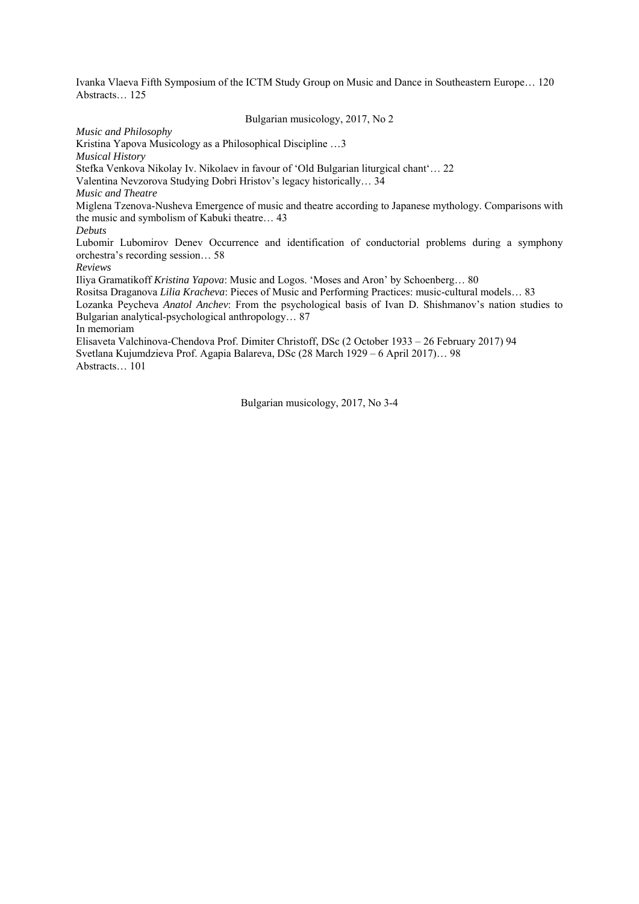Ivanka Vlaeva Fifth Symposium of the ICTM Study Group on Music and Dance in Southeastern Europe… 120
Abstracts… 125

Bulgarian musicology, 2017, No 2

*Music and Philosophy*

Kristina Yapova Musicology as a Philosophical Discipline …3

*Musical History*

Stefka Venkova Nikolay Iv. Nikolaev in favour of 'Old Bulgarian liturgical chant'… 22

Valentina Nevzorova Studying Dobri Hristov's legacy historically… 34

*Music and Theatre*

Miglena Tzenova-Nusheva Emergence of music and theatre according to Japanese mythology. Comparisons with the music and symbolism of Kabuki theatre… 43

*Debuts*

Lubomir Lubomirov Denev Occurrence and identification of conductorial problems during a symphony orchestra's recording session… 58

*Reviews*

Iliya Gramatikoff *Kristina Yapova*: Music and Logos. 'Moses and Aron' by Schoenberg… 80

Rositsa Draganova *Lilia Kracheva*: Pieces of Music and Performing Practices: music-cultural models… 83

Lozanka Peycheva *Anatol Anchev*: From the psychological basis of Ivan D. Shishmanov's nation studies to Bulgarian analytical-psychological anthropology… 87

In memoriam

Elisaveta Valchinova-Chendova Prof. Dimiter Christoff, DSc (2 October 1933 – 26 February 2017) 94

Svetlana Kujumdzieva Prof. Agapia Balareva, DSc (28 March 1929 – 6 April 2017)… 98

Abstracts… 101

Bulgarian musicology, 2017, No 3-4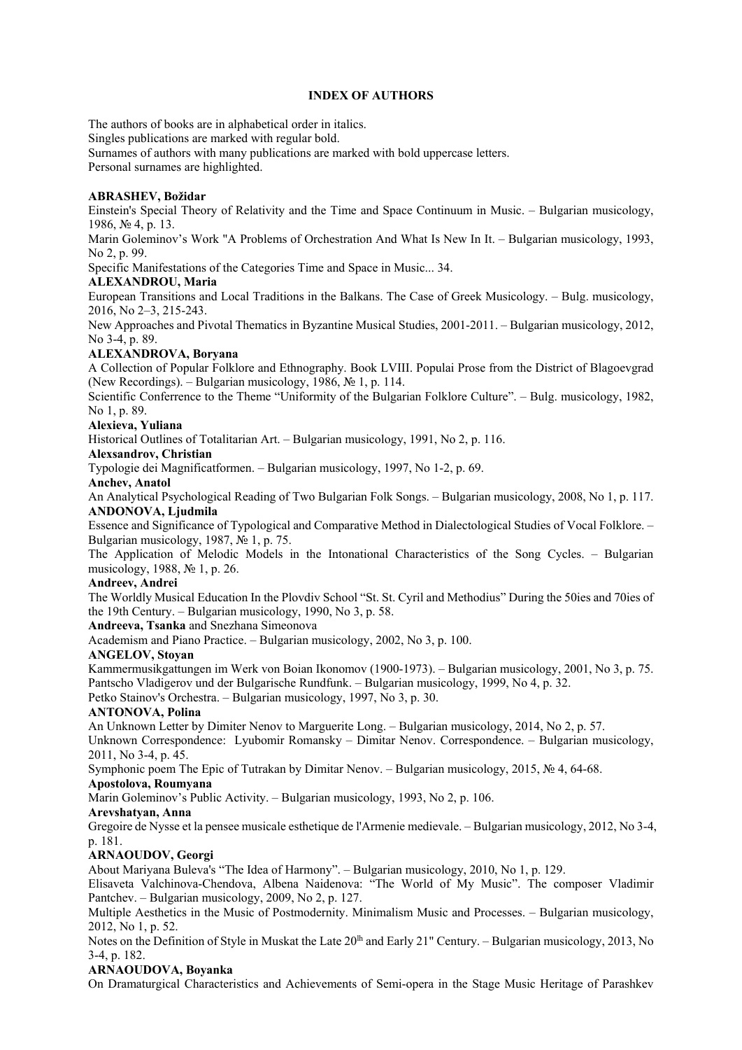**INDEX OF AUTHORS**

The authors of books are in alphabetical order in italics.
Singles publications are marked with regular bold.
Surnames of authors with many publications are marked with bold uppercase letters.
Personal surnames are highlighted.

**ABRASHEV, Božidar**
Einstein's Special Theory of Relativity and the Time and Space Continuum in Music. – Bulgarian musicology, 1986, № 4, p. 13.
Marin Goleminov's Work "A Problems of Orchestration And What Is New In It. – Bulgarian musicology, 1993, No 2, p. 99.
Specific Manifestations of the Categories Time and Space in Music... 34.
**ALEXANDROU, Maria**
European Transitions and Local Traditions in the Balkans. The Case of Greek Musicology. – Bulg. musicology, 2016, No 2–3, 215-243.
New Approaches and Pivotal Thematics in Byzantine Musical Studies, 2001-2011. – Bulgarian musicology, 2012, No 3-4, p. 89.
**ALEXANDROVA, Boryana**
A Collection of Popular Folklore and Ethnography. Book LVIII. Populai Prose from the District of Blagoevgrad (New Recordings). – Bulgarian musicology, 1986, № 1, p. 114.
Scientific Conferrence to the Theme "Uniformity of the Bulgarian Folklore Culture". – Bulg. musicology, 1982, No 1, p. 89.
**Alexieva, Yuliana**
Historical Outlines of Totalitarian Art. – Bulgarian musicology, 1991, No 2, p. 116.
**Alexsandrov, Christian**
Typologie dei Magnificatformen. – Bulgarian musicology, 1997, No 1-2, p. 69.
**Anchev, Anatol**
An Analytical Psychological Reading of Two Bulgarian Folk Songs. – Bulgarian musicology, 2008, No 1, p. 117.
**ANDONOVA, Ljudmila**
Essence and Significance of Typological and Comparative Method in Dialectological Studies of Vocal Folklore. – Bulgarian musicology, 1987, № 1, p. 75.
The Application of Melodic Models in the Intonational Characteristics of the Song Cycles. – Bulgarian musicology, 1988, № 1, p. 26.
**Andreev, Andrei**
The Worldly Musical Education In the Plovdiv School "St. St. Cyril and Methodius" During the 50ies and 70ies of the 19th Century. – Bulgarian musicology, 1990, No 3, p. 58.
**Andreeva, Tsanka** and Snezhana Simeonova
Academism and Piano Practice. – Bulgarian musicology, 2002, No 3, p. 100.
**ANGELOV, Stoyan**
Kammermusikgattungen im Werk von Boian Ikonomov (1900-1973). – Bulgarian musicology, 2001, No 3, p. 75.
Pantscho Vladigerov und der Bulgarische Rundfunk. – Bulgarian musicology, 1999, No 4, p. 32.
Petko Stainov's Orchestra. – Bulgarian musicology, 1997, No 3, p. 30.
**ANTONOVA, Polina**
An Unknown Letter by Dimiter Nenov to Marguerite Long. – Bulgarian musicology, 2014, No 2, p. 57.
Unknown Correspondence: Lyubomir Romansky – Dimitar Nenov. Correspondence. – Bulgarian musicology, 2011, No 3-4, p. 45.
Symphonic poem The Epic of Tutrakan by Dimitar Nenov. – Bulgarian musicology, 2015, № 4, 64-68.
**Apostolova, Roumyana**
Marin Goleminov's Public Activity. – Bulgarian musicology, 1993, No 2, p. 106.
**Arevshatyan, Anna**
Gregoire de Nysse et la pensee musicale esthetique de l'Armenie medievale. – Bulgarian musicology, 2012, No 3-4, p. 181.
**ARNAOUDOV, Georgi**
About Mariyana Buleva's "The Idea of Harmony". – Bulgarian musicology, 2010, No 1, p. 129.
Elisaveta Valchinova-Chendova, Albena Naidenova: "The World of My Music". The composer Vladimir Pantchev. – Bulgarian musicology, 2009, No 2, p. 127.
Multiple Aesthetics in the Music of Postmodernity. Minimalism Music and Processes. – Bulgarian musicology, 2012, No 1, p. 52.
Notes on the Definition of Style in Muskat the Late 20th and Early 21" Century. – Bulgarian musicology, 2013, No 3-4, p. 182.
**ARNAOUDOVA, Boyanka**
On Dramaturgical Characteristics and Achievements of Semi-opera in the Stage Music Heritage of Parashkev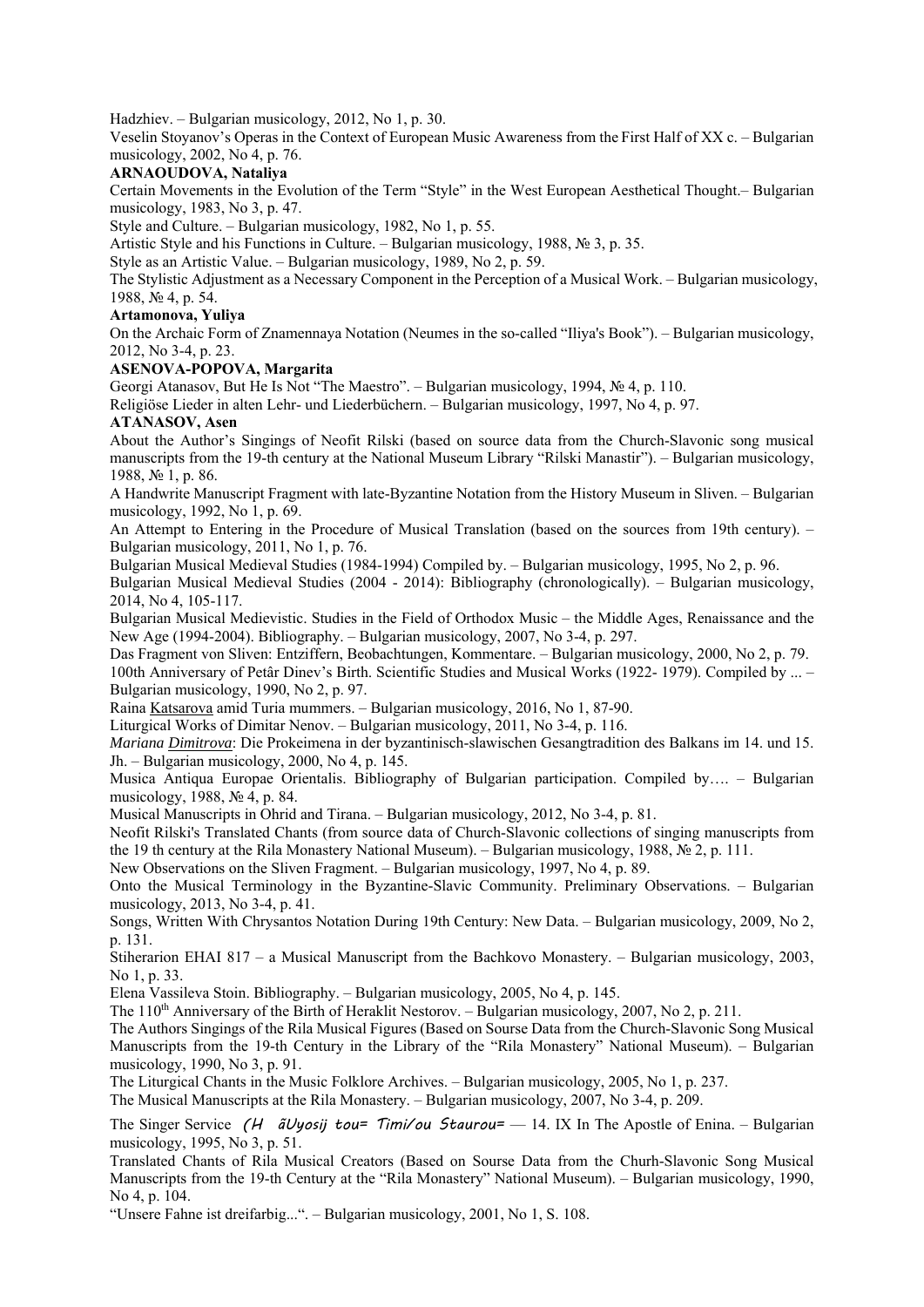Hadzhiev. – Bulgarian musicology, 2012, No 1, p. 30.

Veselin Stoyanov's Operas in the Context of European Music Awareness from the First Half of XX c. – Bulgarian musicology, 2002, No 4, p. 76.

**ARNAOUDOVA, Nataliya**

Certain Movements in the Evolution of the Term "Style" in the West European Aesthetical Thought.– Bulgarian musicology, 1983, No 3, p. 47.

Style and Culture. – Bulgarian musicology, 1982, No 1, p. 55.

Artistic Style and his Functions in Culture. – Bulgarian musicology, 1988, № 3, p. 35.

Style as an Artistic Value. – Bulgarian musicology, 1989, No 2, p. 59.

The Stylistic Adjustment as a Necessary Component in the Perception of a Musical Work. – Bulgarian musicology, 1988, № 4, p. 54.

**Artamonova, Yuliya**

On the Archaic Form of Znamennaya Notation (Neumes in the so-called "Iliya's Book"). – Bulgarian musicology, 2012, No 3-4, p. 23.

**ASENOVA-POPOVA, Margarita**

Georgi Atanasov, But He Is Not "The Maestro". – Bulgarian musicology, 1994, № 4, p. 110.

Religiöse Lieder in alten Lehr- und Liederbüchern. – Bulgarian musicology, 1997, No 4, p. 97.

**ATANASOV, Asen**

About the Author's Singings of Neofit Rilski (based on source data from the Church-Slavonic song musical manuscripts from the 19-th century at the National Museum Library "Rilski Manastir"). – Bulgarian musicology, 1988, № 1, p. 86.

A Handwrite Manuscript Fragment with late-Byzantine Notation from the History Museum in Sliven. – Bulgarian musicology, 1992, No 1, p. 69.

An Attempt to Entering in the Procedure of Musical Translation (based on the sources from 19th century). – Bulgarian musicology, 2011, No 1, p. 76.

Bulgarian Musical Medieval Studies (1984-1994) Compiled by. – Bulgarian musicology, 1995, No 2, p. 96.

Bulgarian Musical Medieval Studies (2004 - 2014): Bibliography (chronologically). – Bulgarian musicology, 2014, No 4, 105-117.

Bulgarian Musical Medievistic. Studies in the Field of Orthodox Music – the Middle Ages, Renaissance and the New Age (1994-2004). Bibliography. – Bulgarian musicology, 2007, No 3-4, p. 297.

Das Fragment von Sliven: Entziffern, Beobachtungen, Kommentare. – Bulgarian musicology, 2000, No 2, p. 79.

100th Anniversary of Petâr Dinev's Birth. Scientific Studies and Musical Works (1922- 1979). Compiled by ... – Bulgarian musicology, 1990, No 2, p. 97.

Raina Katsarova amid Turia mummers. – Bulgarian musicology, 2016, No 1, 87-90.

Liturgical Works of Dimitar Nenov. – Bulgarian musicology, 2011, No 3-4, p. 116.

*Mariana Dimitrova*: Die Prokeimena in der byzantinisch-slawischen Gesangtradition des Balkans im 14. und 15. Jh. – Bulgarian musicology, 2000, No 4, p. 145.

Musica Antiqua Europae Orientalis. Bibliography of Bulgarian participation. Compiled by…. – Bulgarian musicology, 1988, № 4, p. 84.

Musical Manuscripts in Ohrid and Tirana. – Bulgarian musicology, 2012, No 3-4, p. 81.

Neofit Rilski's Translated Chants (from source data of Church-Slavonic collections of singing manuscripts from the 19 th century at the Rila Monastery National Museum). – Bulgarian musicology, 1988, № 2, p. 111.

New Observations on the Sliven Fragment. – Bulgarian musicology, 1997, No 4, p. 89.

Onto the Musical Terminology in the Byzantine-Slavic Community. Preliminary Observations. – Bulgarian musicology, 2013, No 3-4, p. 41.

Songs, Written With Chrysantos Notation During 19th Century: New Data. – Bulgarian musicology, 2009, No 2, p. 131.

Stiherarion EHAI 817 – a Musical Manuscript from the Bachkovo Monastery. – Bulgarian musicology, 2003, No 1, p. 33.

Elena Vassileva Stoin. Bibliography. – Bulgarian musicology, 2005, No 4, p. 145.

The 110th Anniversary of the Birth of Heraklit Nestorov. – Bulgarian musicology, 2007, No 2, p. 211.

The Authors Singings of the Rila Musical Figures (Based on Sourse Data from the Church-Slavonic Song Musical Manuscripts from the 19-th Century in the Library of the "Rila Monastery" National Museum). – Bulgarian musicology, 1990, No 3, p. 91.

The Liturgical Chants in the Music Folklore Archives. – Bulgarian musicology, 2005, No 1, p. 237.

The Musical Manuscripts at the Rila Monastery. – Bulgarian musicology, 2007, No 3-4, p. 209.

The Singer Service *(H ãUyosij tou= Timi/ou Staurou=* — 14. IX In The Apostle of Enina. – Bulgarian musicology, 1995, No 3, p. 51.

Translated Chants of Rila Musical Creators (Based on Sourse Data from the Churh-Slavonic Song Musical Manuscripts from the 19-th Century at the "Rila Monastery" National Museum). – Bulgarian musicology, 1990, No 4, p. 104.

"Unsere Fahne ist dreifarbig...". – Bulgarian musicology, 2001, No 1, S. 108.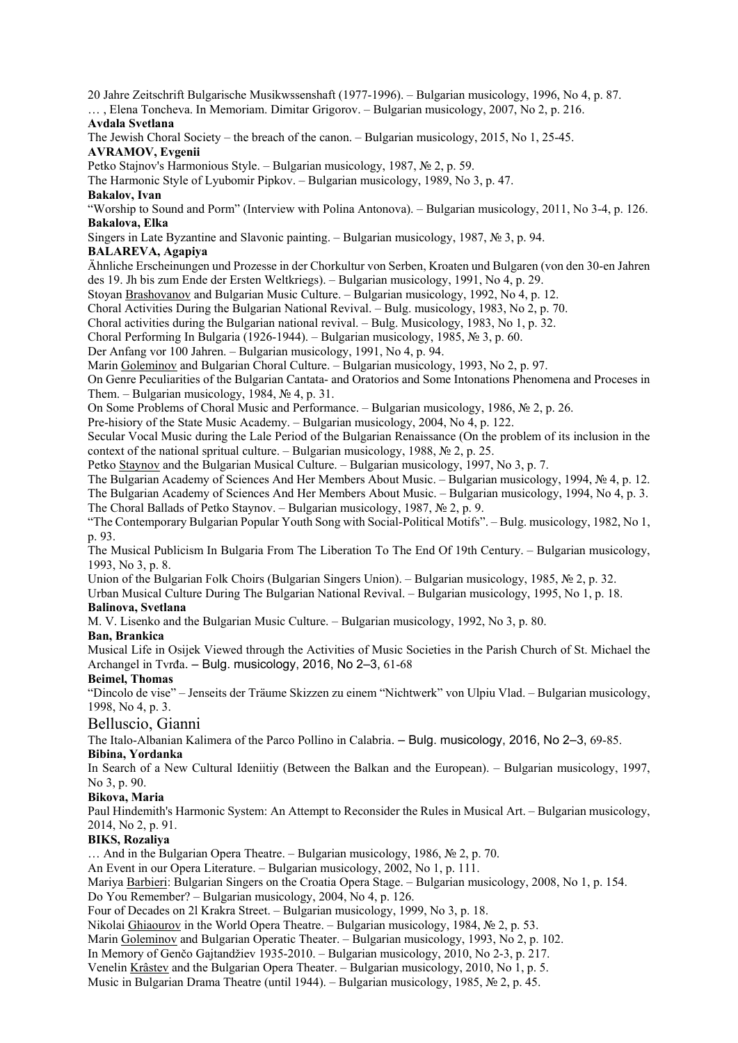20 Jahre Zeitschrift Bulgarische Musikwssenshaft (1977-1996). – Bulgarian musicology, 1996, No 4, p. 87.

… , Elena Toncheva. In Memoriam. Dimitar Grigorov. – Bulgarian musicology, 2007, No 2, p. 216.

**Avdala Svetlana**

The Jewish Choral Society – the breach of the canon. – Bulgarian musicology, 2015, No 1, 25-45.

**AVRAMOV, Evgenii**

Petko Stajnov's Harmonious Style. – Bulgarian musicology, 1987, № 2, p. 59.

The Harmonic Style of Lyubomir Pipkov. – Bulgarian musicology, 1989, No 3, p. 47.

**Bakalov, Ivan**

"Worship to Sound and Porm" (Interview with Polina Antonova). – Bulgarian musicology, 2011, No 3-4, p. 126.

**Bakalova, Elka**

Singers in Late Byzantine and Slavonic painting. – Bulgarian musicology, 1987, № 3, p. 94.

**BALAREVA, Agapiya**

Ähnliche Erscheinungen und Prozesse in der Chorkultur von Serben, Kroaten und Bulgaren (von den 30-en Jahren des 19. Jh bis zum Ende der Ersten Weltkriegs). – Bulgarian musicology, 1991, No 4, p. 29.

Stoyan Brashovanov and Bulgarian Music Culture. – Bulgarian musicology, 1992, No 4, p. 12.

Choral Activities During the Bulgarian National Revival. – Bulg. musicology, 1983, No 2, p. 70.

Choral activities during the Bulgarian national revival. – Bulg. Musicology, 1983, No 1, p. 32.

Choral Performing In Bulgaria (1926-1944). – Bulgarian musicology, 1985, № 3, p. 60.

Der Anfang vor 100 Jahren. – Bulgarian musicology, 1991, No 4, p. 94.

Marin Goleminov and Bulgarian Choral Culture. – Bulgarian musicology, 1993, No 2, p. 97.

On Genre Peculiarities of the Bulgarian Cantata- and Oratorios and Some Intonations Phenomena and Proceses in Them. – Bulgarian musicology, 1984, № 4, p. 31.

On Some Problems of Choral Music and Performance. – Bulgarian musicology, 1986, № 2, p. 26.

Pre-hisiory of the State Music Academy. – Bulgarian musicology, 2004, No 4, p. 122.

Secular Vocal Music during the Lale Period of the Bulgarian Renaissance (On the problem of its inclusion in the context of the national spritual culture. – Bulgarian musicology, 1988, № 2, p. 25.

Petko Staynov and the Bulgarian Musical Culture. – Bulgarian musicology, 1997, No 3, p. 7.

The Bulgarian Academy of Sciences And Her Members About Music. – Bulgarian musicology, 1994, № 4, p. 12.

The Bulgarian Academy of Sciences And Her Members About Music. – Bulgarian musicology, 1994, No 4, p. 3.

The Choral Ballads of Petko Staynov. – Bulgarian musicology, 1987, № 2, p. 9.

"The Contemporary Bulgarian Popular Youth Song with Social-Political Motifs". – Bulg. musicology, 1982, No 1, p. 93.

The Musical Publicism In Bulgaria From The Liberation To The End Of 19th Century. – Bulgarian musicology, 1993, No 3, p. 8.

Union of the Bulgarian Folk Choirs (Bulgarian Singers Union). – Bulgarian musicology, 1985, № 2, p. 32.

Urban Musical Culture During The Bulgarian National Revival. – Bulgarian musicology, 1995, No 1, p. 18.

**Balinova, Svetlana**

M. V. Lisenko and the Bulgarian Music Culture. – Bulgarian musicology, 1992, No 3, p. 80.

**Ban, Brankica**

Musical Life in Osijek Viewed through the Activities of Music Societies in the Parish Church of St. Michael the Archangel in Tvrđa. – Bulg. musicology, 2016, No 2–3, 61-68

**Beimel, Thomas**

"Dincolo de vise" – Jenseits der Träume Skizzen zu einem "Nichtwerk" von Ulpiu Vlad. – Bulgarian musicology, 1998, No 4, p. 3.

Belluscio, Gianni

The Italo-Albanian Kalimera of the Parco Pollino in Calabria. – Bulg. musicology, 2016, No 2–3, 69-85.

**Bibina, Yordanka**

In Search of a New Cultural Ideniitiy (Between the Balkan and the European). – Bulgarian musicology, 1997, No 3, p. 90.

**Bikova, Maria**

Paul Hindemith's Harmonic System: An Attempt to Reconsider the Rules in Musical Art. – Bulgarian musicology, 2014, No 2, p. 91.

**BIKS, Rozaliya**

… And in the Bulgarian Opera Theatre. – Bulgarian musicology, 1986, № 2, p. 70.

An Event in our Opera Literature. – Bulgarian musicology, 2002, No 1, p. 111.

Mariya Barbieri: Bulgarian Singers on the Croatia Opera Stage. – Bulgarian musicology, 2008, No 1, p. 154.

Do You Remember? – Bulgarian musicology, 2004, No 4, p. 126.

Four of Decades on 2l Krakra Street. – Bulgarian musicology, 1999, No 3, p. 18.

Nikolai Ghiaourov in the World Opera Theatre. – Bulgarian musicology, 1984, № 2, p. 53.

Marin Goleminov and Bulgarian Operatic Theater. – Bulgarian musicology, 1993, No 2, p. 102.

In Memory of Genčo Gajtandžiev 1935-2010. – Bulgarian musicology, 2010, No 2-3, p. 217.

Venelin Krâstev and the Bulgarian Opera Theater. – Bulgarian musicology, 2010, No 1, p. 5.

Music in Bulgarian Drama Theatre (until 1944). – Bulgarian musicology, 1985, № 2, p. 45.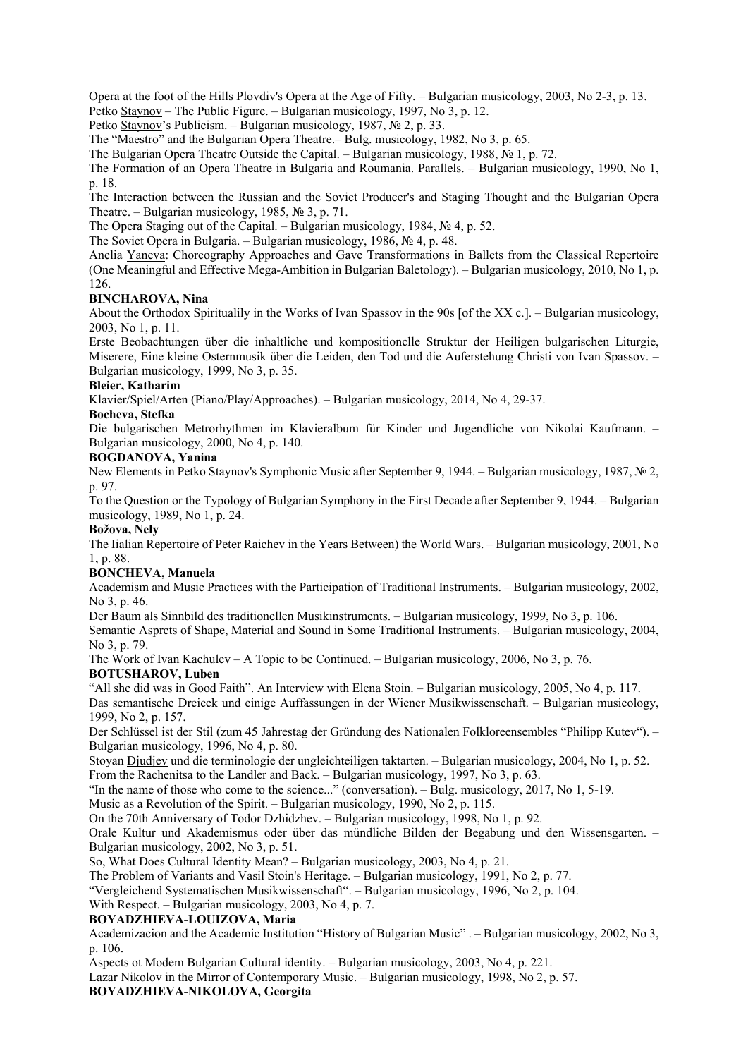Opera at the foot of the Hills Plovdiv's Opera at the Age of Fifty. – Bulgarian musicology, 2003, No 2-3, p. 13.
Petko Staynov – The Public Figure. – Bulgarian musicology, 1997, No 3, p. 12.
Petko Staynov's Publicism. – Bulgarian musicology, 1987, № 2, p. 33.
The "Maestro" and the Bulgarian Opera Theatre.– Bulg. musicology, 1982, No 3, p. 65.
The Bulgarian Opera Theatre Outside the Capital. – Bulgarian musicology, 1988, № 1, p. 72.
The Formation of an Opera Theatre in Bulgaria and Roumania. Parallels. – Bulgarian musicology, 1990, No 1, p. 18.
The Interaction between the Russian and the Soviet Producer's and Staging Thought and thc Bulgarian Opera Theatre. – Bulgarian musicology, 1985, № 3, p. 71.
The Opera Staging out of the Capital. – Bulgarian musicology, 1984, № 4, p. 52.
The Soviet Opera in Bulgaria. – Bulgarian musicology, 1986, № 4, p. 48.
Anelia Yaneva: Choreography Approaches and Gave Transformations in Ballets from the Classical Repertoire (One Meaningful and Effective Mega-Ambition in Bulgarian Baletology). – Bulgarian musicology, 2010, No 1, p. 126.

**BINCHAROVA, Nina**

About the Orthodox Spiritualily in the Works of Ivan Spassov in the 90s [of the XX c.]. – Bulgarian musicology, 2003, No 1, p. 11.
Erste Beobachtungen über die inhaltliche und kompositioncllc Struktur der Heiligen bulgarischen Liturgie, Miserere, Eine kleine Osternmusik über die Leiden, den Tod und die Auferstehung Christi von Ivan Spassov. – Bulgarian musicology, 1999, No 3, p. 35.

**Bleier, Katharim**

Klavier/Spiel/Arten (Piano/Play/Approaches). – Bulgarian musicology, 2014, No 4, 29-37.

**Bocheva, Stefka**

Die bulgarischen Metrorhythmen im Klavieralbum für Kinder und Jugendliche von Nikolai Kaufmann. – Bulgarian musicology, 2000, No 4, p. 140.

**BOGDANOVA, Yanina**

New Elements in Petko Staynov's Symphonic Music after September 9, 1944. – Bulgarian musicology, 1987, № 2, p. 97.
To the Question or the Typology of Bulgarian Symphony in the First Decade after September 9, 1944. – Bulgarian musicology, 1989, No 1, p. 24.

**Božova, Nely**

The Iialian Repertoire of Peter Raichev in the Years Between) the World Wars. – Bulgarian musicology, 2001, No 1, p. 88.

**BONCHEVA, Manuela**

Academism and Music Practices with the Participation of Traditional Instruments. – Bulgarian musicology, 2002, No 3, p. 46.
Der Baum als Sinnbild des traditionellen Musikinstruments. – Bulgarian musicology, 1999, No 3, p. 106.
Semantic Asprcts of Shape, Material and Sound in Some Traditional Instruments. – Bulgarian musicology, 2004, No 3, p. 79.
The Work of Ivan Kachulev – A Topic to be Continued. – Bulgarian musicology, 2006, No 3, p. 76.

**BOTUSHAROV, Luben**

"All she did was in Good Faith". An Interview with Elena Stoin. – Bulgarian musicology, 2005, No 4, p. 117.
Das semantische Dreieck und einige Auffassungen in der Wiener Musikwissenschaft. – Bulgarian musicology, 1999, No 2, p. 157.
Der Schlüssel ist der Stil (zum 45 Jahrestag der Gründung des Nationalen Folkloreensembles "Philipp Kutev"). – Bulgarian musicology, 1996, No 4, p. 80.
Stoyan Djudjev und die terminologie der ungleichteiligen taktarten. – Bulgarian musicology, 2004, No 1, p. 52.
From the Rachenitsa to the Landler and Back. – Bulgarian musicology, 1997, No 3, p. 63.
"In the name of those who come to the science..." (conversation). – Bulg. musicology, 2017, No 1, 5-19.
Music as a Revolution of the Spirit. – Bulgarian musicology, 1990, No 2, p. 115.
On the 70th Anniversary of Todor Dzhidzhev. – Bulgarian musicology, 1998, No 1, p. 92.
Orale Kultur und Akademismus oder über das mündliche Bilden der Begabung und den Wissensgarten. – Bulgarian musicology, 2002, No 3, p. 51.
So, What Does Cultural Identity Mean? – Bulgarian musicology, 2003, No 4, p. 21.
The Problem of Variants and Vasil Stoin's Heritage. – Bulgarian musicology, 1991, No 2, p. 77.
"Vergleichend Systematischen Musikwissenschaft". – Bulgarian musicology, 1996, No 2, p. 104.
With Respect. – Bulgarian musicology, 2003, No 4, p. 7.

**BOYADZHIEVA-LOUIZOVA, Maria**

Academizacion and the Academic Institution "History of Bulgarian Music" . – Bulgarian musicology, 2002, No 3, p. 106.
Aspects ot Modem Bulgarian Cultural identity. – Bulgarian musicology, 2003, No 4, p. 221.
Lazar Nikolov in the Mirror of Contemporary Music. – Bulgarian musicology, 1998, No 2, p. 57.

**BOYADZHIEVA-NIKOLOVA, Georgita**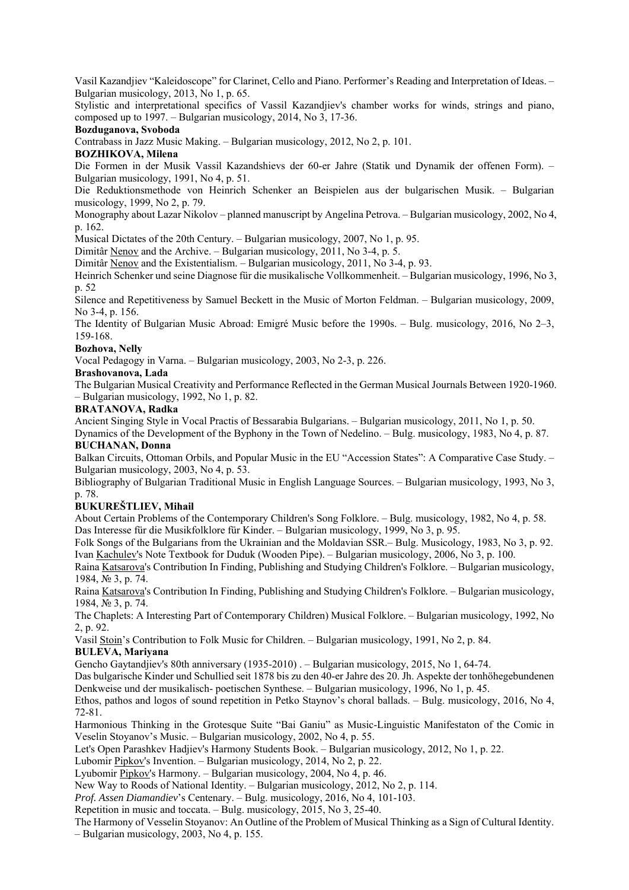Vasil Kazandjiev "Kaleidoscope" for Clarinet, Cello and Piano. Performer's Reading and Interpretation of Ideas. – Bulgarian musicology, 2013, No 1, p. 65.

Stylistic and interpretational specifics of Vassil Kazandjiev's chamber works for winds, strings and piano, composed up to 1997. – Bulgarian musicology, 2014, No 3, 17-36.

**Bozduganova, Svoboda**

Contrabass in Jazz Music Making. – Bulgarian musicology, 2012, No 2, p. 101.

**BOZHIKOVA, Milena**

Die Formen in der Musik Vassil Kazandshievs der 60-er Jahre (Statik und Dynamik der offenen Form). – Bulgarian musicology, 1991, No 4, p. 51.

Die Reduktionsmethode von Heinrich Schenker an Beispielen aus der bulgarischen Musik. – Bulgarian musicology, 1999, No 2, p. 79.

Monography about Lazar Nikolov – planned manuscript by Angelina Petrova. – Bulgarian musicology, 2002, No 4, p. 162.

Musical Dictates of the 20th Century. – Bulgarian musicology, 2007, No 1, p. 95.

Dimitâr Nenov and the Archive. – Bulgarian musicology, 2011, No 3-4, p. 5.

Dimitâr Nenov and the Existentialism. – Bulgarian musicology, 2011, No 3-4, p. 93.

Heinrich Schenker und seine Diagnose für die musikalische Vollkommenheit. – Bulgarian musicology, 1996, No 3, p. 52

Silence and Repetitiveness by Samuel Beckett in the Music of Morton Feldman. – Bulgarian musicology, 2009, No 3-4, p. 156.

The Identity of Bulgarian Music Abroad: Emigré Music before the 1990s. – Bulg. musicology, 2016, No 2–3, 159-168.

**Bozhova, Nelly**

Vocal Pedagogy in Varna. – Bulgarian musicology, 2003, No 2-3, p. 226.

**Brashovanova, Lada**

The Bulgarian Musical Creativity and Performance Reflected in the German Musical Journals Between 1920-1960. – Bulgarian musicology, 1992, No 1, p. 82.

**BRATANOVA, Radka**

Ancient Singing Style in Vocal Practis of Bessarabia Bulgarians. – Bulgarian musicology, 2011, No 1, p. 50.

Dynamics of the Development of the Byphony in the Town of Nedelino. – Bulg. musicology, 1983, No 4, p. 87.

**BUCHANAN, Donna**

Balkan Circuits, Ottoman Orbils, and Popular Music in the EU "Accession States": A Comparative Case Study. – Bulgarian musicology, 2003, No 4, p. 53.

Bibliography of Bulgarian Traditional Music in English Language Sources. – Bulgarian musicology, 1993, No 3, p. 78.

**BUKUREŠTLIEV, Mihail**

About Certain Problems of the Contemporary Children's Song Folklore. – Bulg. musicology, 1982, No 4, p. 58.

Das Interesse für die Musikfolklore für Kinder. – Bulgarian musicology, 1999, No 3, p. 95.

Folk Songs of the Bulgarians from the Ukrainian and the Moldavian SSR.– Bulg. Musicology, 1983, No 3, p. 92.

Ivan Kachulev's Note Textbook for Duduk (Wooden Pipe). – Bulgarian musicology, 2006, No 3, p. 100.

Raina Katsarova's Contribution In Finding, Publishing and Studying Children's Folklore. – Bulgarian musicology, 1984, № 3, p. 74.

Raina Katsarova's Contribution In Finding, Publishing and Studying Children's Folklore. – Bulgarian musicology, 1984, № 3, p. 74.

The Chaplets: A Interesting Part of Contemporary Children) Musical Folklore. – Bulgarian musicology, 1992, No 2, p. 92.

Vasil Stoin's Contribution to Folk Music for Children. – Bulgarian musicology, 1991, No 2, p. 84.

**BULEVA, Mariyana**

Gencho Gaytandjiev's 80th anniversary (1935-2010) . – Bulgarian musicology, 2015, No 1, 64-74.

Das bulgarische Kinder und Schullied seit 1878 bis zu den 40-er Jahre des 20. Jh. Aspekte der tonhöhegebundenen Denkweise und der musikalisch- poetischen Synthese. – Bulgarian musicology, 1996, No 1, p. 45.

Ethos, pathos and logos of sound repetition in Petko Staynov's choral ballads. – Bulg. musicology, 2016, No 4, 72-81.

Harmonious Thinking in the Grotesque Suite "Bai Ganiu" as Music-Linguistic Manifestaton of the Comic in Veselin Stoyanov's Music. – Bulgarian musicology, 2002, No 4, p. 55.

Let's Open Parashkev Hadjiev's Harmony Students Book. – Bulgarian musicology, 2012, No 1, p. 22.

Lubomir Pipkov's Invention. – Bulgarian musicology, 2014, No 2, p. 22.

Lyubomir Pipkov's Harmony. – Bulgarian musicology, 2004, No 4, p. 46.

New Way to Roods of National Identity. – Bulgarian musicology, 2012, No 2, p. 114.

*Prof. Assen Diamandiev*'s Centenary. – Bulg. musicology, 2016, No 4, 101-103.

Repetition in music and toccata. – Bulg. musicology, 2015, No 3, 25-40.

The Harmony of Vesselin Stoyanov: An Outline of the Problem of Musical Thinking as a Sign of Cultural Identity. – Bulgarian musicology, 2003, No 4, p. 155.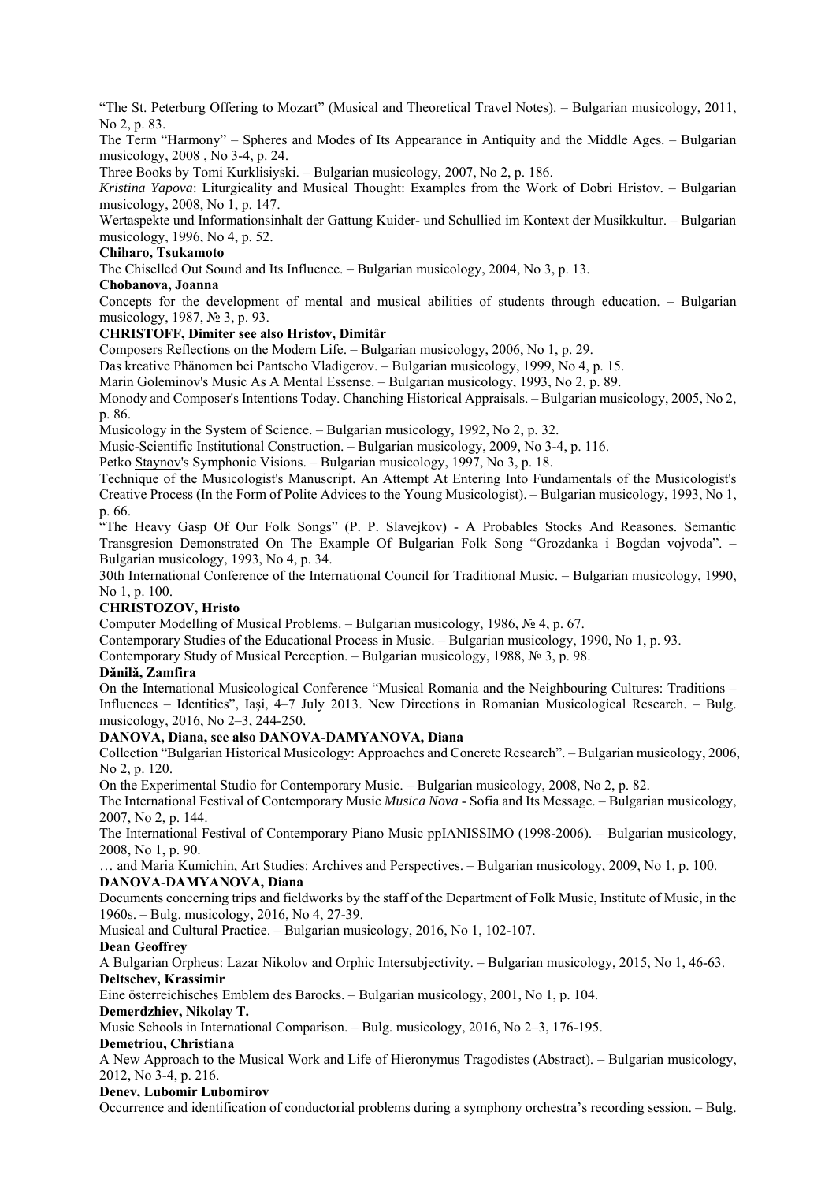"The St. Peterburg Offering to Mozart" (Musical and Theoretical Travel Notes). – Bulgarian musicology, 2011, No 2, p. 83.

The Term "Harmony" – Spheres and Modes of Its Appearance in Antiquity and the Middle Ages. – Bulgarian musicology, 2008 , No 3-4, p. 24.

Three Books by Tomi Kurklisiyski. – Bulgarian musicology, 2007, No 2, p. 186.

*Kristina Yapova*: Liturgicality and Musical Thought: Examples from the Work of Dobri Hristov. – Bulgarian musicology, 2008, No 1, p. 147.

Wertaspekte und Informationsinhalt der Gattung Kuider- und Schullied im Kontext der Musikkultur. – Bulgarian musicology, 1996, No 4, p. 52.

**Chiharo, Tsukamoto**

The Chiselled Out Sound and Its Influence. – Bulgarian musicology, 2004, No 3, p. 13.

**Chobanova, Joanna**

Concepts for the development of mental and musical abilities of students through education. – Bulgarian musicology, 1987, № 3, p. 93.

**CHRISTOFF, Dimiter see also Hristov, Dimitâr**

Composers Reflections on the Modern Life. – Bulgarian musicology, 2006, No 1, p. 29.

Das kreative Phänomen bei Pantscho Vladigerov. – Bulgarian musicology, 1999, No 4, p. 15.

Marin Goleminov's Music As A Mental Essense. – Bulgarian musicology, 1993, No 2, p. 89.

Monody and Composer's Intentions Today. Chanching Historical Appraisals. – Bulgarian musicology, 2005, No 2, p. 86.

Musicology in the System of Science. – Bulgarian musicology, 1992, No 2, p. 32.

Music-Scientific Institutional Construction. – Bulgarian musicology, 2009, No 3-4, p. 116.

Petko Staynov's Symphonic Visions. – Bulgarian musicology, 1997, No 3, p. 18.

Technique of the Musicologist's Manuscript. An Attempt At Entering Into Fundamentals of the Musicologist's Creative Process (In the Form of Polite Advices to the Young Musicologist). – Bulgarian musicology, 1993, No 1, p. 66.

"The Heavy Gasp Of Our Folk Songs" (P. P. Slavejkov) - A Probables Stocks And Reasones. Semantic Transgresion Demonstrated On The Example Of Bulgarian Folk Song "Grozdanka i Bogdan vojvoda". – Bulgarian musicology, 1993, No 4, p. 34.

30th International Conference of the International Council for Traditional Music. – Bulgarian musicology, 1990, No 1, p. 100.

**CHRISTOZOV, Hristo**

Computer Modelling of Musical Problems. – Bulgarian musicology, 1986, № 4, p. 67.

Contemporary Studies of the Educational Process in Music. – Bulgarian musicology, 1990, No 1, p. 93.

Contemporary Study of Musical Perception. – Bulgarian musicology, 1988, № 3, p. 98.

**Dănilă, Zamfira**

On the International Musicological Conference "Musical Romania and the Neighbouring Cultures: Traditions – Influences – Identities", Iaşi, 4–7 July 2013. New Directions in Romanian Musicological Research. – Bulg. musicology, 2016, No 2–3, 244-250.

**DANOVA, Diana, see also DANOVA-DAMYANOVA, Diana**

Collection "Bulgarian Historical Musicology: Approaches and Concrete Research". – Bulgarian musicology, 2006, No 2, p. 120.

On the Experimental Studio for Contemporary Music. – Bulgarian musicology, 2008, No 2, p. 82.

The International Festival of Contemporary Music *Musica Nova* - Sofia and Its Message. – Bulgarian musicology, 2007, No 2, p. 144.

The International Festival of Contemporary Piano Music ppIANISSIMO (1998-2006). – Bulgarian musicology, 2008, No 1, p. 90.

… and Maria Kumichin, Art Studies: Archives and Perspectives. – Bulgarian musicology, 2009, No 1, p. 100.

**DANOVA-DAMYANOVA, Diana**

Documents concerning trips and fieldworks by the staff of the Department of Folk Music, Institute of Music, in the 1960s. – Bulg. musicology, 2016, No 4, 27-39.

Musical and Cultural Practice. – Bulgarian musicology, 2016, No 1, 102-107.

**Dean Geoffrey**

A Bulgarian Orpheus: Lazar Nikolov and Orphic Intersubjectivity. – Bulgarian musicology, 2015, No 1, 46-63.

**Deltschev, Krassimir**

Eine österreichisches Emblem des Barocks. – Bulgarian musicology, 2001, No 1, p. 104.

**Demerdzhiev, Nikolay T.**

Music Schools in International Comparison. – Bulg. musicology, 2016, No 2–3, 176-195.

**Demetriou, Christiana**

A New Approach to the Musical Work and Life of Hieronymus Tragodistes (Abstract). – Bulgarian musicology, 2012, No 3-4, p. 216.

**Denev, Lubomir Lubomirov**

Occurrence and identification of conductorial problems during a symphony orchestra's recording session. – Bulg.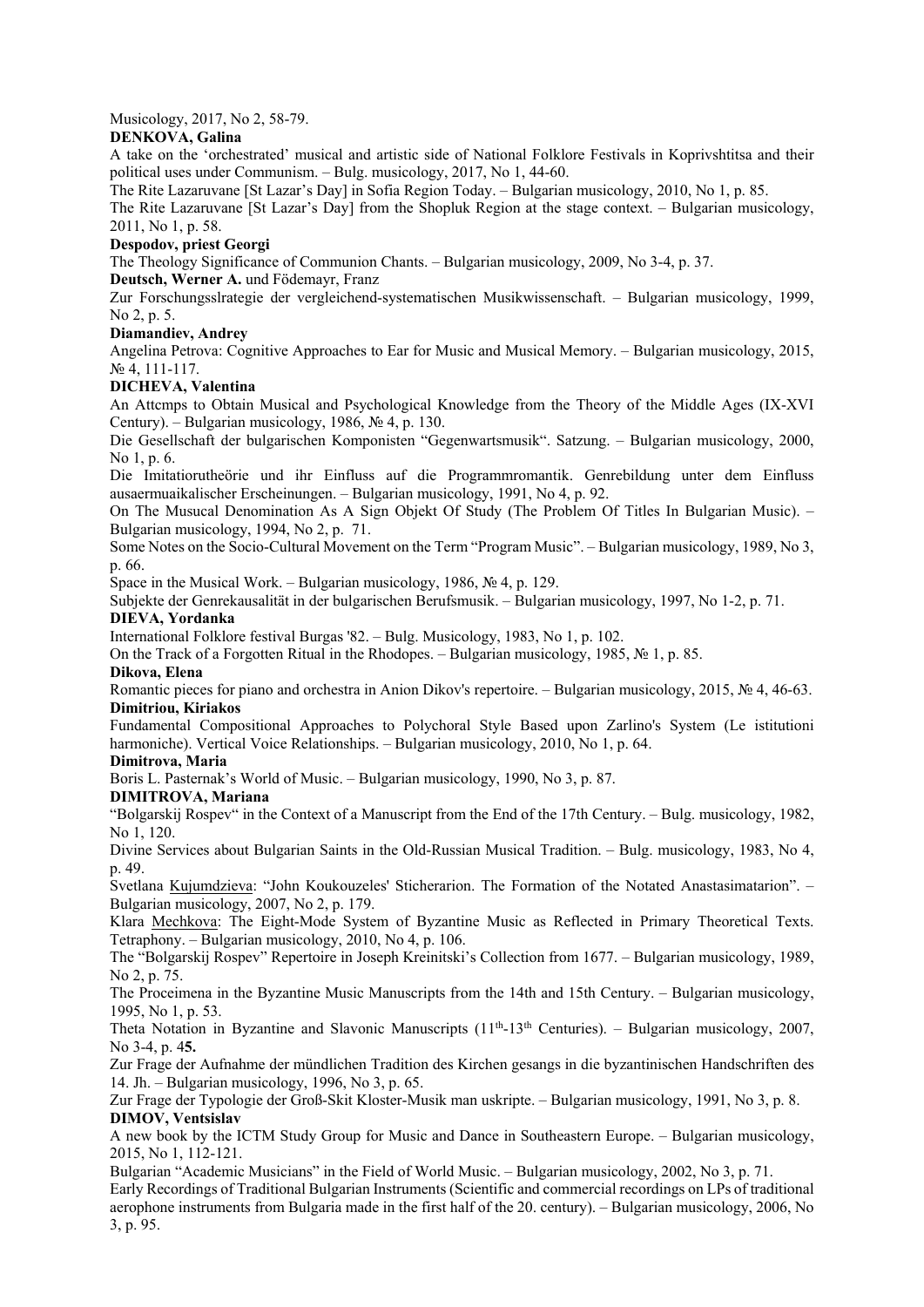Musicology, 2017, No 2, 58-79.

**DENKOVA, Galina**

A take on the 'orchestrated' musical and artistic side of National Folklore Festivals in Koprivshtitsa and their political uses under Communism. – Bulg. musicology, 2017, No 1, 44-60.

The Rite Lazaruvane [St Lazar's Day] in Sofia Region Today. – Bulgarian musicology, 2010, No 1, p. 85.

The Rite Lazaruvane [St Lazar's Day] from the Shopluk Region at the stage context. – Bulgarian musicology, 2011, No 1, p. 58.

**Despodov, priest Georgi**

The Theology Significance of Communion Chants. – Bulgarian musicology, 2009, No 3-4, p. 37.

**Deutsch, Werner A.** und Födemayr, Franz

Zur Forschungsslrategie der vergleichend-systematischen Musikwissenschaft. – Bulgarian musicology, 1999, No 2, p. 5.

**Diamandiev, Andrey**

Angelina Petrova: Cognitive Approaches to Ear for Music and Musical Memory. – Bulgarian musicology, 2015, № 4, 111-117.

**DICHEVA, Valentina**

An Attcmps to Obtain Musical and Psychological Knowledge from the Theory of the Middle Ages (IX-XVI Century). – Bulgarian musicology, 1986, № 4, p. 130.

Die Gesellschaft der bulgarischen Komponisten "Gegenwartsmusik". Satzung. – Bulgarian musicology, 2000, No 1, p. 6.

Die Imitatiorutheörie und ihr Einfluss auf die Programmromantik. Genrebildung unter dem Einfluss ausaermuaikalischer Erscheinungen. – Bulgarian musicology, 1991, No 4, p. 92.

On The Musucal Denomination As A Sign Objekt Of Study (The Problem Of Titles In Bulgarian Music). – Bulgarian musicology, 1994, No 2, p. 71.

Some Notes on the Socio-Cultural Movement on the Term "Program Music". – Bulgarian musicology, 1989, No 3, p. 66.

Space in the Musical Work. – Bulgarian musicology, 1986, № 4, p. 129.

Subjekte der Genrekausalität in der bulgarischen Berufsmusik. – Bulgarian musicology, 1997, No 1-2, p. 71.

**DIEVA, Yordanka**

International Folklore festival Burgas '82. – Bulg. Musicology, 1983, No 1, p. 102.

On the Track of a Forgotten Ritual in the Rhodopes. – Bulgarian musicology, 1985, № 1, p. 85.

**Dikova, Elena**

Romantic pieces for piano and orchestra in Anion Dikov's repertoire. – Bulgarian musicology, 2015, № 4, 46-63.

**Dimitriou, Kiriakos**

Fundamental Compositional Approaches to Polychoral Style Based upon Zarlino's System (Le istitutioni harmoniche). Vertical Voice Relationships. – Bulgarian musicology, 2010, No 1, p. 64.

**Dimitrova, Maria**

Boris L. Pasternak's World of Music. – Bulgarian musicology, 1990, No 3, p. 87.

**DIMITROVA, Mariana**

"Bolgarskij Rospev" in the Context of a Manuscript from the End of the 17th Century. – Bulg. musicology, 1982, No 1, 120.

Divine Services about Bulgarian Saints in the Old-Russian Musical Tradition. – Bulg. musicology, 1983, No 4, p. 49.

Svetlana Kujumdzieva: "John Koukouzeles' Sticherarion. The Formation of the Notated Anastasimatarion". – Bulgarian musicology, 2007, No 2, p. 179.

Klara Mechkova: The Eight-Mode System of Byzantine Music as Reflected in Primary Theoretical Texts. Tetraphony. – Bulgarian musicology, 2010, No 4, p. 106.

The "Bolgarskij Rospev" Repertoire in Joseph Kreinitski's Collection from 1677. – Bulgarian musicology, 1989, No 2, p. 75.

The Proceimena in the Byzantine Music Manuscripts from the 14th and 15th Century. – Bulgarian musicology, 1995, No 1, p. 53.

Theta Notation in Byzantine and Slavonic Manuscripts (11th-13th Centuries). – Bulgarian musicology, 2007, No 3-4, p. 4**5.**

Zur Frage der Aufnahme der mündlichen Tradition des Kirchen gesangs in die byzantinischen Handschriften des 14. Jh. – Bulgarian musicology, 1996, No 3, p. 65.

Zur Frage der Typologie der Groß-Skit Kloster-Musik man uskripte. – Bulgarian musicology, 1991, No 3, p. 8.

**DIMOV, Ventsislav**

A new book by the ICTM Study Group for Music and Dance in Southeastern Europe. – Bulgarian musicology, 2015, No 1, 112-121.

Bulgarian "Academic Musicians" in the Field of World Music. – Bulgarian musicology, 2002, No 3, p. 71.

Early Recordings of Traditional Bulgarian Instruments (Scientific and commercial recordings on LPs of traditional aerophone instruments from Bulgaria made in the first half of the 20. century). – Bulgarian musicology, 2006, No 3, p. 95.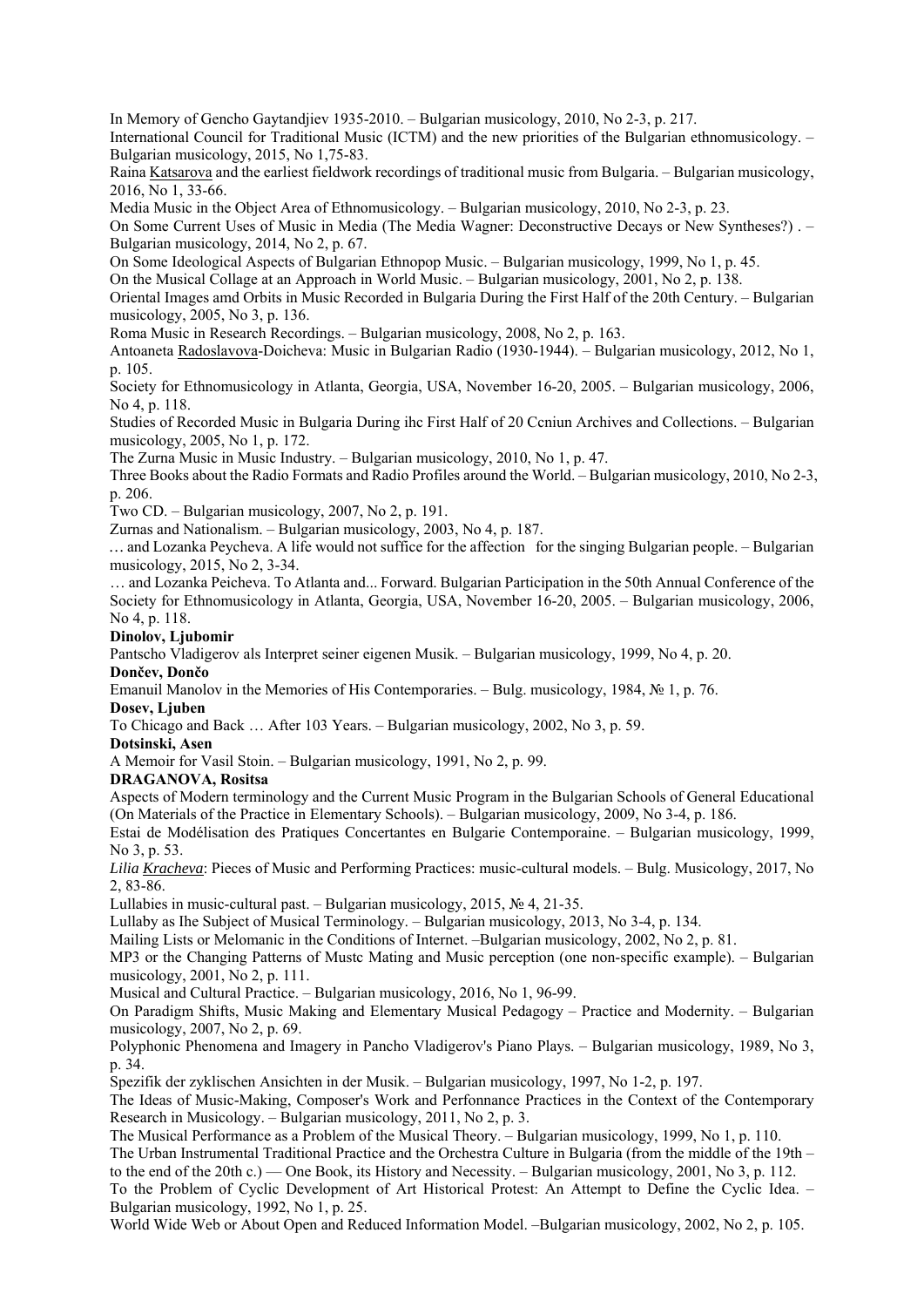In Memory of Gencho Gaytandjiev 1935-2010. – Bulgarian musicology, 2010, No 2-3, p. 217.

International Council for Traditional Music (ICTM) and the new priorities of the Bulgarian ethnomusicology. – Bulgarian musicology, 2015, No 1,75-83.

Raina Katsarova and the earliest fieldwork recordings of traditional music from Bulgaria. – Bulgarian musicology, 2016, No 1, 33-66.

Media Music in the Object Area of Ethnomusicology. – Bulgarian musicology, 2010, No 2-3, p. 23.

On Some Current Uses of Music in Media (The Media Wagner: Deconstructive Decays or New Syntheses?) . – Bulgarian musicology, 2014, No 2, p. 67.

On Some Ideological Aspects of Bulgarian Ethnopop Music. – Bulgarian musicology, 1999, No 1, p. 45.

On the Musical Collage at an Approach in World Music. – Bulgarian musicology, 2001, No 2, p. 138.

Oriental Images amd Orbits in Music Recorded in Bulgaria During the First Half of the 20th Century. – Bulgarian musicology, 2005, No 3, p. 136.

Roma Music in Research Recordings. – Bulgarian musicology, 2008, No 2, p. 163.

Antoaneta Radoslavova-Doicheva: Music in Bulgarian Radio (1930-1944). – Bulgarian musicology, 2012, No 1, p. 105.

Society for Ethnomusicology in Atlanta, Georgia, USA, November 16-20, 2005. – Bulgarian musicology, 2006, No 4, p. 118.

Studies of Recorded Music in Bulgaria During ihc First Half of 20 Ccniun Archives and Collections. – Bulgarian musicology, 2005, No 1, p. 172.

The Zurna Music in Music Industry. – Bulgarian musicology, 2010, No 1, p. 47.

Three Books about the Radio Formats and Radio Profiles around the World. – Bulgarian musicology, 2010, No 2-3, p. 206.

Two CD. – Bulgarian musicology, 2007, No 2, p. 191.

Zurnas and Nationalism. – Bulgarian musicology, 2003, No 4, p. 187.

… and Lozanka Peycheva. A life would not suffice for the affection for the singing Bulgarian people. – Bulgarian musicology, 2015, No 2, 3-34.

… and Lozanka Peicheva. To Atlanta and... Forward. Bulgarian Participation in the 50th Annual Conference of the Society for Ethnomusicology in Atlanta, Georgia, USA, November 16-20, 2005. – Bulgarian musicology, 2006, No 4, p. 118.

**Dinolov, Ljubomir**

Pantscho Vladigerov als Interpret seiner eigenen Musik. – Bulgarian musicology, 1999, No 4, p. 20.

**Dončev, Dončo**

Emanuil Manolov in the Memories of His Contemporaries. – Bulg. musicology, 1984, № 1, p. 76.

**Dosev, Ljuben**

To Chicago and Back … After 103 Years. – Bulgarian musicology, 2002, No 3, p. 59.

**Dotsinski, Asen**

A Memoir for Vasil Stoin. – Bulgarian musicology, 1991, No 2, p. 99.

**DRAGANOVA, Rositsa**

Aspects of Modern terminology and the Current Music Program in the Bulgarian Schools of General Educational (On Materials of the Practice in Elementary Schools). – Bulgarian musicology, 2009, No 3-4, p. 186.

Estai de Modélisation des Pratiques Concertantes en Bulgarie Contemporaine. – Bulgarian musicology, 1999, No 3, p. 53.

*Lilia Kracheva*: Pieces of Music and Performing Practices: music-cultural models. – Bulg. Musicology, 2017, No 2, 83-86.

Lullabies in music-cultural past. – Bulgarian musicology, 2015, № 4, 21-35.

Lullaby as Ihe Subject of Musical Terminology. – Bulgarian musicology, 2013, No 3-4, p. 134.

Mailing Lists or Melomanic in the Conditions of Internet. –Bulgarian musicology, 2002, No 2, p. 81.

MP3 or the Changing Patterns of Mustc Mating and Music perception (one non-specific example). – Bulgarian musicology, 2001, No 2, p. 111.

Musical and Cultural Practice. – Bulgarian musicology, 2016, No 1, 96-99.

On Paradigm Shifts, Music Making and Elementary Musical Pedagogy – Practice and Modernity. – Bulgarian musicology, 2007, No 2, p. 69.

Polyphonic Phenomena and Imagery in Pancho Vladigerov's Piano Plays. – Bulgarian musicology, 1989, No 3, p. 34.

Spezifik der zyklischen Ansichten in der Musik. – Bulgarian musicology, 1997, No 1-2, p. 197.

The Ideas of Music-Making, Composer's Work and Perfonnance Practices in the Context of the Contemporary Research in Musicology. – Bulgarian musicology, 2011, No 2, p. 3.

The Musical Performance as a Problem of the Musical Theory. – Bulgarian musicology, 1999, No 1, p. 110.

The Urban Instrumental Traditional Practice and the Orchestra Culture in Bulgaria (from the middle of the 19th – to the end of the 20th c.) — One Book, its History and Necessity. – Bulgarian musicology, 2001, No 3, p. 112.

To the Problem of Cyclic Development of Art Historical Protest: An Attempt to Define the Cyclic Idea. – Bulgarian musicology, 1992, No 1, p. 25.

World Wide Web or About Open and Reduced Information Model. –Bulgarian musicology, 2002, No 2, p. 105.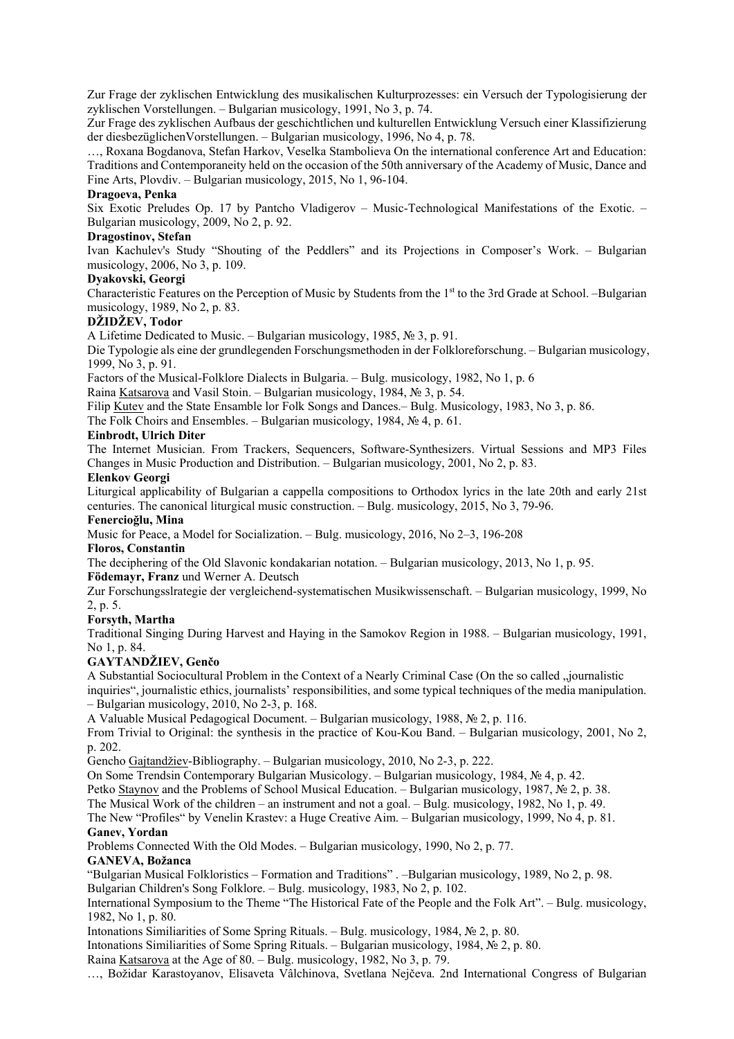Zur Frage der zyklischen Entwicklung des musikalischen Kulturprozesses: ein Versuch der Typologisierung der zyklischen Vorstellungen. – Bulgarian musicology, 1991, No 3, p. 74.

Zur Frage des zyklischen Aufbaus der geschichtlichen und kulturellen Entwicklung Versuch einer Klassifizierung der diesbezüglichenVorstellungen. – Bulgarian musicology, 1996, No 4, p. 78.

…, Roxana Bogdanova, Stefan Harkov, Veselka Stambolieva On the international conference Art and Education: Traditions and Contemporaneity held on the occasion of the 50th anniversary of the Academy of Music, Dance and Fine Arts, Plovdiv. – Bulgarian musicology, 2015, No 1, 96-104.

**Dragoeva, Penka**

Six Exotic Preludes Op. 17 by Pantcho Vladigerov – Music-Technological Manifestations of the Exotic. – Bulgarian musicology, 2009, No 2, p. 92.

**Dragostinov, Stefan**

Ivan Kachulev's Study "Shouting of the Peddlers" and its Projections in Composer's Work. – Bulgarian musicology, 2006, No 3, p. 109.

**Dyakovski, Georgi**

Characteristic Features on the Perception of Music by Students from the 1st to the 3rd Grade at School. –Bulgarian musicology, 1989, No 2, p. 83.

**DŽIDŽEV, Todor**

A Lifetime Dedicated to Music. – Bulgarian musicology, 1985, № 3, p. 91.

Die Typologie als eine der grundlegenden Forschungsmethoden in der Folkloreforschung. – Bulgarian musicology, 1999, No 3, p. 91.

Factors of the Musical-Folklore Dialects in Bulgaria. – Bulg. musicology, 1982, No 1, p. 6

Raina Katsarova and Vasil Stoin. – Bulgarian musicology, 1984, № 3, p. 54.

Filip Kutev and the State Ensamble lor Folk Songs and Dances.– Bulg. Musicology, 1983, No 3, p. 86.

The Folk Choirs and Ensembles. – Bulgarian musicology, 1984, № 4, p. 61.

**Einbrodt, Ulrich Diter**

The Internet Musician. From Trackers, Sequencers, Software-Synthesizers. Virtual Sessions and MP3 Files Changes in Music Production and Distribution. – Bulgarian musicology, 2001, No 2, p. 83.

**Elenkov Georgi**

Liturgical applicability of Bulgarian a cappella compositions to Orthodox lyrics in the late 20th and early 21st centuries. The canonical liturgical music construction. – Bulg. musicology, 2015, No 3, 79-96.

**Fenercioğlu, Mina**

Music for Peace, a Model for Socialization. – Bulg. musicology, 2016, No 2–3, 196-208

**Floros, Constantin**

The deciphering of the Old Slavonic kondakarian notation. – Bulgarian musicology, 2013, No 1, p. 95.

**Födemayr, Franz** und Werner A. Deutsch

Zur Forschungsslrategie der vergleichend-systematischen Musikwissenschaft. – Bulgarian musicology, 1999, No 2, p. 5.

**Forsyth, Martha**

Traditional Singing During Harvest and Haying in the Samokov Region in 1988. – Bulgarian musicology, 1991, No 1, p. 84.

**GAYTANDŽIEV, Genčo**

A Substantial Sociocultural Problem in the Context of a Nearly Criminal Case (On the so called „journalistic inquiries", journalistic ethics, journalists' responsibilities, and some typical techniques of the media manipulation. – Bulgarian musicology, 2010, No 2-3, p. 168.

A Valuable Musical Pedagogical Document. – Bulgarian musicology, 1988, № 2, p. 116.

From Trivial to Original: the synthesis in the practice of Kou-Kou Band. – Bulgarian musicology, 2001, No 2, p. 202.

Gencho Gajtandžiev-Bibliography. – Bulgarian musicology, 2010, No 2-3, p. 222.

On Some Trendsin Contemporary Bulgarian Musicology. – Bulgarian musicology, 1984, № 4, p. 42.

Petko Staynov and the Problems of School Musical Education. – Bulgarian musicology, 1987, № 2, p. 38.

The Musical Work of the children – an instrument and not a goal. – Bulg. musicology, 1982, No 1, p. 49.

The New "Profiles" by Venelin Krastev: a Huge Creative Aim. – Bulgarian musicology, 1999, No 4, p. 81.

**Ganev, Yordan**

Problems Connected With the Old Modes. – Bulgarian musicology, 1990, No 2, p. 77.

**GANEVA, Božanca**

"Bulgarian Musical Folkloristics – Formation and Traditions" . –Bulgarian musicology, 1989, No 2, p. 98.

Bulgarian Children's Song Folklore. – Bulg. musicology, 1983, No 2, p. 102.

International Symposium to the Theme "The Historical Fate of the People and the Folk Art". – Bulg. musicology, 1982, No 1, p. 80.

Intonations Similiarities of Some Spring Rituals. – Bulg. musicology, 1984, № 2, p. 80.

Intonations Similiarities of Some Spring Rituals. – Bulgarian musicology, 1984, № 2, p. 80.

Raina Katsarova at the Age of 80. – Bulg. musicology, 1982, No 3, p. 79.

…, Božidar Karastoyanov, Elisaveta Vâlchinova, Svetlana Nejčeva. 2nd International Congress of Bulgarian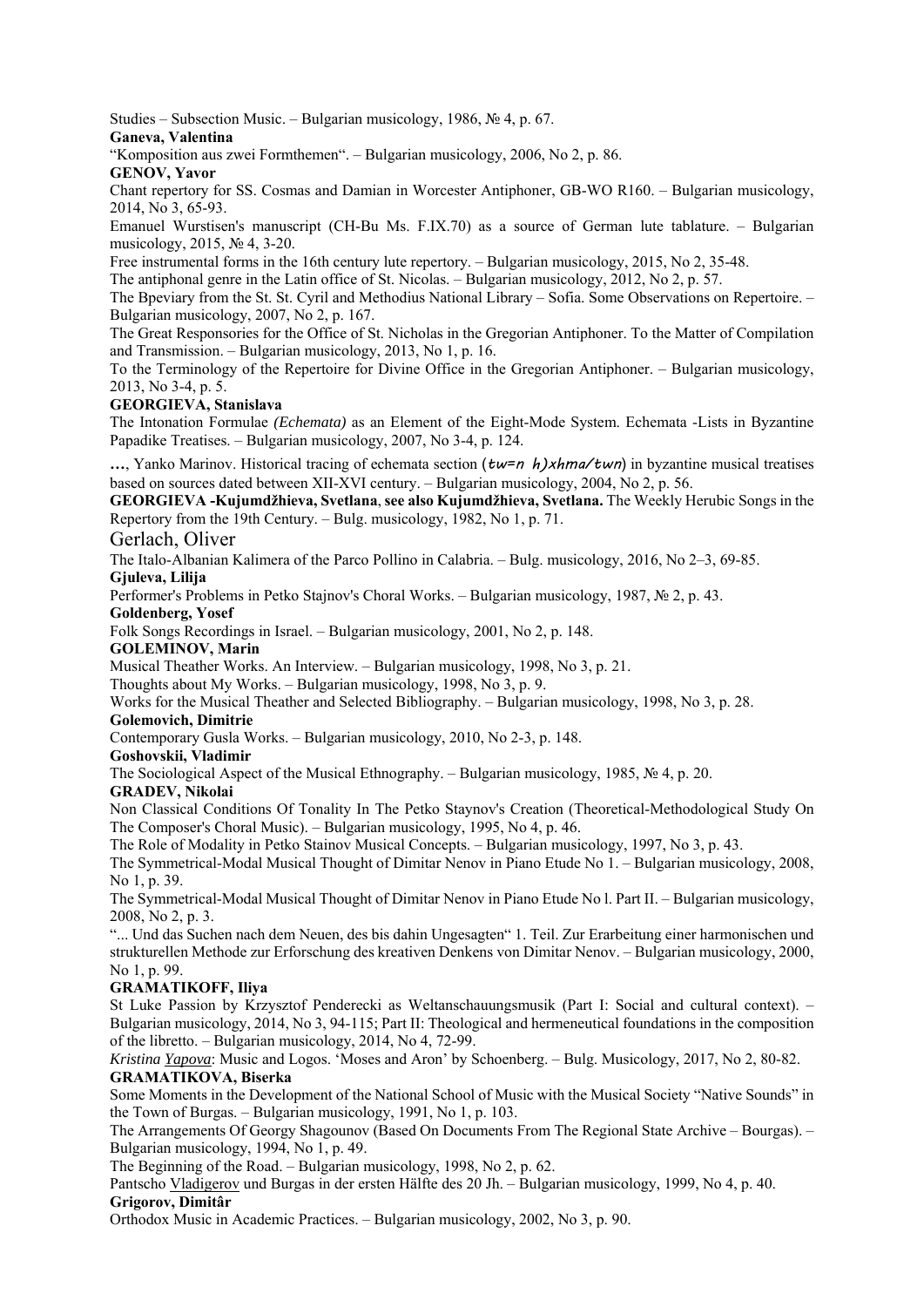Studies – Subsection Music. – Bulgarian musicology, 1986, № 4, p. 67.

**Ganeva, Valentina**

“Komposition aus zwei Formthemen“. – Bulgarian musicology, 2006, No 2, p. 86.

**GENOV, Yavor**

Chant repertory for SS. Cosmas and Damian in Worcester Antiphoner, GB-WO R160. – Bulgarian musicology, 2014, No 3, 65-93.

Emanuel Wurstisen's manuscript (CH-Bu Ms. F.IX.70) as a source of German lute tablature. – Bulgarian musicology, 2015, № 4, 3-20.

Free instrumental forms in the 16th century lute repertory. – Bulgarian musicology, 2015, No 2, 35-48.

The antiphonal genre in the Latin office of St. Nicolas. – Bulgarian musicology, 2012, No 2, p. 57.

The Bpeviary from the St. St. Cyril and Methodius National Library – Sofia. Some Observations on Repertoire. – Bulgarian musicology, 2007, No 2, p. 167.

The Great Responsories for the Office of St. Nicholas in the Gregorian Antiphoner. To the Matter of Compilation and Transmission. – Bulgarian musicology, 2013, No 1, p. 16.

To the Terminology of the Repertoire for Divine Office in the Gregorian Antiphoner. – Bulgarian musicology, 2013, No 3-4, p. 5.

**GEORGIEVA, Stanislava**

The Intonation Formulae *(Echemata)* as an Element of the Eight-Mode System. Echemata -Lists in Byzantine Papadike Treatises. – Bulgarian musicology, 2007, No 3-4, p. 124.

**…**, Yanko Marinov. Historical tracing of echemata section (*tw=n h)xhma/twn*) in byzantine musical treatises based on sources dated between XII-XVI century. – Bulgarian musicology, 2004, No 2, p. 56.

**GEORGIEVA -Kujumdžhieva, Svetlana**, **see also Kujumdžhieva, Svetlana.** The Weekly Herubic Songs in the Repertory from the 19th Century. – Bulg. musicology, 1982, No 1, p. 71.

Gerlach, Oliver

The Italo-Albanian Kalimera of the Parco Pollino in Calabria. – Bulg. musicology, 2016, No 2–3, 69-85.

**Gjuleva, Lilija**

Performer's Problems in Petko Stajnov's Choral Works. – Bulgarian musicology, 1987, № 2, p. 43.

**Goldenberg, Yosef**

Folk Songs Recordings in Israel. – Bulgarian musicology, 2001, No 2, p. 148.

**GOLEMINOV, Marin**

Musical Theater Works. An Interview. – Bulgarian musicology, 1998, No 3, p. 21.

Thoughts about My Works. – Bulgarian musicology, 1998, No 3, p. 9.

Works for the Musical Theater and Selected Bibliography. – Bulgarian musicology, 1998, No 3, p. 28.

**Golemovich, Dimitrie**

Contemporary Gusla Works. – Bulgarian musicology, 2010, No 2-3, p. 148.

**Goshovskii, Vladimir**

The Sociological Aspect of the Musical Ethnography. – Bulgarian musicology, 1985, № 4, p. 20.

**GRADEV, Nikolai**

Non Classical Conditions Of Tonality In The Petko Staynov's Creation (Theoretical-Methodological Study On The Composer's Choral Music). – Bulgarian musicology, 1995, No 4, p. 46.

The Role of Modality in Petko Stainov Musical Concepts. – Bulgarian musicology, 1997, No 3, p. 43.

The Symmetrical-Modal Musical Thought of Dimitar Nenov in Piano Etude No 1. – Bulgarian musicology, 2008, No 1, p. 39.

The Symmetrical-Modal Musical Thought of Dimitar Nenov in Piano Etude No l. Part II. – Bulgarian musicology, 2008, No 2, p. 3.

“... Und das Suchen nach dem Neuen, des bis dahin Ungesagten“ 1. Teil. Zur Erarbeitung einer harmonischen und strukturellen Methode zur Erforschung des kreativen Denkens von Dimitar Nenov. – Bulgarian musicology, 2000, No 1, p. 99.

**GRAMATIKOFF, Iliya**

St Luke Passion by Krzysztof Penderecki as Weltanschauungsmusik (Part I: Social and cultural context). – Bulgarian musicology, 2014, No 3, 94-115; Part II: Theological and hermeneutical foundations in the composition of the libretto. – Bulgarian musicology, 2014, No 4, 72-99.

*Kristina Yapova*: Music and Logos. ‘Moses and Aron’ by Schoenberg. – Bulg. Musicology, 2017, No 2, 80-82.

**GRAMATIKOVA, Biserka**

Some Moments in the Development of the National School of Music with the Musical Society “Native Sounds” in the Town of Burgas. – Bulgarian musicology, 1991, No 1, p. 103.

The Arrangements Of Georgy Shagounov (Based On Documents From The Regional State Archive – Bourgas). – Bulgarian musicology, 1994, No 1, p. 49.

The Beginning of the Road. – Bulgarian musicology, 1998, No 2, p. 62.

Pantscho Vladigerov und Burgas in der ersten Hälfte des 20 Jh. – Bulgarian musicology, 1999, No 4, p. 40.

**Grigorov, Dimitâr**

Orthodox Music in Academic Practices. – Bulgarian musicology, 2002, No 3, p. 90.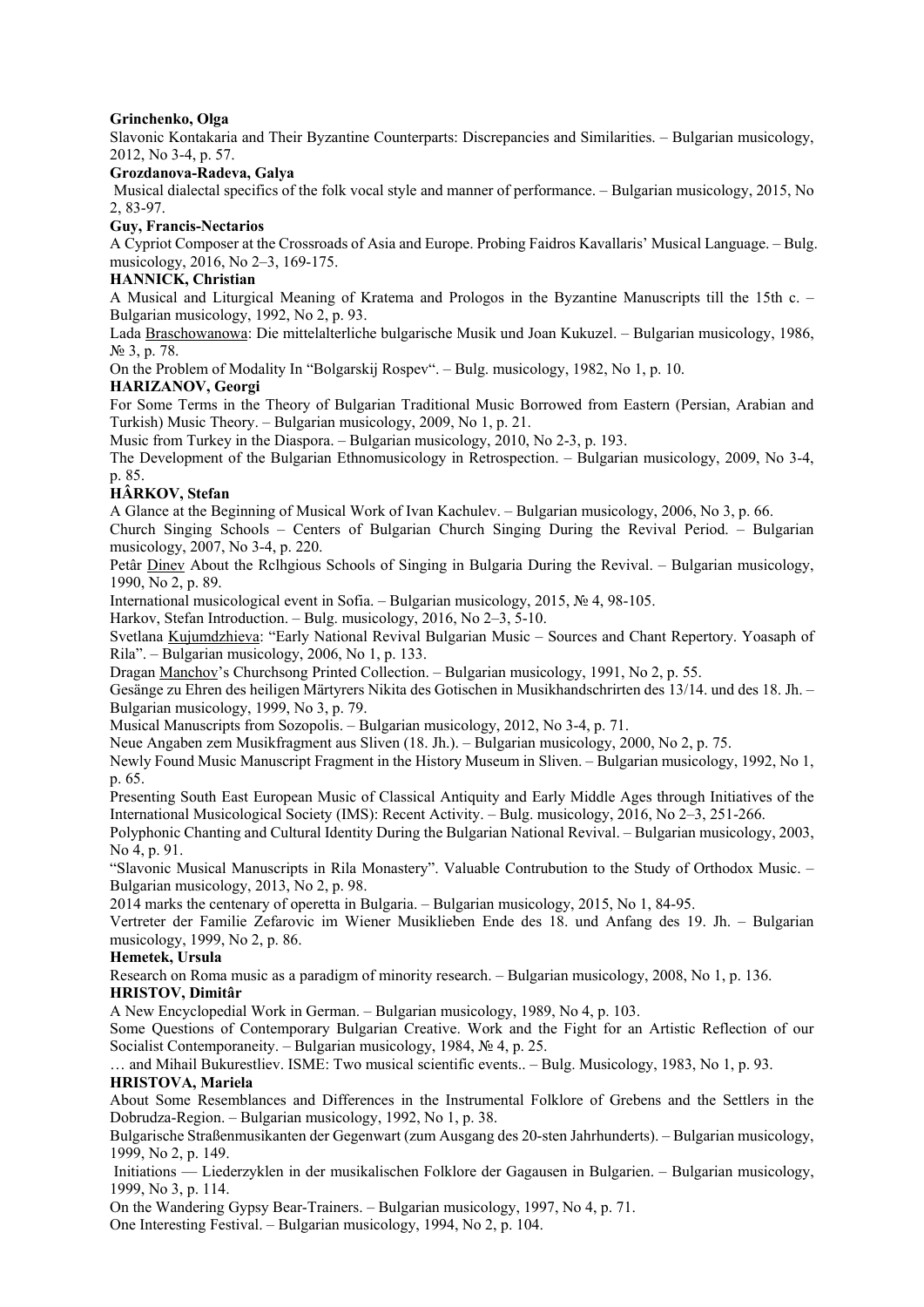**Grinchenko, Olga**

Slavonic Kontakaria and Their Byzantine Counterparts: Discrepancies and Similarities. – Bulgarian musicology, 2012, No 3-4, p. 57.

**Grozdanova-Radeva, Galya**

Musical dialectal specifics of the folk vocal style and manner of performance. – Bulgarian musicology, 2015, No 2, 83-97.

**Guy, Francis-Nectarios**

A Cypriot Composer at the Crossroads of Asia and Europe. Probing Faidros Kavallaris' Musical Language. – Bulg. musicology, 2016, No 2–3, 169-175.

**HANNICK, Christian**

A Musical and Liturgical Meaning of Kratema and Prologos in the Byzantine Manuscripts till the 15th c. – Bulgarian musicology, 1992, No 2, p. 93.

Lada Braschowanowa: Die mittelalterliche bulgarische Musik und Joan Kukuzel. – Bulgarian musicology, 1986, № 3, p. 78.

On the Problem of Modality In "Bolgarskij Rospev". – Bulg. musicology, 1982, No 1, p. 10.

**HARIZANOV, Georgi**

For Some Terms in the Theory of Bulgarian Traditional Music Borrowed from Eastern (Persian, Arabian and Turkish) Music Theory. – Bulgarian musicology, 2009, No 1, p. 21.

Music from Turkey in the Diaspora. – Bulgarian musicology, 2010, No 2-3, p. 193.

The Development of the Bulgarian Ethnomusicology in Retrospection. – Bulgarian musicology, 2009, No 3-4, p. 85.

**HÂRKOV, Stefan**

A Glance at the Beginning of Musical Work of Ivan Kachulev. – Bulgarian musicology, 2006, No 3, p. 66.

Church Singing Schools – Centers of Bulgarian Church Singing During the Revival Period. – Bulgarian musicology, 2007, No 3-4, p. 220.

Petâr Dinev About the Rclhgious Schools of Singing in Bulgaria During the Revival. – Bulgarian musicology, 1990, No 2, p. 89.

International musicological event in Sofia. – Bulgarian musicology, 2015, № 4, 98-105.

Harkov, Stefan Introduction. – Bulg. musicology, 2016, No 2–3, 5-10.

Svetlana Kujumdzhieva: "Early National Revival Bulgarian Music – Sources and Chant Repertory. Yoasaph of Rila". – Bulgarian musicology, 2006, No 1, p. 133.

Dragan Manchov's Churchsong Printed Collection. – Bulgarian musicology, 1991, No 2, p. 55.

Gesänge zu Ehren des heiligen Märtyrers Nikita des Gotischen in Musikhandschrirten des 13/14. und des 18. Jh. – Bulgarian musicology, 1999, No 3, p. 79.

Musical Manuscripts from Sozopolis. – Bulgarian musicology, 2012, No 3-4, p. 71.

Neue Angaben zem Musikfragment aus Sliven (18. Jh.). – Bulgarian musicology, 2000, No 2, p. 75.

Newly Found Music Manuscript Fragment in the History Museum in Sliven. – Bulgarian musicology, 1992, No 1, p. 65.

Presenting South East European Music of Classical Antiquity and Early Middle Ages through Initiatives of the International Musicological Society (IMS): Recent Activity. – Bulg. musicology, 2016, No 2–3, 251-266.

Polyphonic Chanting and Cultural Identity During the Bulgarian National Revival. – Bulgarian musicology, 2003, No 4, p. 91.

"Slavonic Musical Manuscripts in Rila Monastery". Valuable Contrubution to the Study of Orthodox Music. – Bulgarian musicology, 2013, No 2, p. 98.

2014 marks the centenary of operetta in Bulgaria. – Bulgarian musicology, 2015, No 1, 84-95.

Vertreter der Familie Zefarovic im Wiener Musiklieben Ende des 18. und Anfang des 19. Jh. – Bulgarian musicology, 1999, No 2, p. 86.

**Hemetek, Ursula**

Research on Roma music as a paradigm of minority research. – Bulgarian musicology, 2008, No 1, p. 136.

**HRISTOV, Dimitâr**

A New Encyclopedial Work in German. – Bulgarian musicology, 1989, No 4, p. 103.

Some Questions of Contemporary Bulgarian Creative. Work and the Fight for an Artistic Reflection of our Socialist Contemporaneity. – Bulgarian musicology, 1984, № 4, p. 25.

… and Mihail Bukurestliev. ISME: Two musical scientific events.. – Bulg. Musicology, 1983, No 1, p. 93.

**HRISTOVA, Mariela**

About Some Resemblances and Differences in the Instrumental Folklore of Grebens and the Settlers in the Dobrudza-Region. – Bulgarian musicology, 1992, No 1, p. 38.

Bulgarische Straßenmusikanten der Gegenwart (zum Ausgang des 20-sten Jahrhunderts). – Bulgarian musicology, 1999, No 2, p. 149.

Initiations — Liederzyklen in der musikalischen Folklore der Gagausen in Bulgarien. – Bulgarian musicology, 1999, No 3, p. 114.

On the Wandering Gypsy Bear-Trainers. – Bulgarian musicology, 1997, No 4, p. 71.

One Interesting Festival. – Bulgarian musicology, 1994, No 2, p. 104.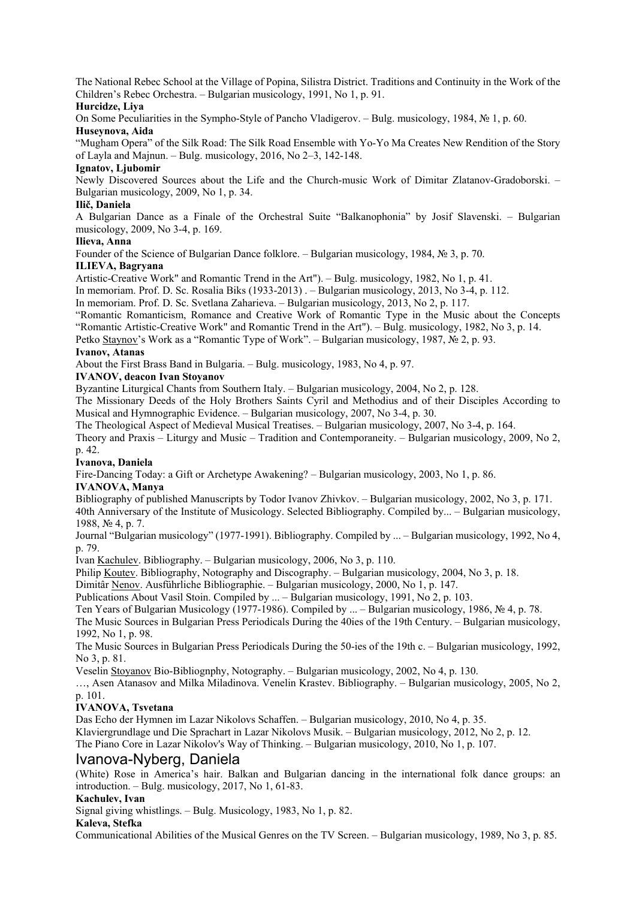The National Rebec School at the Village of Popina, Silistra District. Traditions and Continuity in the Work of the Children's Rebec Orchestra. – Bulgarian musicology, 1991, No 1, p. 91.

**Hurcidze, Liya**

On Some Peculiarities in the Sympho-Style of Pancho Vladigerov. – Bulg. musicology, 1984, № 1, p. 60.

**Huseynova, Aida**

"Mugham Opera" of the Silk Road: The Silk Road Ensemble with Yo-Yo Ma Creates New Rendition of the Story of Layla and Majnun. – Bulg. musicology, 2016, No 2–3, 142-148.

**Ignatov, Ljubomir**

Newly Discovered Sources about the Life and the Church-music Work of Dimitar Zlatanov-Gradoborski. – Bulgarian musicology, 2009, No 1, p. 34.

**Ilič, Daniela**

A Bulgarian Dance as a Finale of the Orchestral Suite "Balkanophonia" by Josif Slavenski. – Bulgarian musicology, 2009, No 3-4, p. 169.

**Ilieva, Anna**

Founder of the Science of Bulgarian Dance folklore. – Bulgarian musicology, 1984, № 3, p. 70.

**ILIEVA, Bagryana**

Artistic-Creative Work" and Romantic Trend in the Art"). – Bulg. musicology, 1982, No 1, p. 41.

In memoriam. Prof. D. Sc. Rosalia Biks (1933-2013) . – Bulgarian musicology, 2013, No 3-4, p. 112.

In memoriam. Prof. D. Sc. Svetlana Zaharieva. – Bulgarian musicology, 2013, No 2, p. 117.

"Romantic Romanticism, Romance and Creative Work of Romantic Type in the Music about the Concepts "Romantic Artistic-Creative Work" and Romantic Trend in the Art"). – Bulg. musicology, 1982, No 3, p. 14.

Petko Staynov's Work as a "Romantic Type of Work". – Bulgarian musicology, 1987, № 2, p. 93.

**Ivanov, Atanas**

About the First Brass Band in Bulgaria. – Bulg. musicology, 1983, No 4, p. 97.

**IVANOV, deacon Ivan Stoyanov**

Byzantine Liturgical Chants from Southern Italy. – Bulgarian musicology, 2004, No 2, p. 128.

The Missionary Deeds of the Holy Brothers Saints Cyril and Methodius and of their Disciples According to Musical and Hymnographic Evidence. – Bulgarian musicology, 2007, No 3-4, p. 30.

The Theological Aspect of Medieval Musical Treatises. – Bulgarian musicology, 2007, No 3-4, p. 164.

Theory and Praxis – Liturgy and Music – Tradition and Contemporaneity. – Bulgarian musicology, 2009, No 2, p. 42.

**Ivanova, Daniela**

Fire-Dancing Today: a Gift or Archetype Awakening? – Bulgarian musicology, 2003, No 1, p. 86.

**IVANOVA, Manya**

Bibliography of published Manuscripts by Todor Ivanov Zhivkov. – Bulgarian musicology, 2002, No 3, p. 171.

40th Anniversary of the Institute of Musicology. Selected Bibliography. Compiled by... – Bulgarian musicology, 1988, № 4, p. 7.

Journal "Bulgarian musicology" (1977-1991). Bibliography. Compiled by ... – Bulgarian musicology, 1992, No 4, p. 79.

Ivan Kachulev. Bibliography. – Bulgarian musicology, 2006, No 3, p. 110.

Philip Koutev. Bibliography, Notography and Discography. – Bulgarian musicology, 2004, No 3, p. 18.

Dimitâr Nenov. Ausführliche Bibliographie. – Bulgarian musicology, 2000, No 1, p. 147.

Publications About Vasil Stoin. Compiled by ... – Bulgarian musicology, 1991, No 2, p. 103.

Ten Years of Bulgarian Musicology (1977-1986). Compiled by ... – Bulgarian musicology, 1986, № 4, p. 78.

The Music Sources in Bulgarian Press Periodicals During the 40ies of the 19th Century. – Bulgarian musicology, 1992, No 1, p. 98.

The Music Sources in Bulgarian Press Periodicals During the 50-ies of the 19th c. – Bulgarian musicology, 1992, No 3, p. 81.

Veselin Stoyanov Bio-Bibliognphy, Notography. – Bulgarian musicology, 2002, No 4, p. 130.

…, Asen Atanasov and Milka Miladinova. Venelin Krastev. Bibliography. – Bulgarian musicology, 2005, No 2, p. 101.

**IVANOVA, Tsvetana**

Das Echo der Hymnen im Lazar Nikolovs Schaffen. – Bulgarian musicology, 2010, No 4, p. 35.

Klaviergrundlage und Die Sprachart in Lazar Nikolovs Musik. – Bulgarian musicology, 2012, No 2, p. 12.

The Piano Core in Lazar Nikolov's Way of Thinking. – Bulgarian musicology, 2010, No 1, p. 107.

## Ivanova-Nyberg, Daniela

(White) Rose in America's hair. Balkan and Bulgarian dancing in the international folk dance groups: an introduction. – Bulg. musicology, 2017, No 1, 61-83.

**Kachulev, Ivan**

Signal giving whistlings. – Bulg. Musicology, 1983, No 1, p. 82.

**Kaleva, Stefka**

Communicational Abilities of the Musical Genres on the TV Screen. – Bulgarian musicology, 1989, No 3, p. 85.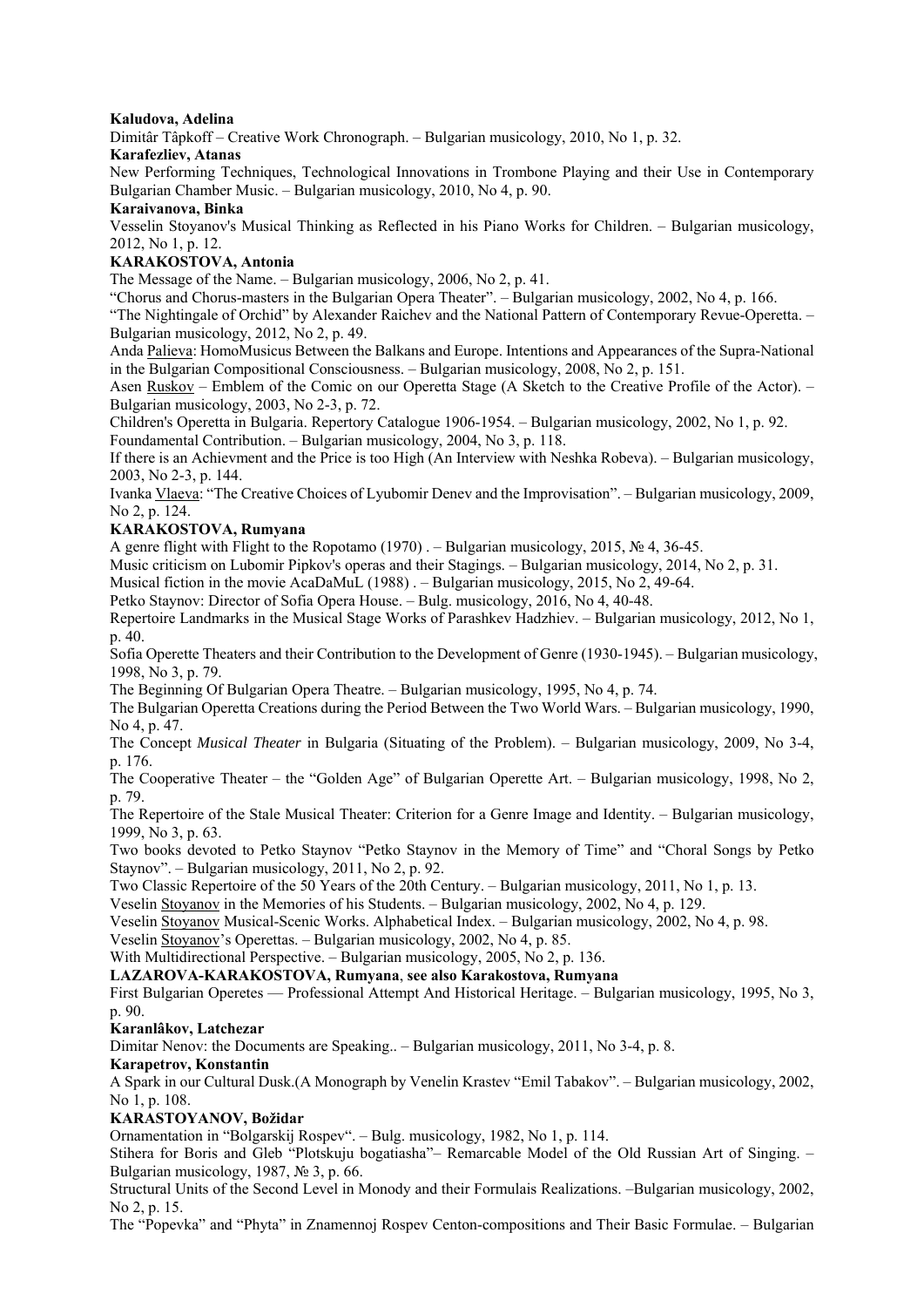**Kaludova, Adelina**

Dimitâr Tâpkoff – Creative Work Chronograph. – Bulgarian musicology, 2010, No 1, p. 32.

**Karafezliev, Atanas**

New Performing Techniques, Technological Innovations in Trombone Playing and their Use in Contemporary Bulgarian Chamber Music. – Bulgarian musicology, 2010, No 4, p. 90.

**Karaivanova, Binka**

Vesselin Stoyanov's Musical Thinking as Reflected in his Piano Works for Children. – Bulgarian musicology, 2012, No 1, p. 12.

**KARAKOSTOVA, Antonia**

The Message of the Name. – Bulgarian musicology, 2006, No 2, p. 41.

"Chorus and Chorus-masters in the Bulgarian Opera Theater". – Bulgarian musicology, 2002, No 4, p. 166.

"The Nightingale of Orchid" by Alexander Raichev and the National Pattern of Contemporary Revue-Operetta. – Bulgarian musicology, 2012, No 2, p. 49.

Anda Palieva: HomoMusicus Between the Balkans and Europe. Intentions and Appearances of the Supra-National in the Bulgarian Compositional Consciousness. – Bulgarian musicology, 2008, No 2, p. 151.

Asen Ruskov – Emblem of the Comic on our Operetta Stage (A Sketch to the Creative Profile of the Actor). – Bulgarian musicology, 2003, No 2-3, p. 72.

Children's Operetta in Bulgaria. Repertory Catalogue 1906-1954. – Bulgarian musicology, 2002, No 1, p. 92.

Foundamental Contribution. – Bulgarian musicology, 2004, No 3, p. 118.

If there is an Achievment and the Price is too High (An Interview with Neshka Robeva). – Bulgarian musicology, 2003, No 2-3, p. 144.

Ivanka Vlaeva: "The Creative Choices of Lyubomir Denev and the Improvisation". – Bulgarian musicology, 2009, No 2, p. 124.

**KARAKOSTOVA, Rumyana**

A genre flight with Flight to the Ropotamo (1970) . – Bulgarian musicology, 2015, № 4, 36-45.

Music criticism on Lubomir Pipkov's operas and their Stagings. – Bulgarian musicology, 2014, No 2, p. 31.

Musical fiction in the movie AcaDaMuL (1988) . – Bulgarian musicology, 2015, No 2, 49-64.

Petko Staynov: Director of Sofia Opera House. – Bulg. musicology, 2016, No 4, 40-48.

Repertoire Landmarks in the Musical Stage Works of Parashkev Hadzhiev. – Bulgarian musicology, 2012, No 1, p. 40.

Sofia Operette Theaters and their Contribution to the Development of Genre (1930-1945). – Bulgarian musicology, 1998, No 3, p. 79.

The Beginning Of Bulgarian Opera Theatre. – Bulgarian musicology, 1995, No 4, p. 74.

The Bulgarian Operetta Creations during the Period Between the Two World Wars. – Bulgarian musicology, 1990, No 4, p. 47.

The Concept *Musical Theater* in Bulgaria (Situating of the Problem). – Bulgarian musicology, 2009, No 3-4, p. 176.

The Cooperative Theater – the "Golden Age" of Bulgarian Operette Art. – Bulgarian musicology, 1998, No 2, p. 79.

The Repertoire of the Stale Musical Theater: Criterion for a Genre Image and Identity. – Bulgarian musicology, 1999, No 3, p. 63.

Two books devoted to Petko Staynov "Petko Staynov in the Memory of Time" and "Choral Songs by Petko Staynov". – Bulgarian musicology, 2011, No 2, p. 92.

Two Classic Repertoire of the 50 Years of the 20th Century. – Bulgarian musicology, 2011, No 1, p. 13.

Veselin Stoyanov in the Memories of his Students. – Bulgarian musicology, 2002, No 4, p. 129.

Veselin Stoyanov Musical-Scenic Works. Alphabetical Index. – Bulgarian musicology, 2002, No 4, p. 98.

Veselin Stoyanov's Operettas. – Bulgarian musicology, 2002, No 4, p. 85.

With Multidirectional Perspective. – Bulgarian musicology, 2005, No 2, p. 136.

**LAZAROVA-KARAKOSTOVA, Rumyana**, **see also Karakostova, Rumyana**

First Bulgarian Operetes — Professional Attempt And Historical Heritage. – Bulgarian musicology, 1995, No 3, p. 90.

**Karanlâkov, Latchezar**

Dimitar Nenov: the Documents are Speaking.. – Bulgarian musicology, 2011, No 3-4, p. 8.

**Karapetrov, Konstantin**

A Spark in our Cultural Dusk.(A Monograph by Venelin Krastev "Emil Tabakov". – Bulgarian musicology, 2002, No 1, p. 108.

**KARASTOYANOV, Božidar**

Ornamentation in "Bolgarskij Rospev". – Bulg. musicology, 1982, No 1, p. 114.

Stihera for Boris and Gleb "Plotskuju bogatiasha"– Remarcable Model of the Old Russian Art of Singing. – Bulgarian musicology, 1987, № 3, p. 66.

Structural Units of the Second Level in Monody and their Formulais Realizations. –Bulgarian musicology, 2002, No 2, p. 15.

The "Popevka" and "Phyta" in Znamennoj Rospev Centon-compositions and Their Basic Formulae. – Bulgarian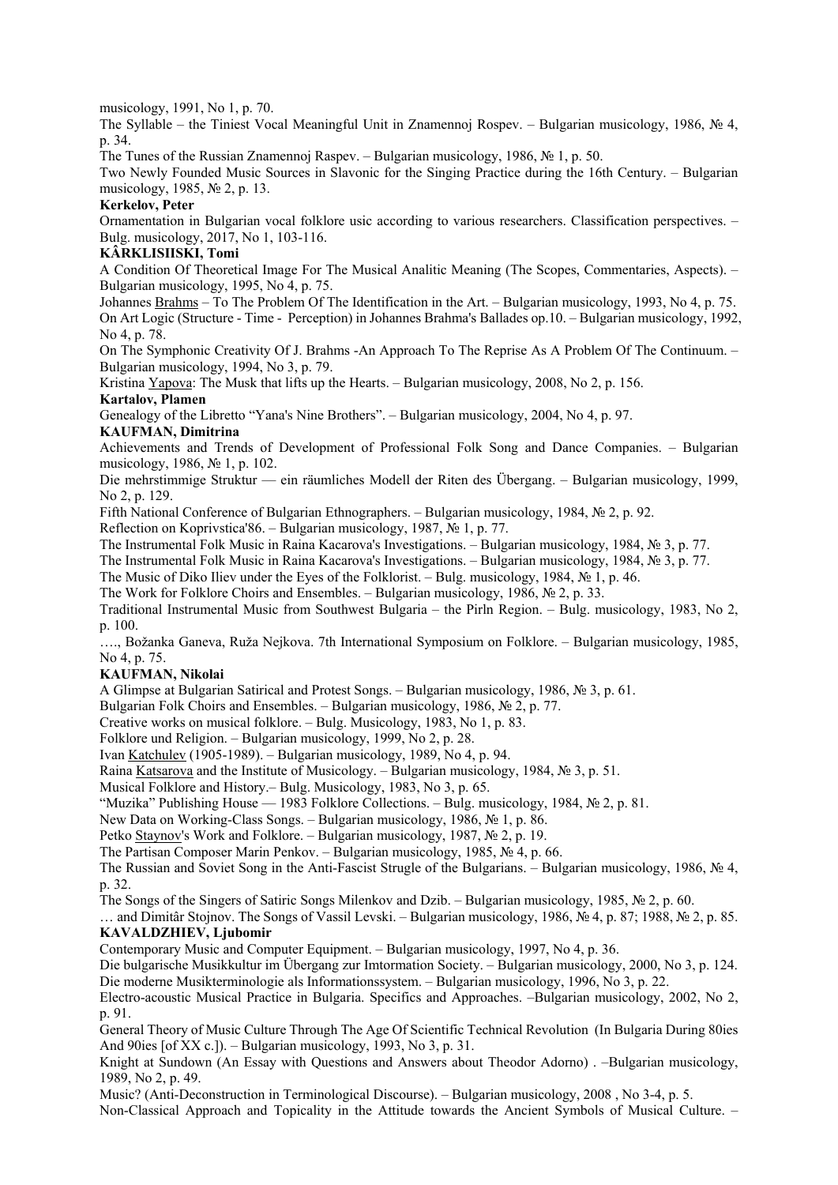musicology, 1991, No 1, p. 70.

The Syllable – the Tiniest Vocal Meaningful Unit in Znamennoj Rospev. – Bulgarian musicology, 1986, № 4, p. 34.

The Tunes of the Russian Znamennoj Raspev. – Bulgarian musicology, 1986, № 1, p. 50.

Two Newly Founded Music Sources in Slavonic for the Singing Practice during the 16th Century. – Bulgarian musicology, 1985, № 2, p. 13.

**Kerkelov, Peter**

Ornamentation in Bulgarian vocal folklore usic according to various researchers. Classification perspectives. – Bulg. musicology, 2017, No 1, 103-116.

**KÂRKLISIISKI, Tomi**

A Condition Of Theoretical Image For The Musical Analitic Meaning (The Scopes, Commentaries, Aspects). – Bulgarian musicology, 1995, No 4, p. 75.

Johannes Brahms – To The Problem Of The Identification in the Art. – Bulgarian musicology, 1993, No 4, p. 75.

On Art Logic (Structure - Time - Perception) in Johannes Brahma's Ballades op.10. – Bulgarian musicology, 1992, No 4, p. 78.

On The Symphonic Creativity Of J. Brahms -An Approach To The Reprise As A Problem Of The Continuum. – Bulgarian musicology, 1994, No 3, p. 79.

Kristina Yapova: The Musk that lifts up the Hearts. – Bulgarian musicology, 2008, No 2, p. 156.

**Kartalov, Plamen**

Genealogy of the Libretto "Yana's Nine Brothers". – Bulgarian musicology, 2004, No 4, p. 97.

**KAUFMAN, Dimitrina**

Achievements and Trends of Development of Professional Folk Song and Dance Companies. – Bulgarian musicology, 1986, № 1, p. 102.

Die mehrstimmige Struktur — ein räumliches Modell der Riten des Übergang. – Bulgarian musicology, 1999, No 2, p. 129.

Fifth National Conference of Bulgarian Ethnographers. – Bulgarian musicology, 1984, № 2, p. 92.

Reflection on Koprivstica'86. – Bulgarian musicology, 1987, № 1, p. 77.

The Instrumental Folk Music in Raina Kacarova's Investigations. – Bulgarian musicology, 1984, № 3, p. 77.

The Instrumental Folk Music in Raina Kacarova's Investigations. – Bulgarian musicology, 1984, № 3, p. 77.

The Music of Diko Iliev under the Eyes of the Folklorist. – Bulg. musicology, 1984, № 1, p. 46.

The Work for Folklore Choirs and Ensembles. – Bulgarian musicology, 1986, № 2, p. 33.

Traditional Instrumental Music from Southwest Bulgaria – the Pirln Region. – Bulg. musicology, 1983, No 2, p. 100.

…., Božanka Ganeva, Ruža Nejkova. 7th International Symposium on Folklore. – Bulgarian musicology, 1985, No 4, p. 75.

**KAUFMAN, Nikolai**

A Glimpse at Bulgarian Satirical and Protest Songs. – Bulgarian musicology, 1986, № 3, p. 61.

Bulgarian Folk Choirs and Ensembles. – Bulgarian musicology, 1986, № 2, p. 77.

Creative works on musical folklore. – Bulg. Musicology, 1983, No 1, p. 83.

Folklore und Religion. – Bulgarian musicology, 1999, No 2, p. 28.

Ivan Katchulev (1905-1989). – Bulgarian musicology, 1989, No 4, p. 94.

Raina Katsarova and the Institute of Musicology. – Bulgarian musicology, 1984, № 3, p. 51.

Musical Folklore and History.– Bulg. Musicology, 1983, No 3, p. 65.

"Muzika" Publishing House — 1983 Folklore Collections. – Bulg. musicology, 1984, № 2, p. 81.

New Data on Working-Class Songs. – Bulgarian musicology, 1986, № 1, p. 86.

Petko Staynov's Work and Folklore. – Bulgarian musicology, 1987, № 2, p. 19.

The Partisan Composer Marin Penkov. – Bulgarian musicology, 1985, № 4, p. 66.

The Russian and Soviet Song in the Anti-Fascist Strugle of the Bulgarians. – Bulgarian musicology, 1986, № 4, p. 32.

The Songs of the Singers of Satiric Songs Milenkov and Dzib. – Bulgarian musicology, 1985, № 2, p. 60.

… and Dimitâr Stojnov. The Songs of Vassil Levski. – Bulgarian musicology, 1986, № 4, p. 87; 1988, № 2, p. 85.

**KAVALDZHIEV, Ljubomir**

Contemporary Music and Computer Equipment. – Bulgarian musicology, 1997, No 4, p. 36.

Die bulgarische Musikkultur im Übergang zur Imtormation Society. – Bulgarian musicology, 2000, No 3, p. 124.

Die moderne Musikterminologie als Informationssystem. – Bulgarian musicology, 1996, No 3, p. 22.

Electro-acoustic Musical Practice in Bulgaria. Specifics and Approaches. –Bulgarian musicology, 2002, No 2, p. 91.

General Theory of Music Culture Through The Age Of Scientific Technical Revolution (In Bulgaria During 80ies And 90ies [of XX c.]). – Bulgarian musicology, 1993, No 3, p. 31.

Knight at Sundown (An Essay with Questions and Answers about Theodor Adorno) . –Bulgarian musicology, 1989, No 2, p. 49.

Music? (Anti-Deconstruction in Terminological Discourse). – Bulgarian musicology, 2008 , No 3-4, p. 5.

Non-Classical Approach and Topicality in the Attitude towards the Ancient Symbols of Musical Culture. –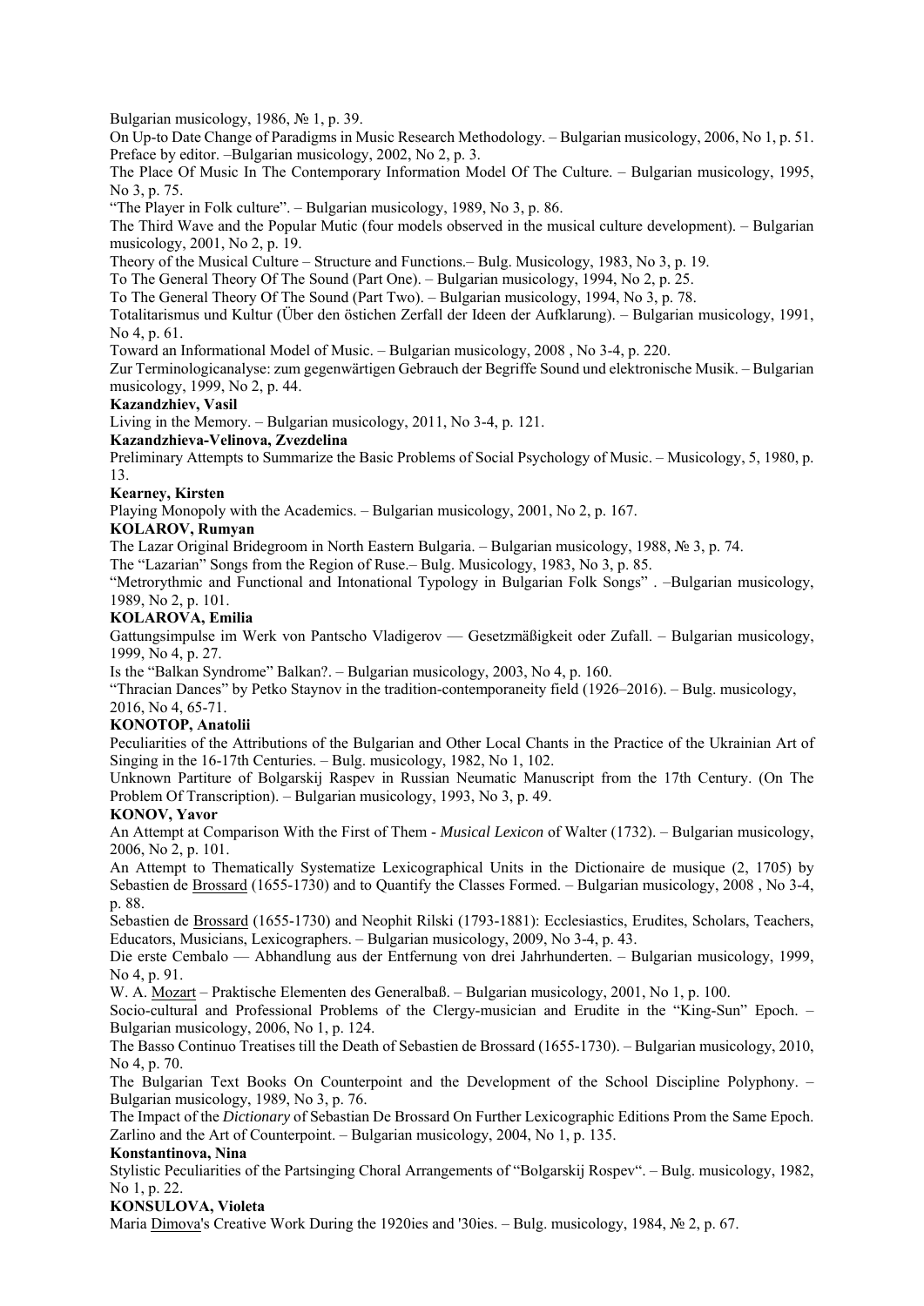Bulgarian musicology, 1986, № 1, p. 39.

On Up-to Date Change of Paradigms in Music Research Methodology. – Bulgarian musicology, 2006, No 1, p. 51.

Preface by editor. –Bulgarian musicology, 2002, No 2, p. 3.

The Place Of Music In The Contemporary Information Model Of The Culture. – Bulgarian musicology, 1995, No 3, p. 75.

“The Player in Folk culture”. – Bulgarian musicology, 1989, No 3, p. 86.

The Third Wave and the Popular Mutic (four models observed in the musical culture development). – Bulgarian musicology, 2001, No 2, p. 19.

Theory of the Musical Culture – Structure and Functions.– Bulg. Musicology, 1983, No 3, p. 19.

To The General Theory Of The Sound (Part One). – Bulgarian musicology, 1994, No 2, p. 25.

To The General Theory Of The Sound (Part Two). – Bulgarian musicology, 1994, No 3, p. 78.

Totalitarismus und Kultur (Über den östichen Zerfall der Ideen der Aufklarung). – Bulgarian musicology, 1991, No 4, p. 61.

Toward an Informational Model of Music. – Bulgarian musicology, 2008 , No 3-4, p. 220.

Zur Terminologicanalyse: zum gegenwärtigen Gebrauch der Begriffe Sound und elektronische Musik. – Bulgarian musicology, 1999, No 2, p. 44.

**Kazandzhiev, Vasil**

Living in the Memory. – Bulgarian musicology, 2011, No 3-4, p. 121.

**Kazandzhieva-Velinova, Zvezdelina**

Preliminary Attempts to Summarize the Basic Problems of Social Psychology of Music. – Musicology, 5, 1980, p. 13.

**Kearney, Kirsten**

Playing Monopoly with the Academics. – Bulgarian musicology, 2001, No 2, p. 167.

**KOLAROV, Rumyan**

The Lazar Original Bridegroom in North Eastern Bulgaria. – Bulgarian musicology, 1988, № 3, p. 74.

The “Lazarian” Songs from the Region of Ruse.– Bulg. Musicology, 1983, No 3, p. 85.

“Metrorythmic and Functional and Intonational Typology in Bulgarian Folk Songs” . –Bulgarian musicology, 1989, No 2, p. 101.

**KOLAROVA, Emilia**

Gattungsimpulse im Werk von Pantscho Vladigerov — Gesetzmäßigkeit oder Zufall. – Bulgarian musicology, 1999, No 4, p. 27.

Is the “Balkan Syndrome” Balkan?. – Bulgarian musicology, 2003, No 4, p. 160.

“Thracian Dances” by Petko Staynov in the tradition-contemporaneity field (1926–2016). – Bulg. musicology, 2016, No 4, 65-71.

**KONOTOP, Anatolii**

Peculiarities of the Attributions of the Bulgarian and Other Local Chants in the Practice of the Ukrainian Art of Singing in the 16-17th Centuries. – Bulg. musicology, 1982, No 1, 102.

Unknown Partiture of Bolgarskij Raspev in Russian Neumatic Manuscript from the 17th Century. (On The Problem Of Transcription). – Bulgarian musicology, 1993, No 3, p. 49.

**KONOV, Yavor**

An Attempt at Comparison With the First of Them - *Musical Lexicon* of Walter (1732). – Bulgarian musicology, 2006, No 2, p. 101.

An Attempt to Thematically Systematize Lexicographical Units in the Dictionaire de musique (2, 1705) by Sebastien de Brossard (1655-1730) and to Quantify the Classes Formed. – Bulgarian musicology, 2008 , No 3-4, p. 88.

Sebastien de Brossard (1655-1730) and Neophit Rilski (1793-1881): Ecclesiastics, Erudites, Scholars, Teachers, Educators, Musicians, Lexicographers. – Bulgarian musicology, 2009, No 3-4, p. 43.

Die erste Cembalo — Abhandlung aus der Entfernung von drei Jahrhunderten. – Bulgarian musicology, 1999, No 4, p. 91.

W. A. Mozart – Praktische Elementen des Generalbaß. – Bulgarian musicology, 2001, No 1, p. 100.

Socio-cultural and Professional Problems of the Clergy-musician and Erudite in the “King-Sun” Epoch. – Bulgarian musicology, 2006, No 1, p. 124.

The Basso Continuo Treatises till the Death of Sebastien de Brossard (1655-1730). – Bulgarian musicology, 2010, No 4, p. 70.

The Bulgarian Text Books On Counterpoint and the Development of the School Discipline Polyphony. – Bulgarian musicology, 1989, No 3, p. 76.

The Impact of the *Dictionary* of Sebastian De Brossard On Further Lexicographic Editions Prom the Same Epoch. Zarlino and the Art of Counterpoint. – Bulgarian musicology, 2004, No 1, p. 135.

**Konstantinova, Nina**

Stylistic Peculiarities of the Partsinging Choral Arrangements of “Bolgarskij Rospev“. – Bulg. musicology, 1982, No 1, p. 22.

**KONSULOVA, Violeta**

Maria Dimova's Creative Work During the 1920ies and '30ies. – Bulg. musicology, 1984, № 2, p. 67.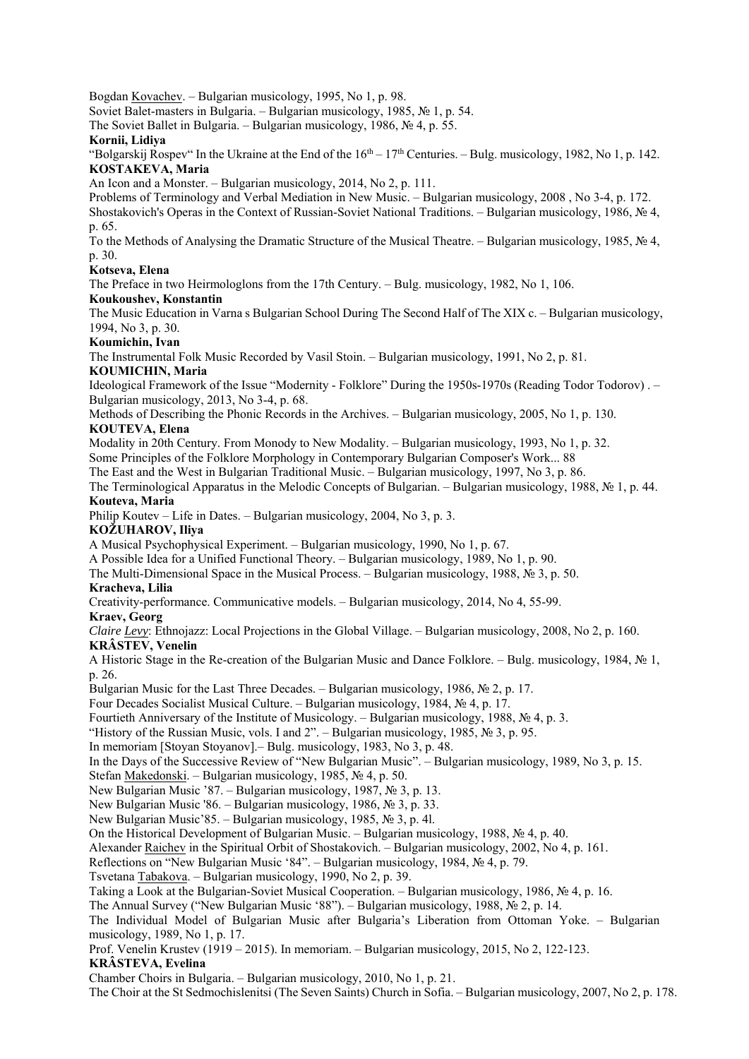Bogdan Kovachev. – Bulgarian musicology, 1995, No 1, p. 98.

Soviet Balet-masters in Bulgaria. – Bulgarian musicology, 1985, № 1, p. 54.

The Soviet Ballet in Bulgaria. – Bulgarian musicology, 1986, № 4, p. 55.

**Kornii, Lidiya**

"Bolgarskij Rospev" In the Ukraine at the End of the 16th – 17th Centuries. – Bulg. musicology, 1982, No 1, p. 142.

**KOSTAKEVA, Maria**

An Icon and a Monster. – Bulgarian musicology, 2014, No 2, p. 111.

Problems of Terminology and Verbal Mediation in New Music. – Bulgarian musicology, 2008 , No 3-4, p. 172.

Shostakovich's Operas in the Context of Russian-Soviet National Traditions. – Bulgarian musicology, 1986, № 4, p. 65.

To the Methods of Analysing the Dramatic Structure of the Musical Theatre. – Bulgarian musicology, 1985, № 4, p. 30.

**Kotseva, Elena**

The Preface in two Heirmologlons from the 17th Century. – Bulg. musicology, 1982, No 1, 106.

**Koukoushev, Konstantin**

The Music Education in Varna s Bulgarian School During The Second Half of The XIX c. – Bulgarian musicology, 1994, No 3, p. 30.

**Koumichin, Ivan**

The Instrumental Folk Music Recorded by Vasil Stoin. – Bulgarian musicology, 1991, No 2, p. 81.

**KOUMICHIN, Maria**

Ideological Framework of the Issue "Modernity - Folklore" During the 1950s-1970s (Reading Todor Todorov) . – Bulgarian musicology, 2013, No 3-4, p. 68.

Methods of Describing the Phonic Records in the Archives. – Bulgarian musicology, 2005, No 1, p. 130.

**KOUTEVA, Elena**

Modality in 20th Century. From Monody to New Modality. – Bulgarian musicology, 1993, No 1, p. 32.

Some Principles of the Folklore Morphology in Contemporary Bulgarian Composer's Work... 88

The East and the West in Bulgarian Traditional Music. – Bulgarian musicology, 1997, No 3, p. 86.

The Terminological Apparatus in the Melodic Concepts of Bulgarian. – Bulgarian musicology, 1988, № 1, p. 44.

**Kouteva, Maria**

Philip Koutev – Life in Dates. – Bulgarian musicology, 2004, No 3, p. 3.

**KOŽUHAROV, Iliya**

A Musical Psychophysical Experiment. – Bulgarian musicology, 1990, No 1, p. 67.

A Possible Idea for a Unified Functional Theory. – Bulgarian musicology, 1989, No 1, p. 90.

The Multi-Dimensional Space in the Musical Process. – Bulgarian musicology, 1988, № 3, p. 50.

**Kracheva, Lilia**

Creativity-performance. Communicative models. – Bulgarian musicology, 2014, No 4, 55-99.

**Kraev, Georg**

*Claire Levy*: Ethnojazz: Local Projections in the Global Village. – Bulgarian musicology, 2008, No 2, p. 160.

**KRÂSTEV, Venelin**

A Historic Stage in the Re-creation of the Bulgarian Music and Dance Folklore. – Bulg. musicology, 1984, № 1, p. 26.

Bulgarian Music for the Last Three Decades. – Bulgarian musicology, 1986, № 2, p. 17.

Four Decades Socialist Musical Culture. – Bulgarian musicology, 1984, № 4, p. 17.

Fourtieth Anniversary of the Institute of Musicology. – Bulgarian musicology, 1988, № 4, p. 3.

"History of the Russian Music, vols. I and 2". – Bulgarian musicology, 1985, № 3, p. 95.

In memoriam [Stoyan Stoyanov].– Bulg. musicology, 1983, No 3, p. 48.

In the Days of the Successive Review of "New Bulgarian Music". – Bulgarian musicology, 1989, No 3, p. 15.

Stefan Makedonski. – Bulgarian musicology, 1985, № 4, p. 50.

New Bulgarian Music '87. – Bulgarian musicology, 1987, № 3, p. 13.

New Bulgarian Music '86. – Bulgarian musicology, 1986, № 3, p. 33.

New Bulgarian Music'85. – Bulgarian musicology, 1985, № 3, p. 4l.

On the Historical Development of Bulgarian Music. – Bulgarian musicology, 1988, № 4, p. 40.

Alexander Raichev in the Spiritual Orbit of Shostakovich. – Bulgarian musicology, 2002, No 4, p. 161.

Reflections on "New Bulgarian Music '84". – Bulgarian musicology, 1984, № 4, p. 79.

Tsvetana Tabakova. – Bulgarian musicology, 1990, No 2, p. 39.

Taking a Look at the Bulgarian-Soviet Musical Cooperation. – Bulgarian musicology, 1986, № 4, p. 16.

The Annual Survey ("New Bulgarian Music '88"). – Bulgarian musicology, 1988, № 2, p. 14.

The Individual Model of Bulgarian Music after Bulgaria's Liberation from Ottoman Yoke. – Bulgarian musicology, 1989, No 1, p. 17.

Prof. Venelin Krustev (1919 – 2015). In memoriam. – Bulgarian musicology, 2015, No 2, 122-123.

**KRÂSTEVA, Evelina**

Chamber Choirs in Bulgaria. – Bulgarian musicology, 2010, No 1, p. 21.

The Choir at the St Sedmochislenitsi (The Seven Saints) Church in Sofia. – Bulgarian musicology, 2007, No 2, p. 178.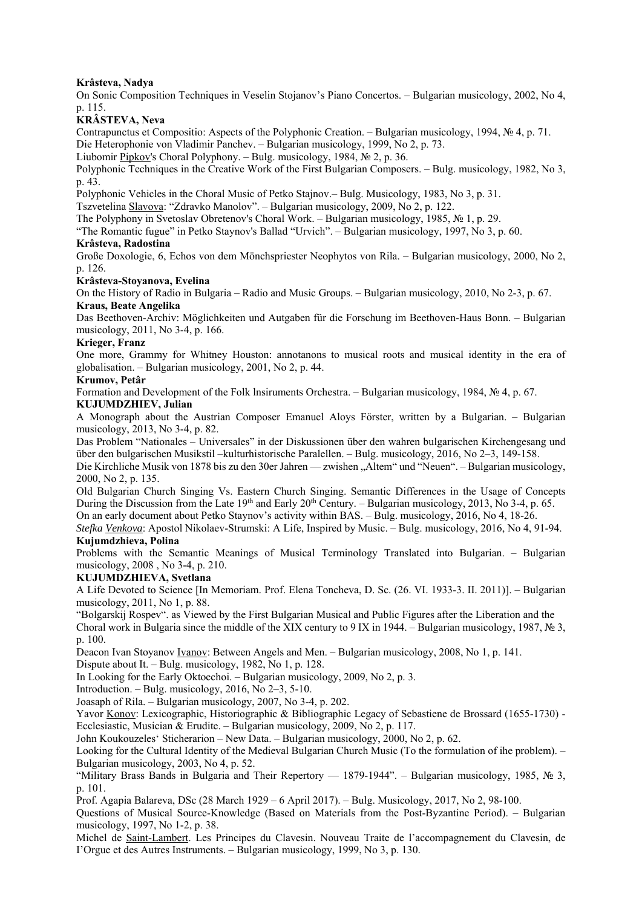**Krâsteva, Nadya**

On Sonic Composition Techniques in Veselin Stojanov's Piano Concertos. – Bulgarian musicology, 2002, No 4, p. 115.

**KRÂSTEVA, Neva**

Contrapunctus et Compositio: Aspects of the Polyphonic Creation. – Bulgarian musicology, 1994, № 4, p. 71.

Die Heterophonie von Vladimir Panchev. – Bulgarian musicology, 1999, No 2, p. 73.

Liubomir Pipkov's Choral Polyphony. – Bulg. musicology, 1984, № 2, p. 36.

Polyphonic Techniques in the Creative Work of the First Bulgarian Composers. – Bulg. musicology, 1982, No 3, p. 43.

Polyphonic Vehicles in the Choral Music of Petko Stajnov.– Bulg. Musicology, 1983, No 3, p. 31.

Tszvetelina Slavova: "Zdravko Manolov". – Bulgarian musicology, 2009, No 2, p. 122.

The Polyphony in Svetoslav Obretenov's Choral Work. – Bulgarian musicology, 1985, № 1, p. 29.

"The Romantic fugue" in Petko Staynov's Ballad "Urvich". – Bulgarian musicology, 1997, No 3, p. 60.

**Krâsteva, Radostina**

Große Doxologie, 6, Echos von dem Mönchspriester Neophytos von Rila. – Bulgarian musicology, 2000, No 2, p. 126.

**Krâsteva-Stoyanova, Evelina**

On the History of Radio in Bulgaria – Radio and Music Groups. – Bulgarian musicology, 2010, No 2-3, p. 67.

**Kraus, Beate Angelika**

Das Beethoven-Archiv: Möglichkeiten und Autgaben für die Forschung im Beethoven-Haus Bonn. – Bulgarian musicology, 2011, No 3-4, p. 166.

**Krieger, Franz**

One more, Grammy for Whitney Houston: annotanons to musical roots and musical identity in the era of globalisation. – Bulgarian musicology, 2001, No 2, p. 44.

**Krumov, Petâr**

Formation and Development of the Folk lnsiruments Orchestra. – Bulgarian musicology, 1984, № 4, p. 67.

**KUJUMDZHIEV, Julian**

A Monograph about the Austrian Composer Emanuel Aloys Förster, written by a Bulgarian. – Bulgarian musicology, 2013, No 3-4, p. 82.

Das Problem "Nationales – Universales" in der Diskussionen über den wahren bulgarischen Kirchengesang und über den bulgarischen Musikstil –kulturhistorische Paralellen. – Bulg. musicology, 2016, No 2–3, 149-158.

Die Kirchliche Musik von 1878 bis zu den 30er Jahren — zwishen „Altem" und "Neuen". – Bulgarian musicology, 2000, No 2, p. 135.

Old Bulgarian Church Singing Vs. Eastern Church Singing. Semantic Differences in the Usage of Concepts During the Discussion from the Late 19th and Early 20th Century. – Bulgarian musicology, 2013, No 3-4, p. 65.

On an early document about Petko Staynov's activity within BAS. – Bulg. musicology, 2016, No 4, 18-26.

*Stefka Venkova*: Apostol Nikolaev-Strumski: A Life, Inspired by Music. – Bulg. musicology, 2016, No 4, 91-94.

**Kujumdzhieva, Polina**

Problems with the Semantic Meanings of Musical Terminology Translated into Bulgarian. – Bulgarian musicology, 2008 , No 3-4, p. 210.

**KUJUMDZHIEVA, Svetlana**

A Life Devoted to Science [In Memoriam. Prof. Elena Toncheva, D. Sc. (26. VI. 1933-3. II. 2011)]. – Bulgarian musicology, 2011, No 1, p. 88.

"Bolgarskij Rospev". as Viewed by the First Bulgarian Musical and Public Figures after the Liberation and the Choral work in Bulgaria since the middle of the XIX century to 9 IX in 1944. – Bulgarian musicology, 1987, № 3, p. 100.

Deacon Ivan Stoyanov Ivanov: Between Angels and Men. – Bulgarian musicology, 2008, No 1, p. 141.

Dispute about It. – Bulg. musicology, 1982, No 1, p. 128.

In Looking for the Early Oktoechoi. – Bulgarian musicology, 2009, No 2, p. 3.

Introduction. – Bulg. musicology, 2016, No 2–3, 5-10.

Joasaph of Rila. – Bulgarian musicology, 2007, No 3-4, p. 202.

Yavor Konov: Lexicographic, Historiographic & Bibliographic Legacy of Sebastiene de Brossard (1655-1730) - Ecclesiastic, Musician & Erudite. – Bulgarian musicology, 2009, No 2, p. 117.

John Koukouzeles' Sticherarion – New Data. – Bulgarian musicology, 2000, No 2, p. 62.

Looking for the Cultural Identity of the Medieval Bulgarian Church Music (To the formulation of ihe problem). – Bulgarian musicology, 2003, No 4, p. 52.

"Military Brass Bands in Bulgaria and Their Repertory — 1879-1944". – Bulgarian musicology, 1985, № 3, p. 101.

Prof. Agapia Balareva, DSc (28 March 1929 – 6 April 2017). – Bulg. Musicology, 2017, No 2, 98-100.

Questions of Musical Source-Knowledge (Based on Materials from the Post-Byzantine Period). – Bulgarian musicology, 1997, No 1-2, p. 38.

Michel de Saint-Lambert. Les Principes du Clavesin. Nouveau Traite de l'accompagnement du Clavesin, de l'Orgue et des Autres Instruments. – Bulgarian musicology, 1999, No 3, p. 130.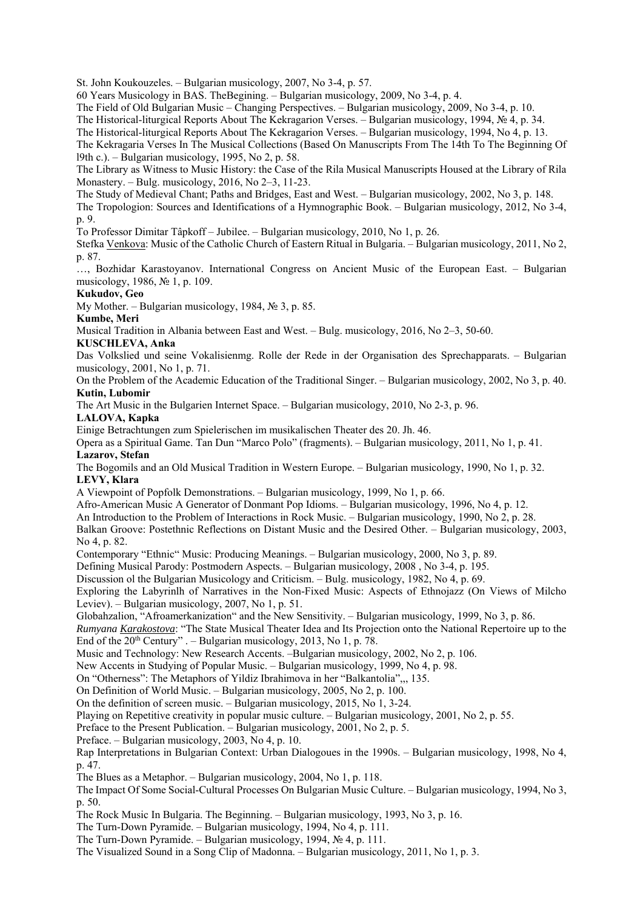St. John Koukouzeles. – Bulgarian musicology, 2007, No 3-4, p. 57.

60 Years Musicology in BAS. TheBegining. – Bulgarian musicology, 2009, No 3-4, p. 4.

The Field of Old Bulgarian Music – Changing Perspectives. – Bulgarian musicology, 2009, No 3-4, p. 10.

The Historical-liturgical Reports About The Kekragarion Verses. – Bulgarian musicology, 1994, № 4, p. 34.

The Historical-liturgical Reports About The Kekragarion Verses. – Bulgarian musicology, 1994, No 4, p. 13.

The Kekragaria Verses In The Musical Collections (Based On Manuscripts From The 14th To The Beginning Of l9th c.). – Bulgarian musicology, 1995, No 2, p. 58.

The Library as Witness to Music History: the Case of the Rila Musical Manuscripts Housed at the Library of Rila Monastery. – Bulg. musicology, 2016, No 2–3, 11-23.

The Study of Medieval Chant; Paths and Bridges, East and West. – Bulgarian musicology, 2002, No 3, p. 148.

The Tropologion: Sources and Identifications of a Hymnographic Book. – Bulgarian musicology, 2012, No 3-4, p. 9.

To Professor Dimitar Tâpkoff – Jubilee. – Bulgarian musicology, 2010, No 1, p. 26.

Stefka Venkova: Music of the Catholic Church of Eastern Ritual in Bulgaria. – Bulgarian musicology, 2011, No 2, p. 87.

…, Bozhidar Karastoyanov. International Congress on Ancient Music of the European East. – Bulgarian musicology, 1986, № 1, p. 109.

**Kukudov, Geo**

My Mother. – Bulgarian musicology, 1984, № 3, p. 85.

**Kumbe, Meri**

Musical Tradition in Albania between East and West. – Bulg. musicology, 2016, No 2–3, 50-60.

**KUSCHLEVA, Anka**

Das Volkslied und seine Vokalisienmg. Rolle der Rede in der Organisation des Sprechapparats. – Bulgarian musicology, 2001, No 1, p. 71.

On the Problem of the Academic Education of the Traditional Singer. – Bulgarian musicology, 2002, No 3, p. 40.

**Kutin, Lubomir**

The Art Music in the Bulgarien Internet Space. – Bulgarian musicology, 2010, No 2-3, p. 96.

**LALOVA, Kapka**

Einige Betrachtungen zum Spielerischen im musikalischen Theater des 20. Jh. 46.

Opera as a Spiritual Game. Tan Dun “Marco Polo” (fragments). – Bulgarian musicology, 2011, No 1, p. 41.

**Lazarov, Stefan**

The Bogomils and an Old Musical Tradition in Western Europe. – Bulgarian musicology, 1990, No 1, p. 32.

**LEVY, Klara**

A Viewpoint of Popfolk Demonstrations. – Bulgarian musicology, 1999, No 1, p. 66.

Afro-American Music A Generator of Donmant Pop Idioms. – Bulgarian musicology, 1996, No 4, p. 12.

An Introduction to the Problem of Interactions in Rock Music. – Bulgarian musicology, 1990, No 2, p. 28.

Balkan Groove: Postethnic Reflections on Distant Music and the Desired Other. – Bulgarian musicology, 2003, No 4, p. 82.

Contemporary “Ethnic“ Music: Producing Meanings. – Bulgarian musicology, 2000, No 3, p. 89.

Defining Musical Parody: Postmodern Aspects. – Bulgarian musicology, 2008 , No 3-4, p. 195.

Discussion ol the Bulgarian Musicology and Criticism. – Bulg. musicology, 1982, No 4, p. 69.

Exploring the Labyrinlh of Narratives in the Non-Fixed Music: Aspects of Ethnojazz (On Views of Milcho Leviev). – Bulgarian musicology, 2007, No 1, p. 51.

Globahzalion, “Afroamerkanization“ and the New Sensitivity. – Bulgarian musicology, 1999, No 3, p. 86.

*Rumyana Karakostova*: “The State Musical Theater Idea and Its Projection onto the National Repertoire up to the End of the 20th Century” . – Bulgarian musicology, 2013, No 1, p. 78.

Music and Technology: New Research Accents. –Bulgarian musicology, 2002, No 2, p. 106.

New Accents in Studying of Popular Music. – Bulgarian musicology, 1999, No 4, p. 98.

On “Otherness”: The Metaphors of Yildiz Ibrahimova in her “Balkantolia”,,, 135.

On Definition of World Music. – Bulgarian musicology, 2005, No 2, p. 100.

On the definition of screen music. – Bulgarian musicology, 2015, No 1, 3-24.

Playing on Repetitive creativity in popular music culture. – Bulgarian musicology, 2001, No 2, p. 55.

Preface to the Present Publication. – Bulgarian musicology, 2001, No 2, p. 5.

Preface. – Bulgarian musicology, 2003, No 4, p. 10.

Rap Interpretations in Bulgarian Context: Urban Dialogoues in the 1990s. – Bulgarian musicology, 1998, No 4, p. 47.

The Blues as a Metaphor. – Bulgarian musicology, 2004, No 1, p. 118.

The Impact Of Some Social-Cultural Processes On Bulgarian Music Culture. – Bulgarian musicology, 1994, No 3, p. 50.

The Rock Music In Bulgaria. The Beginning. – Bulgarian musicology, 1993, No 3, p. 16.

The Turn-Down Pyramide. – Bulgarian musicology, 1994, No 4, p. 111.

The Turn-Down Pyramide. – Bulgarian musicology, 1994, № 4, p. 111.

The Visualized Sound in a Song Clip of Madonna. – Bulgarian musicology, 2011, No 1, p. 3.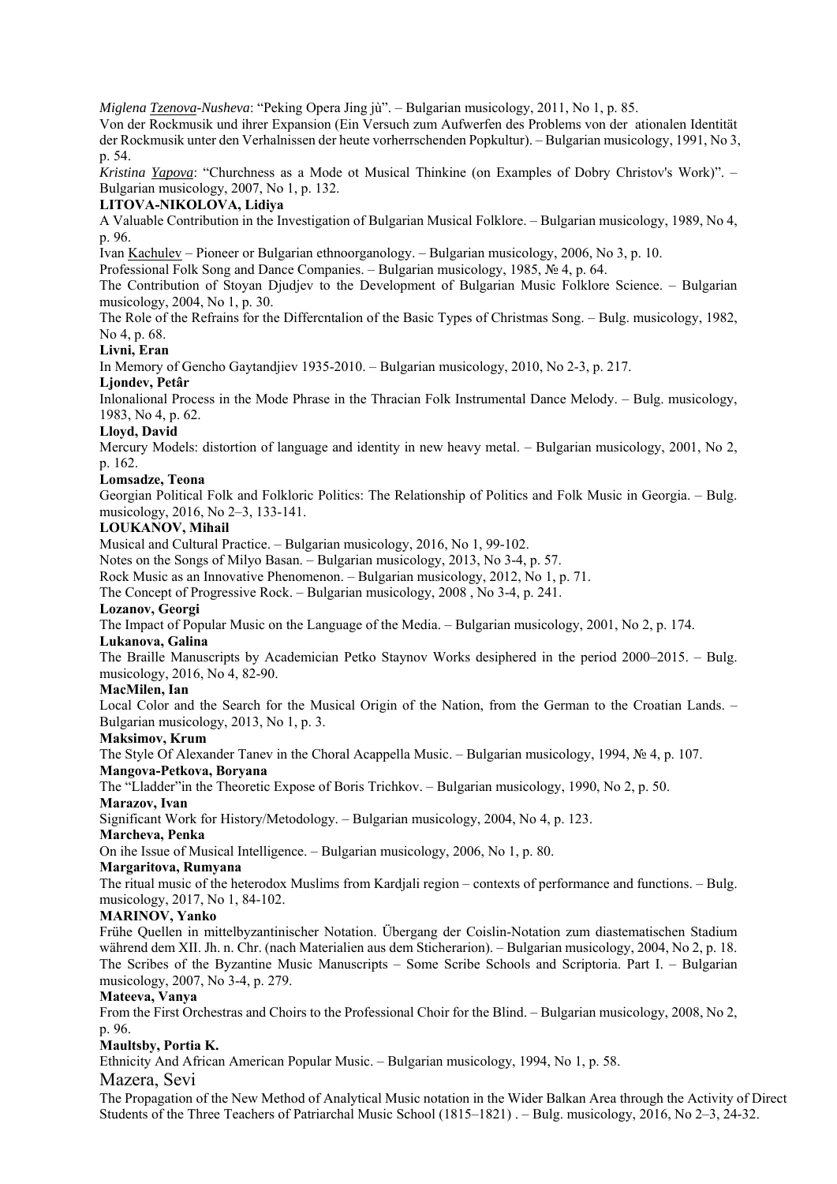*Miglena Tzenova-Nusheva*: “Peking Opera Jing jù”. – Bulgarian musicology, 2011, No 1, p. 85.

Von der Rockmusik und ihrer Expansion (Ein Versuch zum Aufwerfen des Problems von der ationalen Identität der Rockmusik unter den Verhalnissen der heute vorherrschenden Popkultur). – Bulgarian musicology, 1991, No 3, p. 54.

*Kristina Yapova*: “Churchness as a Mode ot Musical Thinkine (on Examples of Dobry Christov's Work)”. – Bulgarian musicology, 2007, No 1, p. 132.

**LITOVA-NIKOLOVA, Lidiya**

A Valuable Contribution in the Investigation of Bulgarian Musical Folklore. – Bulgarian musicology, 1989, No 4, p. 96.

Ivan Kachulev – Pioneer or Bulgarian ethnoorganology. – Bulgarian musicology, 2006, No 3, p. 10.

Professional Folk Song and Dance Companies. – Bulgarian musicology, 1985, № 4, p. 64.

The Contribution of Stoyan Djudjev to the Development of Bulgarian Music Folklore Science. – Bulgarian musicology, 2004, No 1, p. 30.

The Role of the Refrains for the Differcntalion of the Basic Types of Christmas Song. – Bulg. musicology, 1982, No 4, p. 68.

**Livni, Eran**

In Memory of Gencho Gaytandjiev 1935-2010. – Bulgarian musicology, 2010, No 2-3, p. 217.

**Ljondev, Petâr**

Inlonalional Process in the Mode Phrase in the Thracian Folk Instrumental Dance Melody. – Bulg. musicology, 1983, No 4, p. 62.

**Lloyd, David**

Mercury Models: distortion of language and identity in new heavy metal. – Bulgarian musicology, 2001, No 2, p. 162.

**Lomsadze, Teona**

Georgian Political Folk and Folkloric Politics: The Relationship of Politics and Folk Music in Georgia. – Bulg. musicology, 2016, No 2–3, 133-141.

**LOUKANOV, Mihail**

Musical and Cultural Practice. – Bulgarian musicology, 2016, No 1, 99-102.

Notes on the Songs of Milyo Basan. – Bulgarian musicology, 2013, No 3-4, p. 57.

Rock Music as an Innovative Phenomenon. – Bulgarian musicology, 2012, No 1, p. 71.

The Concept of Progressive Rock. – Bulgarian musicology, 2008 , No 3-4, p. 241.

**Lozanov, Georgi**

The Impact of Popular Music on the Language of the Media. – Bulgarian musicology, 2001, No 2, p. 174.

**Lukanova, Galina**

The Braille Manuscripts by Academician Petko Staynov Works desiphered in the period 2000–2015. – Bulg. musicology, 2016, No 4, 82-90.

**MacMilen, Ian**

Local Color and the Search for the Musical Origin of the Nation, from the German to the Croatian Lands. – Bulgarian musicology, 2013, No 1, p. 3.

**Maksimov, Krum**

The Style Of Alexander Tanev in the Choral Acappella Music. – Bulgarian musicology, 1994, № 4, p. 107.

**Mangova-Petkova, Boryana**

The “Lladder”in the Theoretic Expose of Boris Trichkov. – Bulgarian musicology, 1990, No 2, p. 50.

**Marazov, Ivan**

Significant Work for History/Metodology. – Bulgarian musicology, 2004, No 4, p. 123.

**Marcheva, Penka**

On ihe Issue of Musical Intelligence. – Bulgarian musicology, 2006, No 1, p. 80.

**Margaritova, Rumyana**

The ritual music of the heterodox Muslims from Kardjali region – contexts of performance and functions. – Bulg. musicology, 2017, No 1, 84-102.

**MARINOV, Yanko**

Frühe Quellen in mittelbyzantinischer Notation. Übergang der Coislin-Notation zum diastematischen Stadium während dem XII. Jh. n. Chr. (nach Materialien aus dem Sticherarion). – Bulgarian musicology, 2004, No 2, p. 18.

The Scribes of the Byzantine Music Manuscripts – Some Scribe Schools and Scriptoria. Part I. – Bulgarian musicology, 2007, No 3-4, p. 279.

**Mateeva, Vanya**

From the First Orchestras and Choirs to the Professional Choir for the Blind. – Bulgarian musicology, 2008, No 2, p. 96.

**Maultsby, Portia K.**

Ethnicity And African American Popular Music. – Bulgarian musicology, 1994, No 1, p. 58.

Mazera, Sevi

The Propagation of the New Method of Analytical Music notation in the Wider Balkan Area through the Activity of Direct Students of the Three Teachers of Patriarchal Music School (1815–1821) . – Bulg. musicology, 2016, No 2–3, 24-32.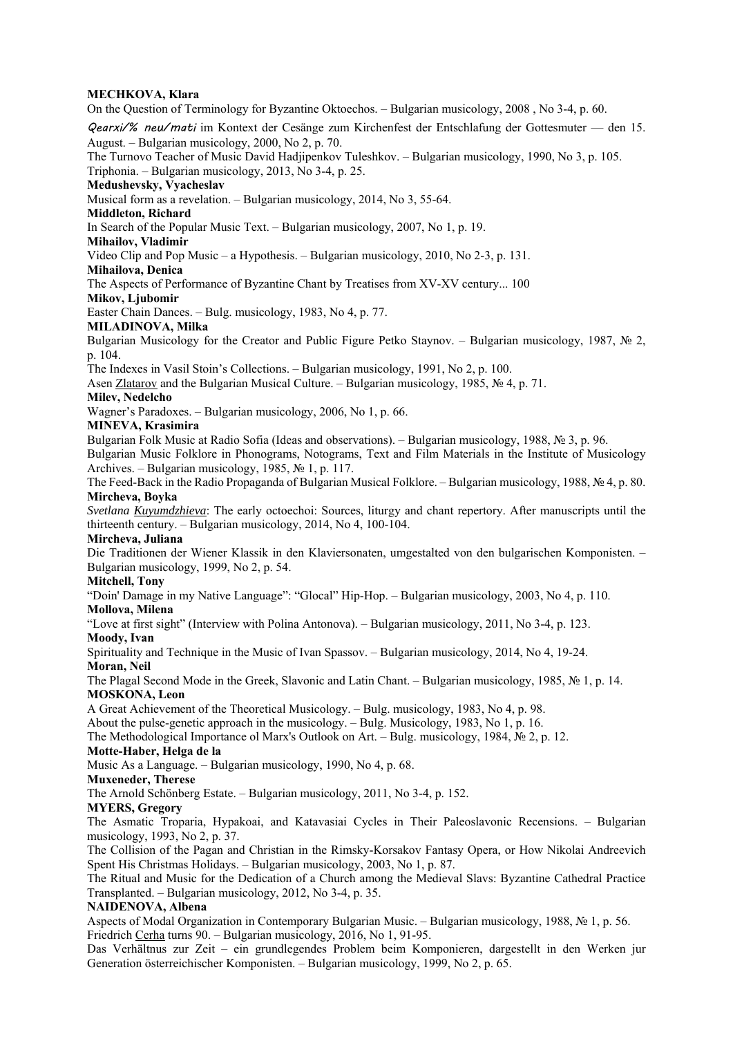**MECHKOVA, Klara**

On the Question of Terminology for Byzantine Oktoechos. – Bulgarian musicology, 2008 , No 3-4, p. 60.

*Qearxi/% neu/mati* im Kontext der Cesänge zum Kirchenfest der Entschlafung der Gottesmuter — den 15. August. – Bulgarian musicology, 2000, No 2, p. 70.

The Turnovo Teacher of Music David Hadjipenkov Tuleshkov. – Bulgarian musicology, 1990, No 3, p. 105.

Triphonia. – Bulgarian musicology, 2013, No 3-4, p. 25.

**Medushevsky, Vyacheslav**

Musical form as a revelation. – Bulgarian musicology, 2014, No 3, 55-64.

**Middleton, Richard**

In Search of the Popular Music Text. – Bulgarian musicology, 2007, No 1, p. 19.

**Mihailov, Vladimir**

Video Clip and Pop Music – a Hypothesis. – Bulgarian musicology, 2010, No 2-3, p. 131.

**Mihailova, Denica**

The Aspects of Performance of Byzantine Chant by Treatises from XV-XV century... 100

**Mikov, Ljubomir**

Easter Chain Dances. – Bulg. musicology, 1983, No 4, p. 77.

**MILADINOVA, Milka**

Bulgarian Musicology for the Creator and Public Figure Petko Staynov. – Bulgarian musicology, 1987, № 2, p. 104.

The Indexes in Vasil Stoin's Collections. – Bulgarian musicology, 1991, No 2, p. 100.

Asen Zlatarov and the Bulgarian Musical Culture. – Bulgarian musicology, 1985, № 4, p. 71.

**Milev, Nedelcho**

Wagner's Paradoxes. – Bulgarian musicology, 2006, No 1, p. 66.

**MINEVA, Krasimira**

Bulgarian Folk Music at Radio Sofia (Ideas and observations). – Bulgarian musicology, 1988, № 3, p. 96.

Bulgarian Music Folklore in Phonograms, Notograms, Text and Film Materials in the Institute of Musicology Archives. – Bulgarian musicology, 1985, № 1, p. 117.

The Feed-Back in the Radio Propaganda of Bulgarian Musical Folklore. – Bulgarian musicology, 1988, № 4, p. 80.

**Mircheva, Boyka**

*Svetlana Kuyumdzhieva*: The early octoechoi: Sources, liturgy and chant repertory. After manuscripts until the thirteenth century. – Bulgarian musicology, 2014, No 4, 100-104.

**Mircheva, Juliana**

Die Traditionen der Wiener Klassik in den Klaviersonaten, umgestaltet von den bulgarischen Komponisten. – Bulgarian musicology, 1999, No 2, p. 54.

**Mitchell, Tony**

"Doin' Damage in my Native Language": "Glocal" Hip-Hop. – Bulgarian musicology, 2003, No 4, p. 110.

**Mollova, Milena**

"Love at first sight" (Interview with Polina Antonova). – Bulgarian musicology, 2011, No 3-4, p. 123.

**Moody, Ivan**

Spirituality and Technique in the Music of Ivan Spassov. – Bulgarian musicology, 2014, No 4, 19-24.

**Moran, Neil**

The Plagal Second Mode in the Greek, Slavonic and Latin Chant. – Bulgarian musicology, 1985, № 1, p. 14.

**MOSKONA, Leon**

A Great Achievement of the Theoretical Musicology. – Bulg. musicology, 1983, No 4, p. 98.

About the pulse-genetic approach in the musicology. – Bulg. Musicology, 1983, No 1, p. 16.

The Methodological Importance ol Marx's Outlook on Art. – Bulg. musicology, 1984, № 2, p. 12.

**Motte-Haber, Helga de la**

Music As a Language. – Bulgarian musicology, 1990, No 4, p. 68.

**Muxeneder, Therese**

The Arnold Schönberg Estate. – Bulgarian musicology, 2011, No 3-4, p. 152.

**MYERS, Gregory**

The Asmatic Troparia, Hypakoai, and Katavasiai Cycles in Their Paleoslavonic Recensions. – Bulgarian musicology, 1993, No 2, p. 37.

The Collision of the Pagan and Christian in the Rimsky-Korsakov Fantasy Opera, or How Nikolai Andreevich Spent His Christmas Holidays. – Bulgarian musicology, 2003, No 1, p. 87.

The Ritual and Music for the Dedication of a Church among the Medieval Slavs: Byzantine Cathedral Practice Transplanted. – Bulgarian musicology, 2012, No 3-4, p. 35.

**NAIDENOVA, Albena**

Aspects of Modal Organization in Contemporary Bulgarian Music. – Bulgarian musicology, 1988, № 1, p. 56.

Friedrich Cerha turns 90. – Bulgarian musicology, 2016, No 1, 91-95.

Das Verhältnus zur Zeit – ein grundlegendes Problem beim Komponieren, dargestellt in den Werken jur Generation österreichischer Komponisten. – Bulgarian musicology, 1999, No 2, p. 65.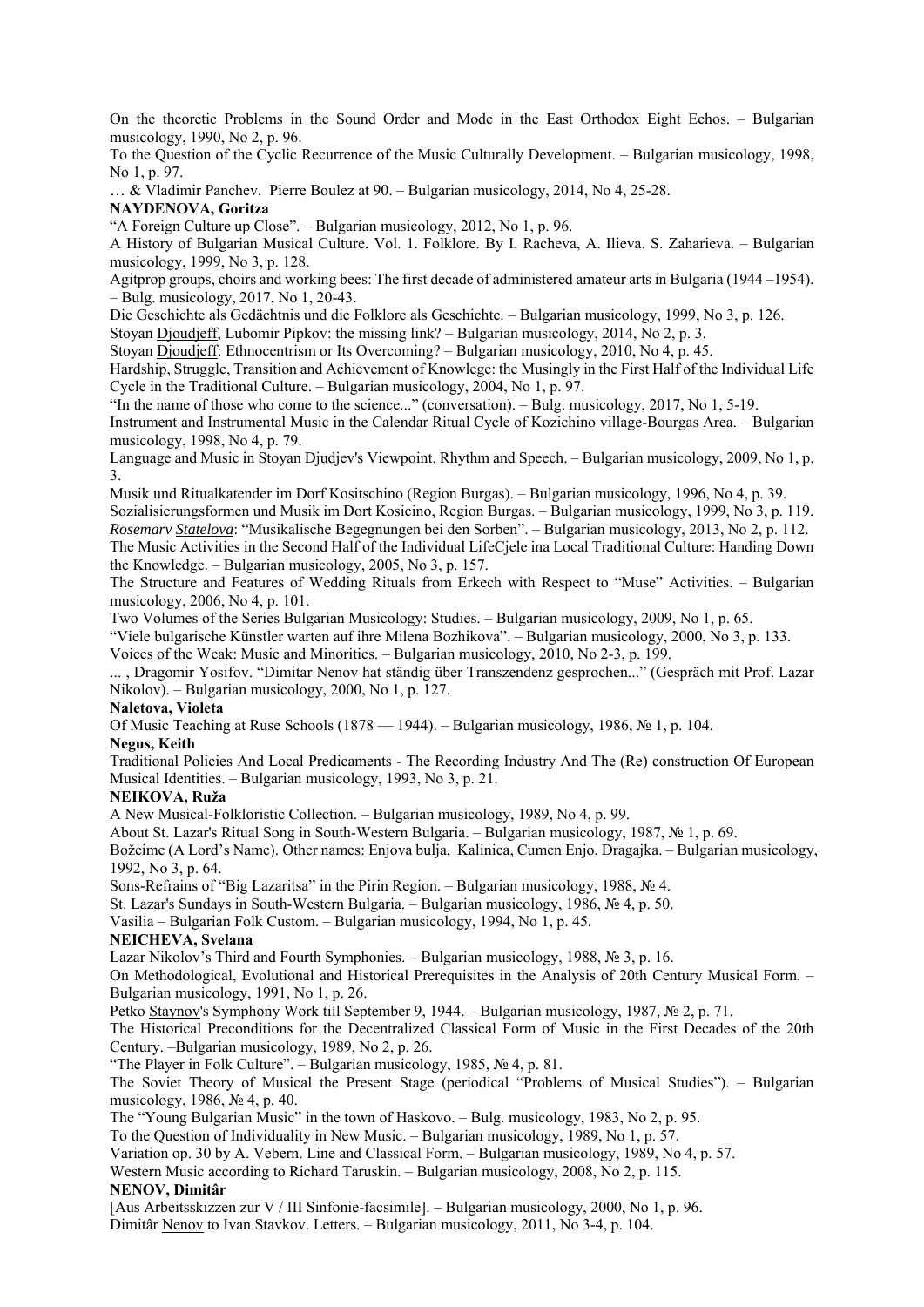On the theoretic Problems in the Sound Order and Mode in the East Orthodox Eight Echos. – Bulgarian musicology, 1990, No 2, p. 96.

To the Question of the Cyclic Recurrence of the Music Culturally Development. – Bulgarian musicology, 1998, No 1, p. 97.

… & Vladimir Panchev. Pierre Boulez at 90. – Bulgarian musicology, 2014, No 4, 25-28.

**NAYDENOVA, Goritza**

“A Foreign Culture up Close”. – Bulgarian musicology, 2012, No 1, p. 96.

A History of Bulgarian Musical Culture. Vol. 1. Folklore. By I. Racheva, A. Ilieva. S. Zaharieva. – Bulgarian musicology, 1999, No 3, p. 128.

Agitprop groups, choirs and working bees: The first decade of administered amateur arts in Bulgaria (1944 –1954). – Bulg. musicology, 2017, No 1, 20-43.

Die Geschichte als Gedächtnis und die Folklore als Geschichte. – Bulgarian musicology, 1999, No 3, p. 126.

Stoyan Djoudjeff, Lubomir Pipkov: the missing link? – Bulgarian musicology, 2014, No 2, p. 3.

Stoyan Djoudjeff: Ethnocentrism or Its Overcoming? – Bulgarian musicology, 2010, No 4, p. 45.

Hardship, Struggle, Transition and Achievement of Knowlege: the Musingly in the First Half of the Individual Life Cycle in the Traditional Culture. – Bulgarian musicology, 2004, No 1, p. 97.

“In the name of those who come to the science...” (conversation). – Bulg. musicology, 2017, No 1, 5-19.

Instrument and Instrumental Music in the Calendar Ritual Cycle of Kozichino village-Bourgas Area. – Bulgarian musicology, 1998, No 4, p. 79.

Language and Music in Stoyan Djudjev's Viewpoint. Rhythm and Speech. – Bulgarian musicology, 2009, No 1, p. 3.

Musik und Ritualkatender im Dorf Kositschino (Region Burgas). – Bulgarian musicology, 1996, No 4, p. 39.

Sozialisierungsformen und Musik im Dort Kosicino, Region Burgas. – Bulgarian musicology, 1999, No 3, p. 119.

*Rosemarv Statelova*: “Musikalische Begegnungen bei den Sorben”. – Bulgarian musicology, 2013, No 2, p. 112.

The Music Activities in the Second Half of the Individual LifeCjele ina Local Traditional Culture: Handing Down the Knowledge. – Bulgarian musicology, 2005, No 3, p. 157.

The Structure and Features of Wedding Rituals from Erkech with Respect to “Muse” Activities. – Bulgarian musicology, 2006, No 4, p. 101.

Two Volumes of the Series Bulgarian Musicology: Studies. – Bulgarian musicology, 2009, No 1, p. 65.

“Viele bulgarische Künstler warten auf ihre Milena Bozhikova”. – Bulgarian musicology, 2000, No 3, p. 133.

Voices of the Weak: Music and Minorities. – Bulgarian musicology, 2010, No 2-3, p. 199.

... , Dragomir Yosifov. “Dimitar Nenov hat ständig über Transzendenz gesprochen...” (Gespräch mit Prof. Lazar Nikolov). – Bulgarian musicology, 2000, No 1, p. 127.

**Naletova, Violeta**

Of Music Teaching at Ruse Schools (1878 — 1944). – Bulgarian musicology, 1986, № 1, p. 104.

**Negus, Keith**

Traditional Policies And Local Predicaments - The Recording Industry And The (Re) construction Of European Musical Identities. – Bulgarian musicology, 1993, No 3, p. 21.

**NEIKOVA, Ruža**

A New Musical-Folkloristic Collection. – Bulgarian musicology, 1989, No 4, p. 99.

About St. Lazar's Ritual Song in South-Western Bulgaria. – Bulgarian musicology, 1987, № 1, p. 69.

Božeime (A Lord’s Name). Other names: Enjova bulja, Kalinica, Cumen Enjo, Dragajka. – Bulgarian musicology, 1992, No 3, p. 64.

Sons-Refrains of “Big Lazaritsa” in the Pirin Region. – Bulgarian musicology, 1988, № 4.

St. Lazar's Sundays in South-Western Bulgaria. – Bulgarian musicology, 1986, № 4, p. 50.

Vasilia – Bulgarian Folk Custom. – Bulgarian musicology, 1994, No 1, p. 45.

**NEICHEVA, Svelana**

Lazar Nikolov’s Third and Fourth Symphonies. – Bulgarian musicology, 1988, № 3, p. 16.

On Methodological, Evolutional and Historical Prerequisites in the Analysis of 20th Century Musical Form. – Bulgarian musicology, 1991, No 1, p. 26.

Petko Staynov's Symphony Work till September 9, 1944. – Bulgarian musicology, 1987, № 2, p. 71.

The Historical Preconditions for the Decentralized Classical Form of Music in the First Decades of the 20th Century. –Bulgarian musicology, 1989, No 2, p. 26.

“The Player in Folk Culture”. – Bulgarian musicology, 1985, № 4, p. 81.

The Soviet Theory of Musical the Present Stage (periodical “Problems of Musical Studies”). – Bulgarian musicology, 1986, № 4, p. 40.

The “Young Bulgarian Music” in the town of Haskovo. – Bulg. musicology, 1983, No 2, p. 95.

To the Question of Individuality in New Music. – Bulgarian musicology, 1989, No 1, p. 57.

Variation op. 30 by A. Vebern. Line and Classical Form. – Bulgarian musicology, 1989, No 4, p. 57.

Western Music according to Richard Taruskin. – Bulgarian musicology, 2008, No 2, p. 115.

**NENOV, Dimitâr**

[Aus Arbeitsskizzen zur V / III Sinfonie-facsimile]. – Bulgarian musicology, 2000, No 1, p. 96.

Dimitâr Nenov to Ivan Stavkov. Letters. – Bulgarian musicology, 2011, No 3-4, p. 104.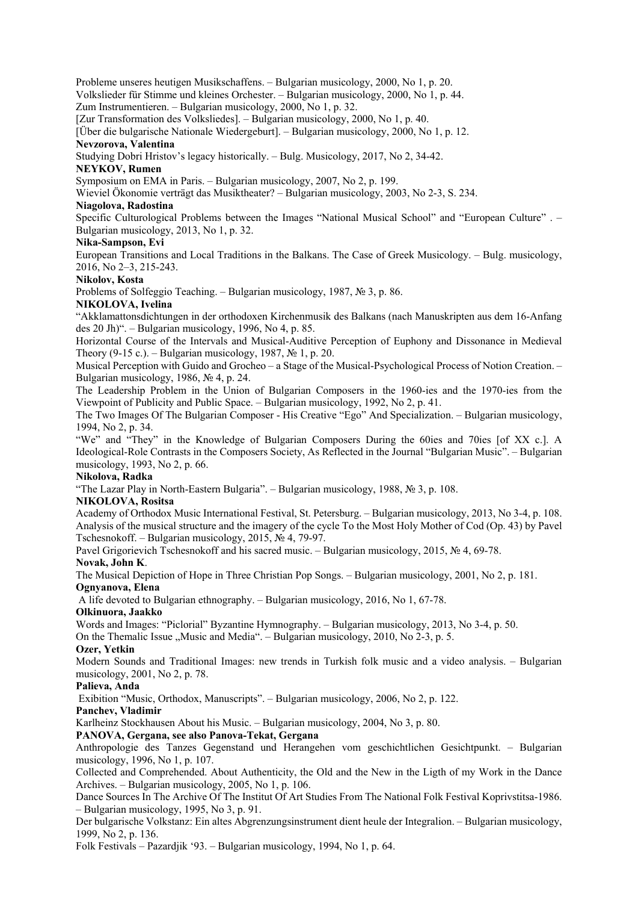Probleme unseres heutigen Musikschaffens. – Bulgarian musicology, 2000, No 1, p. 20.

Volkslieder für Stimme und kleines Orchester. – Bulgarian musicology, 2000, No 1, p. 44.

Zum Instrumentieren. – Bulgarian musicology, 2000, No 1, p. 32.

[Zur Transformation des Volksliedes]. – Bulgarian musicology, 2000, No 1, p. 40.

[Über die bulgarische Nationale Wiedergeburt]. – Bulgarian musicology, 2000, No 1, p. 12.

**Nevzorova, Valentina**

Studying Dobri Hristov's legacy historically. – Bulg. Musicology, 2017, No 2, 34-42.

**NEYKOV, Rumen**

Symposium on EMA in Paris. – Bulgarian musicology, 2007, No 2, p. 199.

Wieviel Ökonomie verträgt das Musiktheater? – Bulgarian musicology, 2003, No 2-3, S. 234.

**Niagolova, Radostina**

Specific Culturological Problems between the Images "National Musical School" and "European Culture" . – Bulgarian musicology, 2013, No 1, p. 32.

**Nika-Sampson, Evi**

European Transitions and Local Traditions in the Balkans. The Case of Greek Musicology. – Bulg. musicology, 2016, No 2–3, 215-243.

**Nikolov, Kosta**

Problems of Solfeggio Teaching. – Bulgarian musicology, 1987, № 3, p. 86.

**NIKOLOVA, Ivelina**

"Akklamattonsdichtungen in der orthodoxen Kirchenmusik des Balkans (nach Manuskripten aus dem 16-Anfang des 20 Jh)". – Bulgarian musicology, 1996, No 4, p. 85.

Horizontal Course of the Intervals and Musical-Auditive Perception of Euphony and Dissonance in Medieval Theory (9-15 c.). – Bulgarian musicology, 1987, № 1, p. 20.

Musical Perception with Guido and Grocheo – a Stage of the Musical-Psychological Process of Notion Creation. – Bulgarian musicology, 1986, № 4, p. 24.

The Leadership Problem in the Union of Bulgarian Composers in the 1960-ies and the 1970-ies from the Viewpoint of Publicity and Public Space. – Bulgarian musicology, 1992, No 2, p. 41.

The Two Images Of The Bulgarian Composer - His Creative "Ego" And Specialization. – Bulgarian musicology, 1994, No 2, p. 34.

"We" and "They" in the Knowledge of Bulgarian Composers During the 60ies and 70ies [of XX c.]. A Ideological-Role Contrasts in the Composers Society, As Reflected in the Journal "Bulgarian Music". – Bulgarian musicology, 1993, No 2, p. 66.

**Nikolova, Radka**

"The Lazar Play in North-Eastern Bulgaria". – Bulgarian musicology, 1988, № 3, p. 108.

**NIKOLOVA, Rositsa**

Academy of Orthodox Music International Festival, St. Petersburg. – Bulgarian musicology, 2013, No 3-4, p. 108.

Analysis of the musical structure and the imagery of the cycle To the Most Holy Mother of Cod (Op. 43) by Pavel Tschesnokoff. – Bulgarian musicology, 2015, № 4, 79-97.

Pavel Grigorievich Tschesnokoff and his sacred music. – Bulgarian musicology, 2015, № 4, 69-78.

**Novak, John K**.

The Musical Depiction of Hope in Three Christian Pop Songs. – Bulgarian musicology, 2001, No 2, p. 181.

**Ognyanova, Elena**

A life devoted to Bulgarian ethnography. – Bulgarian musicology, 2016, No 1, 67-78.

**Olkinuora, Jaakko**

Words and Images: "Piclorial" Byzantine Hymnography. – Bulgarian musicology, 2013, No 3-4, p. 50.

On the Themalic Issue „Music and Media". – Bulgarian musicology, 2010, No 2-3, p. 5.

**Ozer, Yetkin**

Modern Sounds and Traditional Images: new trends in Turkish folk music and a video analysis. – Bulgarian musicology, 2001, No 2, p. 78.

**Palieva, Anda**

Exibition "Music, Orthodox, Manuscripts". – Bulgarian musicology, 2006, No 2, p. 122.

**Panchev, Vladimir**

Karlheinz Stockhausen About his Music. – Bulgarian musicology, 2004, No 3, p. 80.

**PANOVA, Gergana, see also Panova-Tekat, Gergana**

Anthropologie des Tanzes Gegenstand und Herangehen vom geschichtlichen Gesichtpunkt. – Bulgarian musicology, 1996, No 1, p. 107.

Collected and Comprehended. About Authenticity, the Old and the New in the Ligth of my Work in the Dance Archives. – Bulgarian musicology, 2005, No 1, p. 106.

Dance Sources In The Archive Of The Institut Of Art Studies From The National Folk Festival Koprivstitsa-1986. – Bulgarian musicology, 1995, No 3, p. 91.

Der bulgarische Volkstanz: Ein altes Abgrenzungsinstrument dient heule der Integralion. – Bulgarian musicology, 1999, No 2, p. 136.

Folk Festivals – Pazardjik '93. – Bulgarian musicology, 1994, No 1, p. 64.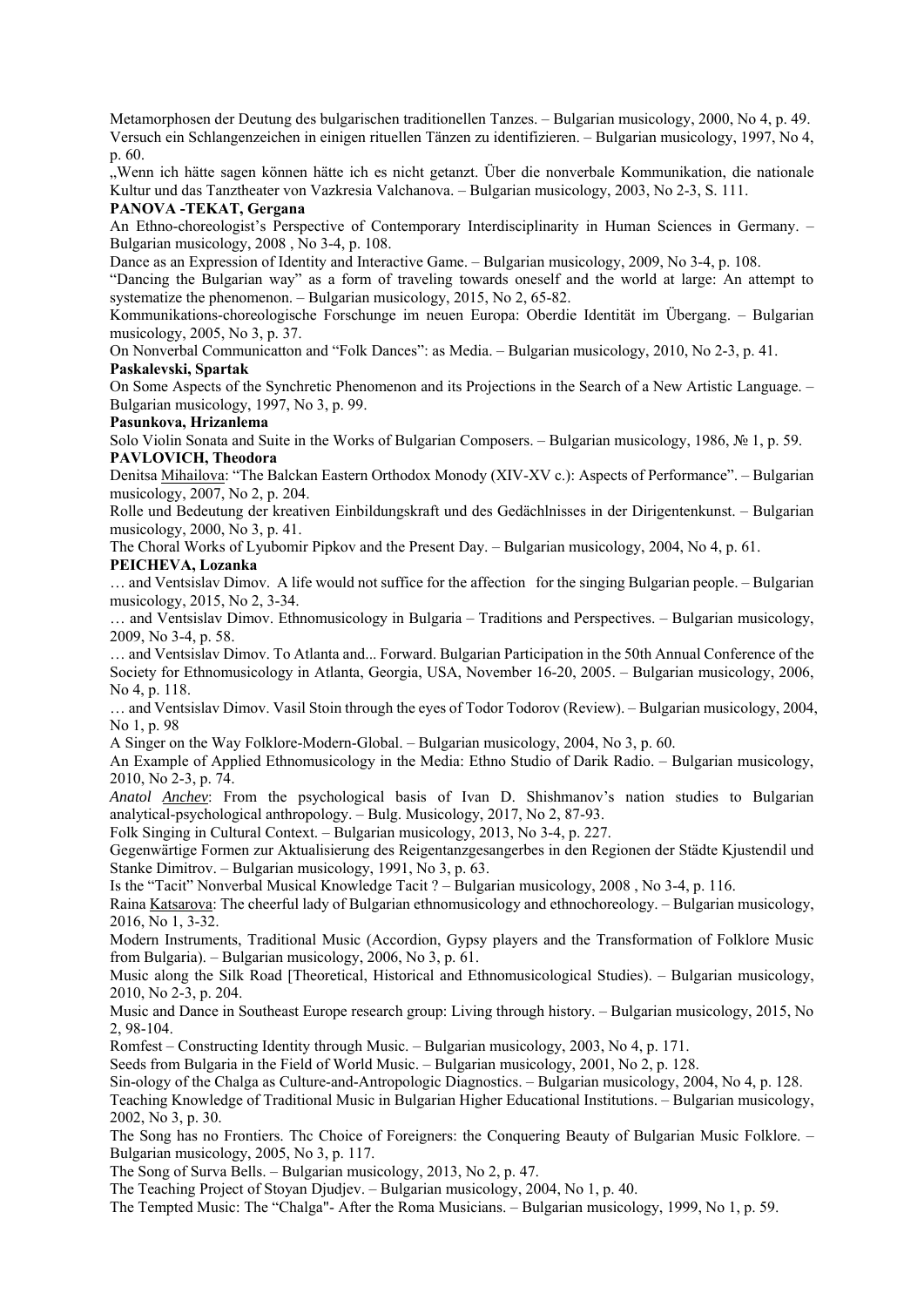Metamorphosen der Deutung des bulgarischen traditionellen Tanzes. – Bulgarian musicology, 2000, No 4, p. 49.

Versuch ein Schlangenzeichen in einigen rituellen Tänzen zu identifizieren. – Bulgarian musicology, 1997, No 4, p. 60.

„Wenn ich hätte sagen können hätte ich es nicht getanzt. Über die nonverbale Kommunikation, die nationale Kultur und das Tanztheater von Vazkresia Valchanova. – Bulgarian musicology, 2003, No 2-3, S. 111.

**PANOVA -TEKAT, Gergana**

An Ethno-choreologist's Perspective of Contemporary Interdisciplinarity in Human Sciences in Germany. – Bulgarian musicology, 2008 , No 3-4, p. 108.

Dance as an Expression of Identity and Interactive Game. – Bulgarian musicology, 2009, No 3-4, p. 108.

"Dancing the Bulgarian way" as a form of traveling towards oneself and the world at large: An attempt to systematize the phenomenon. – Bulgarian musicology, 2015, No 2, 65-82.

Kommunikations-choreologische Forschunge im neuen Europa: Oberdie Identität im Übergang. – Bulgarian musicology, 2005, No 3, p. 37.

On Nonverbal Communicatton and "Folk Dances": as Media. – Bulgarian musicology, 2010, No 2-3, p. 41.

**Paskalevski, Spartak**

On Some Aspects of the Synchretic Phenomenon and its Projections in the Search of a New Artistic Language. – Bulgarian musicology, 1997, No 3, p. 99.

**Pasunkova, Hrizanlema**

Solo Violin Sonata and Suite in the Works of Bulgarian Composers. – Bulgarian musicology, 1986, № 1, p. 59.

**PAVLOVICH, Theodora**

Denitsa Mihailova: "The Balckan Eastern Orthodox Monody (XIV-XV c.): Aspects of Performance". – Bulgarian musicology, 2007, No 2, p. 204.

Rolle und Bedeutung der kreativen Einbildungskraft und des Gedächlnisses in der Dirigentenkunst. – Bulgarian musicology, 2000, No 3, p. 41.

The Choral Works of Lyubomir Pipkov and the Present Day. – Bulgarian musicology, 2004, No 4, p. 61.

**PEICHEVA, Lozanka**

… and Ventsislav Dimov. A life would not suffice for the affection for the singing Bulgarian people. – Bulgarian musicology, 2015, No 2, 3-34.

… and Ventsislav Dimov. Ethnomusicology in Bulgaria – Traditions and Perspectives. – Bulgarian musicology, 2009, No 3-4, p. 58.

… and Ventsislav Dimov. To Atlanta and... Forward. Bulgarian Participation in the 50th Annual Conference of the Society for Ethnomusicology in Atlanta, Georgia, USA, November 16-20, 2005. – Bulgarian musicology, 2006, No 4, p. 118.

… and Ventsislav Dimov. Vasil Stoin through the eyes of Todor Todorov (Review). – Bulgarian musicology, 2004, No 1, p. 98

A Singer on the Way Folklore-Modern-Global. – Bulgarian musicology, 2004, No 3, p. 60.

An Example of Applied Ethnomusicology in the Media: Ethno Studio of Darik Radio. – Bulgarian musicology, 2010, No 2-3, p. 74.

*Anatol Anchev*: From the psychological basis of Ivan D. Shishmanov's nation studies to Bulgarian analytical-psychological anthropology. – Bulg. Musicology, 2017, No 2, 87-93.

Folk Singing in Cultural Context. – Bulgarian musicology, 2013, No 3-4, p. 227.

Gegenwärtige Formen zur Aktualisierung des Reigentanzgesangerbes in den Regionen der Städte Kjustendil und Stanke Dimitrov. – Bulgarian musicology, 1991, No 3, p. 63.

Is the "Tacit" Nonverbal Musical Knowledge Tacit ? – Bulgarian musicology, 2008 , No 3-4, p. 116.

Raina Katsarova: The cheerful lady of Bulgarian ethnomusicology and ethnochoreology. – Bulgarian musicology, 2016, No 1, 3-32.

Modern Instruments, Traditional Music (Accordion, Gypsy players and the Transformation of Folklore Music from Bulgaria). – Bulgarian musicology, 2006, No 3, p. 61.

Music along the Silk Road [Theoretical, Historical and Ethnomusicological Studies). – Bulgarian musicology, 2010, No 2-3, p. 204.

Music and Dance in Southeast Europe research group: Living through history. – Bulgarian musicology, 2015, No 2, 98-104.

Romfest – Constructing Identity through Music. – Bulgarian musicology, 2003, No 4, p. 171.

Seeds from Bulgaria in the Field of World Music. – Bulgarian musicology, 2001, No 2, p. 128.

Sin-ology of the Chalga as Culture-and-Antropologic Diagnostics. – Bulgarian musicology, 2004, No 4, p. 128.

Teaching Knowledge of Traditional Music in Bulgarian Higher Educational Institutions. – Bulgarian musicology, 2002, No 3, p. 30.

The Song has no Frontiers. Thc Choice of Foreigners: the Conquering Beauty of Bulgarian Music Folklore. – Bulgarian musicology, 2005, No 3, p. 117.

The Song of Surva Bells. – Bulgarian musicology, 2013, No 2, p. 47.

The Teaching Project of Stoyan Djudjev. – Bulgarian musicology, 2004, No 1, p. 40.

The Tempted Music: The "Chalga"- After the Roma Musicians. – Bulgarian musicology, 1999, No 1, p. 59.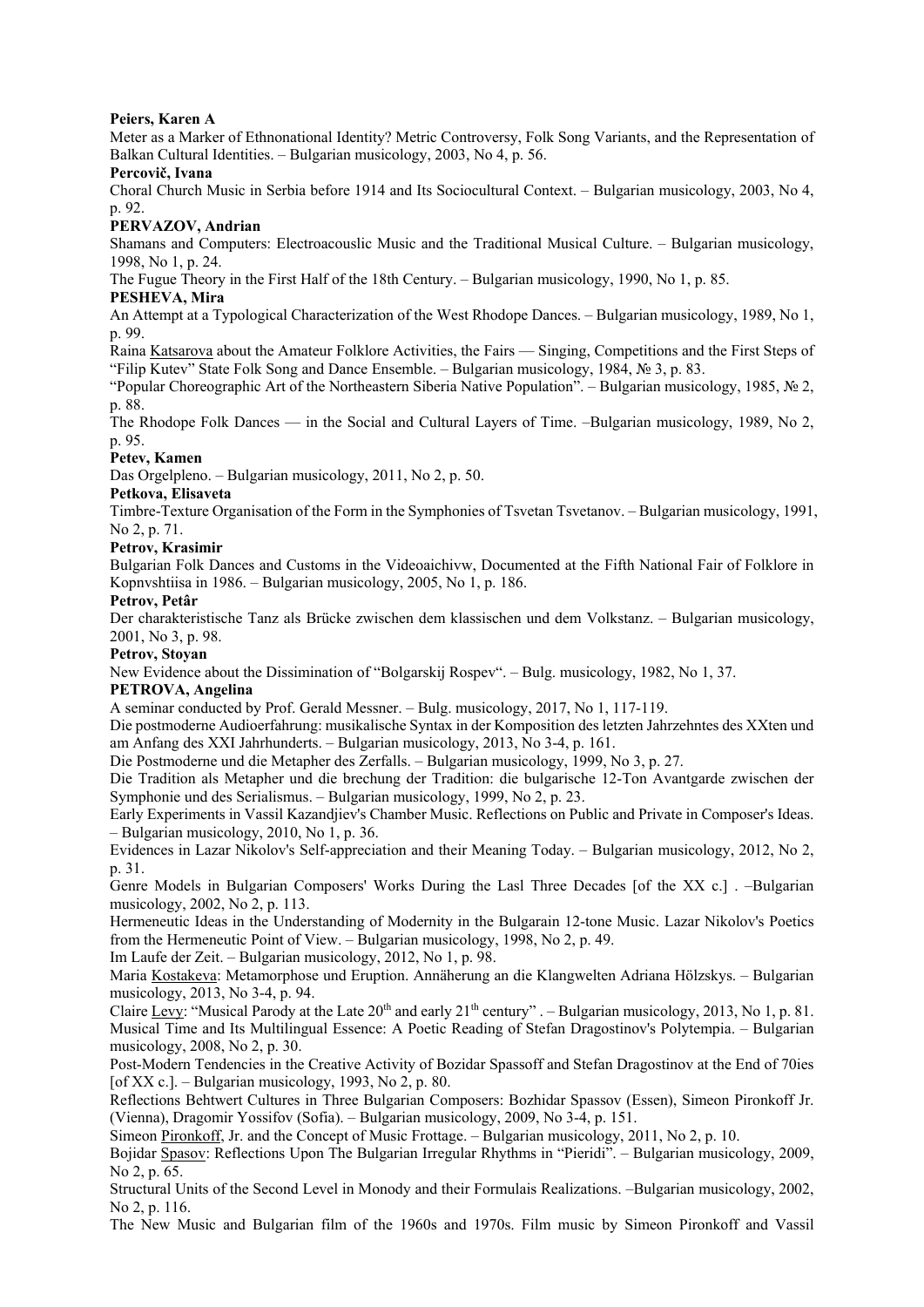**Peiers, Karen A**

Meter as a Marker of Ethnonational Identity? Metric Controversy, Folk Song Variants, and the Representation of Balkan Cultural Identities. – Bulgarian musicology, 2003, No 4, p. 56.

**Percovič, Ivana**

Choral Church Music in Serbia before 1914 and Its Sociocultural Context. – Bulgarian musicology, 2003, No 4, p. 92.

**PERVAZOV, Andrian**

Shamans and Computers: Electroacouslic Music and the Traditional Musical Culture. – Bulgarian musicology, 1998, No 1, p. 24.

The Fugue Theory in the First Half of the 18th Century. – Bulgarian musicology, 1990, No 1, p. 85.

**PESHEVA, Mira**

An Attempt at a Typological Characterization of the West Rhodope Dances. – Bulgarian musicology, 1989, No 1, p. 99.

Raina Katsarova about the Amateur Folklore Activities, the Fairs — Singing, Competitions and the First Steps of "Filip Kutev" State Folk Song and Dance Ensemble. – Bulgarian musicology, 1984, № 3, p. 83.

"Popular Choreographic Art of the Northeastern Siberia Native Population". – Bulgarian musicology, 1985, № 2, p. 88.

The Rhodope Folk Dances — in the Social and Cultural Layers of Time. –Bulgarian musicology, 1989, No 2, p. 95.

**Petev, Kamen**

Das Orgelpleno. – Bulgarian musicology, 2011, No 2, p. 50.

**Petkova, Elisaveta**

Timbre-Texture Organisation of the Form in the Symphonies of Tsvetan Tsvetanov. – Bulgarian musicology, 1991, No 2, p. 71.

**Petrov, Krasimir**

Bulgarian Folk Dances and Customs in the Videoaichivw, Documented at the Fifth National Fair of Folklore in Kopnvshtiisa in 1986. – Bulgarian musicology, 2005, No 1, p. 186.

**Petrov, Petâr**

Der charakteristische Tanz als Brücke zwischen dem klassischen und dem Volkstanz. – Bulgarian musicology, 2001, No 3, p. 98.

**Petrov, Stoyan**

New Evidence about the Dissimination of "Bolgarskij Rospev". – Bulg. musicology, 1982, No 1, 37.

**PETROVA, Angelina**

A seminar conducted by Prof. Gerald Messner. – Bulg. musicology, 2017, No 1, 117-119.

Die postmoderne Audioerfahrung: musikalische Syntax in der Komposition des letzten Jahrzehntes des XXten und am Anfang des XXI Jahrhunderts. – Bulgarian musicology, 2013, No 3-4, p. 161.

Die Postmoderne und die Metapher des Zerfalls. – Bulgarian musicology, 1999, No 3, p. 27.

Die Tradition als Metapher und die brechung der Tradition: die bulgarische 12-Ton Avantgarde zwischen der Symphonie und des Serialismus. – Bulgarian musicology, 1999, No 2, p. 23.

Early Experiments in Vassil Kazandjiev's Chamber Music. Reflections on Public and Private in Composer's Ideas. – Bulgarian musicology, 2010, No 1, p. 36.

Evidences in Lazar Nikolov's Self-appreciation and their Meaning Today. – Bulgarian musicology, 2012, No 2, p. 31.

Genre Models in Bulgarian Composers' Works During the Lasl Three Decades [of the XX c.] . –Bulgarian musicology, 2002, No 2, p. 113.

Hermeneutic Ideas in the Understanding of Modernity in the Bulgarain 12-tone Music. Lazar Nikolov's Poetics from the Hermeneutic Point of View. – Bulgarian musicology, 1998, No 2, p. 49.

Im Laufe der Zeit. – Bulgarian musicology, 2012, No 1, p. 98.

Maria Kostakeva: Metamorphose und Eruption. Annäherung an die Klangwelten Adriana Hölzskys. – Bulgarian musicology, 2013, No 3-4, p. 94.

Claire Levy: "Musical Parody at the Late 20th and early 21th century" . – Bulgarian musicology, 2013, No 1, p. 81.

Musical Time and Its Multilingual Essence: A Poetic Reading of Stefan Dragostinov's Polytempia. – Bulgarian musicology, 2008, No 2, p. 30.

Post-Modern Tendencies in the Creative Activity of Bozidar Spassoff and Stefan Dragostinov at the End of 70ies [of XX c.]. – Bulgarian musicology, 1993, No 2, p. 80.

Reflections Behtwert Cultures in Three Bulgarian Composers: Bozhidar Spassov (Essen), Simeon Pironkoff Jr. (Vienna), Dragomir Yossifov (Sofia). – Bulgarian musicology, 2009, No 3-4, p. 151.

Simeon Pironkoff, Jr. and the Concept of Music Frottage. – Bulgarian musicology, 2011, No 2, p. 10.

Bojidar Spasov: Reflections Upon The Bulgarian Irregular Rhythms in "Pieridi". – Bulgarian musicology, 2009, No 2, p. 65.

Structural Units of the Second Level in Monody and their Formulais Realizations. –Bulgarian musicology, 2002, No 2, p. 116.

The New Music and Bulgarian film of the 1960s and 1970s. Film music by Simeon Pironkoff and Vassil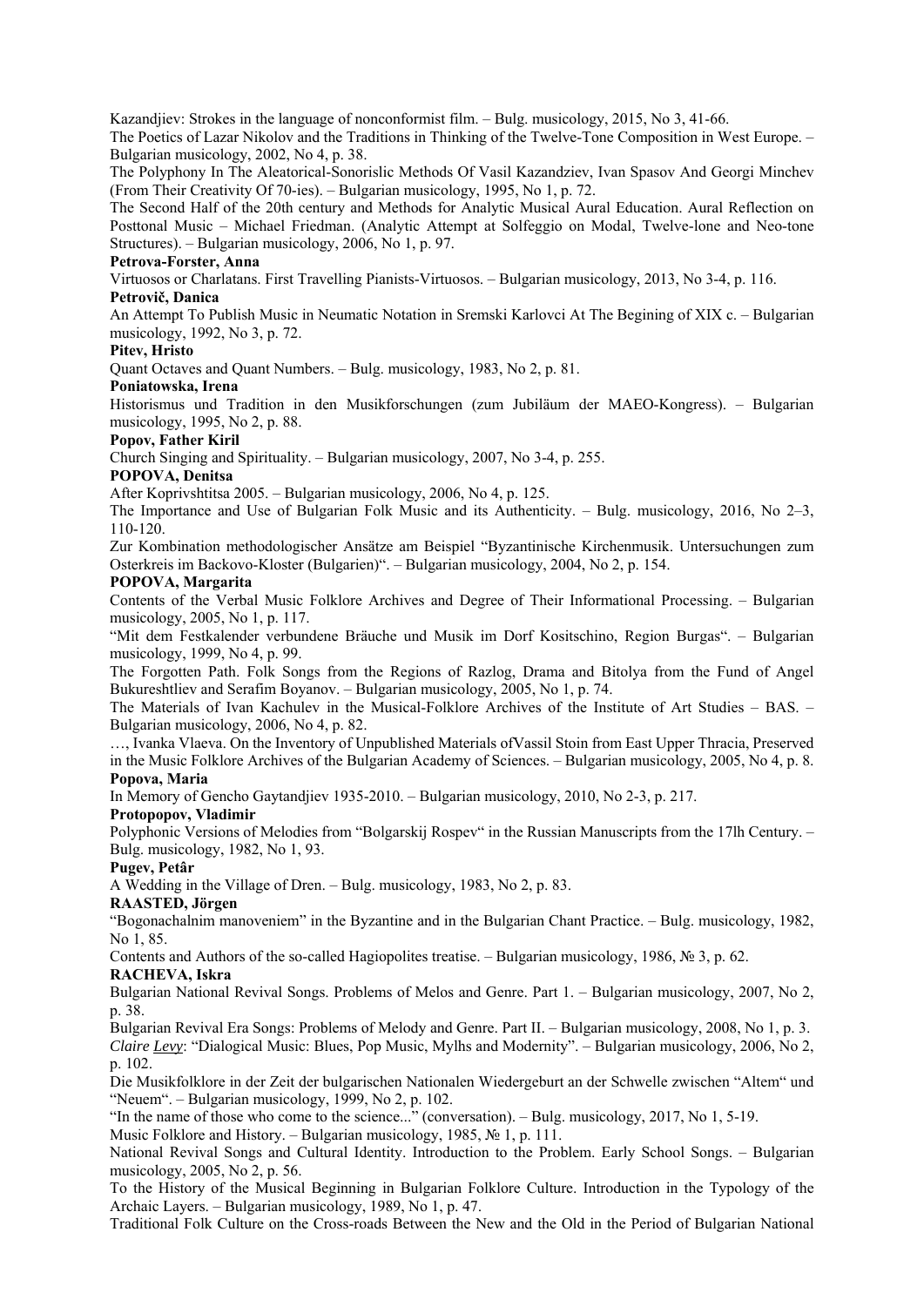Kazandjiev: Strokes in the language of nonconformist film. – Bulg. musicology, 2015, No 3, 41-66.

The Poetics of Lazar Nikolov and the Traditions in Thinking of the Twelve-Tone Composition in West Europe. – Bulgarian musicology, 2002, No 4, p. 38.

The Polyphony In The Aleatorical-Sonorislic Methods Of Vasil Kazandziev, Ivan Spasov And Georgi Minchev (From Their Creativity Of 70-ies). – Bulgarian musicology, 1995, No 1, p. 72.

The Second Half of the 20th century and Methods for Analytic Musical Aural Education. Aural Reflection on Posttonal Music – Michael Friedman. (Analytic Attempt at Solfeggio on Modal, Twelve-lone and Neo-tone Structures). – Bulgarian musicology, 2006, No 1, p. 97.

**Petrova-Forster, Anna**

Virtuosos or Charlatans. First Travelling Pianists-Virtuosos. – Bulgarian musicology, 2013, No 3-4, p. 116.

**Petrovič, Danica**

An Attempt To Publish Music in Neumatic Notation in Sremski Karlovci At The Begining of XIX c. – Bulgarian musicology, 1992, No 3, p. 72.

**Pitev, Hristo**

Quant Octaves and Quant Numbers. – Bulg. musicology, 1983, No 2, p. 81.

**Poniatowska, Irena**

Historismus und Tradition in den Musikforschungen (zum Jubiläum der MAEO-Kongress). – Bulgarian musicology, 1995, No 2, p. 88.

**Popov, Father Kiril**

Church Singing and Spirituality. – Bulgarian musicology, 2007, No 3-4, p. 255.

**POPOVA, Denitsa**

After Koprivshtitsa 2005. – Bulgarian musicology, 2006, No 4, p. 125.

The Importance and Use of Bulgarian Folk Music and its Authenticity. – Bulg. musicology, 2016, No 2–3, 110-120.

Zur Kombination methodologischer Ansätze am Beispiel "Byzantinische Kirchenmusik. Untersuchungen zum Osterkreis im Backovo-Kloster (Bulgarien)". – Bulgarian musicology, 2004, No 2, p. 154.

**POPOVA, Margarita**

Contents of the Verbal Music Folklore Archives and Degree of Their Informational Processing. – Bulgarian musicology, 2005, No 1, p. 117.

"Mit dem Festkalender verbundene Bräuche und Musik im Dorf Kositschino, Region Burgas". – Bulgarian musicology, 1999, No 4, p. 99.

The Forgotten Path. Folk Songs from the Regions of Razlog, Drama and Bitolya from the Fund of Angel Bukureshtliev and Serafim Boyanov. – Bulgarian musicology, 2005, No 1, p. 74.

The Materials of Ivan Kachulev in the Musical-Folklore Archives of the Institute of Art Studies – BAS. – Bulgarian musicology, 2006, No 4, p. 82.

…, Ivanka Vlaeva. On the Inventory of Unpublished Materials ofVassil Stoin from East Upper Thracia, Preserved in the Music Folklore Archives of the Bulgarian Academy of Sciences. – Bulgarian musicology, 2005, No 4, p. 8.

**Popova, Maria**

In Memory of Gencho Gaytandjiev 1935-2010. – Bulgarian musicology, 2010, No 2-3, p. 217.

**Protopopov, Vladimir**

Polyphonic Versions of Melodies from "Bolgarskij Rospev" in the Russian Manuscripts from the 17lh Century. – Bulg. musicology, 1982, No 1, 93.

**Pugev, Petâr**

A Wedding in the Village of Dren. – Bulg. musicology, 1983, No 2, p. 83.

**RAASTED, Jörgen**

"Bogonachalnim manoveniem" in the Byzantine and in the Bulgarian Chant Practice. – Bulg. musicology, 1982, No 1, 85.

Contents and Authors of the so-called Hagiopolites treatise. – Bulgarian musicology, 1986, № 3, p. 62.

**RACHEVA, Iskra**

Bulgarian National Revival Songs. Problems of Melos and Genre. Part 1. – Bulgarian musicology, 2007, No 2, p. 38.

Bulgarian Revival Era Songs: Problems of Melody and Genre. Part II. – Bulgarian musicology, 2008, No 1, p. 3.

*Claire Levy*: "Dialogical Music: Blues, Pop Music, Mylhs and Modernity". – Bulgarian musicology, 2006, No 2, p. 102.

Die Musikfolklore in der Zeit der bulgarischen Nationalen Wiedergeburt an der Schwelle zwischen "Altem" und "Neuem". – Bulgarian musicology, 1999, No 2, p. 102.

"In the name of those who come to the science..." (conversation). – Bulg. musicology, 2017, No 1, 5-19.

Music Folklore and History. – Bulgarian musicology, 1985, № 1, p. 111.

National Revival Songs and Cultural Identity. Introduction to the Problem. Early School Songs. – Bulgarian musicology, 2005, No 2, p. 56.

To the History of the Musical Beginning in Bulgarian Folklore Culture. Introduction in the Typology of the Archaic Layers. – Bulgarian musicology, 1989, No 1, p. 47.

Traditional Folk Culture on the Cross-roads Between the New and the Old in the Period of Bulgarian National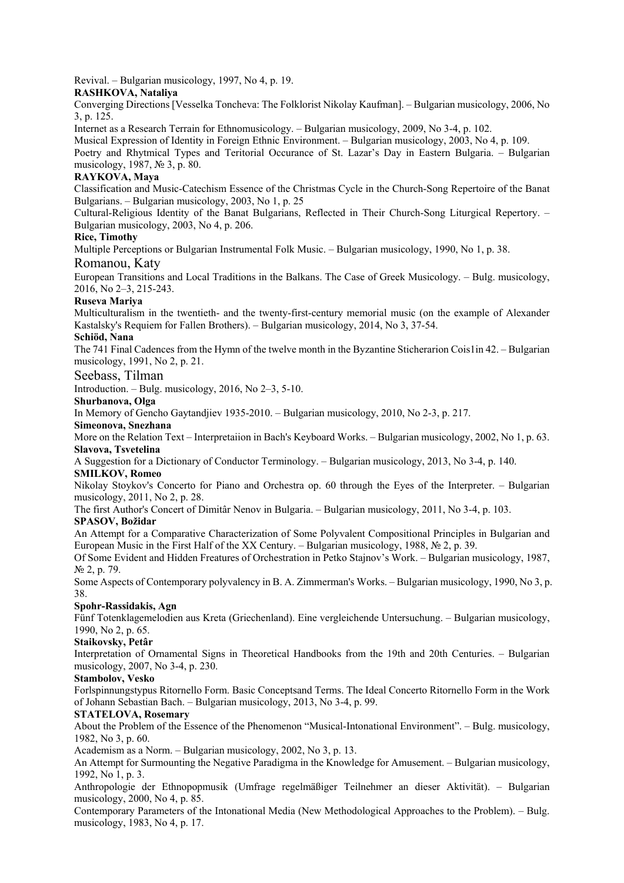Revival. – Bulgarian musicology, 1997, No 4, p. 19.

**RASHKOVA, Nataliya**

Converging Directions [Vesselka Toncheva: The Folklorist Nikolay Kaufman]. – Bulgarian musicology, 2006, No 3, p. 125.

Internet as a Research Terrain for Ethnomusicology. – Bulgarian musicology, 2009, No 3-4, p. 102.

Musical Expression of Identity in Foreign Ethnic Environment. – Bulgarian musicology, 2003, No 4, p. 109.

Poetry and Rhytmical Types and Teritorial Occurance of St. Lazar's Day in Eastern Bulgaria. – Bulgarian musicology, 1987, № 3, p. 80.

**RAYKOVA, Maya**

Classification and Music-Catechism Essence of the Christmas Cycle in the Church-Song Repertoire of the Banat Bulgarians. – Bulgarian musicology, 2003, No 1, p. 25

Cultural-Religious Identity of the Banat Bulgarians, Reflected in Their Church-Song Liturgical Repertory. – Bulgarian musicology, 2003, No 4, p. 206.

**Rice, Timothy**

Multiple Perceptions or Bulgarian Instrumental Folk Music. – Bulgarian musicology, 1990, No 1, p. 38.

Romanou, Katy

European Transitions and Local Traditions in the Balkans. The Case of Greek Musicology. – Bulg. musicology, 2016, No 2–3, 215-243.

**Ruseva Mariya**

Multiculturalism in the twentieth- and the twenty-first-century memorial music (on the example of Alexander Kastalsky's Requiem for Fallen Brothers). – Bulgarian musicology, 2014, No 3, 37-54.

**Schiöd, Nana**

The 741 Final Cadences from the Hymn of the twelve month in the Byzantine Sticherarion Cois1in 42. – Bulgarian musicology, 1991, No 2, p. 21.

Seebass, Tilman

Introduction. – Bulg. musicology, 2016, No 2–3, 5-10.

**Shurbanova, Olga**

In Memory of Gencho Gaytandjiev 1935-2010. – Bulgarian musicology, 2010, No 2-3, p. 217.

**Simeonova, Snezhana**

More on the Relation Text – Interpretaiion in Bach's Keyboard Works. – Bulgarian musicology, 2002, No 1, p. 63.

**Slavova, Tsvetelina**

A Suggestion for a Dictionary of Conductor Terminology. – Bulgarian musicology, 2013, No 3-4, p. 140.

**SMILKOV, Romeo**

Nikolay Stoykov's Concerto for Piano and Orchestra op. 60 through the Eyes of the Interpreter. – Bulgarian musicology, 2011, No 2, p. 28.

The first Author's Concert of Dimitâr Nenov in Bulgaria. – Bulgarian musicology, 2011, No 3-4, p. 103.

**SPASOV, Božidar**

An Attempt for a Comparative Characterization of Some Polyvalent Compositional Principles in Bulgarian and European Music in the First Half of the XX Century. – Bulgarian musicology, 1988, № 2, p. 39.

Of Some Evident and Hidden Freatures of Orchestration in Petko Stajnov's Work. – Bulgarian musicology, 1987, № 2, p. 79.

Some Aspects of Contemporary polyvalency in B. A. Zimmerman's Works. – Bulgarian musicology, 1990, No 3, p. 38.

**Spohr-Rassidakis, Agn**

Fünf Totenklagemelodien aus Kreta (Griechenland). Eine vergleichende Untersuchung. – Bulgarian musicology, 1990, No 2, p. 65.

**Staikovsky, Petâr**

Interpretation of Ornamental Signs in Theoretical Handbooks from the 19th and 20th Centuries. – Bulgarian musicology, 2007, No 3-4, p. 230.

**Stambolov, Vesko**

Forlspinnungstypus Ritornello Form. Basic Conceptsand Terms. The Ideal Concerto Ritornello Form in the Work of Johann Sebastian Bach. – Bulgarian musicology, 2013, No 3-4, p. 99.

**STATELOVA, Rosemary**

About the Problem of the Essence of the Phenomenon "Musical-Intonational Environment". – Bulg. musicology, 1982, No 3, p. 60.

Academism as a Norm. – Bulgarian musicology, 2002, No 3, p. 13.

An Attempt for Surmounting the Negative Paradigma in the Knowledge for Amusement. – Bulgarian musicology, 1992, No 1, p. 3.

Anthropologie der Ethnopopmusik (Umfrage regelmäßiger Teilnehmer an dieser Aktivität). – Bulgarian musicology, 2000, No 4, p. 85.

Contemporary Parameters of the Intonational Media (New Methodological Approaches to the Problem). – Bulg. musicology, 1983, No 4, p. 17.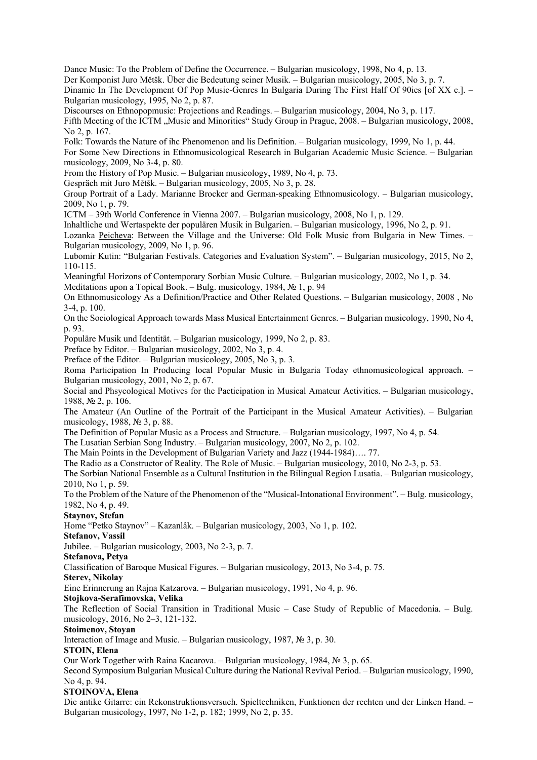Dance Music: To the Problem of Define the Occurrence. – Bulgarian musicology, 1998, No 4, p. 13.

Der Komponist Juro Mětšk. Über die Bedeutung seiner Musik. – Bulgarian musicology, 2005, No 3, p. 7.

Dinamic In The Development Of Pop Music-Genres In Bulgaria During The First Half Of 90ies [of XX c.]. – Bulgarian musicology, 1995, No 2, p. 87.

Discourses on Ethnopopmusic: Projections and Readings. – Bulgarian musicology, 2004, No 3, p. 117.

Fifth Meeting of the ICTM „Music and Minorities" Study Group in Prague, 2008. – Bulgarian musicology, 2008, No 2, p. 167.

Folk: Towards the Nature of ihc Phenomenon and lis Definition. – Bulgarian musicology, 1999, No 1, p. 44.

For Some New Directions in Ethnomusicological Research in Bulgarian Academic Music Science. – Bulgarian musicology, 2009, No 3-4, p. 80.

From the History of Pop Music. – Bulgarian musicology, 1989, No 4, p. 73.

Gespräch mit Juro Mětšk. – Bulgarian musicology, 2005, No 3, p. 28.

Group Portrait of a Lady. Marianne Brocker and German-speaking Ethnomusicology. – Bulgarian musicology, 2009, No 1, p. 79.

ICTM – 39th World Conference in Vienna 2007. – Bulgarian musicology, 2008, No 1, p. 129.

Inhaltliche und Wertaspekte der populären Musik in Bulgarien. – Bulgarian musicology, 1996, No 2, p. 91.

Lozanka Peicheva: Between the Village and the Universe: Old Folk Music from Bulgaria in New Times. – Bulgarian musicology, 2009, No 1, p. 96.

Lubomir Kutin: "Bulgarian Festivals. Categories and Evaluation System". – Bulgarian musicology, 2015, No 2, 110-115.

Meaningful Horizons of Contemporary Sorbian Music Culture. – Bulgarian musicology, 2002, No 1, p. 34.

Meditations upon a Topical Book. – Bulg. musicology, 1984, № 1, p. 94

On Ethnomusicology As a Definition/Practice and Other Related Questions. – Bulgarian musicology, 2008 , No 3-4, p. 100.

On the Sociological Approach towards Mass Musical Entertainment Genres. – Bulgarian musicology, 1990, No 4, p. 93.

Populäre Musik und Identität. – Bulgarian musicology, 1999, No 2, p. 83.

Preface by Editor. – Bulgarian musicology, 2002, No 3, p. 4.

Preface of the Editor. – Bulgarian musicology, 2005, No 3, p. 3.

Roma Participation In Producing local Popular Music in Bulgaria Today ethnomusicological approach. – Bulgarian musicology, 2001, No 2, p. 67.

Social and Phsycological Motives for the Pacticipation in Musical Amateur Activities. – Bulgarian musicology, 1988, № 2, p. 106.

The Amateur (An Outline of the Portrait of the Participant in the Musical Amateur Activities). – Bulgarian musicology, 1988, № 3, p. 88.

The Definition of Popular Music as a Process and Structure. – Bulgarian musicology, 1997, No 4, p. 54.

The Lusatian Serbian Song Industry. – Bulgarian musicology, 2007, No 2, p. 102.

The Main Points in the Development of Bulgarian Variety and Jazz (1944-1984)…. 77.

The Radio as a Constructor of Reality. The Role of Music. – Bulgarian musicology, 2010, No 2-3, p. 53.

The Sorbian National Ensemble as a Cultural Institution in the Bilingual Region Lusatia. – Bulgarian musicology, 2010, No 1, p. 59.

To the Problem of the Nature of the Phenomenon of the "Musical-Intonational Environment". – Bulg. musicology, 1982, No 4, p. 49.

**Staynov, Stefan**

Home "Petko Staynov" – Kazanlâk. – Bulgarian musicology, 2003, No 1, p. 102.

**Stefanov, Vassil**

Jubilee. – Bulgarian musicology, 2003, No 2-3, p. 7.

**Stefanova, Petya**

Classification of Baroque Musical Figures. – Bulgarian musicology, 2013, No 3-4, p. 75.

**Sterev, Nikolay**

Eine Erinnerung an Rajna Katzarova. – Bulgarian musicology, 1991, No 4, p. 96.

**Stojkova-Serafimovska, Velika**

The Reflection of Social Transition in Traditional Music – Case Study of Republic of Macedonia. – Bulg. musicology, 2016, No 2–3, 121-132.

**Stoimenov, Stoyan**

Interaction of Image and Music. – Bulgarian musicology, 1987, № 3, p. 30.

**STOIN, Elena**

Our Work Together with Raina Kacarova. – Bulgarian musicology, 1984, № 3, p. 65.

Second Symposium Bulgarian Musical Culture during the National Revival Period. – Bulgarian musicology, 1990, No 4, p. 94.

**STOINOVA, Elena**

Die antike Gitarre: ein Rekonstruktionsversuch. Spieltechniken, Funktionen der rechten und der Linken Hand. – Bulgarian musicology, 1997, No 1-2, p. 182; 1999, No 2, p. 35.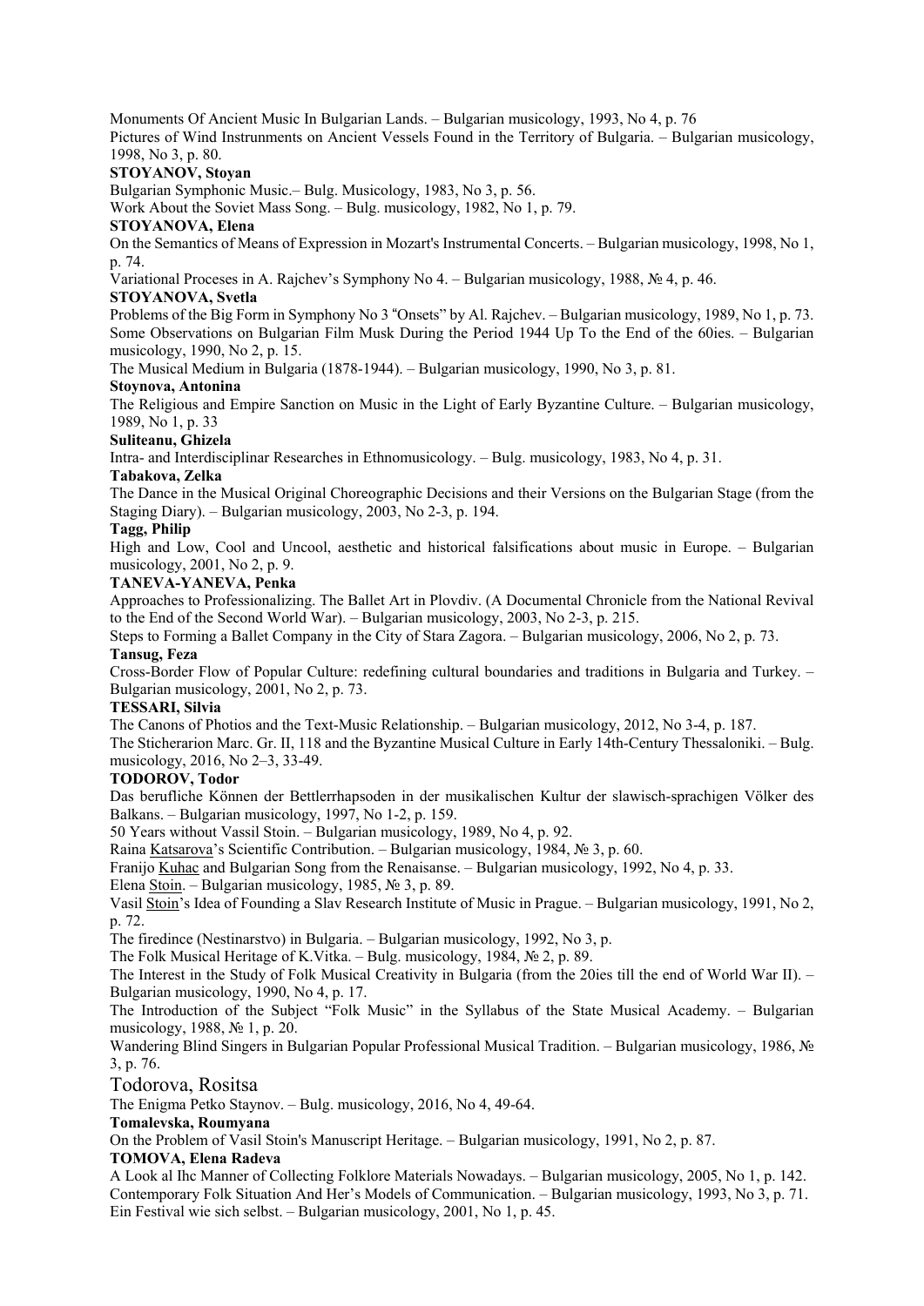Monuments Of Ancient Music In Bulgarian Lands. – Bulgarian musicology, 1993, No 4, p. 76

Pictures of Wind Instrunments on Ancient Vessels Found in the Territory of Bulgaria. – Bulgarian musicology, 1998, No 3, p. 80.

**STOYANOV, Stoyan**

Bulgarian Symphonic Music.– Bulg. Musicology, 1983, No 3, p. 56.

Work About the Soviet Mass Song. – Bulg. musicology, 1982, No 1, p. 79.

**STOYANOVA, Elena**

On the Semantics of Means of Expression in Mozart's Instrumental Concerts. – Bulgarian musicology, 1998, No 1, p. 74.

Variational Proceses in A. Rajchev's Symphony No 4. – Bulgarian musicology, 1988, № 4, p. 46.

**STOYANOVA, Svetla**

Problems of the Big Form in Symphony No 3 "Onsets" by Al. Rajchev. – Bulgarian musicology, 1989, No 1, p. 73.

Some Observations on Bulgarian Film Musk During the Period 1944 Up To the End of the 60ies. – Bulgarian musicology, 1990, No 2, p. 15.

The Musical Medium in Bulgaria (1878-1944). – Bulgarian musicology, 1990, No 3, p. 81.

**Stoynova, Antonina**

The Religious and Empire Sanction on Music in the Light of Early Byzantine Culture. – Bulgarian musicology, 1989, No 1, p. 33

**Suliteanu, Ghizela**

Intra- and Interdisciplinar Researches in Ethnomusicology. – Bulg. musicology, 1983, No 4, p. 31.

**Tabakova, Zelka**

The Dance in the Musical Original Choreographic Decisions and their Versions on the Bulgarian Stage (from the Staging Diary). – Bulgarian musicology, 2003, No 2-3, p. 194.

**Tagg, Philip**

High and Low, Cool and Uncool, aesthetic and historical falsifications about music in Europe. – Bulgarian musicology, 2001, No 2, p. 9.

**TANEVA-YANEVA, Penka**

Approaches to Professionalizing. The Ballet Art in Plovdiv. (A Documental Chronicle from the National Revival to the End of the Second World War). – Bulgarian musicology, 2003, No 2-3, p. 215.

Steps to Forming a Ballet Company in the City of Stara Zagora. – Bulgarian musicology, 2006, No 2, p. 73.

**Tansug, Feza**

Cross-Border Flow of Popular Culture: redefining cultural boundaries and traditions in Bulgaria and Turkey. – Bulgarian musicology, 2001, No 2, p. 73.

**TESSARI, Silvia**

The Canons of Photios and the Text-Music Relationship. – Bulgarian musicology, 2012, No 3-4, p. 187.

The Sticherarion Marc. Gr. II, 118 and the Byzantine Musical Culture in Early 14th-Century Thessaloniki. – Bulg. musicology, 2016, No 2–3, 33-49.

**TODOROV, Todor**

Das berufliche Können der Bettlerrhapsoden in der musikalischen Kultur der slawisch-sprachigen Völker des Balkans. – Bulgarian musicology, 1997, No 1-2, p. 159.

50 Years without Vassil Stoin. – Bulgarian musicology, 1989, No 4, p. 92.

Raina Katsarova's Scientific Contribution. – Bulgarian musicology, 1984, № 3, p. 60.

Franijo Kuhac and Bulgarian Song from the Renaisanse. – Bulgarian musicology, 1992, No 4, p. 33.

Elena Stoin. – Bulgarian musicology, 1985, № 3, p. 89.

Vasil Stoin's Idea of Founding a Slav Research Institute of Music in Prague. – Bulgarian musicology, 1991, No 2, p. 72.

The firedince (Nestinarstvo) in Bulgaria. – Bulgarian musicology, 1992, No 3, p.

The Folk Musical Heritage of K.Vitka. – Bulg. musicology, 1984, № 2, p. 89.

The Interest in the Study of Folk Musical Creativity in Bulgaria (from the 20ies till the end of World War II). – Bulgarian musicology, 1990, No 4, p. 17.

The Introduction of the Subject "Folk Music" in the Syllabus of the State Musical Academy. – Bulgarian musicology, 1988, № 1, p. 20.

Wandering Blind Singers in Bulgarian Popular Professional Musical Tradition. – Bulgarian musicology, 1986, № 3, p. 76.

Todorova, Rositsa

The Enigma Petko Staynov. – Bulg. musicology, 2016, No 4, 49-64.

**Tomalevska, Roumyana**

On the Problem of Vasil Stoin's Manuscript Heritage. – Bulgarian musicology, 1991, No 2, p. 87.

**TOMOVA, Elena Radeva**

A Look al Ihc Manner of Collecting Folklore Materials Nowadays. – Bulgarian musicology, 2005, No 1, p. 142.

Contemporary Folk Situation And Her's Models of Communication. – Bulgarian musicology, 1993, No 3, p. 71.

Ein Festival wie sich selbst. – Bulgarian musicology, 2001, No 1, p. 45.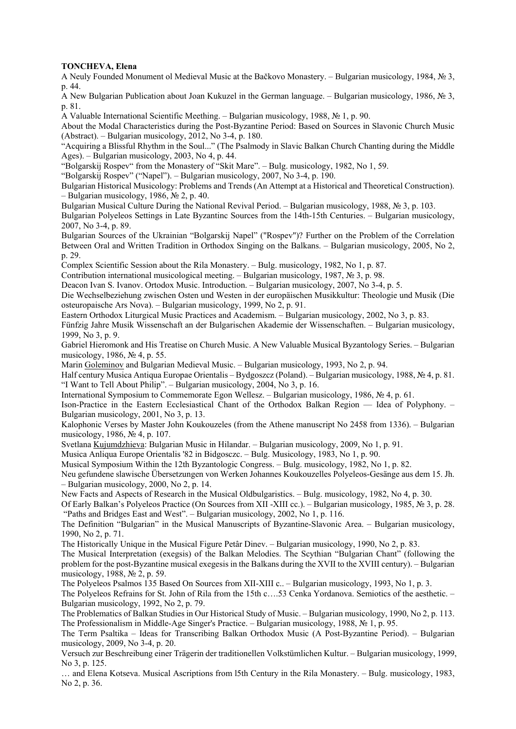**TONCHEVA, Elena**

A Neuly Founded Monument ol Medieval Music at the Bačkovo Monastery. – Bulgarian musicology, 1984, № 3, p. 44.

A New Bulgarian Publication about Joan Kukuzel in the German language. – Bulgarian musicology, 1986, № 3, p. 81.

A Valuable International Scientific Meethting. – Bulgarian musicology, 1988, № 1, p. 90.

About the Modal Characteristics during the Post-Byzantine Period: Based on Sources in Slavonic Church Music (Abstract). – Bulgarian musicology, 2012, No 3-4, p. 180.

"Acquiring a Blissful Rhythm in the Soul..." (The Psalmody in Slavic Balkan Church Chanting during the Middle Ages). – Bulgarian musicology, 2003, No 4, p. 44.

"Bolgarskij Rospev" from the Monastery of "Skit Mare". – Bulg. musicology, 1982, No 1, 59.

"Bolgarskij Rospev" ("Napel"). – Bulgarian musicology, 2007, No 3-4, p. 190.

Bulgarian Historical Musicology: Problems and Trends (An Attempt at a Historical and Theoretical Construction). – Bulgarian musicology, 1986, № 2, p. 40.

Bulgarian Musical Culture During the National Revival Period. – Bulgarian musicology, 1988, № 3, p. 103.

Bulgarian Polyeleos Settings in Late Byzantinc Sources from the 14th-15th Centuries. – Bulgarian musicology, 2007, No 3-4, p. 89.

Bulgarian Sources of the Ukrainian "Bolgarskij Napel" ("Rospev")? Further on the Problem of the Correlation Between Oral and Written Tradition in Orthodox Singing on the Balkans. – Bulgarian musicology, 2005, No 2, p. 29.

Complex Scientific Session about the Rila Monastery. – Bulg. musicology, 1982, No 1, p. 87.

Contribution international musicological meeting. – Bulgarian musicology, 1987, № 3, p. 98.

Deacon Ivan S. Ivanov. Ortodox Music. Introduction. – Bulgarian musicology, 2007, No 3-4, p. 5.

Die Wechselbeziehung zwischen Osten und Westen in der europäischen Musikkultur: Theologie und Musik (Die osteuropaische Ars Nova). – Bulgarian musicology, 1999, No 2, p. 91.

Eastern Orthodox Liturgical Music Practices and Academism. – Bulgarian musicology, 2002, No 3, p. 83.

Fünfzig Jahre Musik Wissenschaft an der Bulgarischen Akademie der Wissenschaften. – Bulgarian musicology, 1999, No 3, p. 9.

Gabriel Hieromonk and His Treatise on Church Music. A New Valuable Musical Byzantology Series. – Bulgarian musicology, 1986, № 4, p. 55.

Marin Goleminov and Bulgarian Medieval Music. – Bulgarian musicology, 1993, No 2, p. 94.

Half century Musica Antiqua Europae Orientalis – Bydgoszcz (Poland). – Bulgarian musicology, 1988, № 4, p. 81.

"I Want to Tell About Philip". – Bulgarian musicology, 2004, No 3, p. 16.

International Symposium to Commemorate Egon Wellesz. – Bulgarian musicology, 1986, № 4, p. 61.

Ison-Practice in the Eastern Ecclesiastical Chant of the Orthodox Balkan Region — Idea of Polyphony. – Bulgarian musicology, 2001, No 3, p. 13.

Kalophonic Verses by Master John Koukouzeles (from the Athene manuscript No 2458 from 1336). – Bulgarian musicology, 1986, № 4, p. 107.

Svetlana Kujumdzhieva: Bulgarian Music in Hilandar. – Bulgarian musicology, 2009, No 1, p. 91.

Musica Anliqua Europe Orientalis '82 in Bidgosczc. – Bulg. Musicology, 1983, No 1, p. 90.

Musical Symposium Within the 12th Byzantologic Congress. – Bulg. musicology, 1982, No 1, p. 82.

Neu gefundene slawische Übersetzungen von Werken Johannes Koukouzelles Polyeleos-Gesänge aus dem 15. Jh. – Bulgarian musicology, 2000, No 2, p. 14.

New Facts and Aspects of Research in the Musical Oldbulgaristics. – Bulg. musicology, 1982, No 4, p. 30.

Of Early Balkan's Polyeleos Practice (On Sources from XII -XIII cc.). – Bulgarian musicology, 1985, № 3, p. 28.

"Paths and Bridges East and West". – Bulgarian musicology, 2002, No 1, p. 116.

The Definition "Bulgarian" in the Musical Manuscripts of Byzantine-Slavonic Area. – Bulgarian musicology, 1990, No 2, p. 71.

The Historically Unique in the Musical Figure Petâr Dinev. – Bulgarian musicology, 1990, No 2, p. 83.

The Musical Interpretation (exegsis) of the Balkan Melodies. The Scythian "Bulgarian Chant" (following the problem for the post-Byzantine musical exegesis in the Balkans during the XVII to the XVIII century). – Bulgarian musicology, 1988, № 2, p. 59.

The Polyeleos Psalmos 135 Based On Sources from XII-XIII c.. – Bulgarian musicology, 1993, No 1, p. 3.

The Polyeleos Refrains for St. John of Rila from the 15th c….53 Cenka Yordanova. Semiotics of the aesthetic. – Bulgarian musicology, 1992, No 2, p. 79.

The Problematics of Balkan Studies in Our Historical Study of Music. – Bulgarian musicology, 1990, No 2, p. 113.

The Professionalism in Middle-Age Singer's Practice. – Bulgarian musicology, 1988, № 1, p. 95.

The Term Psaltika – Ideas for Transcribing Balkan Orthodox Music (A Post-Byzantine Period). – Bulgarian musicology, 2009, No 3-4, p. 20.

Versuch zur Beschreibung einer Trägerin der traditionellen Volkstümlichen Kultur. – Bulgarian musicology, 1999, No 3, p. 125.

… and Elena Kotseva. Musical Ascriptions from l5th Century in the Rila Monastery. – Bulg. musicology, 1983, No 2, p. 36.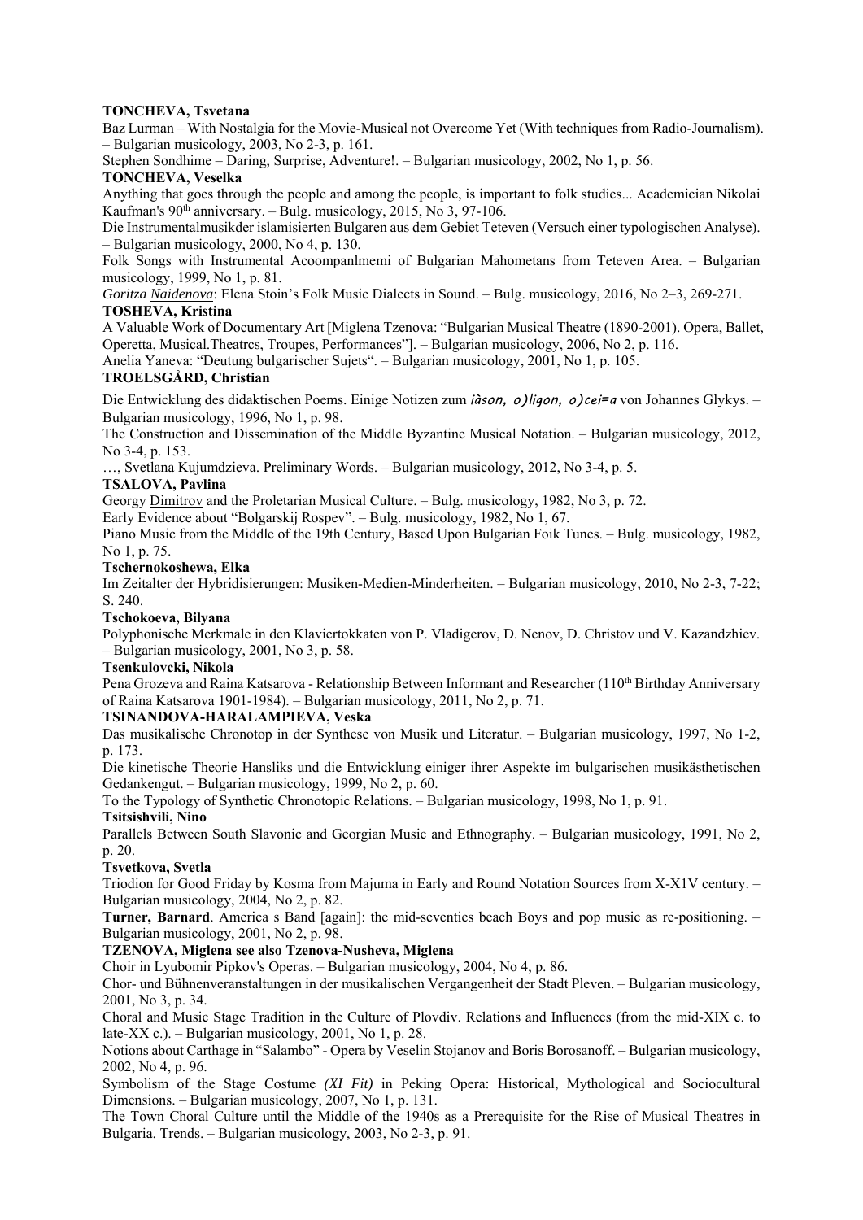**TONCHEVA, Tsvetana**

Baz Lurman – With Nostalgia for the Movie-Musical not Overcome Yet (With techniques from Radio-Journalism). – Bulgarian musicology, 2003, No 2-3, p. 161.

Stephen Sondhime – Daring, Surprise, Adventure!. – Bulgarian musicology, 2002, No 1, p. 56.

**TONCHEVA, Veselka**

Anything that goes through the people and among the people, is important to folk studies... Academician Nikolai Kaufman's 90th anniversary. – Bulg. musicology, 2015, No 3, 97-106.

Die Instrumentalmusikder islamisierten Bulgaren aus dem Gebiet Teteven (Versuch einer typologischen Analyse). – Bulgarian musicology, 2000, No 4, p. 130.

Folk Songs with Instrumental Acoompanlmemi of Bulgarian Mahometans from Teteven Area. – Bulgarian musicology, 1999, No 1, p. 81.

*Goritza Naidenova*: Elena Stoin's Folk Music Dialects in Sound. – Bulg. musicology, 2016, No 2–3, 269-271.

**TOSHEVA, Kristina**

A Valuable Work of Documentary Art [Miglena Tzenova: "Bulgarian Musical Theatre (1890-2001). Opera, Ballet, Operetta, Musical.Theatrcs, Troupes, Performances"]. – Bulgarian musicology, 2006, No 2, p. 116.

Anelia Yaneva: "Deutung bulgarischer Sujets". – Bulgarian musicology, 2001, No 1, p. 105.

**TROELSGÅRD, Christian**

Die Entwicklung des didaktischen Poems. Einige Notizen zum *iàson, o)ligon, o)cei=a* von Johannes Glykys. – Bulgarian musicology, 1996, No 1, p. 98.

The Construction and Dissemination of the Middle Byzantine Musical Notation. – Bulgarian musicology, 2012, No 3-4, p. 153.

…, Svetlana Kujumdzieva. Preliminary Words. – Bulgarian musicology, 2012, No 3-4, p. 5.

**TSALOVA, Pavlina**

Georgy Dimitrov and the Proletarian Musical Culture. – Bulg. musicology, 1982, No 3, p. 72.

Early Evidence about "Bolgarskij Rospev". – Bulg. musicology, 1982, No 1, 67.

Piano Music from the Middle of the 19th Century, Based Upon Bulgarian Foik Tunes. – Bulg. musicology, 1982, No 1, p. 75.

**Tschernokoshewa, Elka**

Im Zeitalter der Hybridisierungen: Musiken-Medien-Minderheiten. – Bulgarian musicology, 2010, No 2-3, 7-22; S. 240.

**Tschokoeva, Bilyana**

Polyphonische Merkmale in den Klaviertokkaten von P. Vladigerov, D. Nenov, D. Christov und V. Kazandzhiev. – Bulgarian musicology, 2001, No 3, p. 58.

**Tsenkulovcki, Nikola**

Pena Grozeva and Raina Katsarova - Relationship Between Informant and Researcher (110th Birthday Anniversary of Raina Katsarova 1901-1984). – Bulgarian musicology, 2011, No 2, p. 71.

**TSINANDOVA-HARALAMPIEVA, Veska**

Das musikalische Chronotop in der Synthese von Musik und Literatur. – Bulgarian musicology, 1997, No 1-2, p. 173.

Die kinetische Theorie Hansliks und die Entwicklung einiger ihrer Aspekte im bulgarischen musikästhetischen Gedankengut. – Bulgarian musicology, 1999, No 2, p. 60.

To the Typology of Synthetic Chronotopic Relations. – Bulgarian musicology, 1998, No 1, p. 91.

**Tsitsishvili, Nino**

Parallels Between South Slavonic and Georgian Music and Ethnography. – Bulgarian musicology, 1991, No 2, p. 20.

**Tsvetkova, Svetla**

Triodion for Good Friday by Kosma from Majuma in Early and Round Notation Sources from X-X1V century. – Bulgarian musicology, 2004, No 2, p. 82.

**Turner, Barnard**. America s Band [again]: the mid-seventies beach Boys and pop music as re-positioning. – Bulgarian musicology, 2001, No 2, p. 98.

**TZENOVA, Miglena see also Tzenova-Nusheva, Miglena**

Choir in Lyubomir Pipkov's Operas. – Bulgarian musicology, 2004, No 4, p. 86.

Chor- und Bühnenveranstaltungen in der musikalischen Vergangenheit der Stadt Pleven. – Bulgarian musicology, 2001, No 3, p. 34.

Choral and Music Stage Tradition in the Culture of Plovdiv. Relations and Influences (from the mid-XIX c. to late-XX c.). – Bulgarian musicology, 2001, No 1, p. 28.

Notions about Carthage in "Salambo" - Opera by Veselin Stojanov and Boris Borosanoff. – Bulgarian musicology, 2002, No 4, p. 96.

Symbolism of the Stage Costume *(XI Fit)* in Peking Opera: Historical, Mythological and Sociocultural Dimensions. – Bulgarian musicology, 2007, No 1, p. 131.

The Town Choral Culture until the Middle of the 1940s as a Prerequisite for the Rise of Musical Theatres in Bulgaria. Trends. – Bulgarian musicology, 2003, No 2-3, p. 91.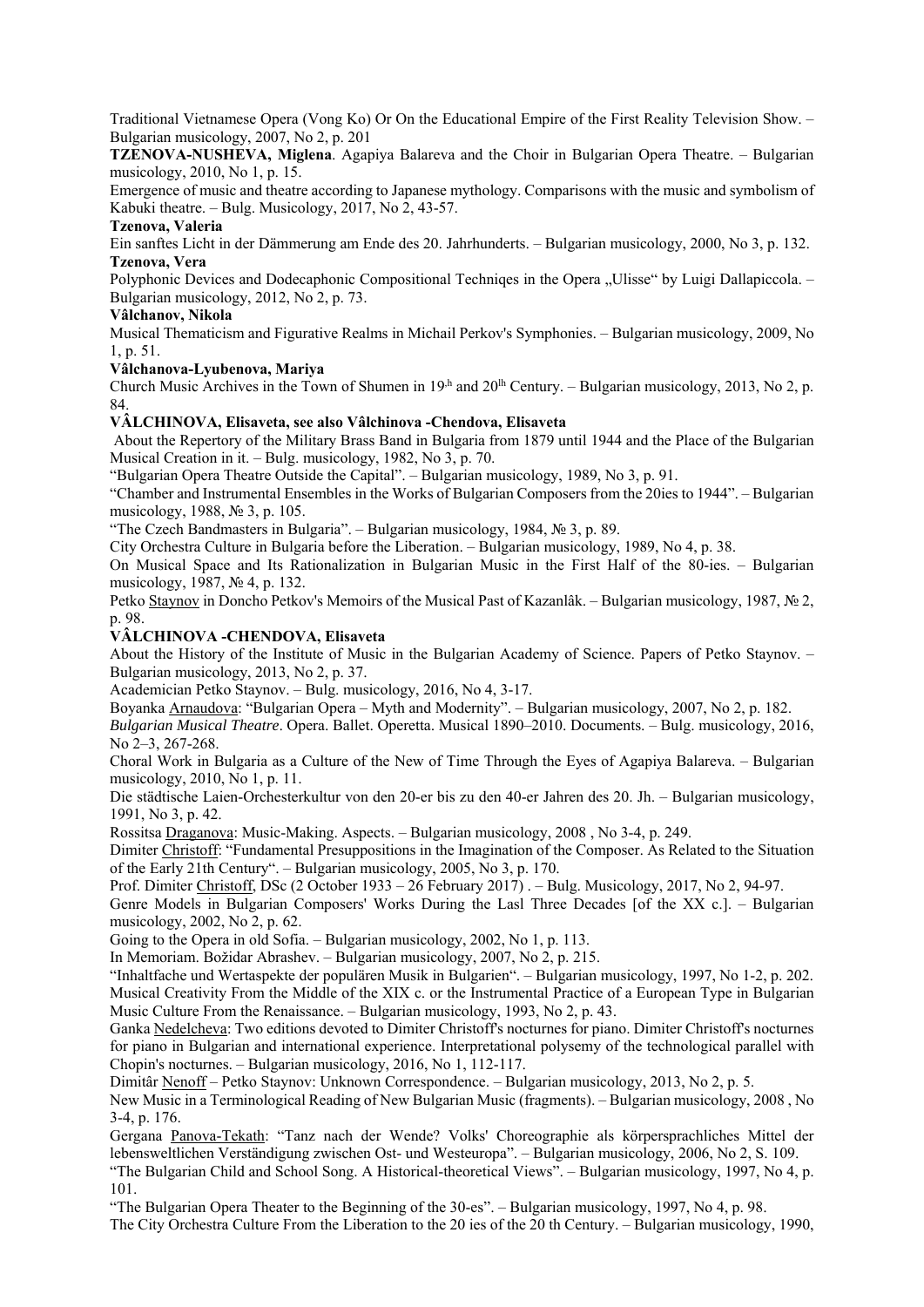Traditional Vietnamese Opera (Vong Ko) Or On the Educational Empire of the First Reality Television Show. – Bulgarian musicology, 2007, No 2, p. 201

**TZENOVA-NUSHEVA, Miglena**. Agapiya Balareva and the Choir in Bulgarian Opera Theatre. – Bulgarian musicology, 2010, No 1, p. 15.

Emergence of music and theatre according to Japanese mythology. Comparisons with the music and symbolism of Kabuki theatre. – Bulg. Musicology, 2017, No 2, 43-57.

**Tzenova, Valeria**

Ein sanftes Licht in der Dämmerung am Ende des 20. Jahrhunderts. – Bulgarian musicology, 2000, No 3, p. 132.

**Tzenova, Vera**

Polyphonic Devices and Dodecaphonic Compositional Techniqes in the Opera „Ulisse" by Luigi Dallapiccola. – Bulgarian musicology, 2012, No 2, p. 73.

**Vâlchanov, Nikola**

Musical Thematicism and Figurative Realms in Michail Perkov's Symphonies. – Bulgarian musicology, 2009, No 1, p. 51.

**Vâlchanova-Lyubenova, Mariya**

Church Music Archives in the Town of Shumen in 19th and 20th Century. – Bulgarian musicology, 2013, No 2, p. 84.

**VÂLCHINOVA, Elisaveta, see also Vâlchinova -Chendova, Elisaveta**

About the Repertory of the Military Brass Band in Bulgaria from 1879 until 1944 and the Place of the Bulgarian Musical Creation in it. – Bulg. musicology, 1982, No 3, p. 70.

"Bulgarian Opera Theatre Outside the Capital". – Bulgarian musicology, 1989, No 3, p. 91.

"Chamber and Instrumental Ensembles in the Works of Bulgarian Composers from the 20ies to 1944". – Bulgarian musicology, 1988, № 3, p. 105.

"The Czech Bandmasters in Bulgaria". – Bulgarian musicology, 1984, № 3, p. 89.

City Orchestra Culture in Bulgaria before the Liberation. – Bulgarian musicology, 1989, No 4, p. 38.

On Musical Space and Its Rationalization in Bulgarian Music in the First Half of the 80-ies. – Bulgarian musicology, 1987, № 4, p. 132.

Petko Staynov in Doncho Petkov's Memoirs of the Musical Past of Kazanlâk. – Bulgarian musicology, 1987, № 2, p. 98.

**VÂLCHINOVA -CHENDOVA, Elisaveta**

About the History of the Institute of Music in the Bulgarian Academy of Science. Papers of Petko Staynov. – Bulgarian musicology, 2013, No 2, p. 37.

Academician Petko Staynov. – Bulg. musicology, 2016, No 4, 3-17.

Boyanka Arnaudova: "Bulgarian Opera – Myth and Modernity". – Bulgarian musicology, 2007, No 2, p. 182.

*Bulgarian Musical Theatre*. Opera. Ballet. Operetta. Musical 1890–2010. Documents. – Bulg. musicology, 2016, No 2–3, 267-268.

Choral Work in Bulgaria as a Culture of the New of Time Through the Eyes of Agapiya Balareva. – Bulgarian musicology, 2010, No 1, p. 11.

Die städtische Laien-Orchesterkultur von den 20-er bis zu den 40-er Jahren des 20. Jh. – Bulgarian musicology, 1991, No 3, p. 42.

Rossitsa Draganova: Music-Making. Aspects. – Bulgarian musicology, 2008 , No 3-4, p. 249.

Dimiter Christoff: "Fundamental Presuppositions in the Imagination of the Composer. As Related to the Situation of the Early 21th Century". – Bulgarian musicology, 2005, No 3, p. 170.

Prof. Dimiter Christoff, DSc (2 October 1933 – 26 February 2017) . – Bulg. Musicology, 2017, No 2, 94-97.

Genre Models in Bulgarian Composers' Works During the Lasl Three Decades [of the XX c.]. – Bulgarian musicology, 2002, No 2, p. 62.

Going to the Opera in old Sofia. – Bulgarian musicology, 2002, No 1, p. 113.

In Memoriam. Božidar Abrashev. – Bulgarian musicology, 2007, No 2, p. 215.

"Inhaltfache und Wertaspekte der populären Musik in Bulgarien". – Bulgarian musicology, 1997, No 1-2, p. 202.

Musical Creativity From the Middle of the XIX c. or the Instrumental Practice of a European Type in Bulgarian Music Culture From the Renaissance. – Bulgarian musicology, 1993, No 2, p. 43.

Ganka Nedelcheva: Two editions devoted to Dimiter Christoff's nocturnes for piano. Dimiter Christoff's nocturnes for piano in Bulgarian and international experience. Interpretational polysemy of the technological parallel with Chopin's nocturnes. – Bulgarian musicology, 2016, No 1, 112-117.

Dimitâr Nenoff – Petko Staynov: Unknown Correspondence. – Bulgarian musicology, 2013, No 2, p. 5.

New Music in a Terminological Reading of New Bulgarian Music (fragments). – Bulgarian musicology, 2008 , No 3-4, p. 176.

Gergana Panova-Tekath: "Tanz nach der Wende? Volks' Choreographie als körpersprachliches Mittel der lebensweltlichen Verständigung zwischen Ost- und Westeuropa". – Bulgarian musicology, 2006, No 2, S. 109.

"The Bulgarian Child and School Song. A Historical-theoretical Views". – Bulgarian musicology, 1997, No 4, p. 101.

"The Bulgarian Opera Theater to the Beginning of the 30-es". – Bulgarian musicology, 1997, No 4, p. 98.

The City Orchestra Culture From the Liberation to the 20 ies of the 20 th Century. – Bulgarian musicology, 1990,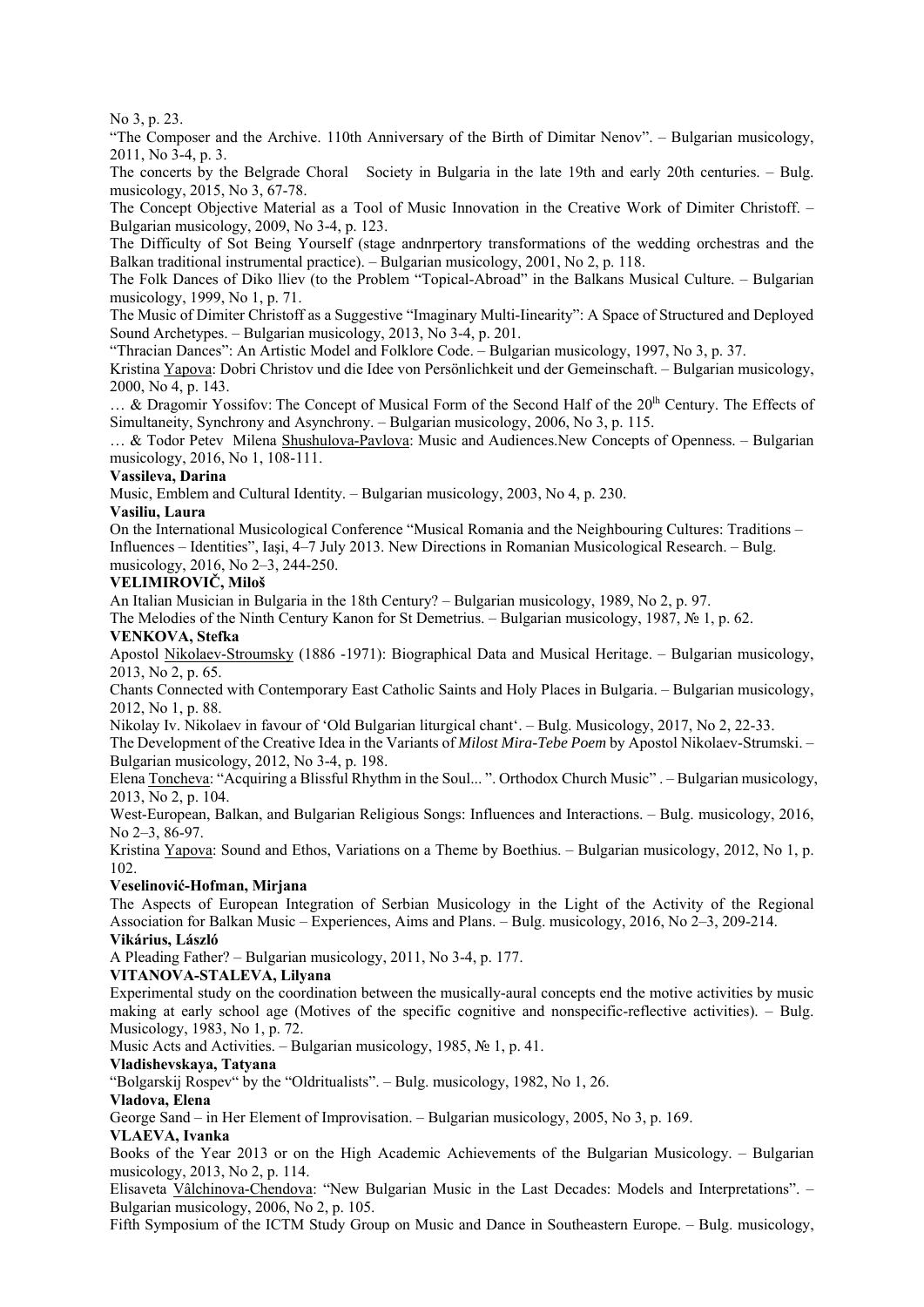No 3, p. 23.

“The Composer and the Archive. 110th Anniversary of the Birth of Dimitar Nenov”. – Bulgarian musicology, 2011, No 3-4, p. 3.

The concerts by the Belgrade Choral Society in Bulgaria in the late 19th and early 20th centuries. – Bulg. musicology, 2015, No 3, 67-78.

The Concept Objective Material as a Tool of Music Innovation in the Creative Work of Dimiter Christoff. – Bulgarian musicology, 2009, No 3-4, p. 123.

The Difficulty of Sot Being Yourself (stage andnrpertory transformations of the wedding orchestras and the Balkan traditional instrumental practice). – Bulgarian musicology, 2001, No 2, p. 118.

The Folk Dances of Diko lliev (to the Problem “Topical-Abroad” in the Balkans Musical Culture. – Bulgarian musicology, 1999, No 1, p. 71.

The Music of Dimiter Christoff as a Suggestive “Imaginary Multi-Iinearity”: A Space of Structured and Deployed Sound Archetypes. – Bulgarian musicology, 2013, No 3-4, p. 201.

“Thracian Dances”: An Artistic Model and Folklore Code. – Bulgarian musicology, 1997, No 3, p. 37.

Kristina Yapova: Dobri Christov und die Idee von Persönlichkeit und der Gemeinschaft. – Bulgarian musicology, 2000, No 4, p. 143.

… & Dragomir Yossifov: The Concept of Musical Form of the Second Half of the 20th Century. The Effects of Simultaneity, Synchrony and Asynchrony. – Bulgarian musicology, 2006, No 3, p. 115.

… & Todor Petev Milena Shushulova-Pavlova: Music and Audiences.New Concepts of Openness. – Bulgarian musicology, 2016, No 1, 108-111.

**Vassileva, Darina**

Music, Emblem and Cultural Identity. – Bulgarian musicology, 2003, No 4, p. 230.

**Vasiliu, Laura**

On the International Musicological Conference “Musical Romania and the Neighbouring Cultures: Traditions – Influences – Identities”, Iaşi, 4–7 July 2013. New Directions in Romanian Musicological Research. – Bulg. musicology, 2016, No 2–3, 244-250.

**VELIMIROVIČ, Miloš**

An Italian Musician in Bulgaria in the 18th Century? – Bulgarian musicology, 1989, No 2, p. 97.

The Melodies of the Ninth Century Kanon for St Demetrius. – Bulgarian musicology, 1987, № 1, p. 62.

**VENKOVA, Stefka**

Apostol Nikolaev-Stroumsky (1886 -1971): Biographical Data and Musical Heritage. – Bulgarian musicology, 2013, No 2, p. 65.

Chants Connected with Contemporary East Catholic Saints and Holy Places in Bulgaria. – Bulgarian musicology, 2012, No 1, p. 88.

Nikolay Iv. Nikolaev in favour of ‘Old Bulgarian liturgical chant‘. – Bulg. Musicology, 2017, No 2, 22-33.

The Development of the Creative Idea in the Variants of *Milost Mira-Tebe Poem* by Apostol Nikolaev-Strumski. – Bulgarian musicology, 2012, No 3-4, p. 198.

Elena Toncheva: “Acquiring a Blissful Rhythm in the Soul... ”. Orthodox Church Music” . – Bulgarian musicology, 2013, No 2, p. 104.

West-European, Balkan, and Bulgarian Religious Songs: Influences and Interactions. – Bulg. musicology, 2016, No 2–3, 86-97.

Kristina Yapova: Sound and Ethos, Variations on a Theme by Boethius. – Bulgarian musicology, 2012, No 1, p. 102.

**Veselinović-Hofman, Mirjana**

The Aspects of European Integration of Serbian Musicology in the Light of the Activity of the Regional Association for Balkan Music – Experiences, Aims and Plans. – Bulg. musicology, 2016, No 2–3, 209-214.

**Vikárius, László**

A Pleading Father? – Bulgarian musicology, 2011, No 3-4, p. 177.

**VITANOVA-STALEVA, Lilyana**

Experimental study on the coordination between the musically-aural concepts end the motive activities by music making at early school age (Motives of the specific cognitive and nonspecific-reflective activities). – Bulg. Musicology, 1983, No 1, p. 72.

Music Acts and Activities. – Bulgarian musicology, 1985, № 1, p. 41.

**Vladishevskaya, Tatyana**

“Bolgarskij Rospev“ by the “Oldritualists”. – Bulg. musicology, 1982, No 1, 26.

**Vladova, Elena**

George Sand – in Her Element of Improvisation. – Bulgarian musicology, 2005, No 3, p. 169.

**VLAEVA, Ivanka**

Books of the Year 2013 or on the High Academic Achievements of the Bulgarian Musicology. – Bulgarian musicology, 2013, No 2, p. 114.

Elisaveta Vâlchinova-Chendova: “New Bulgarian Music in the Last Decades: Models and Interpretations”. – Bulgarian musicology, 2006, No 2, p. 105.

Fifth Symposium of the ICTM Study Group on Music and Dance in Southeastern Europe. – Bulg. musicology,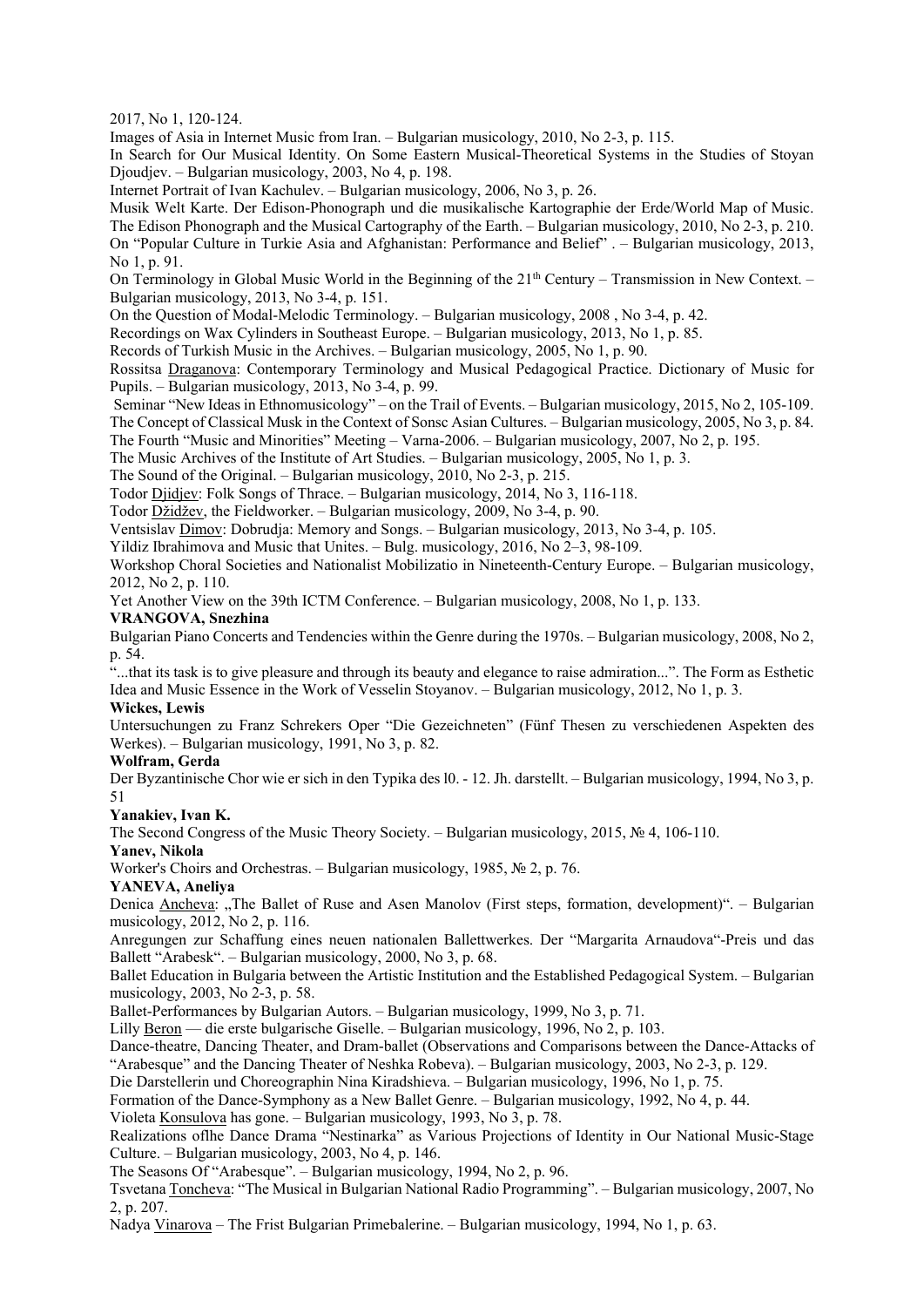2017, No 1, 120-124.

Images of Asia in Internet Music from Iran. – Bulgarian musicology, 2010, No 2-3, p. 115.

In Search for Our Musical Identity. On Some Eastern Musical-Theoretical Systems in the Studies of Stoyan Djoudjev. – Bulgarian musicology, 2003, No 4, p. 198.

Internet Portrait of Ivan Kachulev. – Bulgarian musicology, 2006, No 3, p. 26.

Musik Welt Karte. Der Edison-Phonograph und die musikalische Kartographie der Erde/World Map of Music. The Edison Phonograph and the Musical Cartography of the Earth. – Bulgarian musicology, 2010, No 2-3, p. 210.

On "Popular Culture in Turkie Asia and Afghanistan: Performance and Belief" . – Bulgarian musicology, 2013, No 1, p. 91.

On Terminology in Global Music World in the Beginning of the 21th Century – Transmission in New Context. – Bulgarian musicology, 2013, No 3-4, p. 151.

On the Question of Modal-Melodic Terminology. – Bulgarian musicology, 2008 , No 3-4, p. 42.

Recordings on Wax Cylinders in Southeast Europe. – Bulgarian musicology, 2013, No 1, p. 85.

Records of Turkish Music in the Archives. – Bulgarian musicology, 2005, No 1, p. 90.

Rossitsa Draganova: Contemporary Terminology and Musical Pedagogical Practice. Dictionary of Music for Pupils. – Bulgarian musicology, 2013, No 3-4, p. 99.

Seminar "New Ideas in Ethnomusicology" – on the Trail of Events. – Bulgarian musicology, 2015, No 2, 105-109.

The Concept of Classical Musk in the Context of Sonsc Asian Cultures. – Bulgarian musicology, 2005, No 3, p. 84.

The Fourth "Music and Minorities" Meeting – Varna-2006. – Bulgarian musicology, 2007, No 2, p. 195.

The Music Archives of the Institute of Art Studies. – Bulgarian musicology, 2005, No 1, p. 3.

The Sound of the Original. – Bulgarian musicology, 2010, No 2-3, p. 215.

Todor Djidjev: Folk Songs of Thrace. – Bulgarian musicology, 2014, No 3, 116-118.

Todor Džidžev, the Fieldworker. – Bulgarian musicology, 2009, No 3-4, p. 90.

Ventsislav Dimov: Dobrudja: Memory and Songs. – Bulgarian musicology, 2013, No 3-4, p. 105.

Yildiz Ibrahimova and Music that Unites. – Bulg. musicology, 2016, No 2–3, 98-109.

Workshop Choral Societies and Nationalist Mobilizatio in Nineteenth-Century Europe. – Bulgarian musicology, 2012, No 2, p. 110.

Yet Another View on the 39th ICTM Conference. – Bulgarian musicology, 2008, No 1, p. 133.

**VRANGOVA, Snezhina**

Bulgarian Piano Concerts and Tendencies within the Genre during the 1970s. – Bulgarian musicology, 2008, No 2, p. 54.

"...that its task is to give pleasure and through its beauty and elegance to raise admiration...". The Form as Esthetic Idea and Music Essence in the Work of Vesselin Stoyanov. – Bulgarian musicology, 2012, No 1, p. 3.

**Wickes, Lewis**

Untersuchungen zu Franz Schrekers Oper "Die Gezeichneten" (Fünf Thesen zu verschiedenen Aspekten des Werkes). – Bulgarian musicology, 1991, No 3, p. 82.

**Wolfram, Gerda**

Der Byzantinische Chor wie er sich in den Typika des l0. - 12. Jh. darstellt. – Bulgarian musicology, 1994, No 3, p. 51

**Yanakiev, Ivan K.**

The Second Congress of the Music Theory Society. – Bulgarian musicology, 2015, № 4, 106-110.

**Yanev, Nikola**

Worker's Choirs and Orchestras. – Bulgarian musicology, 1985, № 2, p. 76.

**YANEVA, Aneliya**

Denica Ancheva: „The Ballet of Ruse and Asen Manolov (First steps, formation, development)". – Bulgarian musicology, 2012, No 2, p. 116.

Anregungen zur Schaffung eines neuen nationalen Ballettwerkes. Der "Margarita Arnaudova"-Preis und das Ballett "Arabesk". – Bulgarian musicology, 2000, No 3, p. 68.

Ballet Education in Bulgaria between the Artistic Institution and the Established Pedagogical System. – Bulgarian musicology, 2003, No 2-3, p. 58.

Ballet-Performances by Bulgarian Autors. – Bulgarian musicology, 1999, No 3, p. 71.

Lilly Beron — die erste bulgarische Giselle. – Bulgarian musicology, 1996, No 2, p. 103.

Dance-theatre, Dancing Theater, and Dram-ballet (Observations and Comparisons between the Dance-Attacks of "Arabesque" and the Dancing Theater of Neshka Robeva). – Bulgarian musicology, 2003, No 2-3, p. 129.

Die Darstellerin und Choreographin Nina Kiradshieva. – Bulgarian musicology, 1996, No 1, p. 75.

Formation of the Dance-Symphony as a New Ballet Genre. – Bulgarian musicology, 1992, No 4, p. 44.

Violeta Konsulova has gone. – Bulgarian musicology, 1993, No 3, p. 78.

Realizations oflhe Dance Drama "Nestinarka" as Various Projections of Identity in Our National Music-Stage Culture. – Bulgarian musicology, 2003, No 4, p. 146.

The Seasons Of "Arabesque". – Bulgarian musicology, 1994, No 2, p. 96.

Tsvetana Toncheva: "The Musical in Bulgarian National Radio Programming". – Bulgarian musicology, 2007, No 2, p. 207.

Nadya Vinarova – The Frist Bulgarian Primebalerine. – Bulgarian musicology, 1994, No 1, p. 63.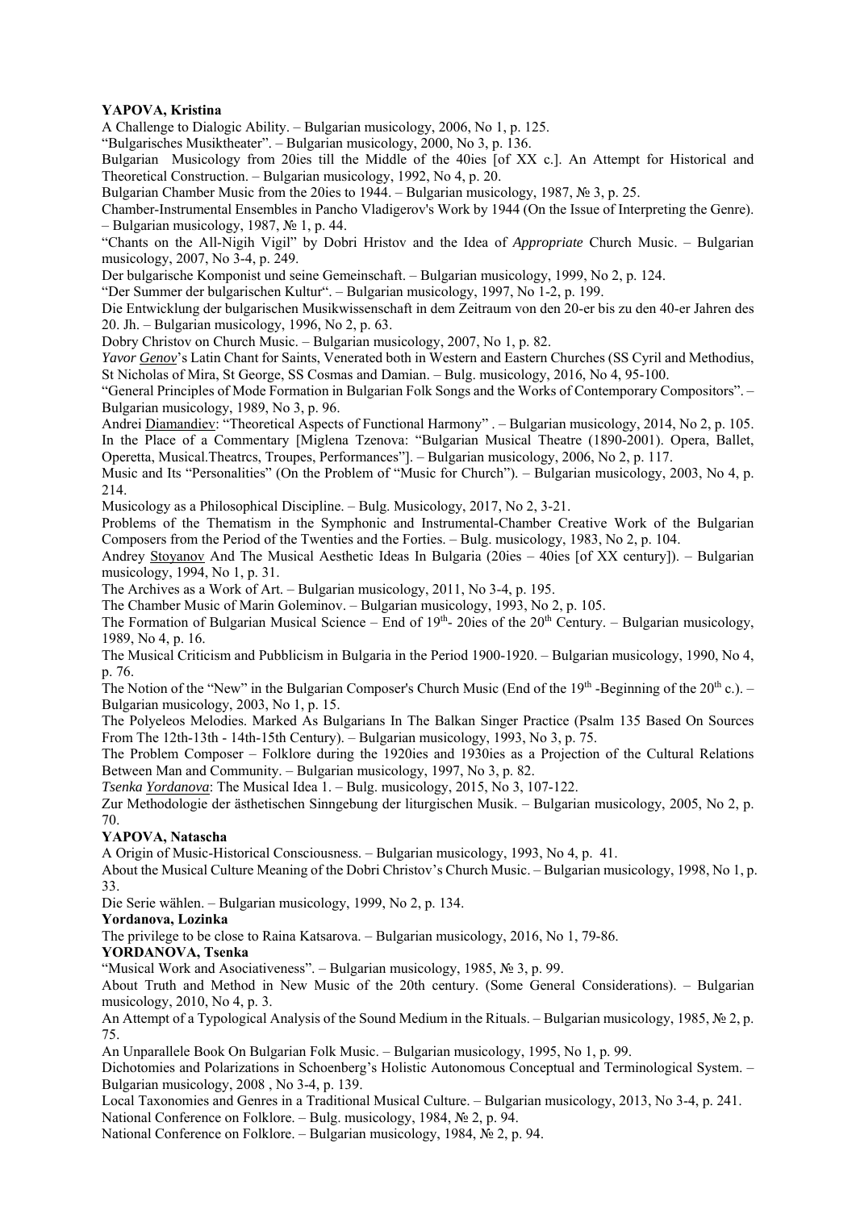**YAPOVA, Kristina**

A Challenge to Dialogic Ability. – Bulgarian musicology, 2006, No 1, p. 125.

“Bulgarisches Musiktheater”. – Bulgarian musicology, 2000, No 3, p. 136.

Bulgarian Musicology from 20ies till the Middle of the 40ies [of XX c.]. An Attempt for Historical and Theoretical Construction. – Bulgarian musicology, 1992, No 4, p. 20.

Bulgarian Chamber Music from the 20ies to 1944. – Bulgarian musicology, 1987, № 3, p. 25.

Chamber-Instrumental Ensembles in Pancho Vladigerov's Work by 1944 (On the Issue of Interpreting the Genre). – Bulgarian musicology, 1987, № 1, p. 44.

“Chants on the All-Nigih Vigil” by Dobri Hristov and the Idea of *Appropriate* Church Music. – Bulgarian musicology, 2007, No 3-4, p. 249.

Der bulgarische Komponist und seine Gemeinschaft. – Bulgarian musicology, 1999, No 2, p. 124.

“Der Summer der bulgarischen Kultur“. – Bulgarian musicology, 1997, No 1-2, p. 199.

Die Entwicklung der bulgarischen Musikwissenschaft in dem Zeitraum von den 20-er bis zu den 40-er Jahren des 20. Jh. – Bulgarian musicology, 1996, No 2, p. 63.

Dobry Christov on Church Music. – Bulgarian musicology, 2007, No 1, p. 82.

*Yavor Genov*’s Latin Chant for Saints, Venerated both in Western and Eastern Churches (SS Cyril and Methodius, St Nicholas of Mira, St George, SS Cosmas and Damian. – Bulg. musicology, 2016, No 4, 95-100.

“General Principles of Mode Formation in Bulgarian Folk Songs and the Works of Contemporary Composítors”. – Bulgarian musicology, 1989, No 3, p. 96.

Andrei Diamandiev: “Theoretical Aspects of Functional Harmony” . – Bulgarian musicology, 2014, No 2, p. 105.

In the Place of a Commentary [Miglena Tzenova: “Bulgarian Musical Theatre (1890-2001). Opera, Ballet, Operetta, Musical.Theatrcs, Troupes, Performances”]. – Bulgarian musicology, 2006, No 2, p. 117.

Music and Its “Personalities” (On the Problem of “Music for Church”). – Bulgarian musicology, 2003, No 4, p. 214.

Musicology as a Philosophical Discipline. – Bulg. Musicology, 2017, No 2, 3-21.

Problems of the Thematism in the Symphonic and Instrumental-Chamber Creative Work of the Bulgarian Composers from the Period of the Twenties and the Forties. – Bulg. musicology, 1983, No 2, p. 104.

Andrey Stoyanov And The Musical Aesthetic Ideas In Bulgaria (20ies – 40ies [of XX century]). – Bulgarian musicology, 1994, No 1, p. 31.

The Archives as a Work of Art. – Bulgarian musicology, 2011, No 3-4, p. 195.

The Chamber Music of Marin Goleminov. – Bulgarian musicology, 1993, No 2, p. 105.

The Formation of Bulgarian Musical Science – End of 19th- 20ies of the 20th Century. – Bulgarian musicology, 1989, No 4, p. 16.

The Musical Criticism and Pubblicism in Bulgaria in the Period 1900-1920. – Bulgarian musicology, 1990, No 4, p. 76.

The Notion of the “New” in the Bulgarian Composer's Church Music (End of the 19th -Beginning of the 20th c.). – Bulgarian musicology, 2003, No 1, p. 15.

The Polyeleos Melodies. Marked As Bulgarians In The Balkan Singer Practice (Psalm 135 Based On Sources From The 12th-13th - 14th-15th Century). – Bulgarian musicology, 1993, No 3, p. 75.

The Problem Composer – Folklore during the 1920ies and 1930ies as a Projection of the Cultural Relations Between Man and Community. – Bulgarian musicology, 1997, No 3, p. 82.

*Tsenka Yordanova*: The Musical Idea 1. – Bulg. musicology, 2015, No 3, 107-122.

Zur Methodologie der ästhetischen Sinngebung der liturgischen Musik. – Bulgarian musicology, 2005, No 2, p. 70.

**YAPOVA, Natascha**

A Origin of Music-Historical Consciousness. – Bulgarian musicology, 1993, No 4, p. 41.

About the Musical Culture Meaning of the Dobri Christov’s Church Music. – Bulgarian musicology, 1998, No 1, p. 33.

Die Serie wählen. – Bulgarian musicology, 1999, No 2, p. 134.

**Yordanova, Lozinka**

The privilege to be close to Raina Katsarova. – Bulgarian musicology, 2016, No 1, 79-86.

**YORDANOVA, Tsenka**

“Musical Work and Asociativeness”. – Bulgarian musicology, 1985, № 3, p. 99.

About Truth and Method in New Music of the 20th century. (Some General Considerations). – Bulgarian musicology, 2010, No 4, p. 3.

An Attempt of a Typological Analysis of the Sound Medium in the Rituals. – Bulgarian musicology, 1985, № 2, p. 75.

An Unparallele Book On Bulgarian Folk Music. – Bulgarian musicology, 1995, No 1, p. 99.

Dichotomies and Polarizations in Schoenberg’s Holistic Autonomous Conceptual and Terminological System. – Bulgarian musicology, 2008 , No 3-4, p. 139.

Local Taxonomies and Genres in a Traditional Musical Culture. – Bulgarian musicology, 2013, No 3-4, p. 241.

National Conference on Folklore. – Bulg. musicology, 1984, № 2, p. 94.

National Conference on Folklore. – Bulgarian musicology, 1984, № 2, p. 94.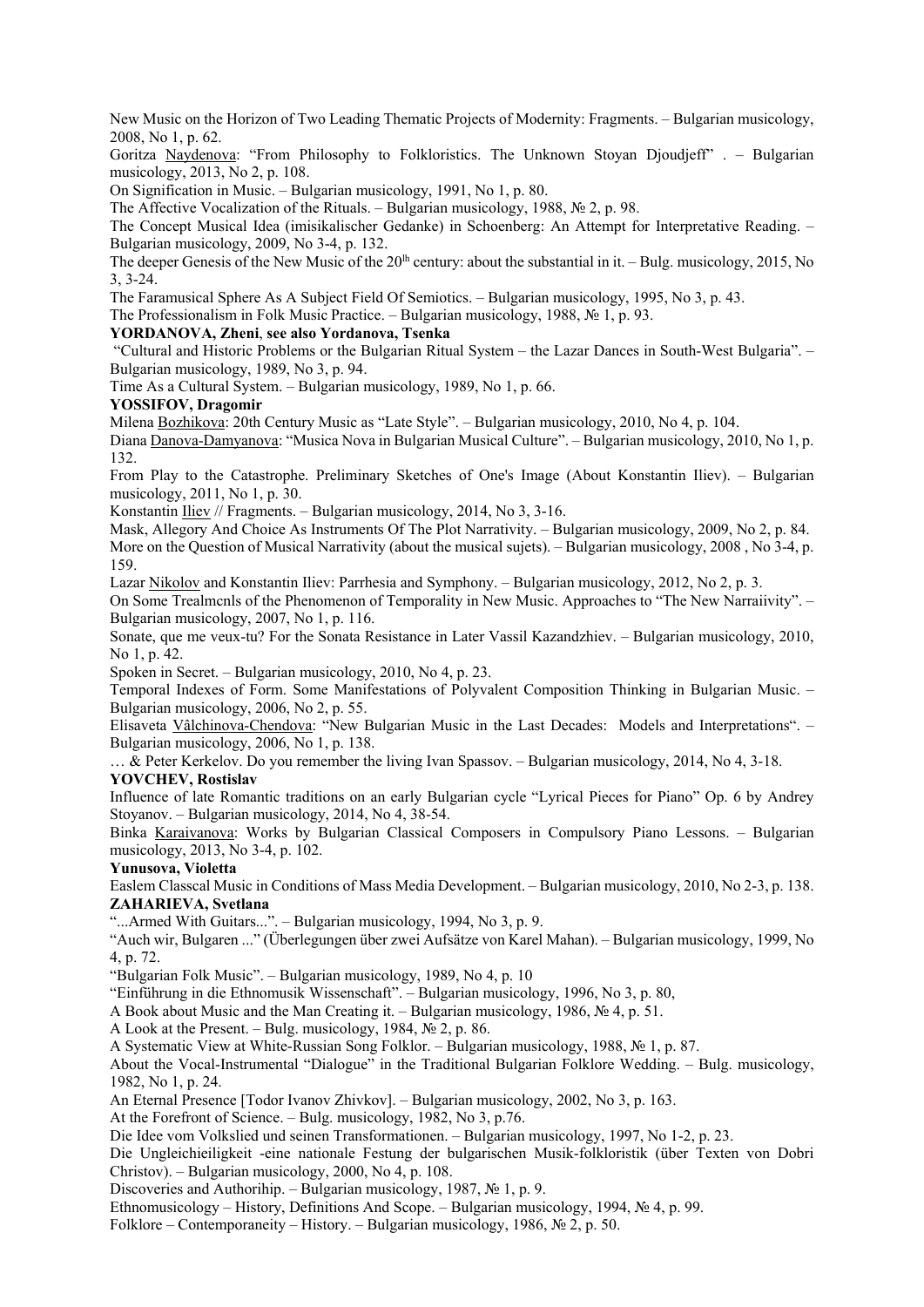New Music on the Horizon of Two Leading Thematic Projects of Modernity: Fragments. – Bulgarian musicology, 2008, No 1, p. 62.

Goritza Naydenova: "From Philosophy to Folkloristics. The Unknown Stoyan Djoudjeff" . – Bulgarian musicology, 2013, No 2, p. 108.

On Signification in Music. – Bulgarian musicology, 1991, No 1, p. 80.

The Affective Vocalization of the Rituals. – Bulgarian musicology, 1988, № 2, p. 98.

The Concept Musical Idea (imisikalischer Gedanke) in Schoenberg: An Attempt for Interpretative Reading. – Bulgarian musicology, 2009, No 3-4, p. 132.

The deeper Genesis of the New Music of the 20[th] century: about the substantial in it. – Bulg. musicology, 2015, No 3, 3-24.

The Faramusical Sphere As A Subject Field Of Semiotics. – Bulgarian musicology, 1995, No 3, p. 43.

The Professionalism in Folk Music Practice. – Bulgarian musicology, 1988, № 1, p. 93.

**YORDANOVA, Zheni**, **see also Yordanova, Tsenka**

"Cultural and Historic Problems or the Bulgarian Ritual System – the Lazar Dances in South-West Bulgaria". – Bulgarian musicology, 1989, No 3, p. 94.

Time As a Cultural System. – Bulgarian musicology, 1989, No 1, p. 66.

**YOSSIFOV, Dragomir**

Milena Bozhikova: 20th Century Music as "Late Style". – Bulgarian musicology, 2010, No 4, p. 104.

Diana Danova-Damyanova: "Musica Nova in Bulgarian Musical Culture". – Bulgarian musicology, 2010, No 1, p. 132.

From Play to the Catastrophe. Preliminary Sketches of One's Image (About Konstantin Iliev). – Bulgarian musicology, 2011, No 1, p. 30.

Konstantin Iliev // Fragments. – Bulgarian musicology, 2014, No 3, 3-16.

Mask, Allegory And Choice As Instruments Of The Plot Narrativity. – Bulgarian musicology, 2009, No 2, p. 84.

More on the Question of Musical Narrativity (about the musical sujets). – Bulgarian musicology, 2008 , No 3-4, p. 159.

Lazar Nikolov and Konstantin Iliev: Parrhesia and Symphony. – Bulgarian musicology, 2012, No 2, p. 3.

On Some Trealmcnls of the Phenomenon of Temporality in New Music. Approaches to "The New Narraiivity". – Bulgarian musicology, 2007, No 1, p. 116.

Sonate, que me veux-tu? For the Sonata Resistance in Later Vassil Kazandzhiev. – Bulgarian musicology, 2010, No 1, p. 42.

Spoken in Secret. – Bulgarian musicology, 2010, No 4, p. 23.

Temporal Indexes of Form. Some Manifestations of Polyvalent Composition Thinking in Bulgarian Music. – Bulgarian musicology, 2006, No 2, p. 55.

Elisaveta Vâlchinova-Chendova: "New Bulgarian Music in the Last Decades: Models and Interpretations". – Bulgarian musicology, 2006, No 1, p. 138.

… & Peter Kerkelov. Do you remember the living Ivan Spassov. – Bulgarian musicology, 2014, No 4, 3-18.

**YOVCHEV, Rostislav**

Influence of late Romantic traditions on an early Bulgarian cycle "Lyrical Pieces for Piano" Op. 6 by Andrey Stoyanov. – Bulgarian musicology, 2014, No 4, 38-54.

Binka Karaivanova: Works by Bulgarian Classical Composers in Compulsory Piano Lessons. – Bulgarian musicology, 2013, No 3-4, p. 102.

**Yunusova, Violetta**

Easlem Classcal Music in Conditions of Mass Media Development. – Bulgarian musicology, 2010, No 2-3, p. 138.

**ZAHARIEVA, Svetlana**

"...Armed With Guitars...". – Bulgarian musicology, 1994, No 3, p. 9.

"Auch wir, Bulgaren ..." (Überlegungen über zwei Aufsätze von Karel Mahan). – Bulgarian musicology, 1999, No 4, p. 72.

"Bulgarian Folk Music". – Bulgarian musicology, 1989, No 4, p. 10

"Einführung in die Ethnomusik Wissenschaft". – Bulgarian musicology, 1996, No 3, p. 80,

A Book about Music and the Man Creating it. – Bulgarian musicology, 1986, № 4, p. 51.

A Look at the Present. – Bulg. musicology, 1984, № 2, p. 86.

A Systematic View at White-Russian Song Folklor. – Bulgarian musicology, 1988, № 1, p. 87.

About the Vocal-Instrumental "Dialogue" in the Traditional Bulgarian Folklore Wedding. – Bulg. musicology, 1982, No 1, p. 24.

An Eternal Presence [Todor Ivanov Zhivkov]. – Bulgarian musicology, 2002, No 3, p. 163.

At the Forefront of Science. – Bulg. musicology, 1982, No 3, p.76.

Die Idee vom Volkslied und seinen Transformationen. – Bulgarian musicology, 1997, No 1-2, p. 23.

Die Ungleichieiligkeit -eine nationale Festung der bulgarischen Musik-folkloristik (über Texten von Dobri Christov). – Bulgarian musicology, 2000, No 4, p. 108.

Discoveries and Authorihip. – Bulgarian musicology, 1987, № 1, p. 9.

Ethnomusicology – History, Definitions And Scope. – Bulgarian musicology, 1994, № 4, p. 99.

Folklore – Contemporaneity – History. – Bulgarian musicology, 1986, № 2, p. 50.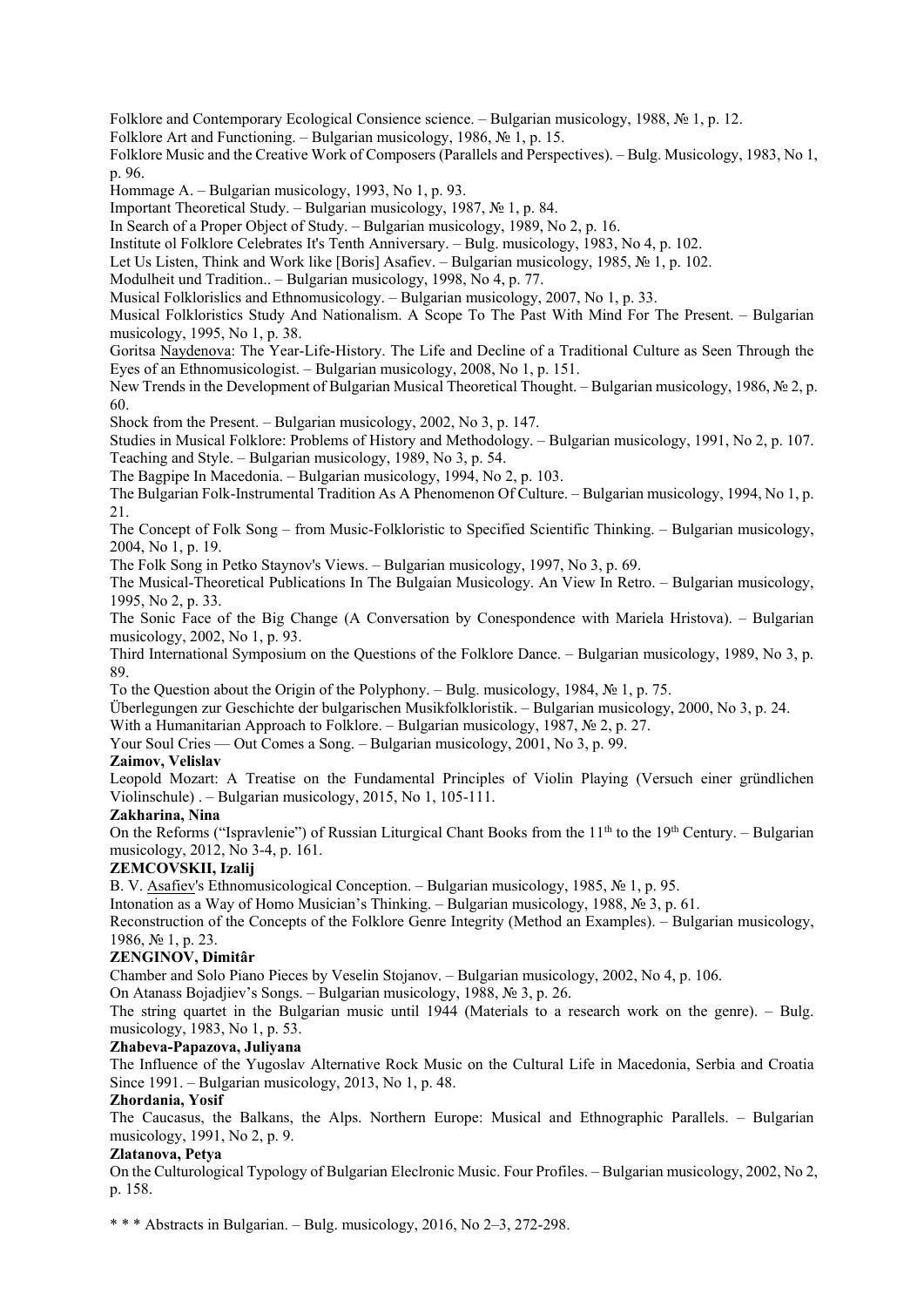Folklore and Contemporary Ecological Consience science. – Bulgarian musicology, 1988, № 1, p. 12.
Folklore Art and Functioning. – Bulgarian musicology, 1986, № 1, p. 15.
Folklore Music and the Creative Work of Composers (Parallels and Perspectives). – Bulg. Musicology, 1983, No 1, p. 96.
Hommage A. – Bulgarian musicology, 1993, No 1, p. 93.
Important Theoretical Study. – Bulgarian musicology, 1987, № 1, p. 84.
In Search of a Proper Object of Study. – Bulgarian musicology, 1989, No 2, p. 16.
Institute ol Folklore Celebrates It's Tenth Anniversary. – Bulg. musicology, 1983, No 4, p. 102.
Let Us Listen, Think and Work like [Boris] Asafiev. – Bulgarian musicology, 1985, № 1, p. 102.
Modulheit und Tradition.. – Bulgarian musicology, 1998, No 4, p. 77.
Musical Folklorislics and Ethnomusicology. – Bulgarian musicology, 2007, No 1, p. 33.
Musical Folkloristics Study And Nationalism. A Scope To The Past With Mind For The Present. – Bulgarian musicology, 1995, No 1, p. 38.
Goritsa Naydenova: The Year-Life-History. The Life and Decline of a Traditional Culture as Seen Through the Eyes of an Ethnomusicologist. – Bulgarian musicology, 2008, No 1, p. 151.
New Trends in the Development of Bulgarian Musical Theoretical Thought. – Bulgarian musicology, 1986, № 2, p. 60.
Shock from the Present. – Bulgarian musicology, 2002, No 3, p. 147.
Studies in Musical Folklore: Problems of History and Methodology. – Bulgarian musicology, 1991, No 2, p. 107.
Teaching and Style. – Bulgarian musicology, 1989, No 3, p. 54.
The Bagpipe In Macedonia. – Bulgarian musicology, 1994, No 2, p. 103.
The Bulgarian Folk-Instrumental Tradition As A Phenomenon Of Culture. – Bulgarian musicology, 1994, No 1, p. 21.
The Concept of Folk Song – from Music-Folkloristic to Specified Scientific Thinking. – Bulgarian musicology, 2004, No 1, p. 19.
The Folk Song in Petko Staynov's Views. – Bulgarian musicology, 1997, No 3, p. 69.
The Musical-Theoretical Publications In The Bulgaian Musicology. An View In Retro. – Bulgarian musicology, 1995, No 2, p. 33.
The Sonic Face of the Big Change (A Conversation by Conespondence with Mariela Hristova). – Bulgarian musicology, 2002, No 1, p. 93.
Third International Symposium on the Questions of the Folklore Dance. – Bulgarian musicology, 1989, No 3, p. 89.
To the Question about the Origin of the Polyphony. – Bulg. musicology, 1984, № 1, p. 75.
Überlegungen zur Geschichte der bulgarischen Musikfolkloristik. – Bulgarian musicology, 2000, No 3, p. 24.
With a Humanitarian Approach to Folklore. – Bulgarian musicology, 1987, № 2, p. 27.
Your Soul Cries — Out Comes a Song. – Bulgarian musicology, 2001, No 3, p. 99.

**Zaimov, Velislav**

Leopold Mozart: A Treatise on the Fundamental Principles of Violin Playing (Versuch einer gründlichen Violinschule) . – Bulgarian musicology, 2015, No 1, 105-111.

**Zakharina, Nina**

On the Reforms ("Ispravlenie") of Russian Liturgical Chant Books from the 11th to the 19th Century. – Bulgarian musicology, 2012, No 3-4, p. 161.

**ZEMCOVSKII, Izalij**

B. V. Asafiev's Ethnomusicological Conception. – Bulgarian musicology, 1985, № 1, p. 95.
Intonation as a Way of Homo Musician's Thinking. – Bulgarian musicology, 1988, № 3, p. 61.
Reconstruction of the Concepts of the Folklore Genre Integrity (Method an Examples). – Bulgarian musicology, 1986, № 1, p. 23.

**ZENGINOV, Dimitâr**

Chamber and Solo Piano Pieces by Veselin Stojanov. – Bulgarian musicology, 2002, No 4, p. 106.
On Atanass Bojadjiev's Songs. – Bulgarian musicology, 1988, № 3, p. 26.
The string quartet in the Bulgarian music until 1944 (Materials to a research work on the genre). – Bulg. musicology, 1983, No 1, p. 53.

**Zhabeva-Papazova, Juliyana**

The Influence of the Yugoslav Alternative Rock Music on the Cultural Life in Macedonia, Serbia and Croatia Since 1991. – Bulgarian musicology, 2013, No 1, p. 48.

**Zhordania, Yosif**

The Caucasus, the Balkans, the Alps. Northern Europe: Musical and Ethnographic Parallels. – Bulgarian musicology, 1991, No 2, p. 9.

**Zlatanova, Petya**

On the Culturological Typology of Bulgarian Eleclronic Music. Four Profiles. – Bulgarian musicology, 2002, No 2, p. 158.

\* \* \* Abstracts in Bulgarian. – Bulg. musicology, 2016, No 2–3, 272-298.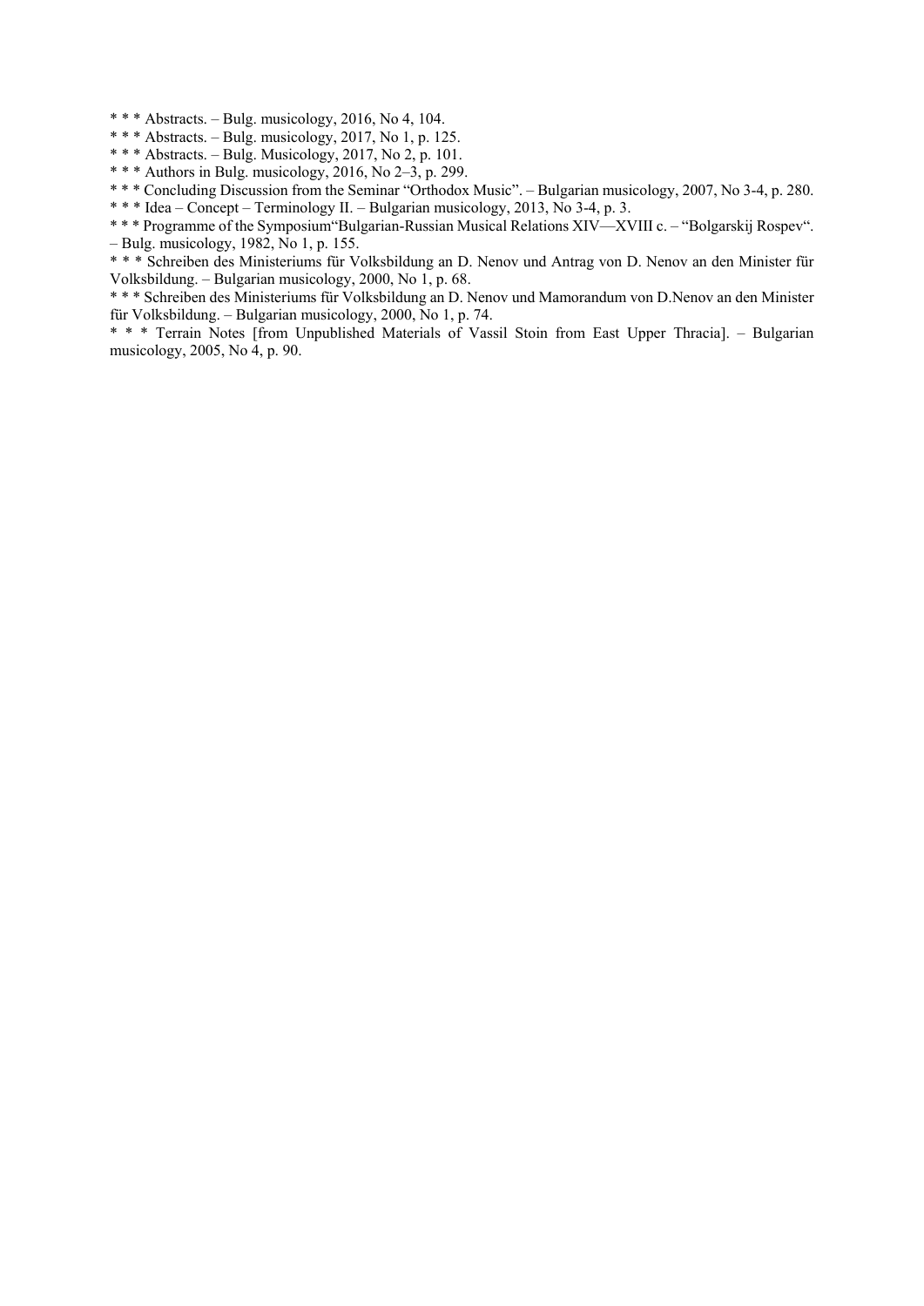* * * Abstracts. – Bulg. musicology, 2016, No 4, 104.
* * * Abstracts. – Bulg. musicology, 2017, No 1, p. 125.
* * * Abstracts. – Bulg. Musicology, 2017, No 2, p. 101.
* * * Authors in Bulg. musicology, 2016, No 2–3, p. 299.
* * * Concluding Discussion from the Seminar "Orthodox Music". – Bulgarian musicology, 2007, No 3-4, p. 280.
* * * Idea – Concept – Terminology II. – Bulgarian musicology, 2013, No 3-4, p. 3.
* * * Programme of the Symposium"Bulgarian-Russian Musical Relations XIV—XVIII c. – "Bolgarskij Rospev". – Bulg. musicology, 1982, No 1, p. 155.
* * * Schreiben des Ministeriums für Volksbildung an D. Nenov und Antrag von D. Nenov an den Minister für Volksbildung. – Bulgarian musicology, 2000, No 1, p. 68.
* * * Schreiben des Ministeriums für Volksbildung an D. Nenov und Mamorandum von D.Nenov an den Minister für Volksbildung. – Bulgarian musicology, 2000, No 1, p. 74.
* * * Terrain Notes [from Unpublished Materials of Vassil Stoin from East Upper Thracia]. – Bulgarian musicology, 2005, No 4, p. 90.